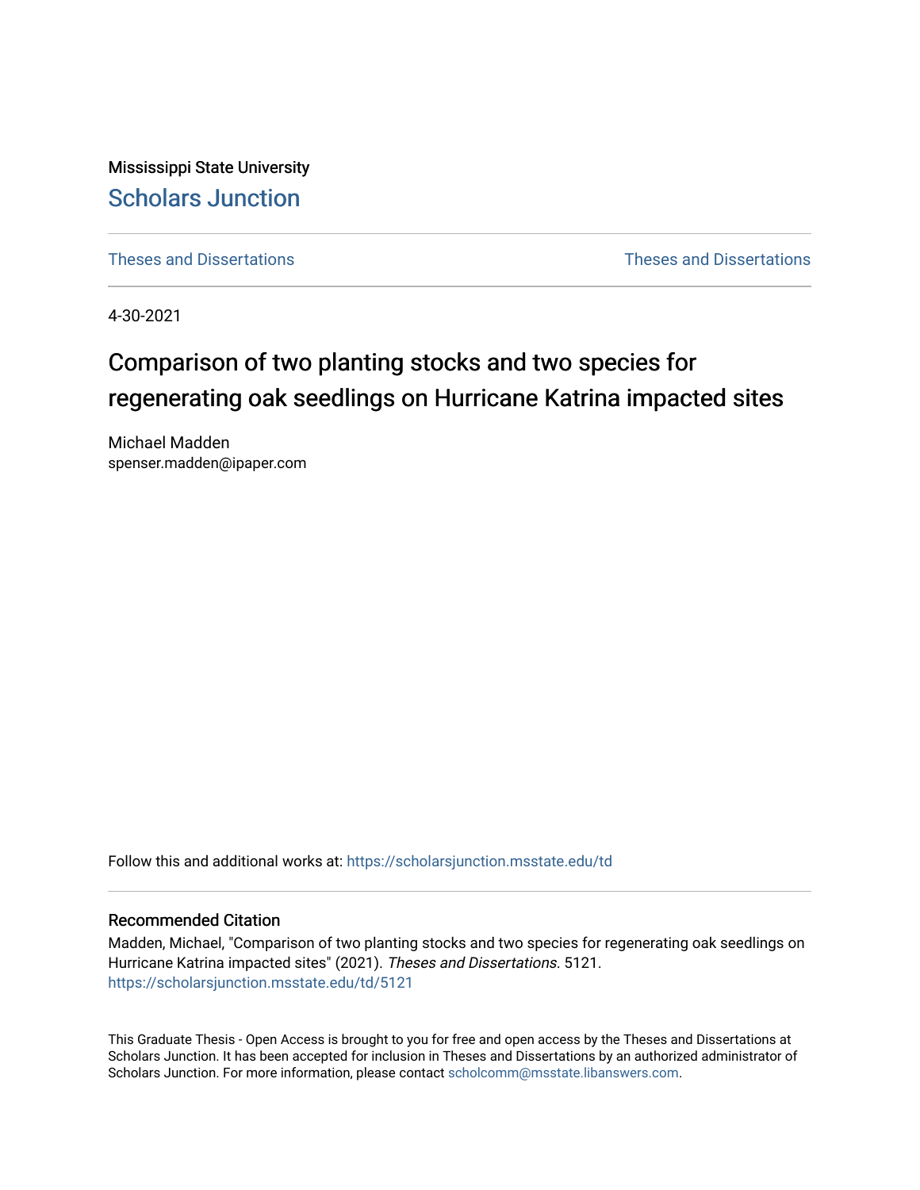Mississippi State University

## Scholars Junction

Theses and Dissertations | Theses and Dissertations

4-30-2021

# Comparison of two planting stocks and two species for regenerating oak seedlings on Hurricane Katrina impacted sites

Michael Madden
spenser.madden@ipaper.com

Follow this and additional works at: https://scholarsjunction.msstate.edu/td

### Recommended Citation

Madden, Michael, "Comparison of two planting stocks and two species for regenerating oak seedlings on Hurricane Katrina impacted sites" (2021). *Theses and Dissertations*. 5121.
https://scholarsjunction.msstate.edu/td/5121

This Graduate Thesis - Open Access is brought to you for free and open access by the Theses and Dissertations at Scholars Junction. It has been accepted for inclusion in Theses and Dissertations by an authorized administrator of Scholars Junction. For more information, please contact scholcomm@msstate.libanswers.com.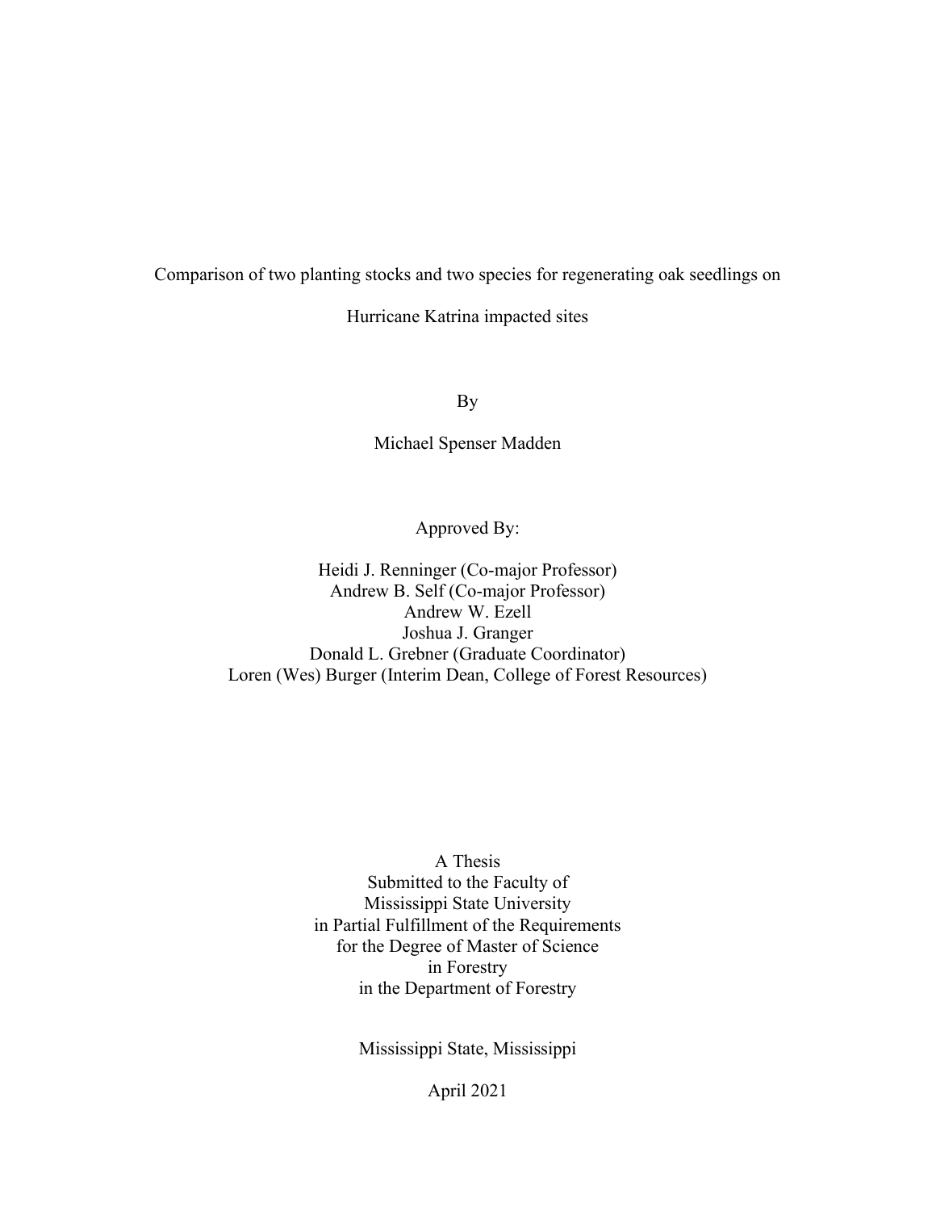Comparison of two planting stocks and two species for regenerating oak seedlings on

Hurricane Katrina impacted sites

By

Michael Spenser Madden

Approved By:

Heidi J. Renninger (Co-major Professor)
Andrew B. Self (Co-major Professor)
Andrew W. Ezell
Joshua J. Granger
Donald L. Grebner (Graduate Coordinator)
Loren (Wes) Burger (Interim Dean, College of Forest Resources)

A Thesis
Submitted to the Faculty of
Mississippi State University
in Partial Fulfillment of the Requirements
for the Degree of Master of Science
in Forestry
in the Department of Forestry

Mississippi State, Mississippi

April 2021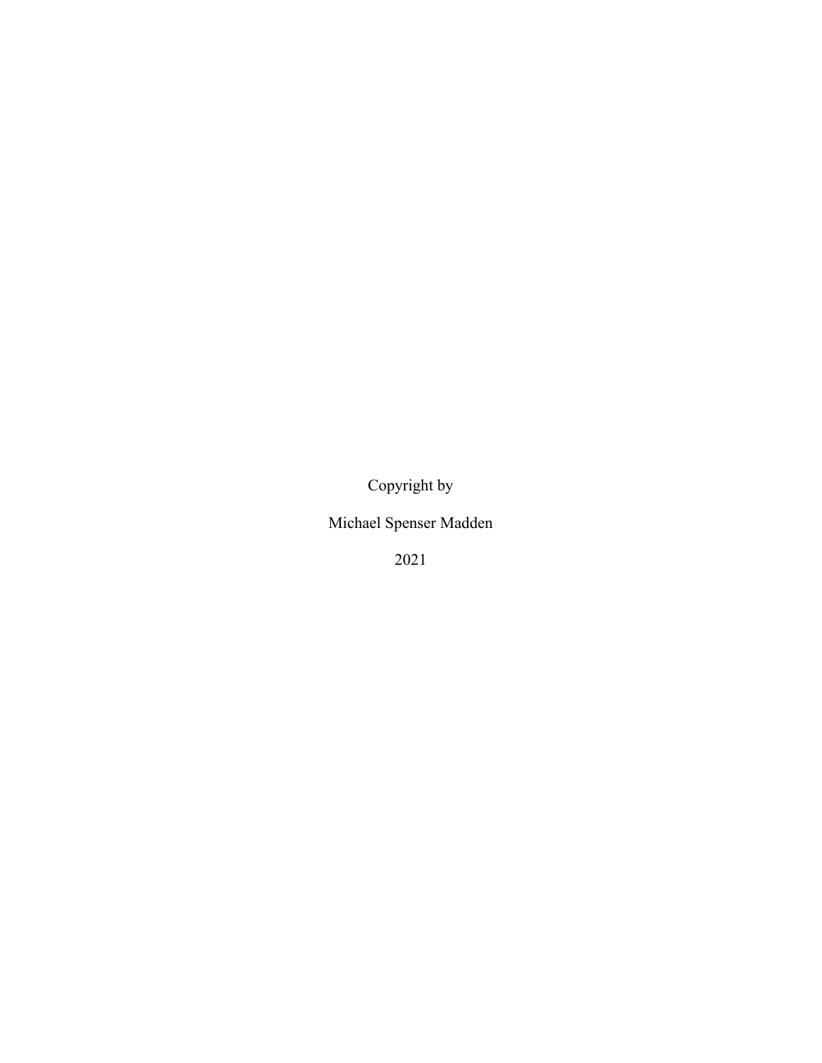Copyright by

Michael Spenser Madden

2021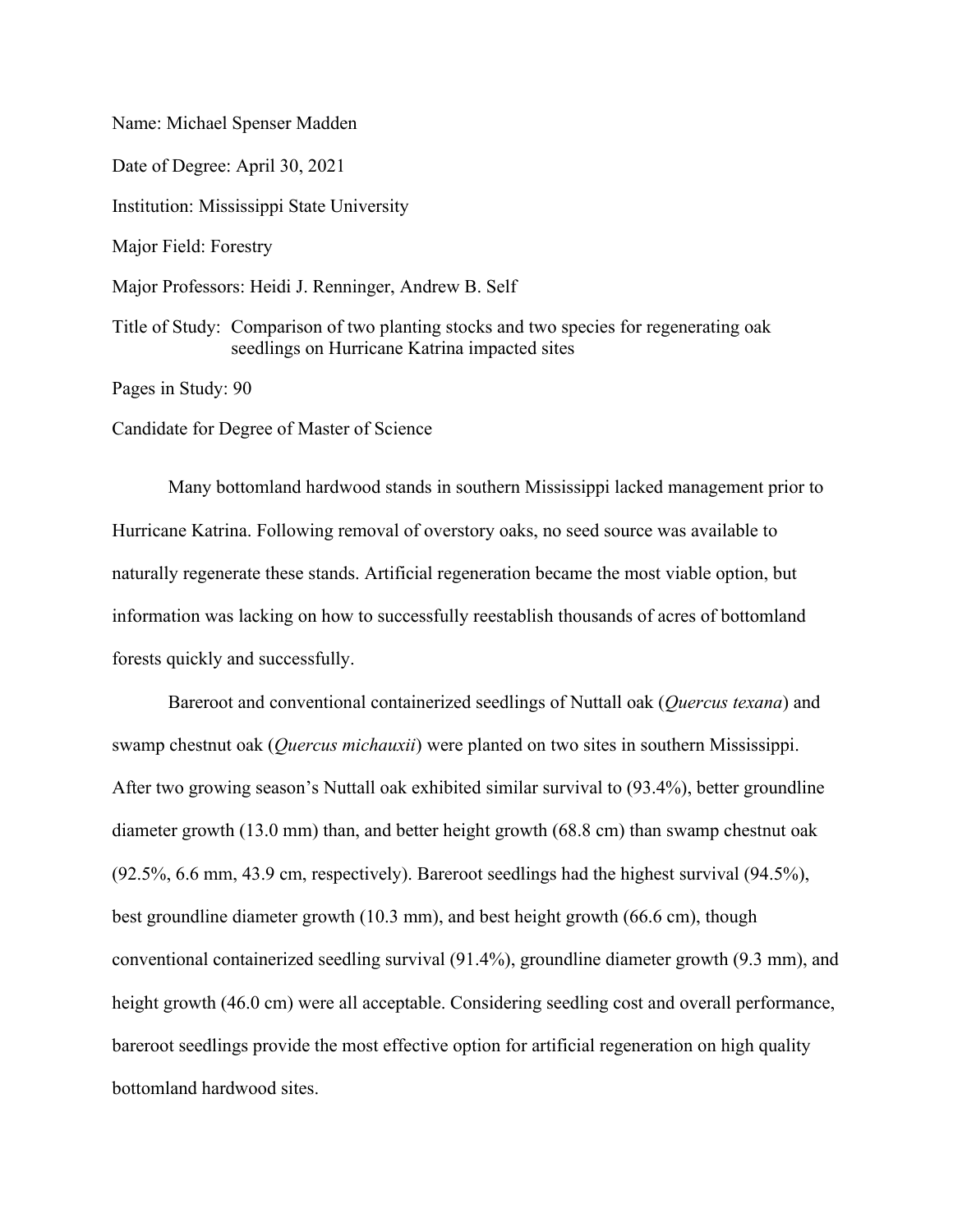Name: Michael Spenser Madden

Date of Degree: April 30, 2021

Institution: Mississippi State University

Major Field: Forestry

Major Professors: Heidi J. Renninger, Andrew B. Self

Title of Study: Comparison of two planting stocks and two species for regenerating oak seedlings on Hurricane Katrina impacted sites

Pages in Study: 90

Candidate for Degree of Master of Science

Many bottomland hardwood stands in southern Mississippi lacked management prior to Hurricane Katrina. Following removal of overstory oaks, no seed source was available to naturally regenerate these stands. Artificial regeneration became the most viable option, but information was lacking on how to successfully reestablish thousands of acres of bottomland forests quickly and successfully.

Bareroot and conventional containerized seedlings of Nuttall oak (*Quercus texana*) and swamp chestnut oak (*Quercus michauxii*) were planted on two sites in southern Mississippi. After two growing season's Nuttall oak exhibited similar survival to (93.4%), better groundline diameter growth (13.0 mm) than, and better height growth (68.8 cm) than swamp chestnut oak (92.5%, 6.6 mm, 43.9 cm, respectively). Bareroot seedlings had the highest survival (94.5%), best groundline diameter growth (10.3 mm), and best height growth (66.6 cm), though conventional containerized seedling survival (91.4%), groundline diameter growth (9.3 mm), and height growth (46.0 cm) were all acceptable. Considering seedling cost and overall performance, bareroot seedlings provide the most effective option for artificial regeneration on high quality bottomland hardwood sites.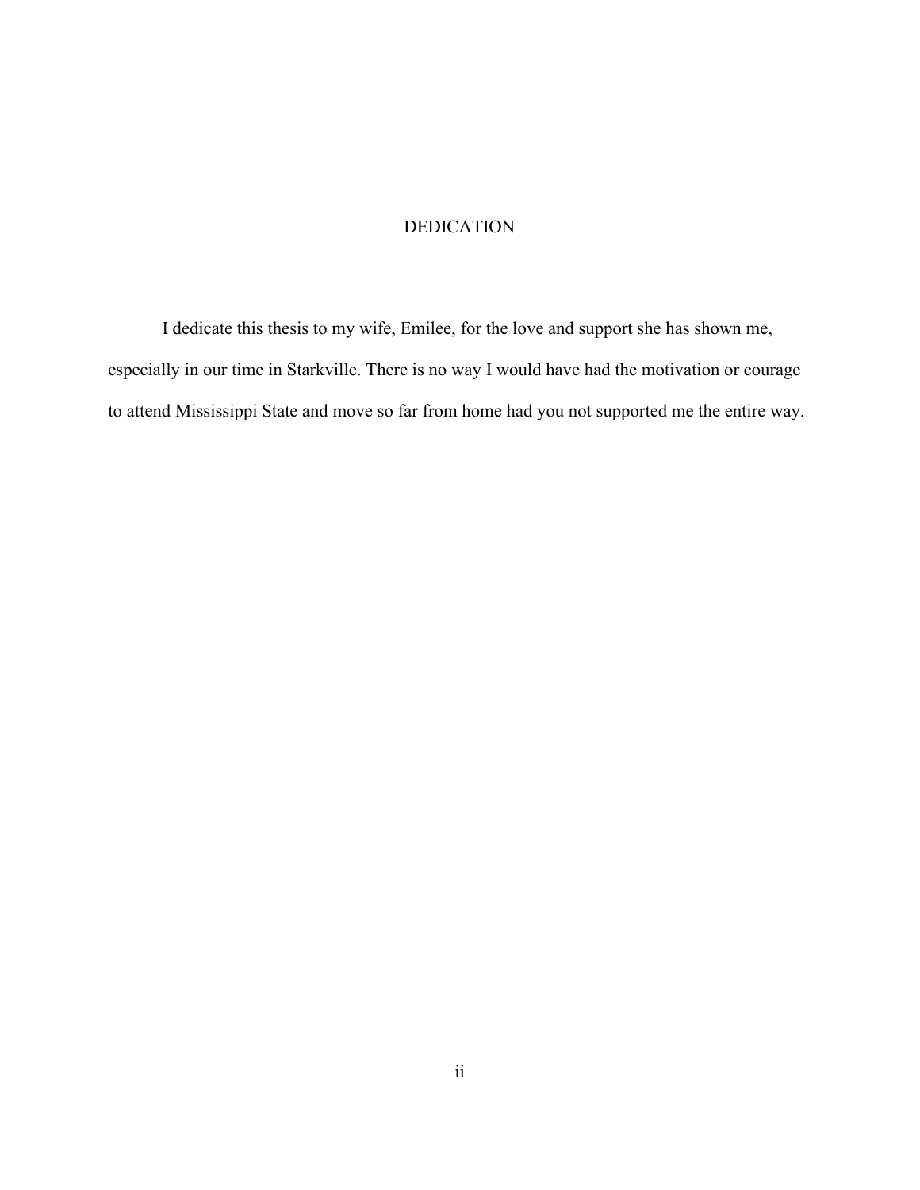# DEDICATION

I dedicate this thesis to my wife, Emilee, for the love and support she has shown me, especially in our time in Starkville. There is no way I would have had the motivation or courage to attend Mississippi State and move so far from home had you not supported me the entire way.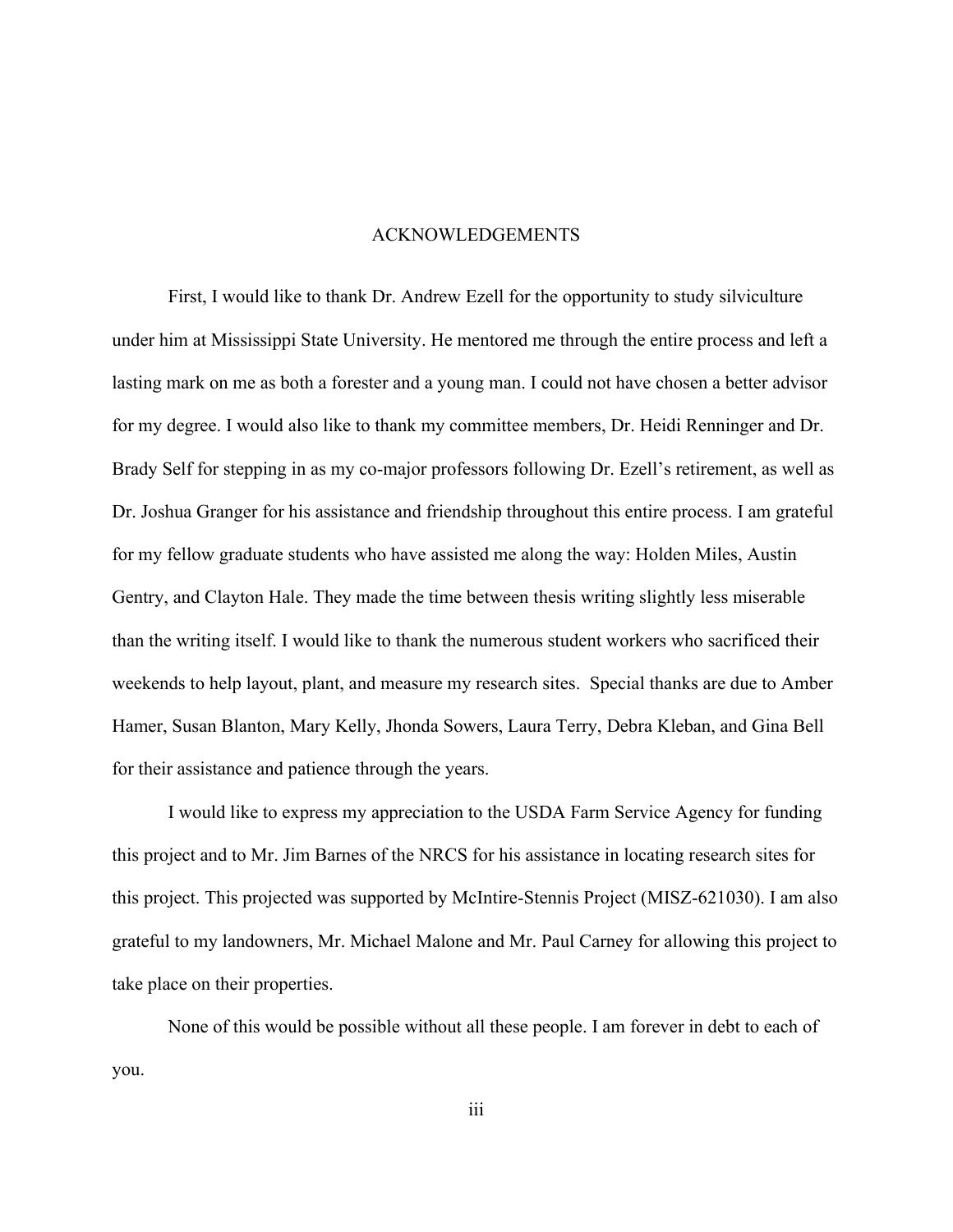# ACKNOWLEDGEMENTS

First, I would like to thank Dr. Andrew Ezell for the opportunity to study silviculture under him at Mississippi State University. He mentored me through the entire process and left a lasting mark on me as both a forester and a young man. I could not have chosen a better advisor for my degree. I would also like to thank my committee members, Dr. Heidi Renninger and Dr. Brady Self for stepping in as my co-major professors following Dr. Ezell's retirement, as well as Dr. Joshua Granger for his assistance and friendship throughout this entire process. I am grateful for my fellow graduate students who have assisted me along the way: Holden Miles, Austin Gentry, and Clayton Hale. They made the time between thesis writing slightly less miserable than the writing itself. I would like to thank the numerous student workers who sacrificed their weekends to help layout, plant, and measure my research sites. Special thanks are due to Amber Hamer, Susan Blanton, Mary Kelly, Jhonda Sowers, Laura Terry, Debra Kleban, and Gina Bell for their assistance and patience through the years.

I would like to express my appreciation to the USDA Farm Service Agency for funding this project and to Mr. Jim Barnes of the NRCS for his assistance in locating research sites for this project. This projected was supported by McIntire-Stennis Project (MISZ-621030). I am also grateful to my landowners, Mr. Michael Malone and Mr. Paul Carney for allowing this project to take place on their properties.

None of this would be possible without all these people. I am forever in debt to each of you.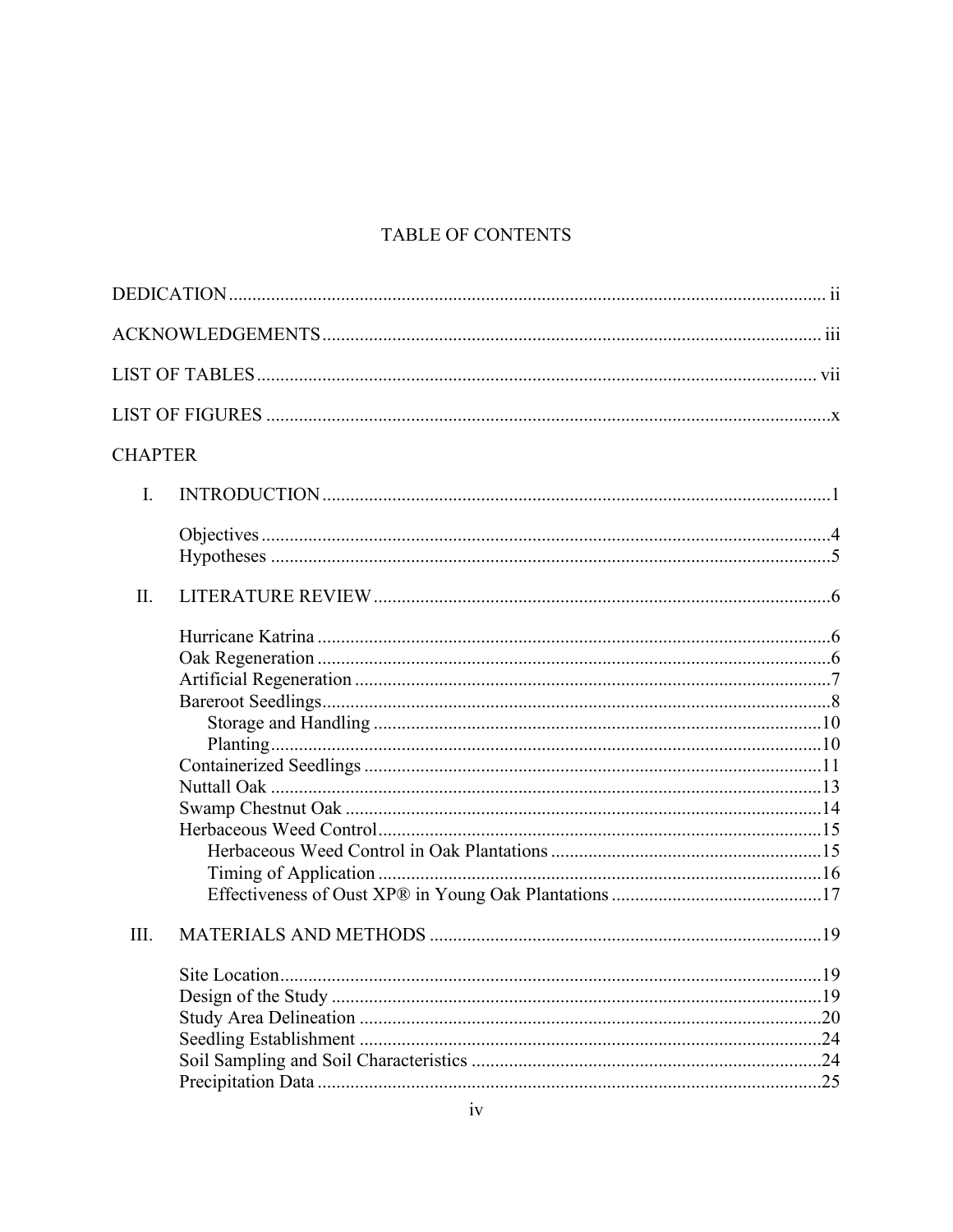# TABLE OF CONTENTS

DEDICATION ........................................................................................................................ ii

ACKNOWLEDGEMENTS ..................................................................................................... iii

LIST OF TABLES ................................................................................................................. vii

LIST OF FIGURES ................................................................................................................. x

CHAPTER

I. INTRODUCTION ............................................................................................................. 1

- Objectives ............................................................................................................. 4
- Hypotheses ........................................................................................................... 5

II. LITERATURE REVIEW ................................................................................................... 6

- Hurricane Katrina ................................................................................................. 6
- Oak Regeneration ................................................................................................. 6
- Artificial Regeneration ......................................................................................... 7
- Bareroot Seedlings ................................................................................................ 8
  - Storage and Handling ..................................................................................... 10
  - Planting .......................................................................................................... 10
- Containerized Seedlings ...................................................................................... 11
- Nuttall Oak .......................................................................................................... 13
- Swamp Chestnut Oak .......................................................................................... 14
- Herbaceous Weed Control .................................................................................. 15
  - Herbaceous Weed Control in Oak Plantations ............................................... 15
  - Timing of Application ................................................................................... 16
  - Effectiveness of Oust XP® in Young Oak Plantations ................................... 17

III. MATERIALS AND METHODS ..................................................................................... 19

- Site Location ........................................................................................................ 19
- Design of the Study ............................................................................................. 19
- Study Area Delineation ....................................................................................... 20
- Seedling Establishment ....................................................................................... 24
- Soil Sampling and Soil Characteristics ............................................................... 24
- Precipitation Data ............................................................................................... 25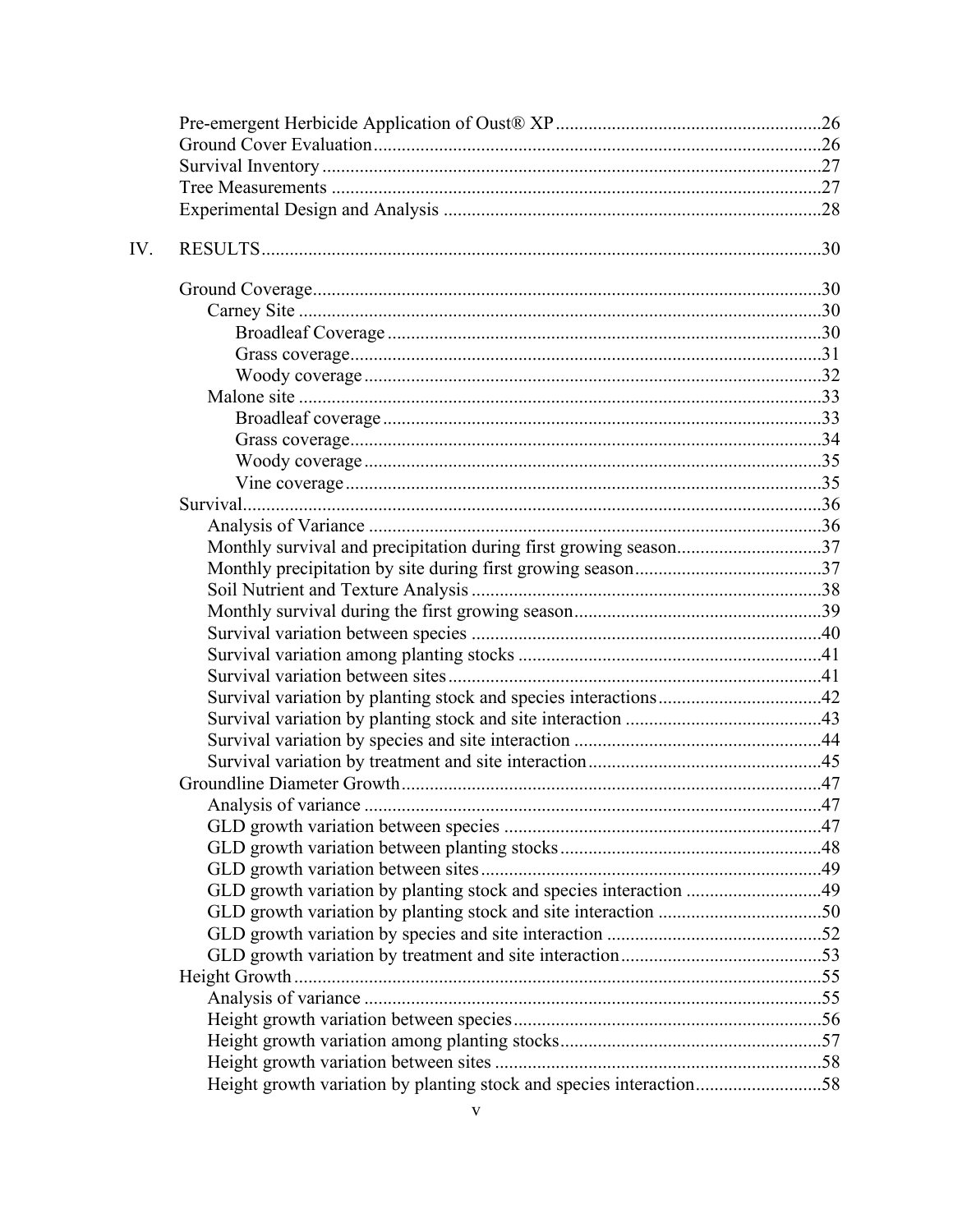Pre-emergent Herbicide Application of Oust® XP ........................................................26
Ground Cover Evaluation ...............................................................................................26
Survival Inventory ..........................................................................................................27
Tree Measurements ........................................................................................................27
Experimental Design and Analysis ................................................................................28

IV. RESULTS.......................................................................................................................30

Ground Coverage ............................................................................................................30
- Carney Site ..................................................................................................................30
  - Broadleaf Coverage ...............................................................................................30
  - Grass coverage.......................................................................................................31
  - Woody coverage ....................................................................................................32
- Malone site ..................................................................................................................33
  - Broadleaf coverage ................................................................................................33
  - Grass coverage.......................................................................................................34
  - Woody coverage ....................................................................................................35
  - Vine coverage ........................................................................................................35

Survival............................................................................................................................36
- Analysis of Variance ...................................................................................................36
- Monthly survival and precipitation during first growing season...............................37
- Monthly precipitation by site during first growing season........................................37
- Soil Nutrient and Texture Analysis ............................................................................38
- Monthly survival during the first growing season.....................................................39
- Survival variation between species ............................................................................40
- Survival variation among planting stocks ..................................................................41
- Survival variation between sites.................................................................................41
- Survival variation by planting stock and species interactions...................................42
- Survival variation by planting stock and site interaction ..........................................43
- Survival variation by species and site interaction .....................................................44
- Survival variation by treatment and site interaction..................................................45

Groundline Diameter Growth..........................................................................................47
- Analysis of variance ...................................................................................................47
- GLD growth variation between species .....................................................................47
- GLD growth variation between planting stocks.........................................................48
- GLD growth variation between sites..........................................................................49
- GLD growth variation by planting stock and species interaction .............................49
- GLD growth variation by planting stock and site interaction ...................................50
- GLD growth variation by species and site interaction ..............................................52
- GLD growth variation by treatment and site interaction...........................................53

Height Growth.................................................................................................................55
- Analysis of variance ...................................................................................................55
- Height growth variation between species...................................................................56
- Height growth variation among planting stocks.........................................................57
- Height growth variation between sites ......................................................................58
- Height growth variation by planting stock and species interaction...........................58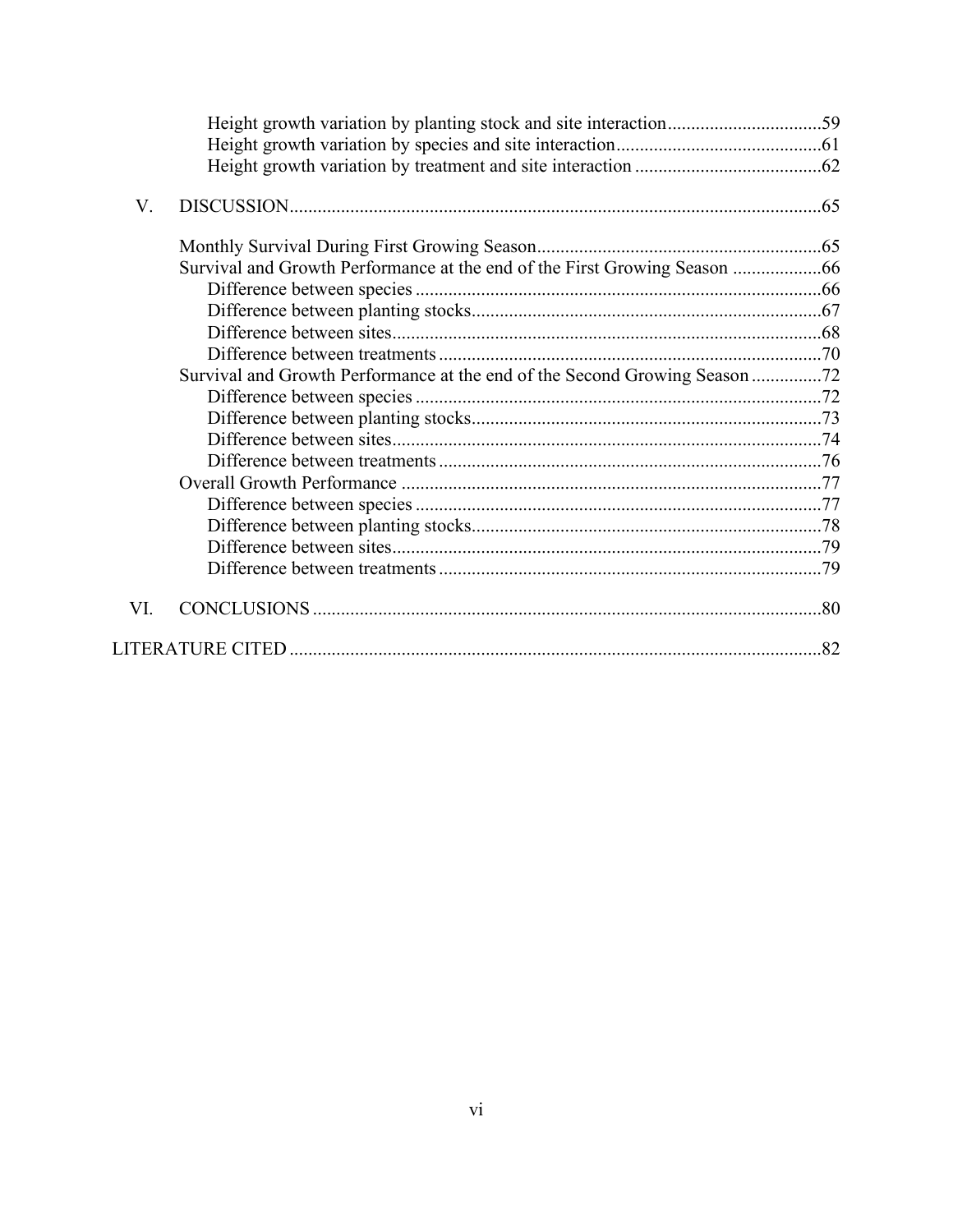Height growth variation by planting stock and site interaction ..... 59
Height growth variation by species and site interaction ..... 61
Height growth variation by treatment and site interaction ..... 62

V. DISCUSSION ..... 65

Monthly Survival During First Growing Season ..... 65
Survival and Growth Performance at the end of the First Growing Season ..... 66
Difference between species ..... 66
Difference between planting stocks ..... 67
Difference between sites ..... 68
Difference between treatments ..... 70
Survival and Growth Performance at the end of the Second Growing Season ..... 72
Difference between species ..... 72
Difference between planting stocks ..... 73
Difference between sites ..... 74
Difference between treatments ..... 76
Overall Growth Performance ..... 77
Difference between species ..... 77
Difference between planting stocks ..... 78
Difference between sites ..... 79
Difference between treatments ..... 79

VI. CONCLUSIONS ..... 80

LITERATURE CITED ..... 82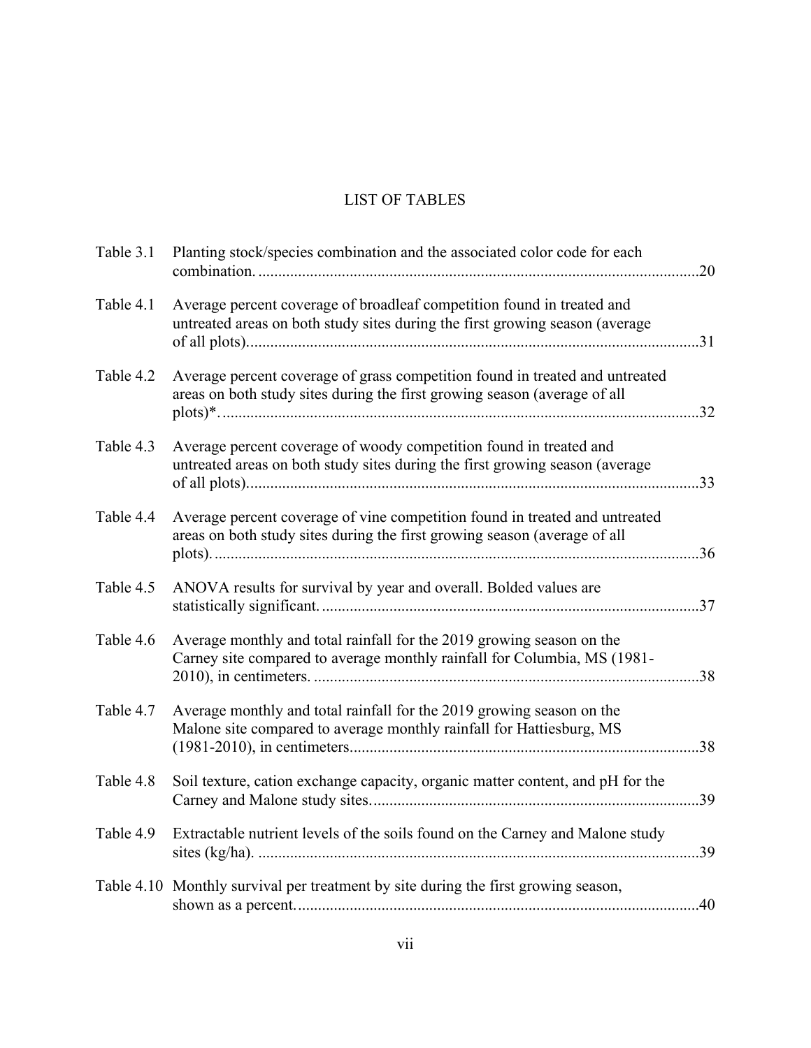# LIST OF TABLES

Table 3.1 Planting stock/species combination and the associated color code for each combination. ............................................................................................................20

Table 4.1 Average percent coverage of broadleaf competition found in treated and untreated areas on both study sites during the first growing season (average of all plots). ...............................................................................................................31

Table 4.2 Average percent coverage of grass competition found in treated and untreated areas on both study sites during the first growing season (average of all plots)*. .......................................................................................................................32

Table 4.3 Average percent coverage of woody competition found in treated and untreated areas on both study sites during the first growing season (average of all plots). ...............................................................................................................33

Table 4.4 Average percent coverage of vine competition found in treated and untreated areas on both study sites during the first growing season (average of all plots). .........................................................................................................................36

Table 4.5 ANOVA results for survival by year and overall. Bolded values are statistically significant. ..............................................................................................37

Table 4.6 Average monthly and total rainfall for the 2019 growing season on the Carney site compared to average monthly rainfall for Columbia, MS (1981-2010), in centimeters. ................................................................................................38

Table 4.7 Average monthly and total rainfall for the 2019 growing season on the Malone site compared to average monthly rainfall for Hattiesburg, MS (1981-2010), in centimeters.......................................................................................38

Table 4.8 Soil texture, cation exchange capacity, organic matter content, and pH for the Carney and Malone study sites. .................................................................................39

Table 4.9 Extractable nutrient levels of the soils found on the Carney and Malone study sites (kg/ha). .............................................................................................................39

Table 4.10 Monthly survival per treatment by site during the first growing season, shown as a percent. ....................................................................................................40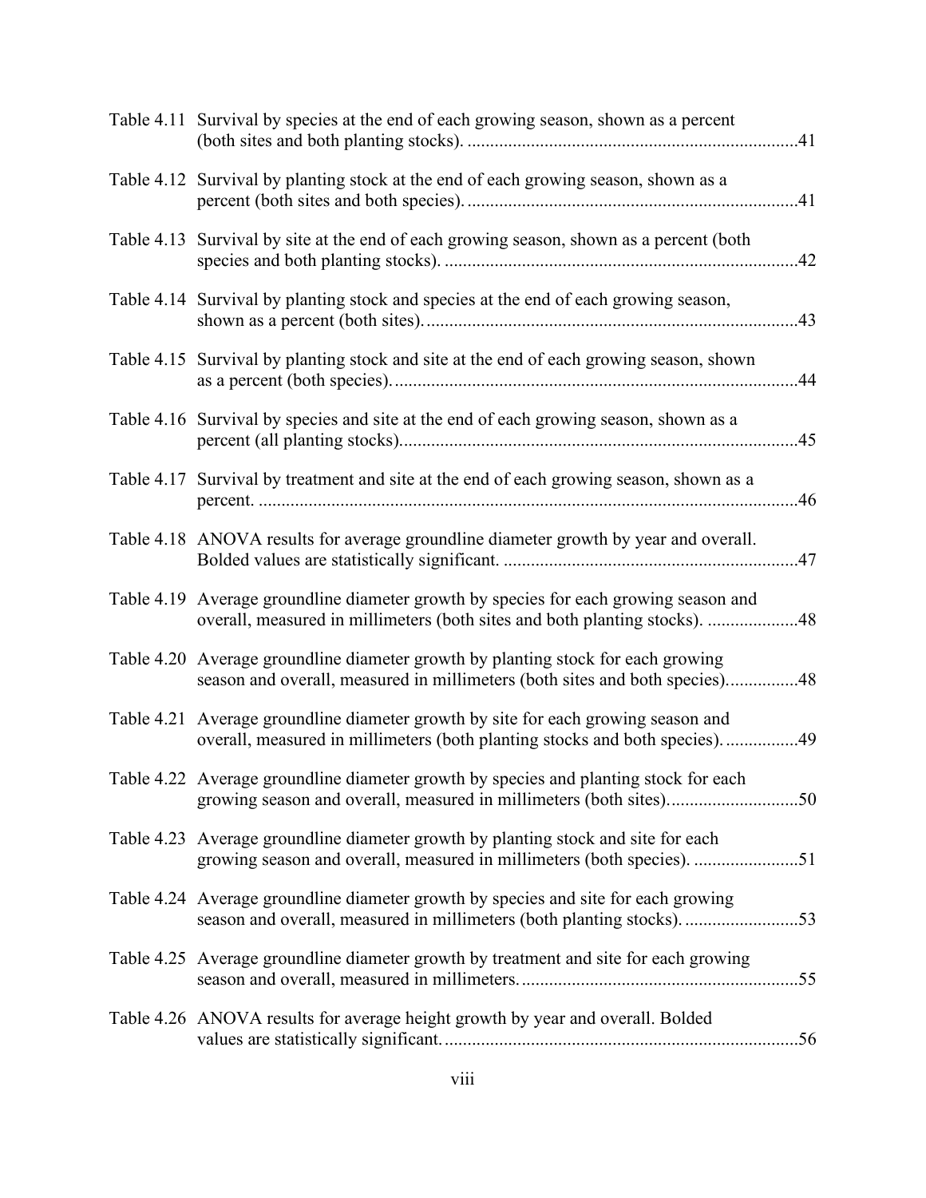Table 4.11 Survival by species at the end of each growing season, shown as a percent (both sites and both planting stocks). .........................................................................41

Table 4.12 Survival by planting stock at the end of each growing season, shown as a percent (both sites and both species). .........................................................................41

Table 4.13 Survival by site at the end of each growing season, shown as a percent (both species and both planting stocks). .............................................................................42

Table 4.14 Survival by planting stock and species at the end of each growing season, shown as a percent (both sites). .................................................................................43

Table 4.15 Survival by planting stock and site at the end of each growing season, shown as a percent (both species). .........................................................................................44

Table 4.16 Survival by species and site at the end of each growing season, shown as a percent (all planting stocks). .......................................................................................45

Table 4.17 Survival by treatment and site at the end of each growing season, shown as a percent. ......................................................................................................................46

Table 4.18 ANOVA results for average groundline diameter growth by year and overall. Bolded values are statistically significant. ................................................................47

Table 4.19 Average groundline diameter growth by species for each growing season and overall, measured in millimeters (both sites and both planting stocks). ....................48

Table 4.20 Average groundline diameter growth by planting stock for each growing season and overall, measured in millimeters (both sites and both species)................48

Table 4.21 Average groundline diameter growth by site for each growing season and overall, measured in millimeters (both planting stocks and both species). ................49

Table 4.22 Average groundline diameter growth by species and planting stock for each growing season and overall, measured in millimeters (both sites)............................50

Table 4.23 Average groundline diameter growth by planting stock and site for each growing season and overall, measured in millimeters (both species). .......................51

Table 4.24 Average groundline diameter growth by species and site for each growing season and overall, measured in millimeters (both planting stocks). .........................53

Table 4.25 Average groundline diameter growth by treatment and site for each growing season and overall, measured in millimeters. .............................................................55

Table 4.26 ANOVA results for average height growth by year and overall. Bolded values are statistically significant. .............................................................................56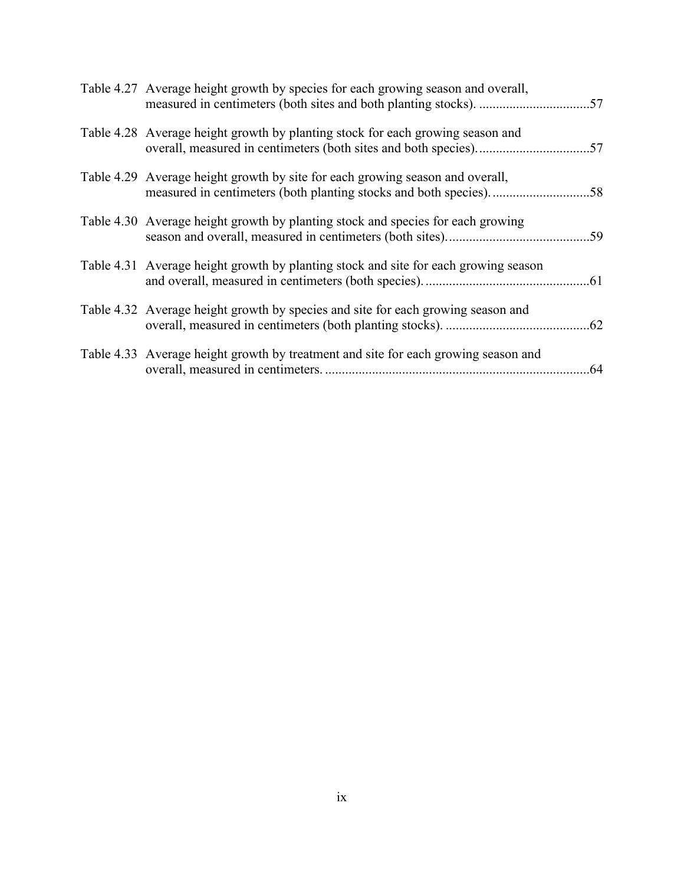Table 4.27 Average height growth by species for each growing season and overall, measured in centimeters (both sites and both planting stocks). .................................57

Table 4.28 Average height growth by planting stock for each growing season and overall, measured in centimeters (both sites and both species). .................................57

Table 4.29 Average height growth by site for each growing season and overall, measured in centimeters (both planting stocks and both species). .............................58

Table 4.30 Average height growth by planting stock and species for each growing season and overall, measured in centimeters (both sites). ..........................................59

Table 4.31 Average height growth by planting stock and site for each growing season and overall, measured in centimeters (both species). .................................................61

Table 4.32 Average height growth by species and site for each growing season and overall, measured in centimeters (both planting stocks). ...........................................62

Table 4.33 Average height growth by treatment and site for each growing season and overall, measured in centimeters. ..............................................................................64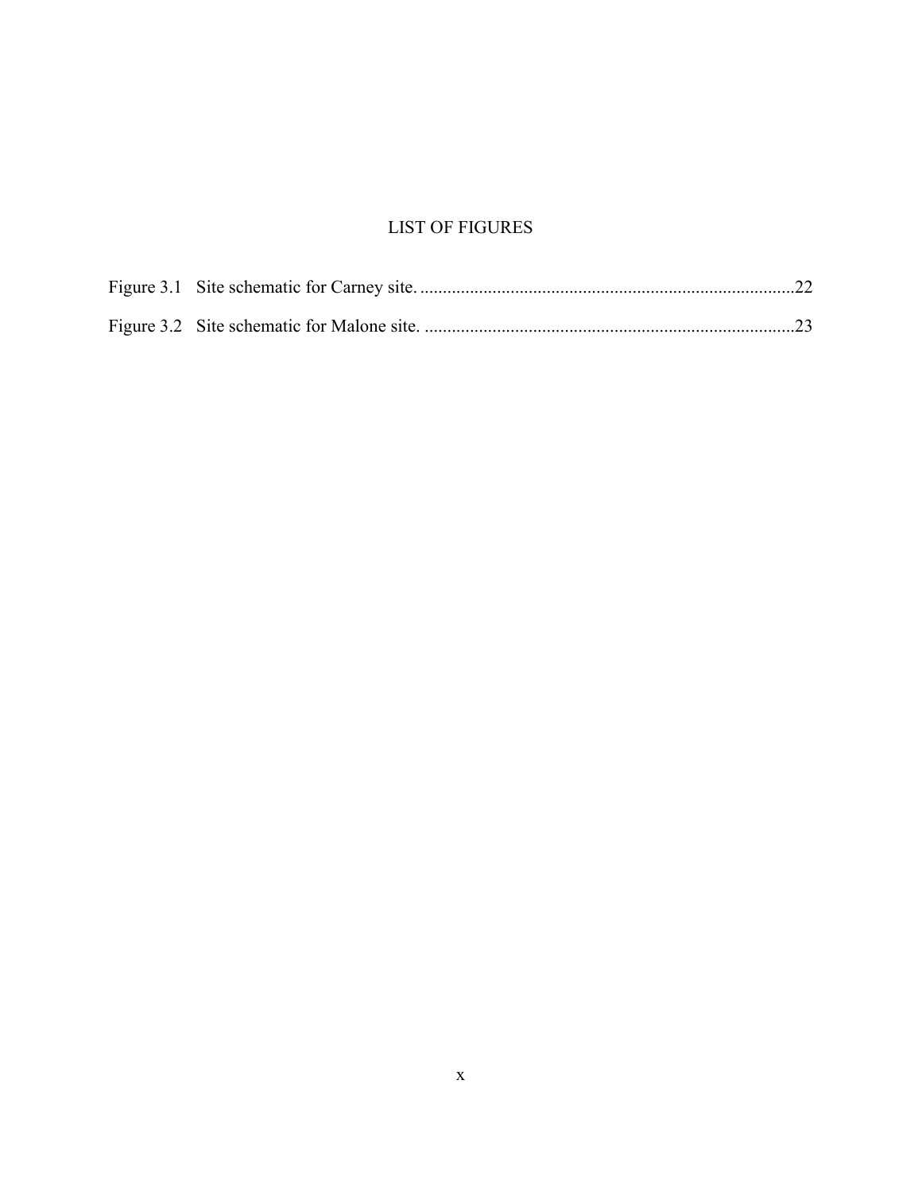# LIST OF FIGURES

Figure 3.1 Site schematic for Carney site. ..................................................................................22

Figure 3.2 Site schematic for Malone site. ..................................................................................23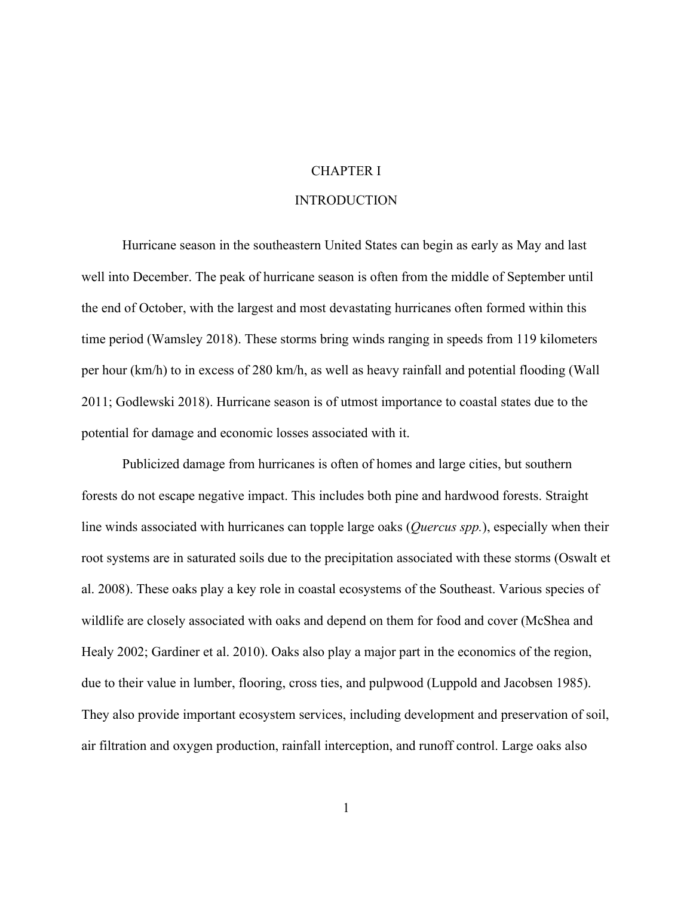# CHAPTER I

# INTRODUCTION

Hurricane season in the southeastern United States can begin as early as May and last well into December. The peak of hurricane season is often from the middle of September until the end of October, with the largest and most devastating hurricanes often formed within this time period (Wamsley 2018). These storms bring winds ranging in speeds from 119 kilometers per hour (km/h) to in excess of 280 km/h, as well as heavy rainfall and potential flooding (Wall 2011; Godlewski 2018). Hurricane season is of utmost importance to coastal states due to the potential for damage and economic losses associated with it.

Publicized damage from hurricanes is often of homes and large cities, but southern forests do not escape negative impact. This includes both pine and hardwood forests. Straight line winds associated with hurricanes can topple large oaks (*Quercus spp.*), especially when their root systems are in saturated soils due to the precipitation associated with these storms (Oswalt et al. 2008). These oaks play a key role in coastal ecosystems of the Southeast. Various species of wildlife are closely associated with oaks and depend on them for food and cover (McShea and Healy 2002; Gardiner et al. 2010). Oaks also play a major part in the economics of the region, due to their value in lumber, flooring, cross ties, and pulpwood (Luppold and Jacobsen 1985). They also provide important ecosystem services, including development and preservation of soil, air filtration and oxygen production, rainfall interception, and runoff control. Large oaks also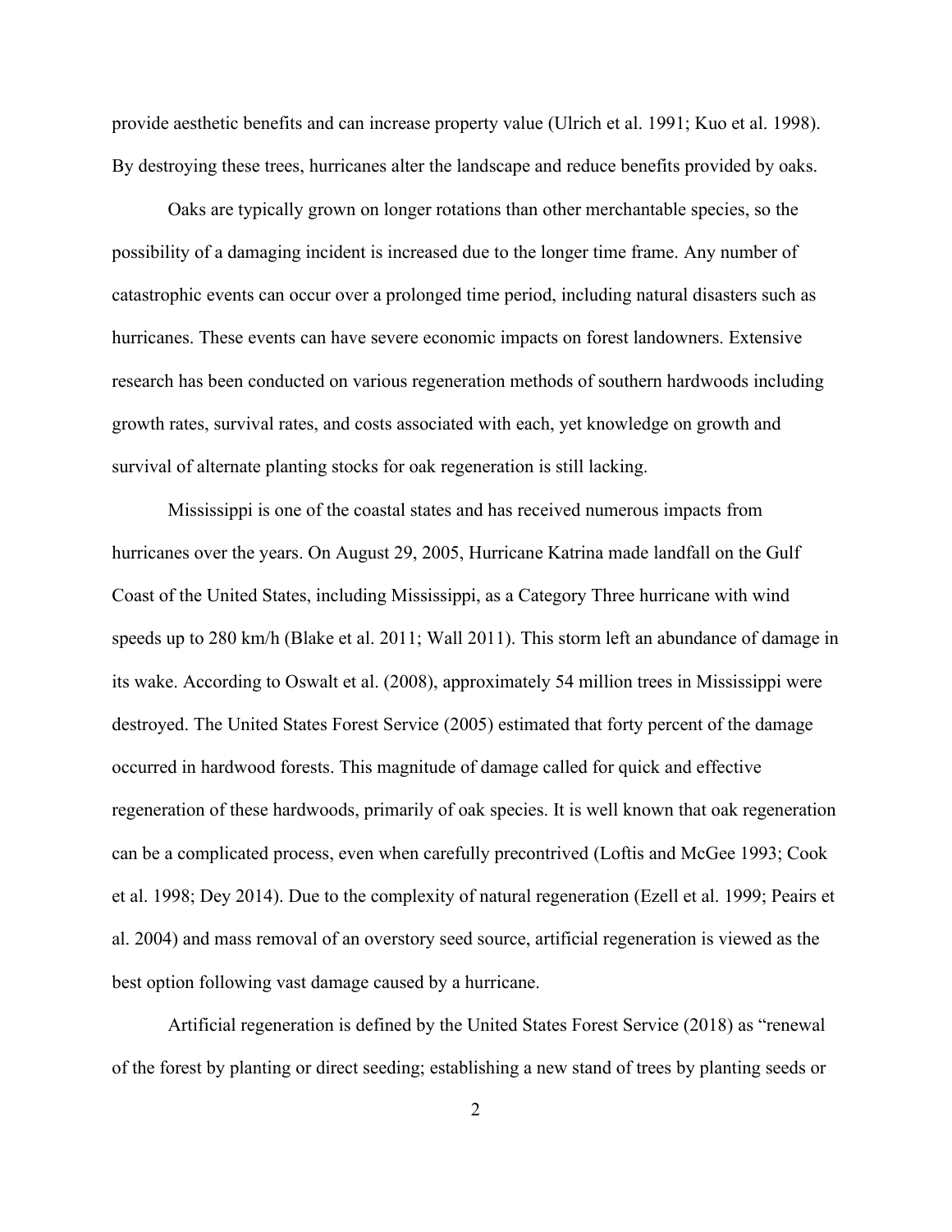provide aesthetic benefits and can increase property value (Ulrich et al. 1991; Kuo et al. 1998). By destroying these trees, hurricanes alter the landscape and reduce benefits provided by oaks.

Oaks are typically grown on longer rotations than other merchantable species, so the possibility of a damaging incident is increased due to the longer time frame. Any number of catastrophic events can occur over a prolonged time period, including natural disasters such as hurricanes. These events can have severe economic impacts on forest landowners. Extensive research has been conducted on various regeneration methods of southern hardwoods including growth rates, survival rates, and costs associated with each, yet knowledge on growth and survival of alternate planting stocks for oak regeneration is still lacking.

Mississippi is one of the coastal states and has received numerous impacts from hurricanes over the years. On August 29, 2005, Hurricane Katrina made landfall on the Gulf Coast of the United States, including Mississippi, as a Category Three hurricane with wind speeds up to 280 km/h (Blake et al. 2011; Wall 2011). This storm left an abundance of damage in its wake. According to Oswalt et al. (2008), approximately 54 million trees in Mississippi were destroyed. The United States Forest Service (2005) estimated that forty percent of the damage occurred in hardwood forests. This magnitude of damage called for quick and effective regeneration of these hardwoods, primarily of oak species. It is well known that oak regeneration can be a complicated process, even when carefully precontrived (Loftis and McGee 1993; Cook et al. 1998; Dey 2014). Due to the complexity of natural regeneration (Ezell et al. 1999; Peairs et al. 2004) and mass removal of an overstory seed source, artificial regeneration is viewed as the best option following vast damage caused by a hurricane.

Artificial regeneration is defined by the United States Forest Service (2018) as "renewal of the forest by planting or direct seeding; establishing a new stand of trees by planting seeds or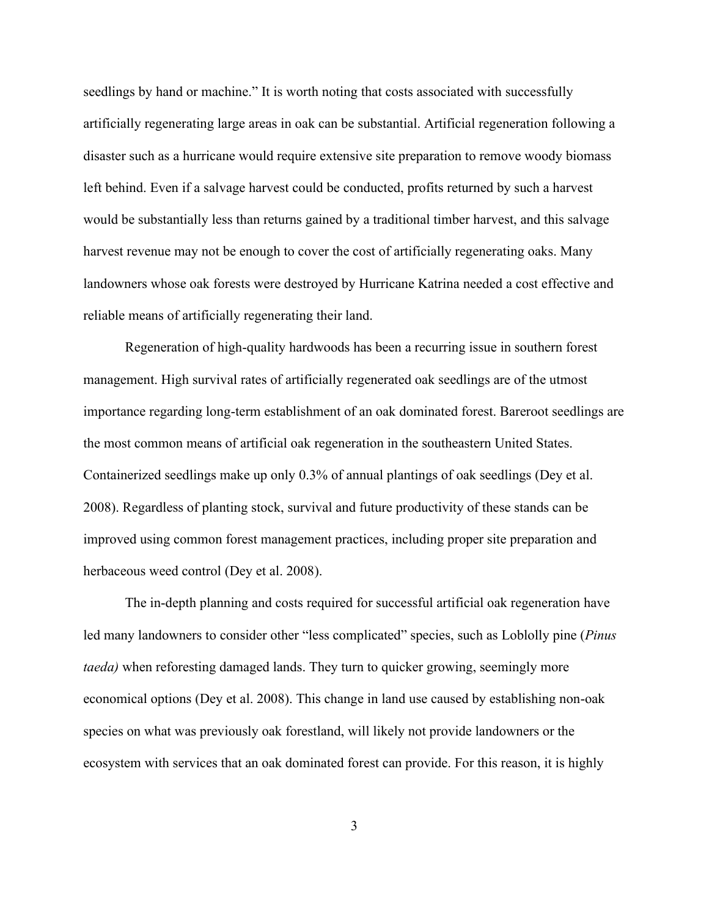seedlings by hand or machine." It is worth noting that costs associated with successfully artificially regenerating large areas in oak can be substantial. Artificial regeneration following a disaster such as a hurricane would require extensive site preparation to remove woody biomass left behind. Even if a salvage harvest could be conducted, profits returned by such a harvest would be substantially less than returns gained by a traditional timber harvest, and this salvage harvest revenue may not be enough to cover the cost of artificially regenerating oaks. Many landowners whose oak forests were destroyed by Hurricane Katrina needed a cost effective and reliable means of artificially regenerating their land.

Regeneration of high-quality hardwoods has been a recurring issue in southern forest management. High survival rates of artificially regenerated oak seedlings are of the utmost importance regarding long-term establishment of an oak dominated forest. Bareroot seedlings are the most common means of artificial oak regeneration in the southeastern United States. Containerized seedlings make up only 0.3% of annual plantings of oak seedlings (Dey et al. 2008). Regardless of planting stock, survival and future productivity of these stands can be improved using common forest management practices, including proper site preparation and herbaceous weed control (Dey et al. 2008).

The in-depth planning and costs required for successful artificial oak regeneration have led many landowners to consider other "less complicated" species, such as Loblolly pine (*Pinus taeda)* when reforesting damaged lands. They turn to quicker growing, seemingly more economical options (Dey et al. 2008). This change in land use caused by establishing non-oak species on what was previously oak forestland, will likely not provide landowners or the ecosystem with services that an oak dominated forest can provide. For this reason, it is highly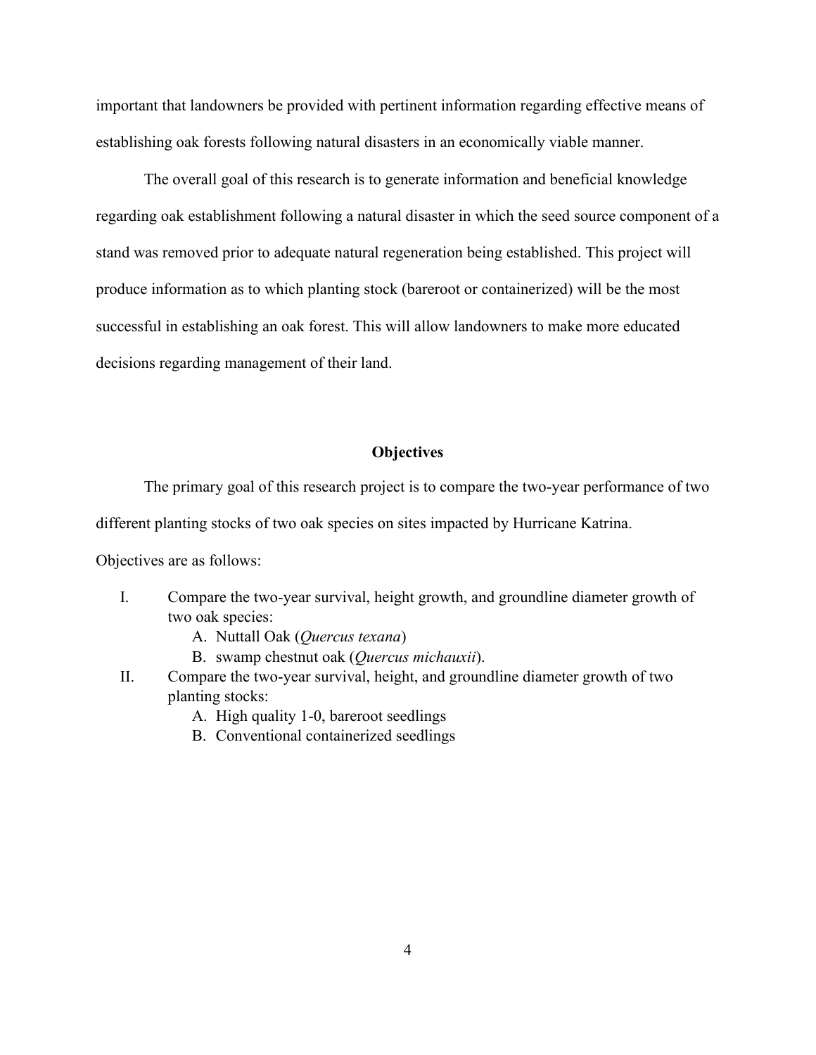important that landowners be provided with pertinent information regarding effective means of establishing oak forests following natural disasters in an economically viable manner.

The overall goal of this research is to generate information and beneficial knowledge regarding oak establishment following a natural disaster in which the seed source component of a stand was removed prior to adequate natural regeneration being established. This project will produce information as to which planting stock (bareroot or containerized) will be the most successful in establishing an oak forest. This will allow landowners to make more educated decisions regarding management of their land.

## Objectives

The primary goal of this research project is to compare the two-year performance of two different planting stocks of two oak species on sites impacted by Hurricane Katrina.

Objectives are as follows:

- I. Compare the two-year survival, height growth, and groundline diameter growth of two oak species:
  - A. Nuttall Oak (*Quercus texana*)
  - B. swamp chestnut oak (*Quercus michauxii*).
- II. Compare the two-year survival, height, and groundline diameter growth of two planting stocks:
  - A. High quality 1-0, bareroot seedlings
  - B. Conventional containerized seedlings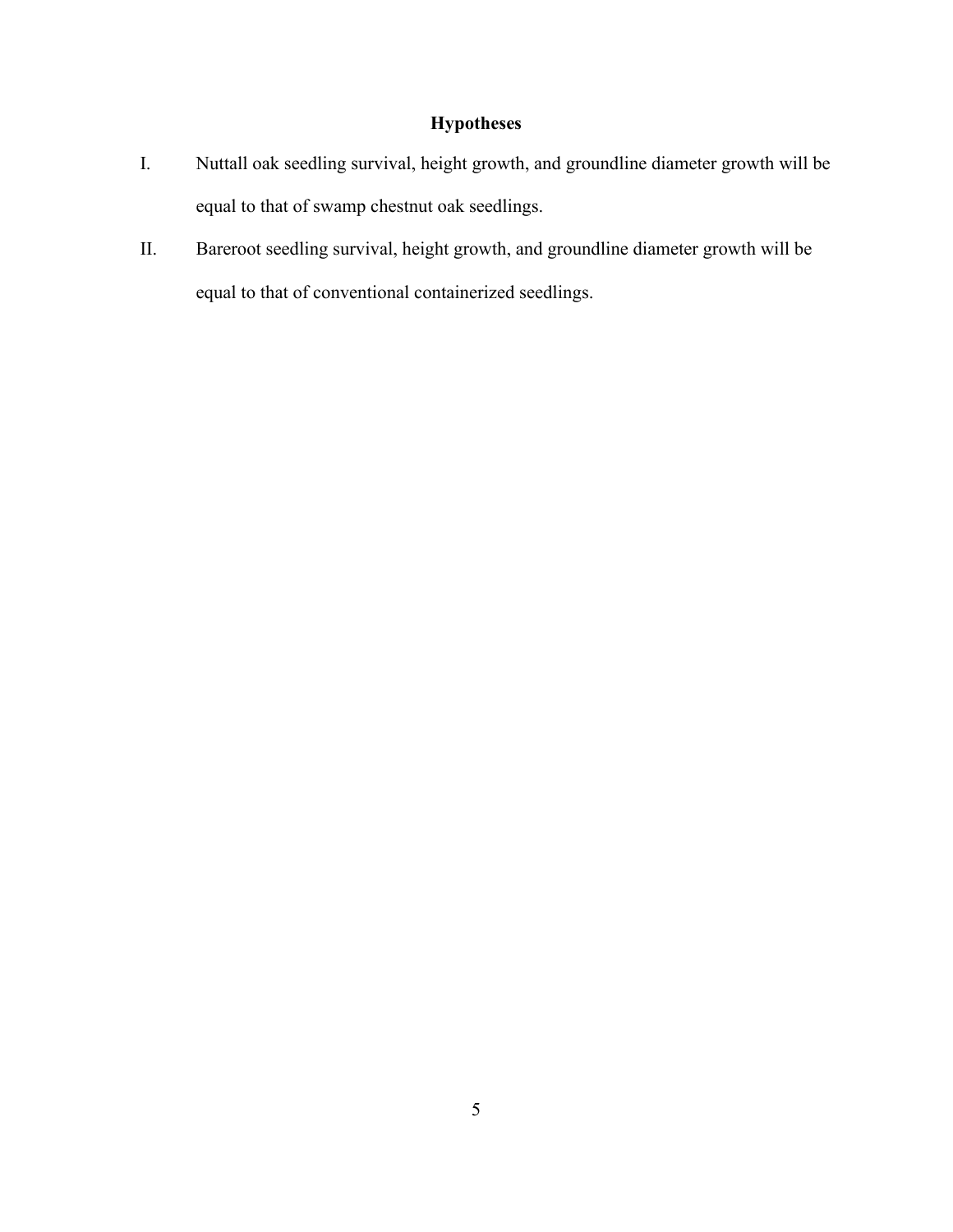## Hypotheses

I. Nuttall oak seedling survival, height growth, and groundline diameter growth will be equal to that of swamp chestnut oak seedlings.

II. Bareroot seedling survival, height growth, and groundline diameter growth will be equal to that of conventional containerized seedlings.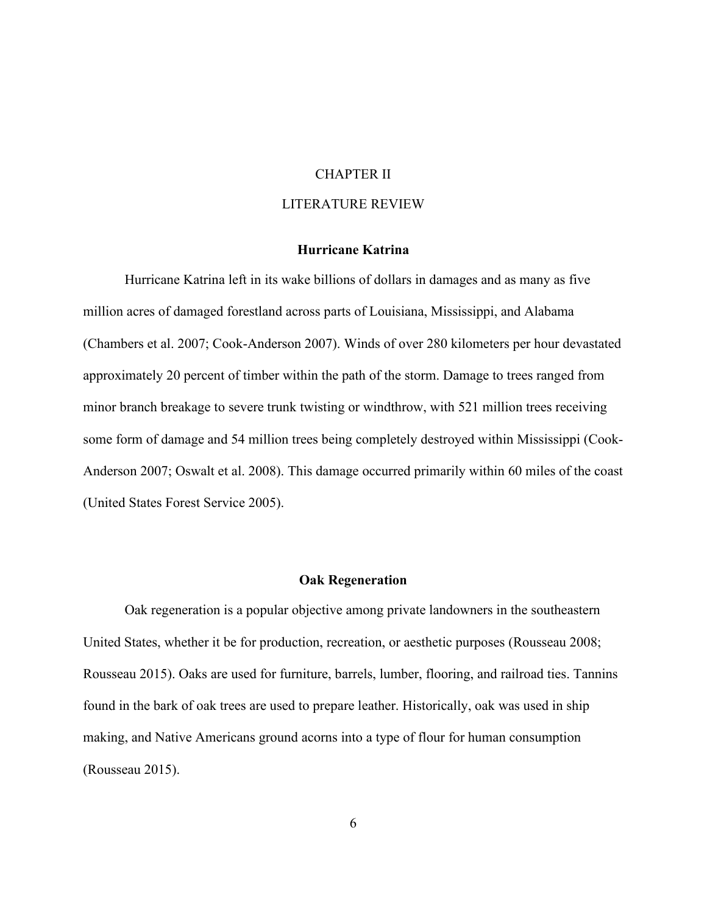# CHAPTER II

# LITERATURE REVIEW

## Hurricane Katrina

Hurricane Katrina left in its wake billions of dollars in damages and as many as five million acres of damaged forestland across parts of Louisiana, Mississippi, and Alabama (Chambers et al. 2007; Cook-Anderson 2007). Winds of over 280 kilometers per hour devastated approximately 20 percent of timber within the path of the storm. Damage to trees ranged from minor branch breakage to severe trunk twisting or windthrow, with 521 million trees receiving some form of damage and 54 million trees being completely destroyed within Mississippi (Cook-Anderson 2007; Oswalt et al. 2008). This damage occurred primarily within 60 miles of the coast (United States Forest Service 2005).

## Oak Regeneration

Oak regeneration is a popular objective among private landowners in the southeastern United States, whether it be for production, recreation, or aesthetic purposes (Rousseau 2008; Rousseau 2015). Oaks are used for furniture, barrels, lumber, flooring, and railroad ties. Tannins found in the bark of oak trees are used to prepare leather. Historically, oak was used in ship making, and Native Americans ground acorns into a type of flour for human consumption (Rousseau 2015).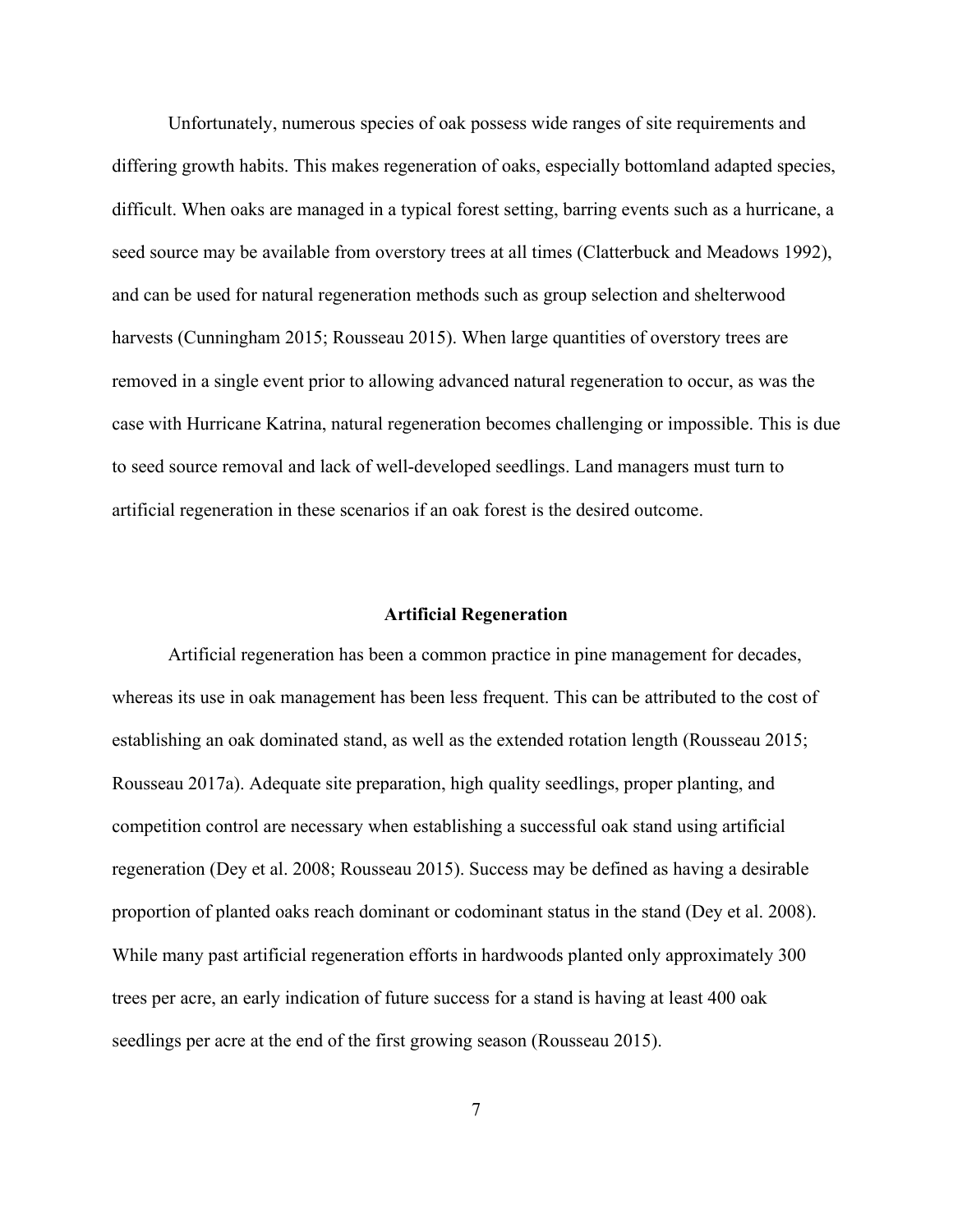Unfortunately, numerous species of oak possess wide ranges of site requirements and differing growth habits. This makes regeneration of oaks, especially bottomland adapted species, difficult. When oaks are managed in a typical forest setting, barring events such as a hurricane, a seed source may be available from overstory trees at all times (Clatterbuck and Meadows 1992), and can be used for natural regeneration methods such as group selection and shelterwood harvests (Cunningham 2015; Rousseau 2015). When large quantities of overstory trees are removed in a single event prior to allowing advanced natural regeneration to occur, as was the case with Hurricane Katrina, natural regeneration becomes challenging or impossible. This is due to seed source removal and lack of well-developed seedlings. Land managers must turn to artificial regeneration in these scenarios if an oak forest is the desired outcome.

## Artificial Regeneration

Artificial regeneration has been a common practice in pine management for decades, whereas its use in oak management has been less frequent. This can be attributed to the cost of establishing an oak dominated stand, as well as the extended rotation length (Rousseau 2015; Rousseau 2017a). Adequate site preparation, high quality seedlings, proper planting, and competition control are necessary when establishing a successful oak stand using artificial regeneration (Dey et al. 2008; Rousseau 2015). Success may be defined as having a desirable proportion of planted oaks reach dominant or codominant status in the stand (Dey et al. 2008). While many past artificial regeneration efforts in hardwoods planted only approximately 300 trees per acre, an early indication of future success for a stand is having at least 400 oak seedlings per acre at the end of the first growing season (Rousseau 2015).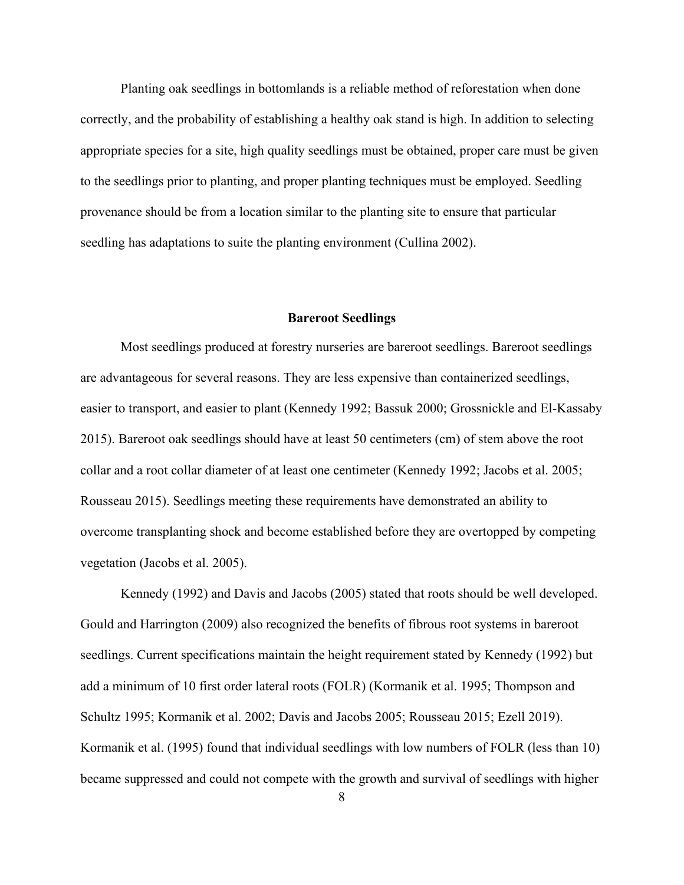Planting oak seedlings in bottomlands is a reliable method of reforestation when done correctly, and the probability of establishing a healthy oak stand is high. In addition to selecting appropriate species for a site, high quality seedlings must be obtained, proper care must be given to the seedlings prior to planting, and proper planting techniques must be employed. Seedling provenance should be from a location similar to the planting site to ensure that particular seedling has adaptations to suite the planting environment (Cullina 2002).

## Bareroot Seedlings

Most seedlings produced at forestry nurseries are bareroot seedlings. Bareroot seedlings are advantageous for several reasons. They are less expensive than containerized seedlings, easier to transport, and easier to plant (Kennedy 1992; Bassuk 2000; Grossnickle and El-Kassaby 2015). Bareroot oak seedlings should have at least 50 centimeters (cm) of stem above the root collar and a root collar diameter of at least one centimeter (Kennedy 1992; Jacobs et al. 2005; Rousseau 2015). Seedlings meeting these requirements have demonstrated an ability to overcome transplanting shock and become established before they are overtopped by competing vegetation (Jacobs et al. 2005).

Kennedy (1992) and Davis and Jacobs (2005) stated that roots should be well developed. Gould and Harrington (2009) also recognized the benefits of fibrous root systems in bareroot seedlings. Current specifications maintain the height requirement stated by Kennedy (1992) but add a minimum of 10 first order lateral roots (FOLR) (Kormanik et al. 1995; Thompson and Schultz 1995; Kormanik et al. 2002; Davis and Jacobs 2005; Rousseau 2015; Ezell 2019). Kormanik et al. (1995) found that individual seedlings with low numbers of FOLR (less than 10) became suppressed and could not compete with the growth and survival of seedlings with higher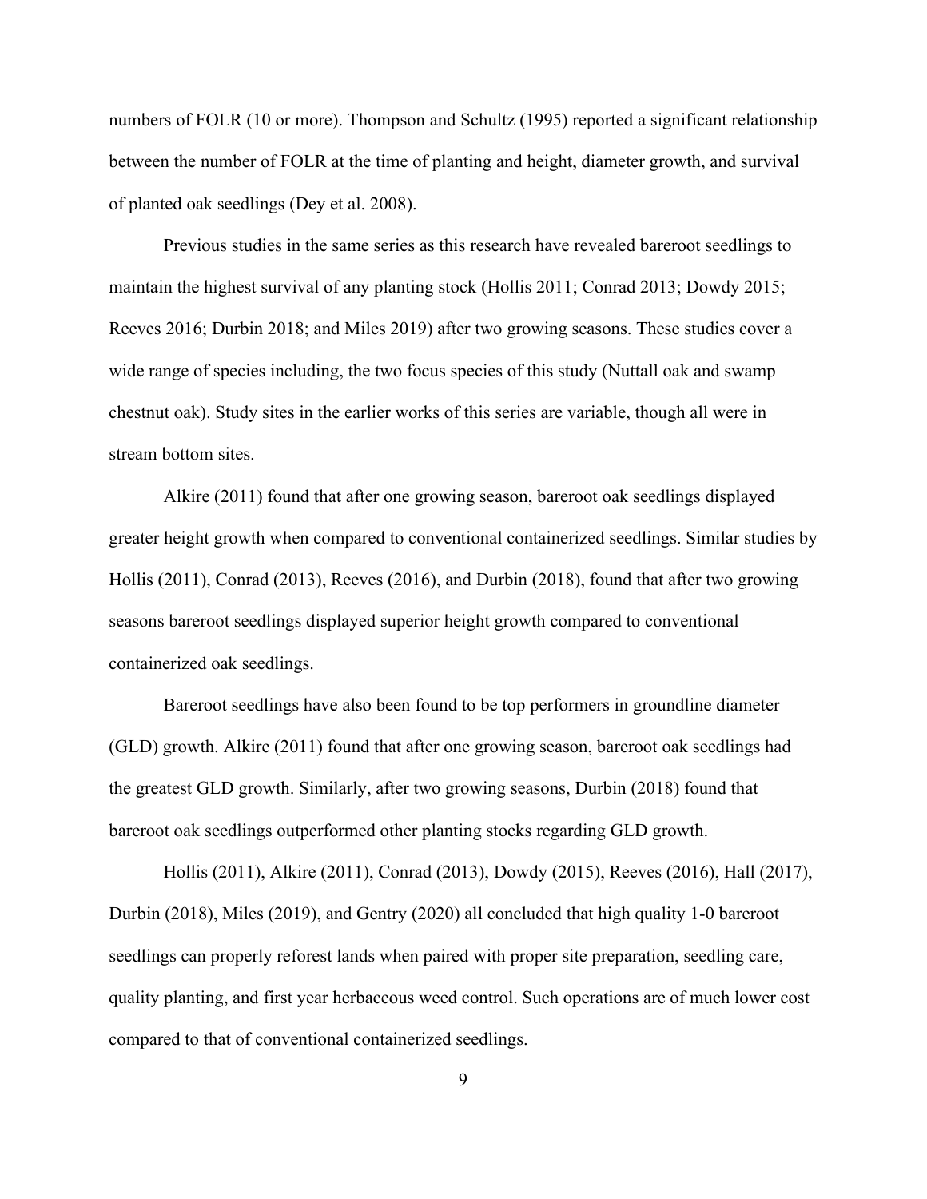numbers of FOLR (10 or more). Thompson and Schultz (1995) reported a significant relationship between the number of FOLR at the time of planting and height, diameter growth, and survival of planted oak seedlings (Dey et al. 2008).

Previous studies in the same series as this research have revealed bareroot seedlings to maintain the highest survival of any planting stock (Hollis 2011; Conrad 2013; Dowdy 2015; Reeves 2016; Durbin 2018; and Miles 2019) after two growing seasons. These studies cover a wide range of species including, the two focus species of this study (Nuttall oak and swamp chestnut oak). Study sites in the earlier works of this series are variable, though all were in stream bottom sites.

Alkire (2011) found that after one growing season, bareroot oak seedlings displayed greater height growth when compared to conventional containerized seedlings. Similar studies by Hollis (2011), Conrad (2013), Reeves (2016), and Durbin (2018), found that after two growing seasons bareroot seedlings displayed superior height growth compared to conventional containerized oak seedlings.

Bareroot seedlings have also been found to be top performers in groundline diameter (GLD) growth. Alkire (2011) found that after one growing season, bareroot oak seedlings had the greatest GLD growth. Similarly, after two growing seasons, Durbin (2018) found that bareroot oak seedlings outperformed other planting stocks regarding GLD growth.

Hollis (2011), Alkire (2011), Conrad (2013), Dowdy (2015), Reeves (2016), Hall (2017), Durbin (2018), Miles (2019), and Gentry (2020) all concluded that high quality 1-0 bareroot seedlings can properly reforest lands when paired with proper site preparation, seedling care, quality planting, and first year herbaceous weed control. Such operations are of much lower cost compared to that of conventional containerized seedlings.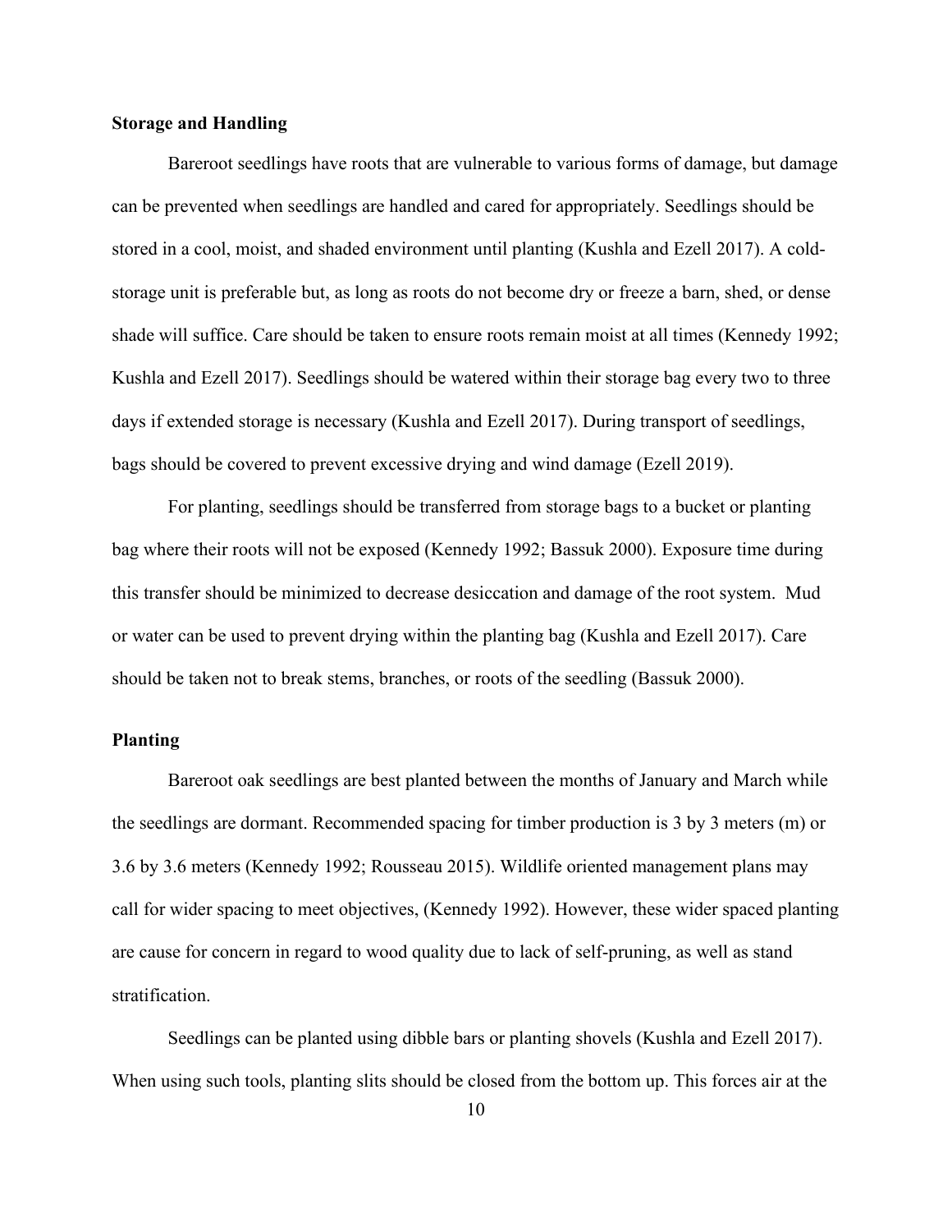### Storage and Handling

Bareroot seedlings have roots that are vulnerable to various forms of damage, but damage can be prevented when seedlings are handled and cared for appropriately. Seedlings should be stored in a cool, moist, and shaded environment until planting (Kushla and Ezell 2017). A cold-storage unit is preferable but, as long as roots do not become dry or freeze a barn, shed, or dense shade will suffice. Care should be taken to ensure roots remain moist at all times (Kennedy 1992; Kushla and Ezell 2017). Seedlings should be watered within their storage bag every two to three days if extended storage is necessary (Kushla and Ezell 2017). During transport of seedlings, bags should be covered to prevent excessive drying and wind damage (Ezell 2019).

For planting, seedlings should be transferred from storage bags to a bucket or planting bag where their roots will not be exposed (Kennedy 1992; Bassuk 2000). Exposure time during this transfer should be minimized to decrease desiccation and damage of the root system. Mud or water can be used to prevent drying within the planting bag (Kushla and Ezell 2017). Care should be taken not to break stems, branches, or roots of the seedling (Bassuk 2000).

### Planting

Bareroot oak seedlings are best planted between the months of January and March while the seedlings are dormant. Recommended spacing for timber production is 3 by 3 meters (m) or 3.6 by 3.6 meters (Kennedy 1992; Rousseau 2015). Wildlife oriented management plans may call for wider spacing to meet objectives, (Kennedy 1992). However, these wider spaced planting are cause for concern in regard to wood quality due to lack of self-pruning, as well as stand stratification.

Seedlings can be planted using dibble bars or planting shovels (Kushla and Ezell 2017). When using such tools, planting slits should be closed from the bottom up. This forces air at the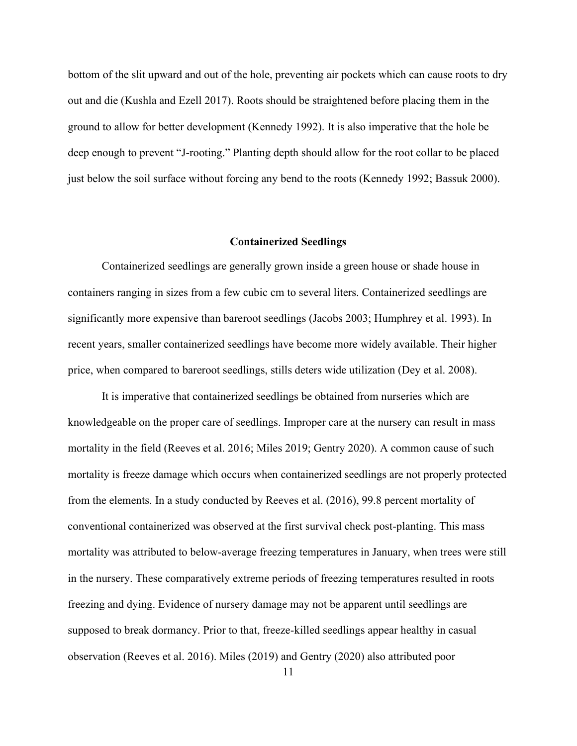bottom of the slit upward and out of the hole, preventing air pockets which can cause roots to dry out and die (Kushla and Ezell 2017). Roots should be straightened before placing them in the ground to allow for better development (Kennedy 1992). It is also imperative that the hole be deep enough to prevent "J-rooting." Planting depth should allow for the root collar to be placed just below the soil surface without forcing any bend to the roots (Kennedy 1992; Bassuk 2000).

## Containerized Seedlings

Containerized seedlings are generally grown inside a green house or shade house in containers ranging in sizes from a few cubic cm to several liters. Containerized seedlings are significantly more expensive than bareroot seedlings (Jacobs 2003; Humphrey et al. 1993). In recent years, smaller containerized seedlings have become more widely available. Their higher price, when compared to bareroot seedlings, stills deters wide utilization (Dey et al. 2008).

It is imperative that containerized seedlings be obtained from nurseries which are knowledgeable on the proper care of seedlings. Improper care at the nursery can result in mass mortality in the field (Reeves et al. 2016; Miles 2019; Gentry 2020). A common cause of such mortality is freeze damage which occurs when containerized seedlings are not properly protected from the elements. In a study conducted by Reeves et al. (2016), 99.8 percent mortality of conventional containerized was observed at the first survival check post-planting. This mass mortality was attributed to below-average freezing temperatures in January, when trees were still in the nursery. These comparatively extreme periods of freezing temperatures resulted in roots freezing and dying. Evidence of nursery damage may not be apparent until seedlings are supposed to break dormancy. Prior to that, freeze-killed seedlings appear healthy in casual observation (Reeves et al. 2016). Miles (2019) and Gentry (2020) also attributed poor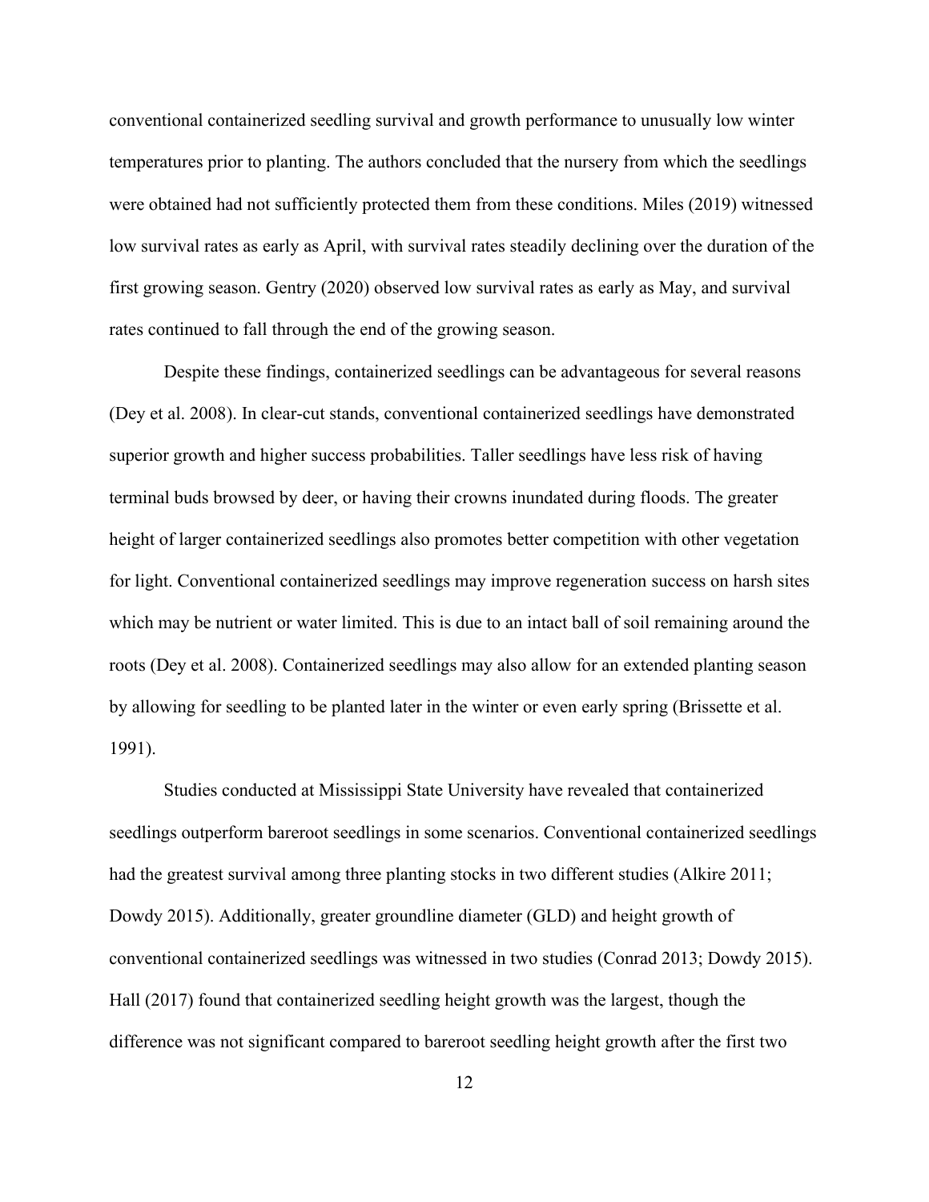conventional containerized seedling survival and growth performance to unusually low winter temperatures prior to planting. The authors concluded that the nursery from which the seedlings were obtained had not sufficiently protected them from these conditions. Miles (2019) witnessed low survival rates as early as April, with survival rates steadily declining over the duration of the first growing season. Gentry (2020) observed low survival rates as early as May, and survival rates continued to fall through the end of the growing season.

Despite these findings, containerized seedlings can be advantageous for several reasons (Dey et al. 2008). In clear-cut stands, conventional containerized seedlings have demonstrated superior growth and higher success probabilities. Taller seedlings have less risk of having terminal buds browsed by deer, or having their crowns inundated during floods. The greater height of larger containerized seedlings also promotes better competition with other vegetation for light. Conventional containerized seedlings may improve regeneration success on harsh sites which may be nutrient or water limited. This is due to an intact ball of soil remaining around the roots (Dey et al. 2008). Containerized seedlings may also allow for an extended planting season by allowing for seedling to be planted later in the winter or even early spring (Brissette et al. 1991).

Studies conducted at Mississippi State University have revealed that containerized seedlings outperform bareroot seedlings in some scenarios. Conventional containerized seedlings had the greatest survival among three planting stocks in two different studies (Alkire 2011; Dowdy 2015). Additionally, greater groundline diameter (GLD) and height growth of conventional containerized seedlings was witnessed in two studies (Conrad 2013; Dowdy 2015). Hall (2017) found that containerized seedling height growth was the largest, though the difference was not significant compared to bareroot seedling height growth after the first two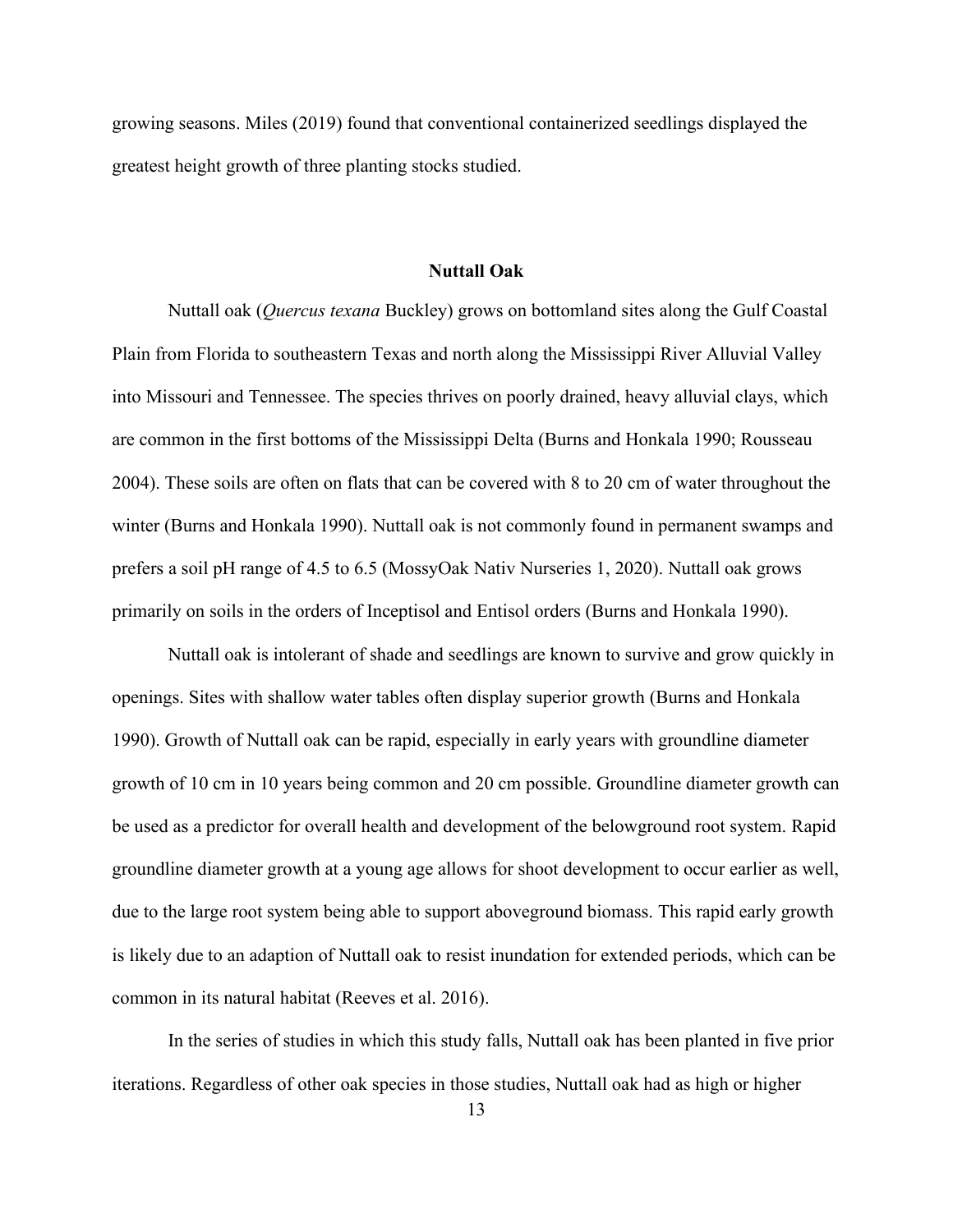growing seasons. Miles (2019) found that conventional containerized seedlings displayed the greatest height growth of three planting stocks studied.

## Nuttall Oak

Nuttall oak (*Quercus texana* Buckley) grows on bottomland sites along the Gulf Coastal Plain from Florida to southeastern Texas and north along the Mississippi River Alluvial Valley into Missouri and Tennessee. The species thrives on poorly drained, heavy alluvial clays, which are common in the first bottoms of the Mississippi Delta (Burns and Honkala 1990; Rousseau 2004). These soils are often on flats that can be covered with 8 to 20 cm of water throughout the winter (Burns and Honkala 1990). Nuttall oak is not commonly found in permanent swamps and prefers a soil pH range of 4.5 to 6.5 (MossyOak Nativ Nurseries 1, 2020). Nuttall oak grows primarily on soils in the orders of Inceptisol and Entisol orders (Burns and Honkala 1990).

Nuttall oak is intolerant of shade and seedlings are known to survive and grow quickly in openings. Sites with shallow water tables often display superior growth (Burns and Honkala 1990). Growth of Nuttall oak can be rapid, especially in early years with groundline diameter growth of 10 cm in 10 years being common and 20 cm possible. Groundline diameter growth can be used as a predictor for overall health and development of the belowground root system. Rapid groundline diameter growth at a young age allows for shoot development to occur earlier as well, due to the large root system being able to support aboveground biomass. This rapid early growth is likely due to an adaption of Nuttall oak to resist inundation for extended periods, which can be common in its natural habitat (Reeves et al. 2016).

In the series of studies in which this study falls, Nuttall oak has been planted in five prior iterations. Regardless of other oak species in those studies, Nuttall oak had as high or higher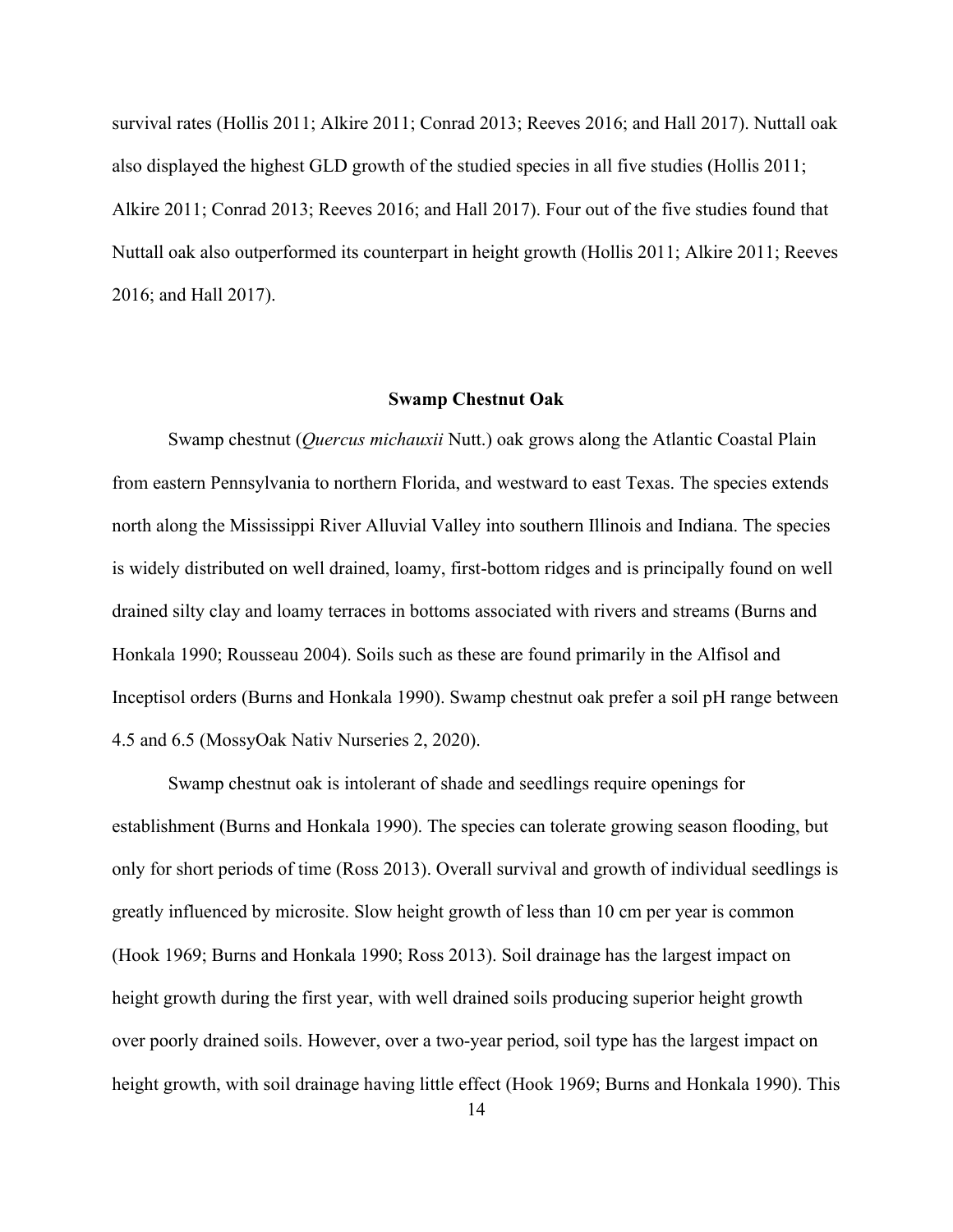survival rates (Hollis 2011; Alkire 2011; Conrad 2013; Reeves 2016; and Hall 2017). Nuttall oak also displayed the highest GLD growth of the studied species in all five studies (Hollis 2011; Alkire 2011; Conrad 2013; Reeves 2016; and Hall 2017). Four out of the five studies found that Nuttall oak also outperformed its counterpart in height growth (Hollis 2011; Alkire 2011; Reeves 2016; and Hall 2017).

## Swamp Chestnut Oak

Swamp chestnut (*Quercus michauxii* Nutt.) oak grows along the Atlantic Coastal Plain from eastern Pennsylvania to northern Florida, and westward to east Texas. The species extends north along the Mississippi River Alluvial Valley into southern Illinois and Indiana. The species is widely distributed on well drained, loamy, first-bottom ridges and is principally found on well drained silty clay and loamy terraces in bottoms associated with rivers and streams (Burns and Honkala 1990; Rousseau 2004). Soils such as these are found primarily in the Alfisol and Inceptisol orders (Burns and Honkala 1990). Swamp chestnut oak prefer a soil pH range between 4.5 and 6.5 (MossyOak Nativ Nurseries 2, 2020).

Swamp chestnut oak is intolerant of shade and seedlings require openings for establishment (Burns and Honkala 1990). The species can tolerate growing season flooding, but only for short periods of time (Ross 2013). Overall survival and growth of individual seedlings is greatly influenced by microsite. Slow height growth of less than 10 cm per year is common (Hook 1969; Burns and Honkala 1990; Ross 2013). Soil drainage has the largest impact on height growth during the first year, with well drained soils producing superior height growth over poorly drained soils. However, over a two-year period, soil type has the largest impact on height growth, with soil drainage having little effect (Hook 1969; Burns and Honkala 1990). This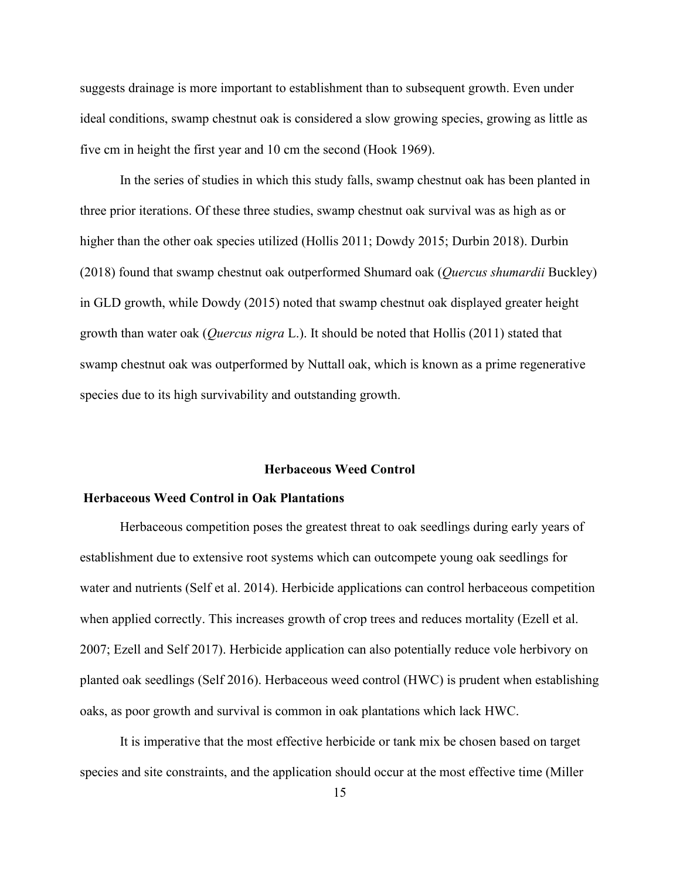suggests drainage is more important to establishment than to subsequent growth. Even under ideal conditions, swamp chestnut oak is considered a slow growing species, growing as little as five cm in height the first year and 10 cm the second (Hook 1969).

In the series of studies in which this study falls, swamp chestnut oak has been planted in three prior iterations. Of these three studies, swamp chestnut oak survival was as high as or higher than the other oak species utilized (Hollis 2011; Dowdy 2015; Durbin 2018). Durbin (2018) found that swamp chestnut oak outperformed Shumard oak (*Quercus shumardii* Buckley) in GLD growth, while Dowdy (2015) noted that swamp chestnut oak displayed greater height growth than water oak (*Quercus nigra* L.). It should be noted that Hollis (2011) stated that swamp chestnut oak was outperformed by Nuttall oak, which is known as a prime regenerative species due to its high survivability and outstanding growth.

## Herbaceous Weed Control

### Herbaceous Weed Control in Oak Plantations

Herbaceous competition poses the greatest threat to oak seedlings during early years of establishment due to extensive root systems which can outcompete young oak seedlings for water and nutrients (Self et al. 2014). Herbicide applications can control herbaceous competition when applied correctly. This increases growth of crop trees and reduces mortality (Ezell et al. 2007; Ezell and Self 2017). Herbicide application can also potentially reduce vole herbivory on planted oak seedlings (Self 2016). Herbaceous weed control (HWC) is prudent when establishing oaks, as poor growth and survival is common in oak plantations which lack HWC.

It is imperative that the most effective herbicide or tank mix be chosen based on target species and site constraints, and the application should occur at the most effective time (Miller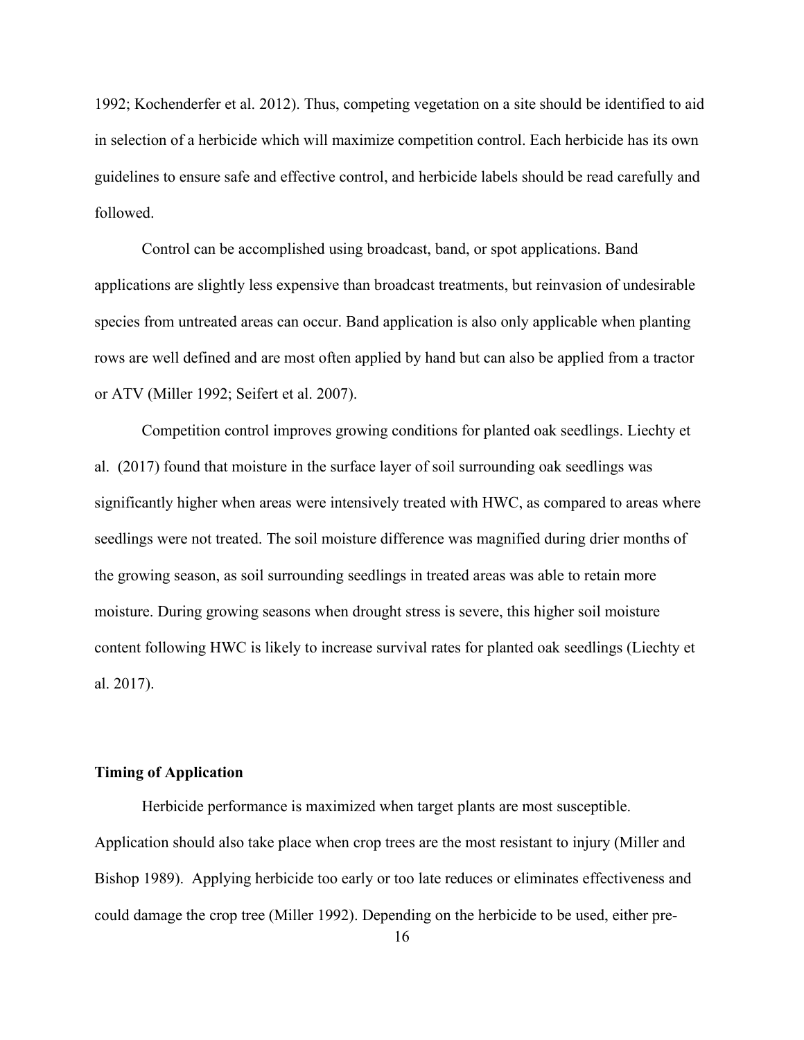1992; Kochenderfer et al. 2012). Thus, competing vegetation on a site should be identified to aid in selection of a herbicide which will maximize competition control. Each herbicide has its own guidelines to ensure safe and effective control, and herbicide labels should be read carefully and followed.

Control can be accomplished using broadcast, band, or spot applications. Band applications are slightly less expensive than broadcast treatments, but reinvasion of undesirable species from untreated areas can occur. Band application is also only applicable when planting rows are well defined and are most often applied by hand but can also be applied from a tractor or ATV (Miller 1992; Seifert et al. 2007).

Competition control improves growing conditions for planted oak seedlings. Liechty et al. (2017) found that moisture in the surface layer of soil surrounding oak seedlings was significantly higher when areas were intensively treated with HWC, as compared to areas where seedlings were not treated. The soil moisture difference was magnified during drier months of the growing season, as soil surrounding seedlings in treated areas was able to retain more moisture. During growing seasons when drought stress is severe, this higher soil moisture content following HWC is likely to increase survival rates for planted oak seedlings (Liechty et al. 2017).

**Timing of Application**

Herbicide performance is maximized when target plants are most susceptible. Application should also take place when crop trees are the most resistant to injury (Miller and Bishop 1989). Applying herbicide too early or too late reduces or eliminates effectiveness and could damage the crop tree (Miller 1992). Depending on the herbicide to be used, either pre-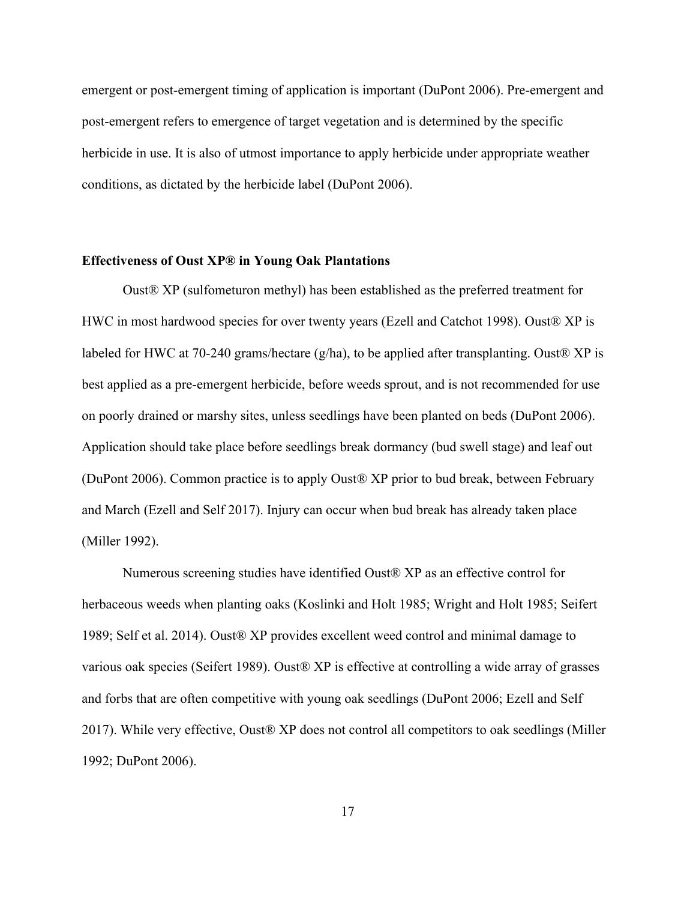emergent or post-emergent timing of application is important (DuPont 2006). Pre-emergent and post-emergent refers to emergence of target vegetation and is determined by the specific herbicide in use. It is also of utmost importance to apply herbicide under appropriate weather conditions, as dictated by the herbicide label (DuPont 2006).

### Effectiveness of Oust XP® in Young Oak Plantations

Oust® XP (sulfometuron methyl) has been established as the preferred treatment for HWC in most hardwood species for over twenty years (Ezell and Catchot 1998). Oust® XP is labeled for HWC at 70-240 grams/hectare (g/ha), to be applied after transplanting. Oust® XP is best applied as a pre-emergent herbicide, before weeds sprout, and is not recommended for use on poorly drained or marshy sites, unless seedlings have been planted on beds (DuPont 2006). Application should take place before seedlings break dormancy (bud swell stage) and leaf out (DuPont 2006). Common practice is to apply Oust® XP prior to bud break, between February and March (Ezell and Self 2017). Injury can occur when bud break has already taken place (Miller 1992).

Numerous screening studies have identified Oust® XP as an effective control for herbaceous weeds when planting oaks (Koslinki and Holt 1985; Wright and Holt 1985; Seifert 1989; Self et al. 2014). Oust® XP provides excellent weed control and minimal damage to various oak species (Seifert 1989). Oust® XP is effective at controlling a wide array of grasses and forbs that are often competitive with young oak seedlings (DuPont 2006; Ezell and Self 2017). While very effective, Oust® XP does not control all competitors to oak seedlings (Miller 1992; DuPont 2006).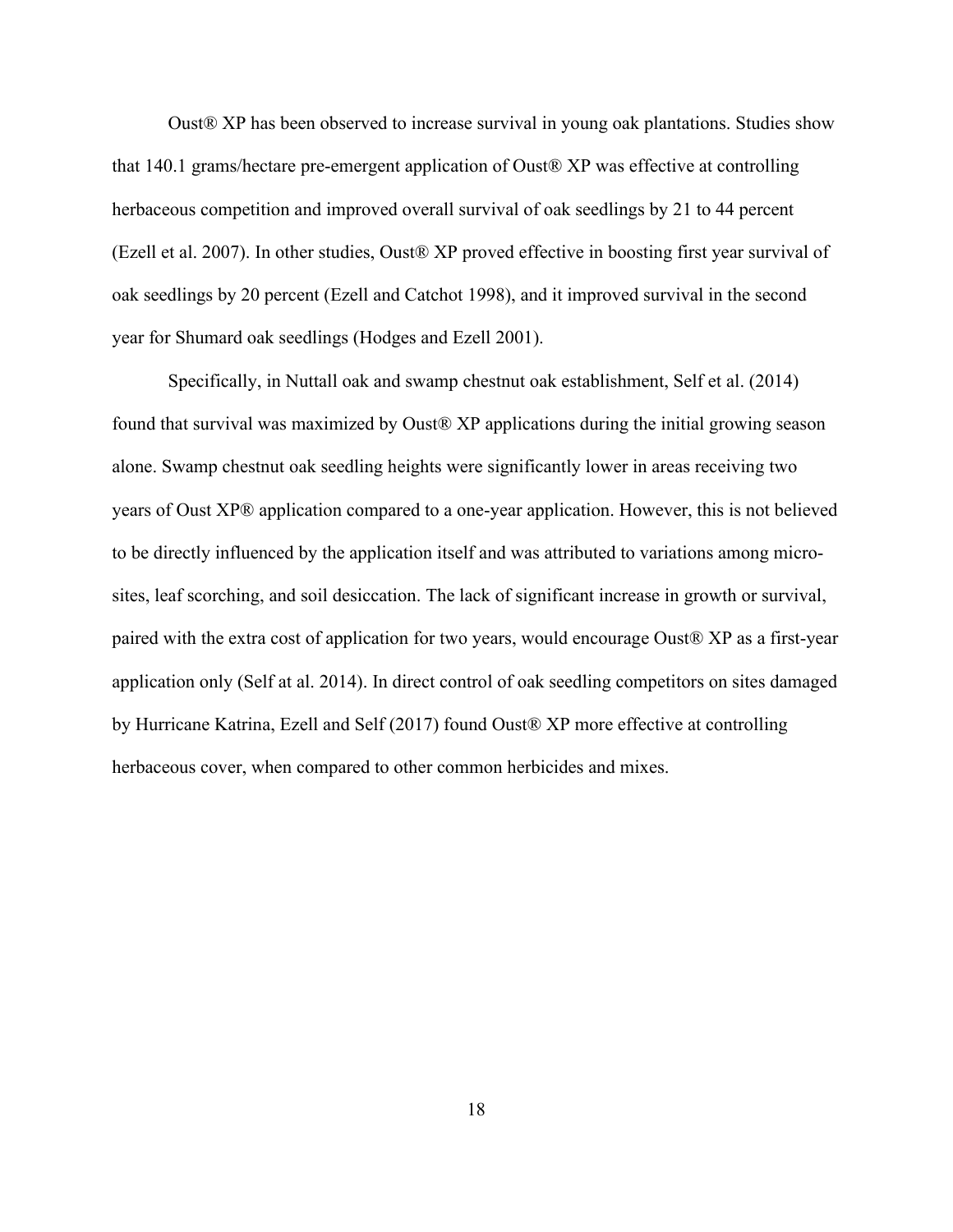Oust® XP has been observed to increase survival in young oak plantations. Studies show that 140.1 grams/hectare pre-emergent application of Oust® XP was effective at controlling herbaceous competition and improved overall survival of oak seedlings by 21 to 44 percent (Ezell et al. 2007). In other studies, Oust® XP proved effective in boosting first year survival of oak seedlings by 20 percent (Ezell and Catchot 1998), and it improved survival in the second year for Shumard oak seedlings (Hodges and Ezell 2001).

Specifically, in Nuttall oak and swamp chestnut oak establishment, Self et al. (2014) found that survival was maximized by Oust® XP applications during the initial growing season alone. Swamp chestnut oak seedling heights were significantly lower in areas receiving two years of Oust XP® application compared to a one-year application. However, this is not believed to be directly influenced by the application itself and was attributed to variations among micro-sites, leaf scorching, and soil desiccation. The lack of significant increase in growth or survival, paired with the extra cost of application for two years, would encourage Oust® XP as a first-year application only (Self at al. 2014). In direct control of oak seedling competitors on sites damaged by Hurricane Katrina, Ezell and Self (2017) found Oust® XP more effective at controlling herbaceous cover, when compared to other common herbicides and mixes.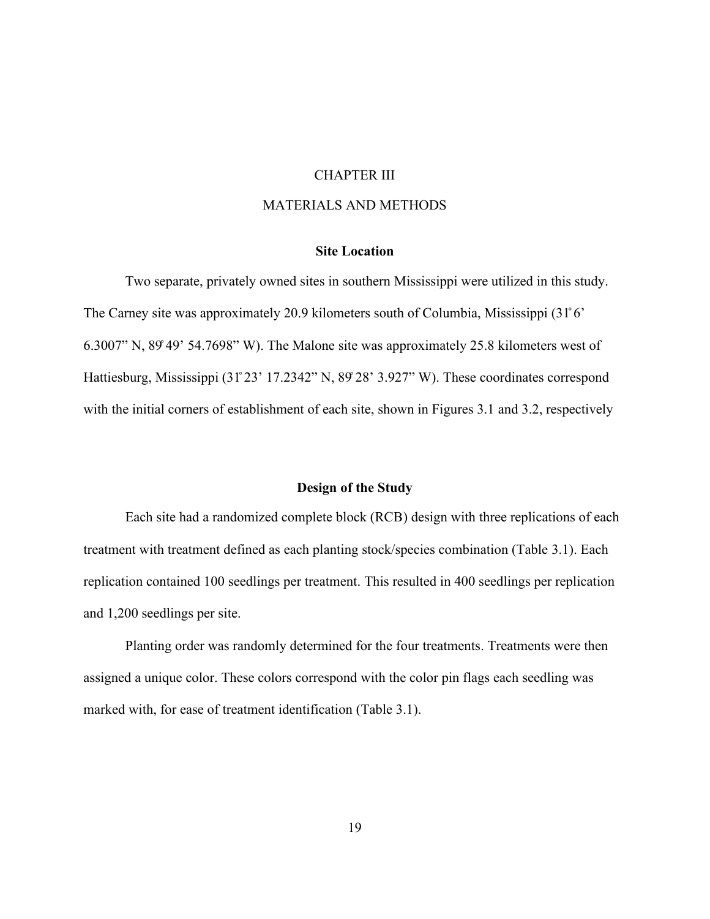# CHAPTER III

# MATERIALS AND METHODS

## Site Location

Two separate, privately owned sites in southern Mississippi were utilized in this study. The Carney site was approximately 20.9 kilometers south of Columbia, Mississippi (31˚6' 6.3007" N, 89˚49' 54.7698" W). The Malone site was approximately 25.8 kilometers west of Hattiesburg, Mississippi (31˚23' 17.2342" N, 89˚28' 3.927" W). These coordinates correspond with the initial corners of establishment of each site, shown in Figures 3.1 and 3.2, respectively

## Design of the Study

Each site had a randomized complete block (RCB) design with three replications of each treatment with treatment defined as each planting stock/species combination (Table 3.1). Each replication contained 100 seedlings per treatment. This resulted in 400 seedlings per replication and 1,200 seedlings per site.

Planting order was randomly determined for the four treatments. Treatments were then assigned a unique color. These colors correspond with the color pin flags each seedling was marked with, for ease of treatment identification (Table 3.1).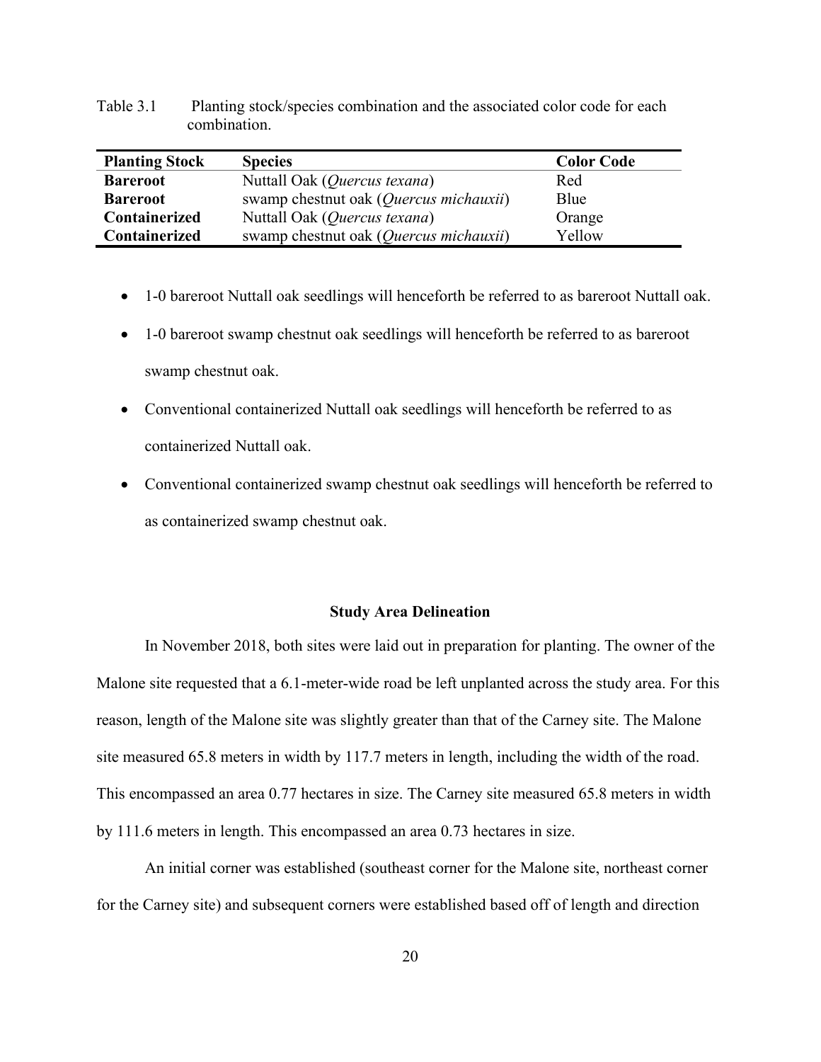Table 3.1 Planting stock/species combination and the associated color code for each combination.

| Planting Stock | Species | Color Code |
|---|---|---|
| **Bareroot** | Nuttall Oak (*Quercus texana*) | Red |
| **Bareroot** | swamp chestnut oak (*Quercus michauxii*) | Blue |
| **Containerized** | Nuttall Oak (*Quercus texana*) | Orange |
| **Containerized** | swamp chestnut oak (*Quercus michauxii*) | Yellow |

- 1-0 bareroot Nuttall oak seedlings will henceforth be referred to as bareroot Nuttall oak.
- 1-0 bareroot swamp chestnut oak seedlings will henceforth be referred to as bareroot swamp chestnut oak.
- Conventional containerized Nuttall oak seedlings will henceforth be referred to as containerized Nuttall oak.
- Conventional containerized swamp chestnut oak seedlings will henceforth be referred to as containerized swamp chestnut oak.

### Study Area Delineation

In November 2018, both sites were laid out in preparation for planting. The owner of the Malone site requested that a 6.1-meter-wide road be left unplanted across the study area. For this reason, length of the Malone site was slightly greater than that of the Carney site. The Malone site measured 65.8 meters in width by 117.7 meters in length, including the width of the road. This encompassed an area 0.77 hectares in size. The Carney site measured 65.8 meters in width by 111.6 meters in length. This encompassed an area 0.73 hectares in size.

An initial corner was established (southeast corner for the Malone site, northeast corner for the Carney site) and subsequent corners were established based off of length and direction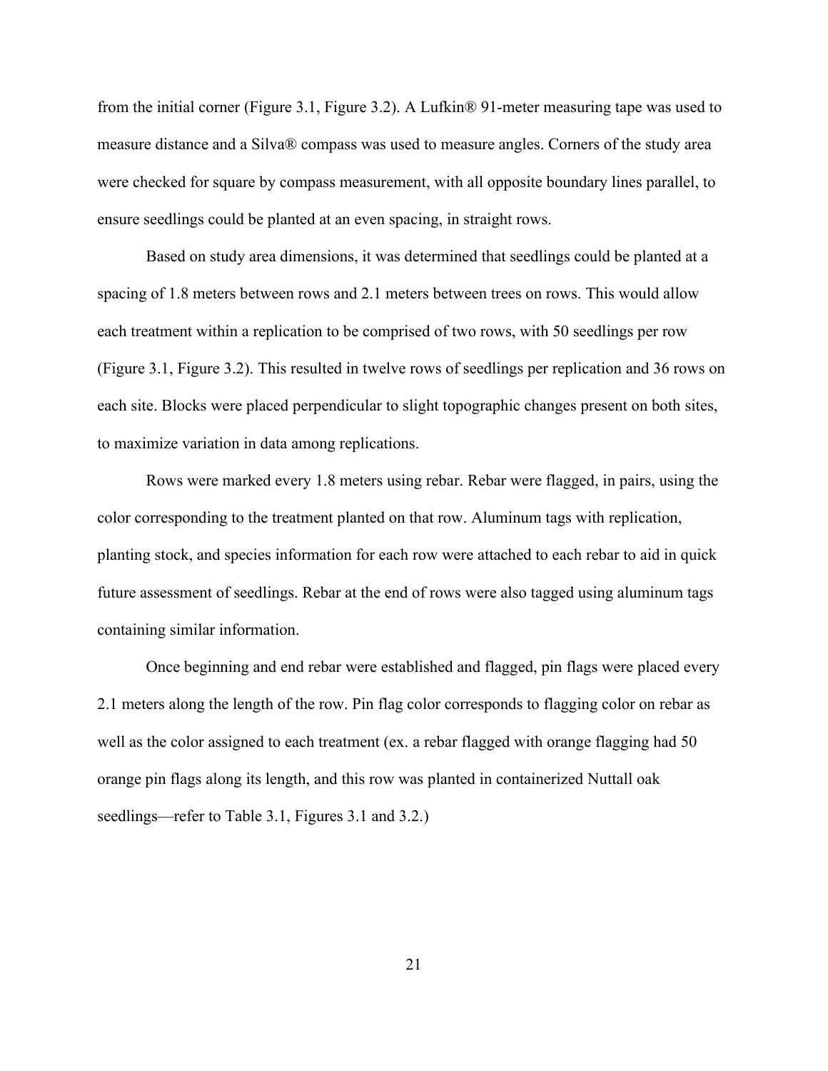from the initial corner (Figure 3.1, Figure 3.2). A Lufkin® 91-meter measuring tape was used to measure distance and a Silva® compass was used to measure angles. Corners of the study area were checked for square by compass measurement, with all opposite boundary lines parallel, to ensure seedlings could be planted at an even spacing, in straight rows.

Based on study area dimensions, it was determined that seedlings could be planted at a spacing of 1.8 meters between rows and 2.1 meters between trees on rows. This would allow each treatment within a replication to be comprised of two rows, with 50 seedlings per row (Figure 3.1, Figure 3.2). This resulted in twelve rows of seedlings per replication and 36 rows on each site. Blocks were placed perpendicular to slight topographic changes present on both sites, to maximize variation in data among replications.

Rows were marked every 1.8 meters using rebar. Rebar were flagged, in pairs, using the color corresponding to the treatment planted on that row. Aluminum tags with replication, planting stock, and species information for each row were attached to each rebar to aid in quick future assessment of seedlings. Rebar at the end of rows were also tagged using aluminum tags containing similar information.

Once beginning and end rebar were established and flagged, pin flags were placed every 2.1 meters along the length of the row. Pin flag color corresponds to flagging color on rebar as well as the color assigned to each treatment (ex. a rebar flagged with orange flagging had 50 orange pin flags along its length, and this row was planted in containerized Nuttall oak seedlings—refer to Table 3.1, Figures 3.1 and 3.2.)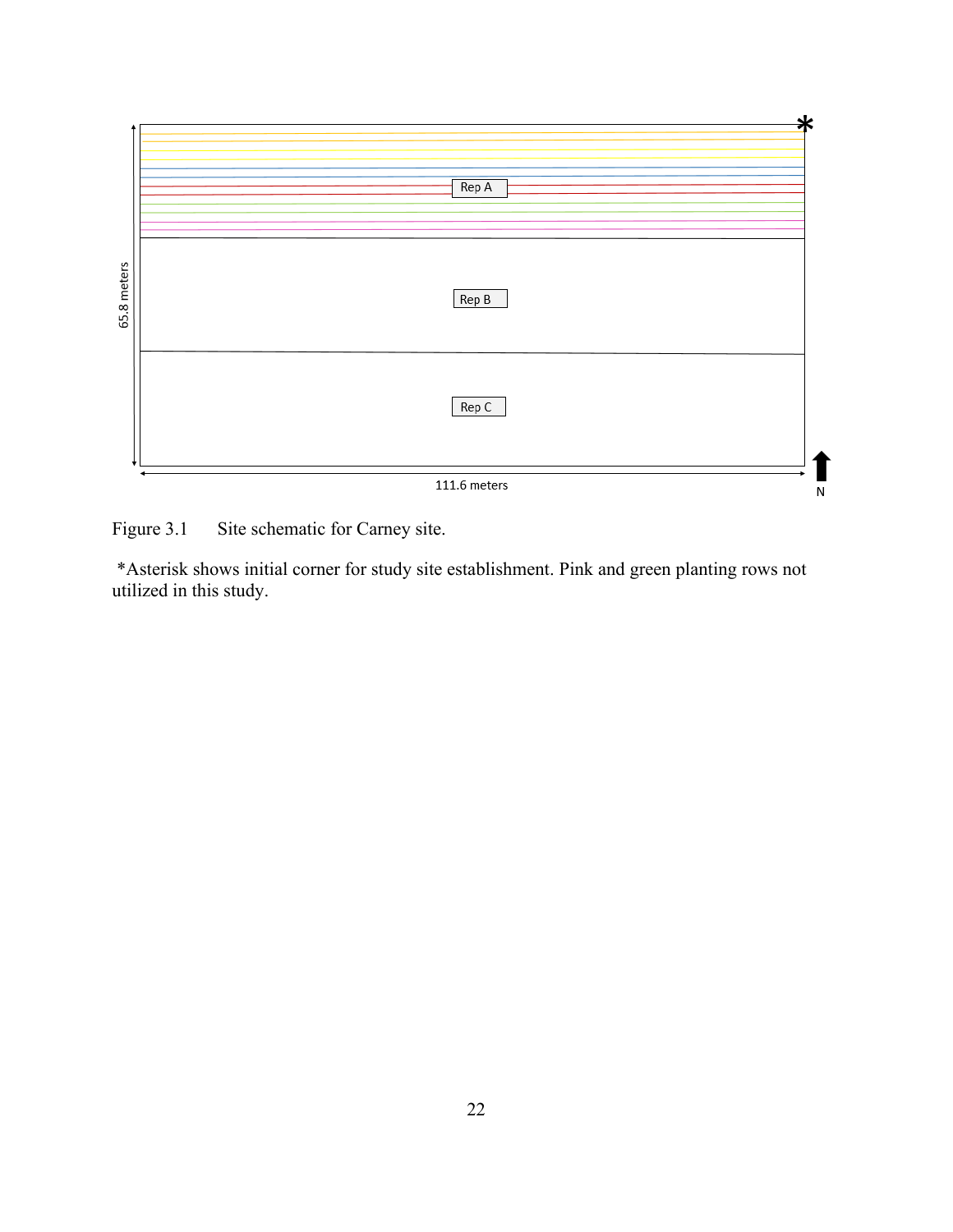Figure 3.1 Site schematic for Carney site.

*Asterisk shows initial corner for study site establishment. Pink and green planting rows not utilized in this study.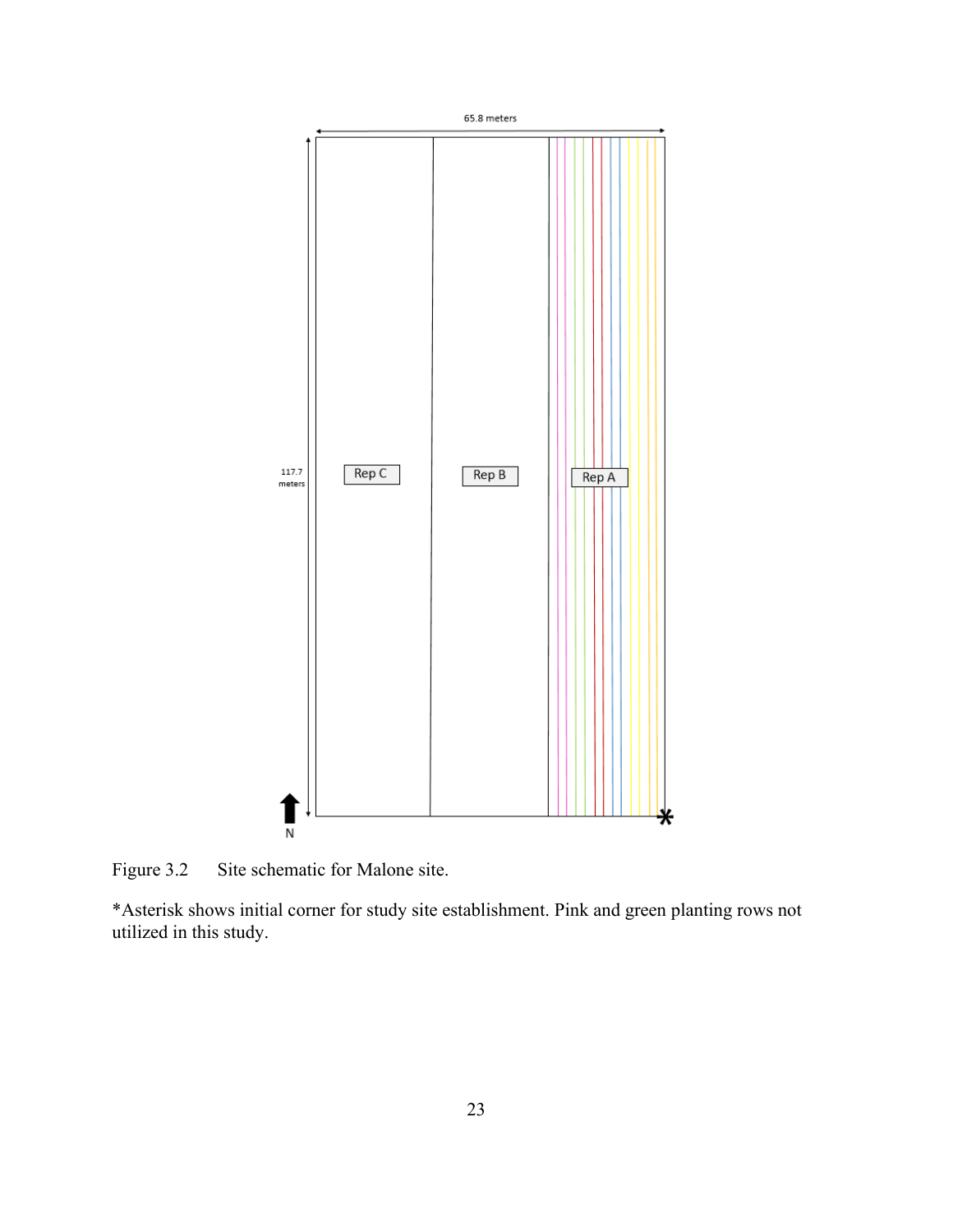Figure 3.2 Site schematic for Malone site.

*Asterisk shows initial corner for study site establishment. Pink and green planting rows not utilized in this study.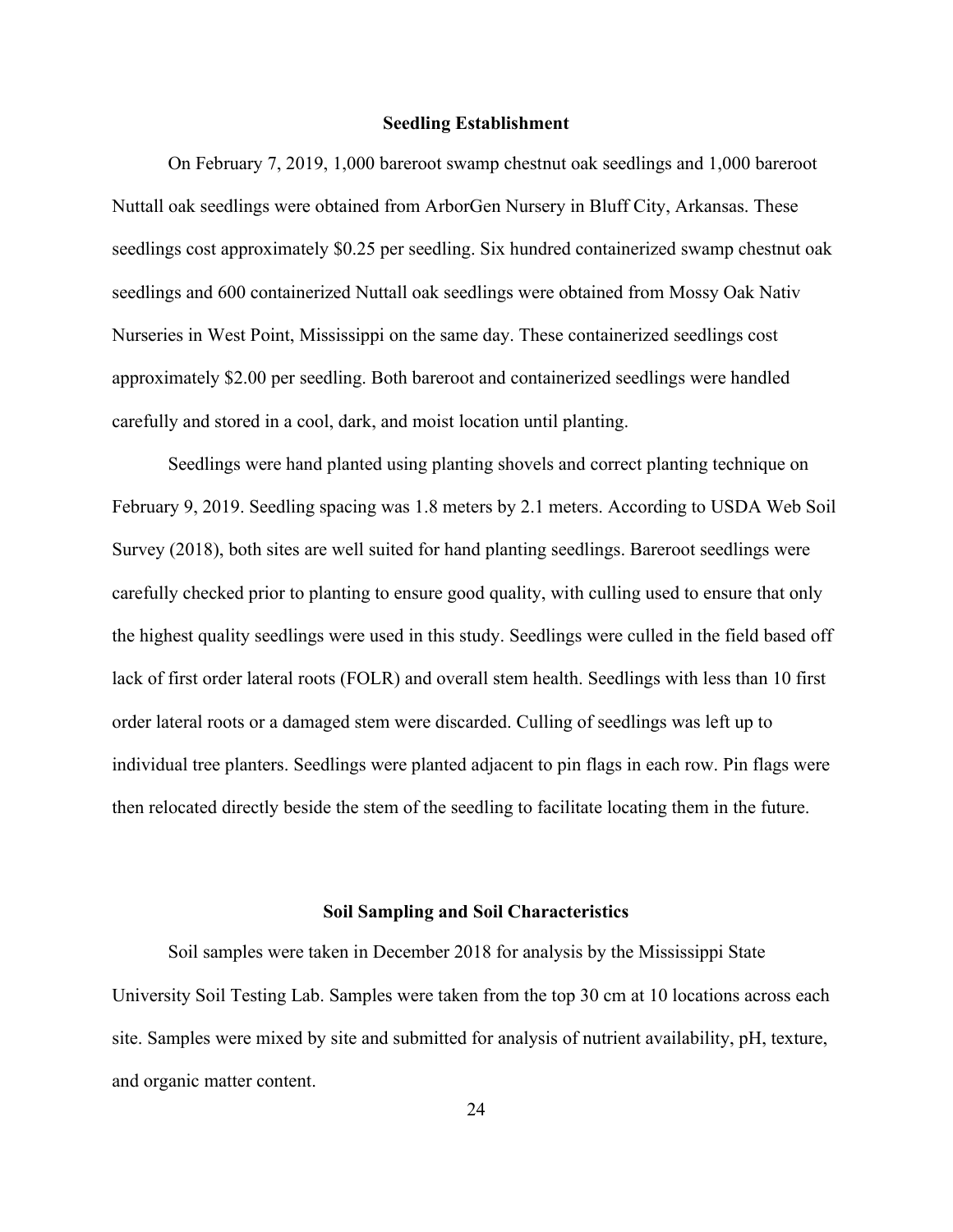### Seedling Establishment

On February 7, 2019, 1,000 bareroot swamp chestnut oak seedlings and 1,000 bareroot Nuttall oak seedlings were obtained from ArborGen Nursery in Bluff City, Arkansas. These seedlings cost approximately $0.25 per seedling. Six hundred containerized swamp chestnut oak seedlings and 600 containerized Nuttall oak seedlings were obtained from Mossy Oak Nativ Nurseries in West Point, Mississippi on the same day. These containerized seedlings cost approximately $2.00 per seedling. Both bareroot and containerized seedlings were handled carefully and stored in a cool, dark, and moist location until planting.

Seedlings were hand planted using planting shovels and correct planting technique on February 9, 2019. Seedling spacing was 1.8 meters by 2.1 meters. According to USDA Web Soil Survey (2018), both sites are well suited for hand planting seedlings. Bareroot seedlings were carefully checked prior to planting to ensure good quality, with culling used to ensure that only the highest quality seedlings were used in this study. Seedlings were culled in the field based off lack of first order lateral roots (FOLR) and overall stem health. Seedlings with less than 10 first order lateral roots or a damaged stem were discarded. Culling of seedlings was left up to individual tree planters. Seedlings were planted adjacent to pin flags in each row. Pin flags were then relocated directly beside the stem of the seedling to facilitate locating them in the future.

### Soil Sampling and Soil Characteristics

Soil samples were taken in December 2018 for analysis by the Mississippi State University Soil Testing Lab. Samples were taken from the top 30 cm at 10 locations across each site. Samples were mixed by site and submitted for analysis of nutrient availability, pH, texture, and organic matter content.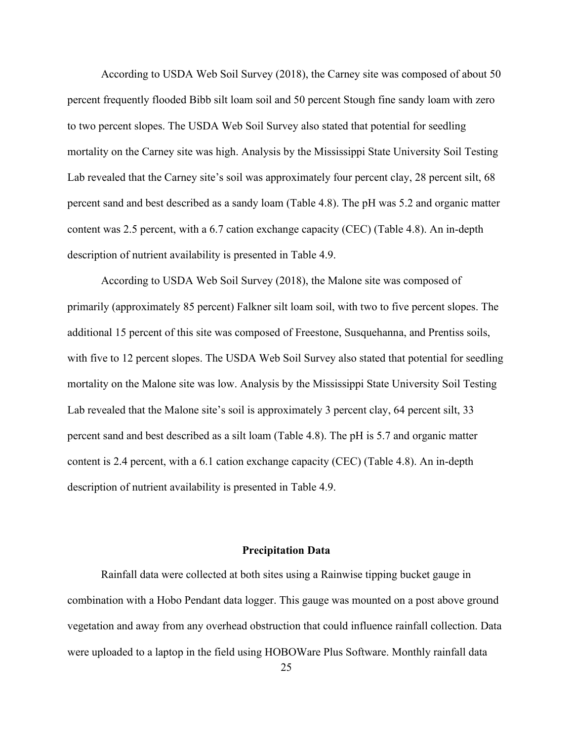According to USDA Web Soil Survey (2018), the Carney site was composed of about 50 percent frequently flooded Bibb silt loam soil and 50 percent Stough fine sandy loam with zero to two percent slopes. The USDA Web Soil Survey also stated that potential for seedling mortality on the Carney site was high. Analysis by the Mississippi State University Soil Testing Lab revealed that the Carney site's soil was approximately four percent clay, 28 percent silt, 68 percent sand and best described as a sandy loam (Table 4.8). The pH was 5.2 and organic matter content was 2.5 percent, with a 6.7 cation exchange capacity (CEC) (Table 4.8). An in-depth description of nutrient availability is presented in Table 4.9.

According to USDA Web Soil Survey (2018), the Malone site was composed of primarily (approximately 85 percent) Falkner silt loam soil, with two to five percent slopes. The additional 15 percent of this site was composed of Freestone, Susquehanna, and Prentiss soils, with five to 12 percent slopes. The USDA Web Soil Survey also stated that potential for seedling mortality on the Malone site was low. Analysis by the Mississippi State University Soil Testing Lab revealed that the Malone site's soil is approximately 3 percent clay, 64 percent silt, 33 percent sand and best described as a silt loam (Table 4.8). The pH is 5.7 and organic matter content is 2.4 percent, with a 6.1 cation exchange capacity (CEC) (Table 4.8). An in-depth description of nutrient availability is presented in Table 4.9.

## Precipitation Data

Rainfall data were collected at both sites using a Rainwise tipping bucket gauge in combination with a Hobo Pendant data logger. This gauge was mounted on a post above ground vegetation and away from any overhead obstruction that could influence rainfall collection. Data were uploaded to a laptop in the field using HOBOWare Plus Software. Monthly rainfall data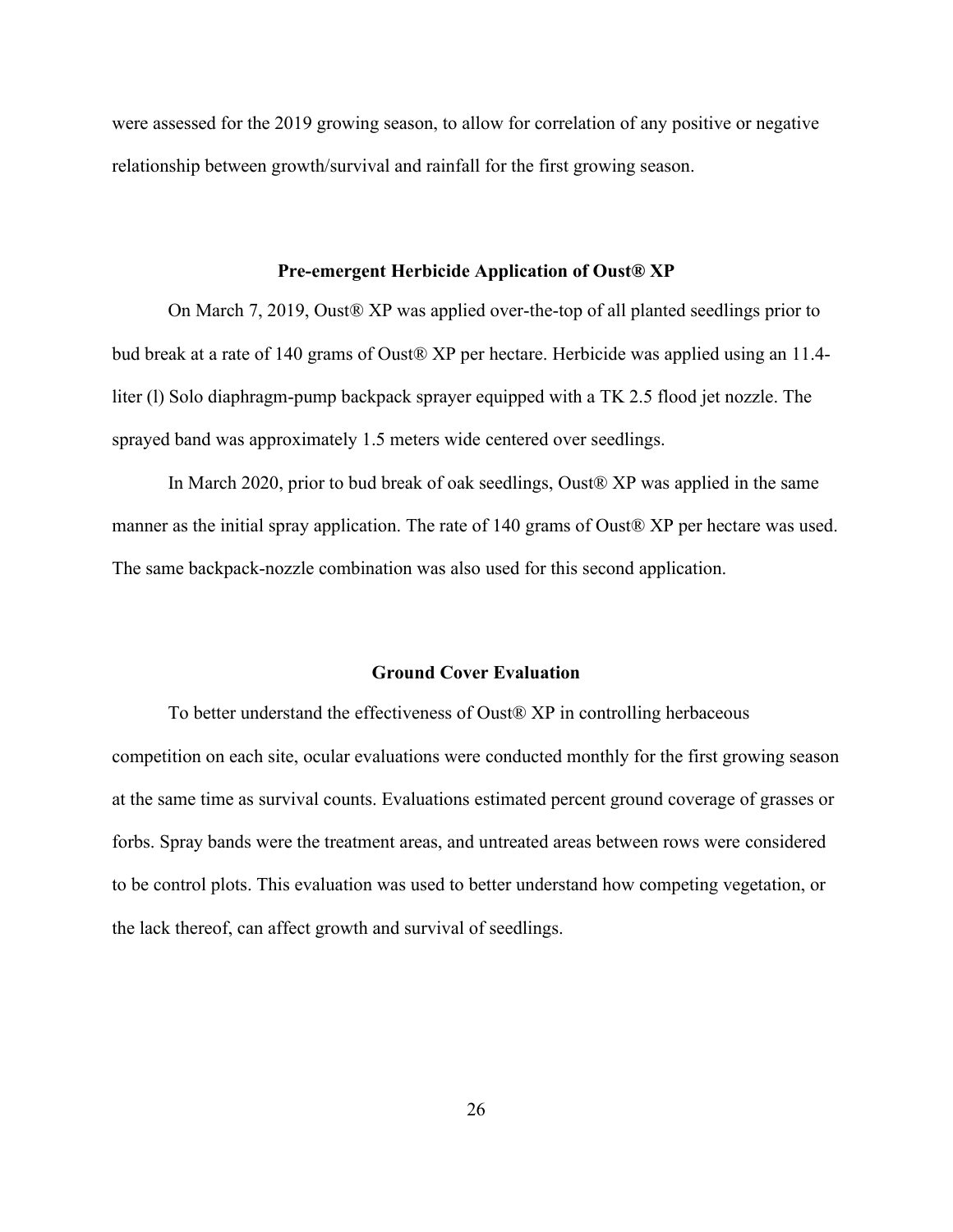were assessed for the 2019 growing season, to allow for correlation of any positive or negative relationship between growth/survival and rainfall for the first growing season.

## Pre-emergent Herbicide Application of Oust® XP

On March 7, 2019, Oust® XP was applied over-the-top of all planted seedlings prior to bud break at a rate of 140 grams of Oust® XP per hectare. Herbicide was applied using an 11.4-liter (l) Solo diaphragm-pump backpack sprayer equipped with a TK 2.5 flood jet nozzle. The sprayed band was approximately 1.5 meters wide centered over seedlings.

In March 2020, prior to bud break of oak seedlings, Oust® XP was applied in the same manner as the initial spray application. The rate of 140 grams of Oust® XP per hectare was used. The same backpack-nozzle combination was also used for this second application.

## Ground Cover Evaluation

To better understand the effectiveness of Oust® XP in controlling herbaceous competition on each site, ocular evaluations were conducted monthly for the first growing season at the same time as survival counts. Evaluations estimated percent ground coverage of grasses or forbs. Spray bands were the treatment areas, and untreated areas between rows were considered to be control plots. This evaluation was used to better understand how competing vegetation, or the lack thereof, can affect growth and survival of seedlings.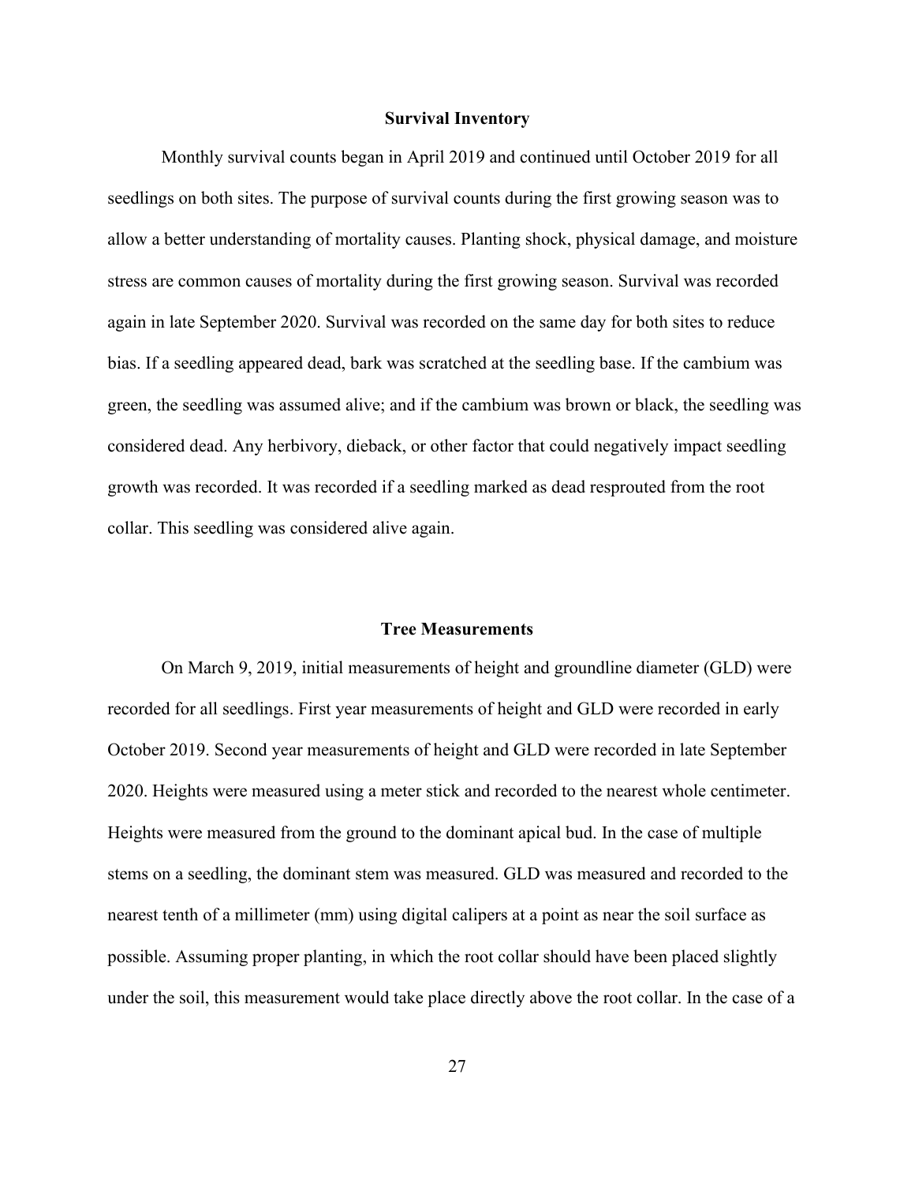## Survival Inventory

Monthly survival counts began in April 2019 and continued until October 2019 for all seedlings on both sites. The purpose of survival counts during the first growing season was to allow a better understanding of mortality causes. Planting shock, physical damage, and moisture stress are common causes of mortality during the first growing season. Survival was recorded again in late September 2020. Survival was recorded on the same day for both sites to reduce bias. If a seedling appeared dead, bark was scratched at the seedling base. If the cambium was green, the seedling was assumed alive; and if the cambium was brown or black, the seedling was considered dead. Any herbivory, dieback, or other factor that could negatively impact seedling growth was recorded. It was recorded if a seedling marked as dead resprouted from the root collar. This seedling was considered alive again.

## Tree Measurements

On March 9, 2019, initial measurements of height and groundline diameter (GLD) were recorded for all seedlings. First year measurements of height and GLD were recorded in early October 2019. Second year measurements of height and GLD were recorded in late September 2020. Heights were measured using a meter stick and recorded to the nearest whole centimeter. Heights were measured from the ground to the dominant apical bud. In the case of multiple stems on a seedling, the dominant stem was measured. GLD was measured and recorded to the nearest tenth of a millimeter (mm) using digital calipers at a point as near the soil surface as possible. Assuming proper planting, in which the root collar should have been placed slightly under the soil, this measurement would take place directly above the root collar. In the case of a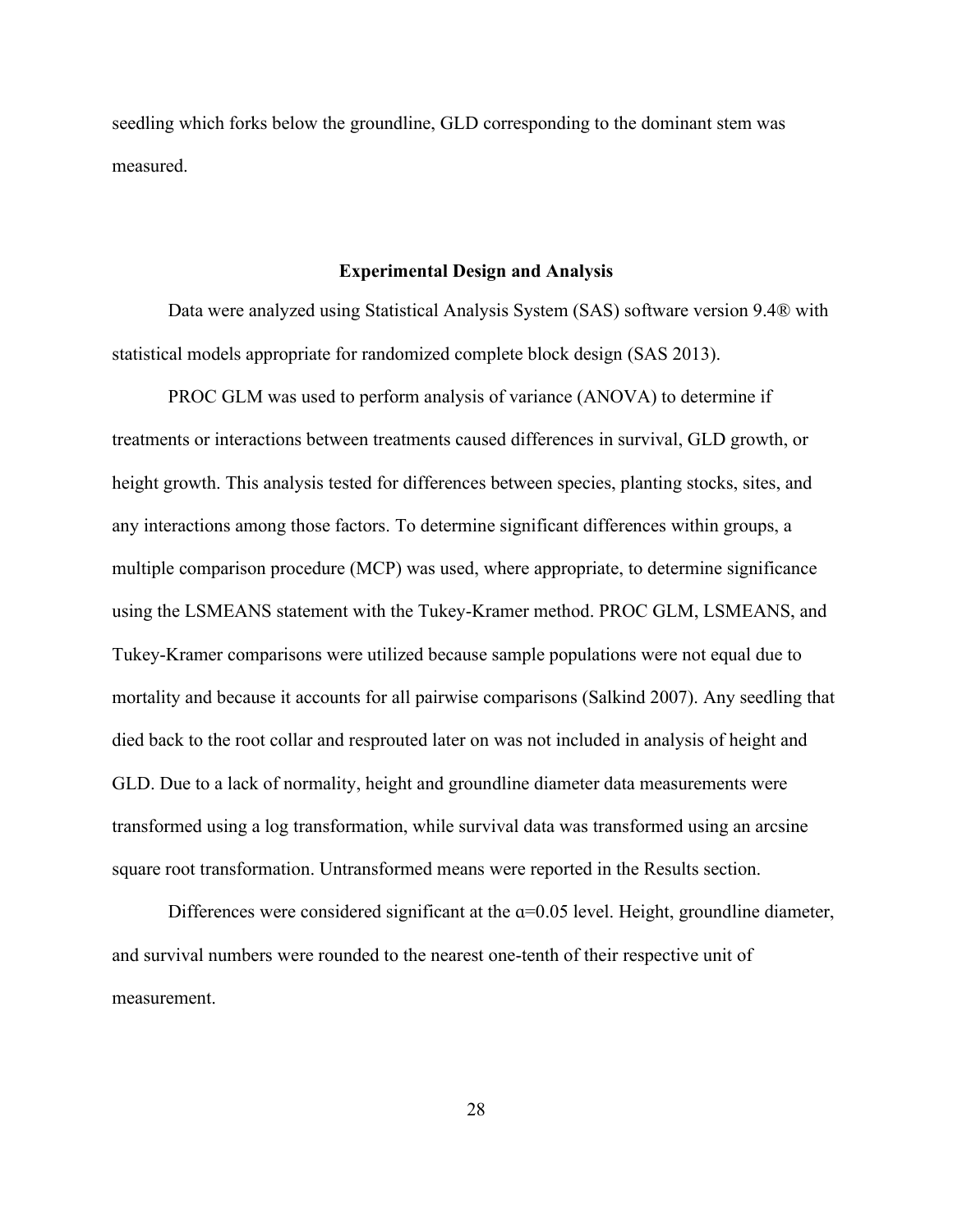seedling which forks below the groundline, GLD corresponding to the dominant stem was measured.

## Experimental Design and Analysis

Data were analyzed using Statistical Analysis System (SAS) software version 9.4® with statistical models appropriate for randomized complete block design (SAS 2013).

PROC GLM was used to perform analysis of variance (ANOVA) to determine if treatments or interactions between treatments caused differences in survival, GLD growth, or height growth. This analysis tested for differences between species, planting stocks, sites, and any interactions among those factors. To determine significant differences within groups, a multiple comparison procedure (MCP) was used, where appropriate, to determine significance using the LSMEANS statement with the Tukey-Kramer method. PROC GLM, LSMEANS, and Tukey-Kramer comparisons were utilized because sample populations were not equal due to mortality and because it accounts for all pairwise comparisons (Salkind 2007). Any seedling that died back to the root collar and resprouted later on was not included in analysis of height and GLD. Due to a lack of normality, height and groundline diameter data measurements were transformed using a log transformation, while survival data was transformed using an arcsine square root transformation. Untransformed means were reported in the Results section.

Differences were considered significant at the $\alpha=0.05$ level. Height, groundline diameter, and survival numbers were rounded to the nearest one-tenth of their respective unit of measurement.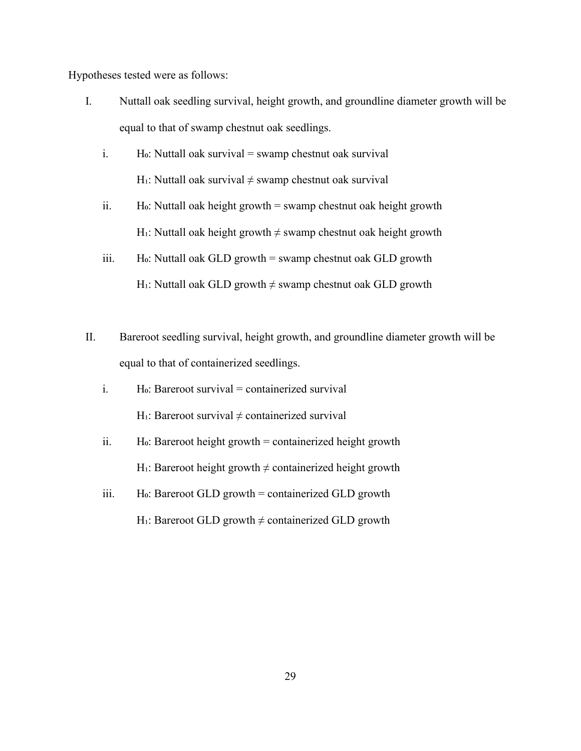Hypotheses tested were as follows:

I. Nuttall oak seedling survival, height growth, and groundline diameter growth will be equal to that of swamp chestnut oak seedlings.

   i. $H_0$: Nuttall oak survival = swamp chestnut oak survival

      $H_1$: Nuttall oak survival ≠ swamp chestnut oak survival

   ii. $H_0$: Nuttall oak height growth = swamp chestnut oak height growth

      $H_1$: Nuttall oak height growth ≠ swamp chestnut oak height growth

   iii. $H_0$: Nuttall oak GLD growth = swamp chestnut oak GLD growth

      $H_1$: Nuttall oak GLD growth ≠ swamp chestnut oak GLD growth

II. Bareroot seedling survival, height growth, and groundline diameter growth will be equal to that of containerized seedlings.

   i. $H_0$: Bareroot survival = containerized survival

      $H_1$: Bareroot survival ≠ containerized survival

   ii. $H_0$: Bareroot height growth = containerized height growth

      $H_1$: Bareroot height growth ≠ containerized height growth

   iii. $H_0$: Bareroot GLD growth = containerized GLD growth

      $H_1$: Bareroot GLD growth ≠ containerized GLD growth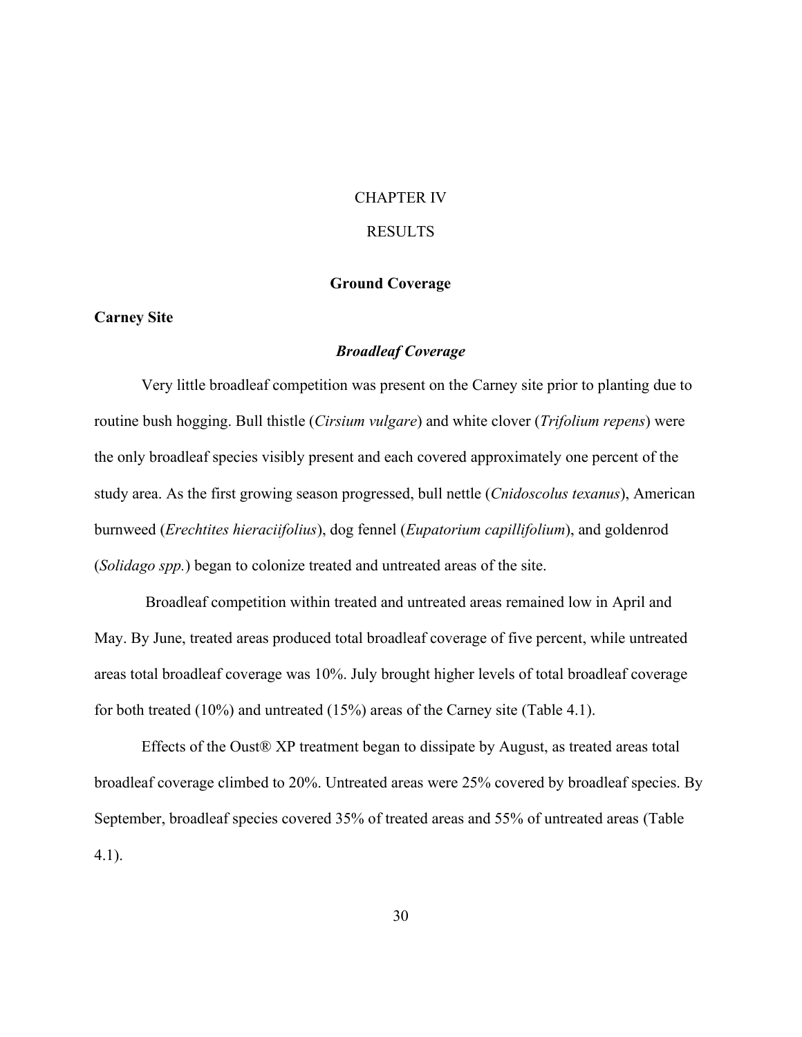# CHAPTER IV

# RESULTS

## Ground Coverage

### Carney Site

#### *Broadleaf Coverage*

Very little broadleaf competition was present on the Carney site prior to planting due to routine bush hogging. Bull thistle (*Cirsium vulgare*) and white clover (*Trifolium repens*) were the only broadleaf species visibly present and each covered approximately one percent of the study area. As the first growing season progressed, bull nettle (*Cnidoscolus texanus*), American burnweed (*Erechtites hieraciifolius*), dog fennel (*Eupatorium capillifolium*), and goldenrod (*Solidago spp.*) began to colonize treated and untreated areas of the site.

Broadleaf competition within treated and untreated areas remained low in April and May. By June, treated areas produced total broadleaf coverage of five percent, while untreated areas total broadleaf coverage was 10%. July brought higher levels of total broadleaf coverage for both treated (10%) and untreated (15%) areas of the Carney site (Table 4.1).

Effects of the Oust® XP treatment began to dissipate by August, as treated areas total broadleaf coverage climbed to 20%. Untreated areas were 25% covered by broadleaf species. By September, broadleaf species covered 35% of treated areas and 55% of untreated areas (Table 4.1).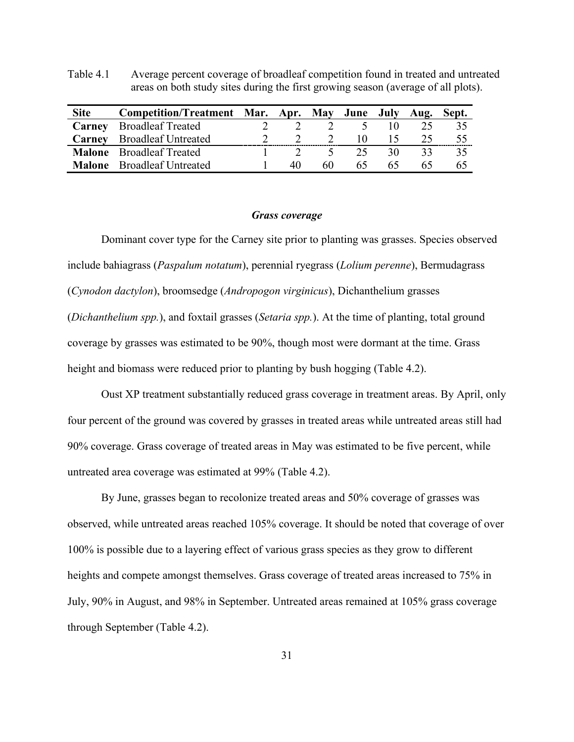Table 4.1 Average percent coverage of broadleaf competition found in treated and untreated areas on both study sites during the first growing season (average of all plots).

| Site | Competition/Treatment | Mar. | Apr. | May | June | July | Aug. | Sept. |
|---|---|---|---|---|---|---|---|---|
| **Carney** | Broadleaf Treated | 2 | 2 | 2 | 5 | 10 | 25 | 35 |
| **Carney** | Broadleaf Untreated | 2 | 2 | 2 | 10 | 15 | 25 | 55 |
| **Malone** | Broadleaf Treated | 1 | 2 | 5 | 25 | 30 | 33 | 35 |
| **Malone** | Broadleaf Untreated | 1 | 40 | 60 | 65 | 65 | 65 | 65 |

### *Grass coverage*

Dominant cover type for the Carney site prior to planting was grasses. Species observed include bahiagrass (*Paspalum notatum*), perennial ryegrass (*Lolium perenne*), Bermudagrass (*Cynodon dactylon*), broomsedge (*Andropogon virginicus*), Dichanthelium grasses (*Dichanthelium spp.*), and foxtail grasses (*Setaria spp.*). At the time of planting, total ground coverage by grasses was estimated to be 90%, though most were dormant at the time. Grass height and biomass were reduced prior to planting by bush hogging (Table 4.2).

Oust XP treatment substantially reduced grass coverage in treatment areas. By April, only four percent of the ground was covered by grasses in treated areas while untreated areas still had 90% coverage. Grass coverage of treated areas in May was estimated to be five percent, while untreated area coverage was estimated at 99% (Table 4.2).

By June, grasses began to recolonize treated areas and 50% coverage of grasses was observed, while untreated areas reached 105% coverage. It should be noted that coverage of over 100% is possible due to a layering effect of various grass species as they grow to different heights and compete amongst themselves. Grass coverage of treated areas increased to 75% in July, 90% in August, and 98% in September. Untreated areas remained at 105% grass coverage through September (Table 4.2).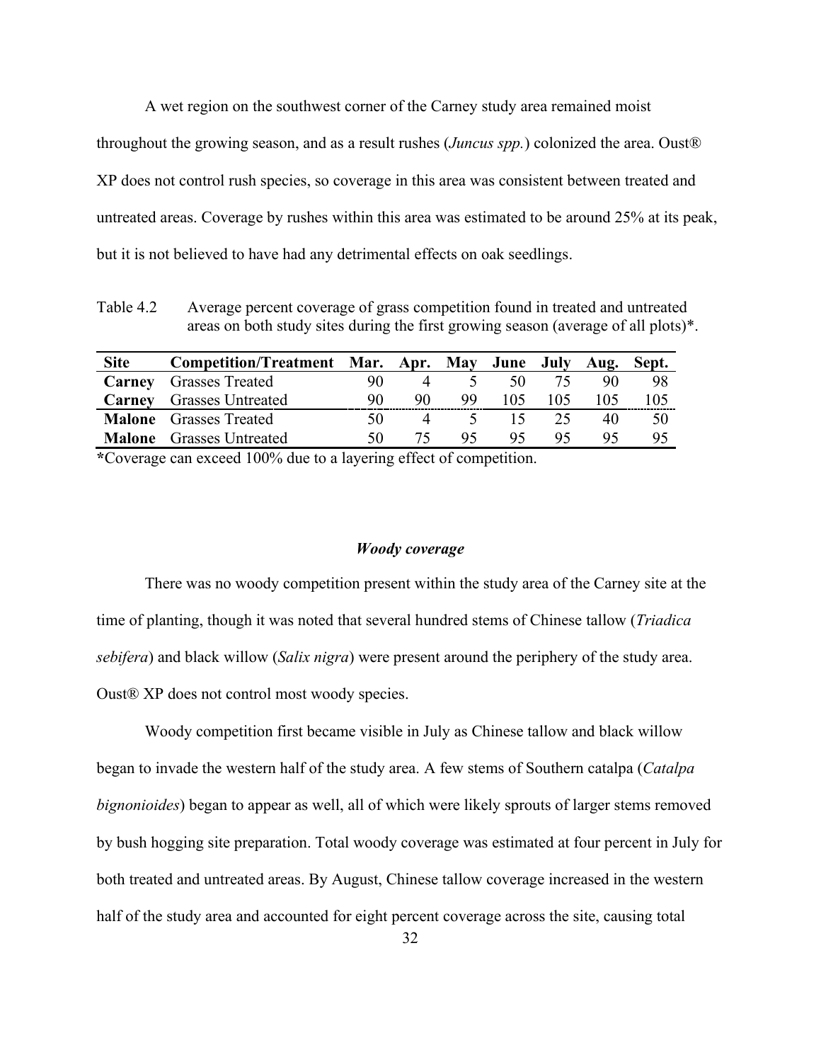A wet region on the southwest corner of the Carney study area remained moist throughout the growing season, and as a result rushes (*Juncus spp.*) colonized the area. Oust® XP does not control rush species, so coverage in this area was consistent between treated and untreated areas. Coverage by rushes within this area was estimated to be around 25% at its peak, but it is not believed to have had any detrimental effects on oak seedlings.

Table 4.2 Average percent coverage of grass competition found in treated and untreated areas on both study sites during the first growing season (average of all plots)*.

| Site | Competition/Treatment | Mar. | Apr. | May | June | July | Aug. | Sept. |
|---|---|---|---|---|---|---|---|---|
| **Carney** | Grasses Treated | 90 | 4 | 5 | 50 | 75 | 90 | 98 |
| **Carney** | Grasses Untreated | 90 | 90 | 99 | 105 | 105 | 105 | 105 |
| **Malone** | Grasses Treated | 50 | 4 | 5 | 15 | 25 | 40 | 50 |
| **Malone** | Grasses Untreated | 50 | 75 | 95 | 95 | 95 | 95 | 95 |

*Coverage can exceed 100% due to a layering effect of competition.

### *Woody coverage*

There was no woody competition present within the study area of the Carney site at the time of planting, though it was noted that several hundred stems of Chinese tallow (*Triadica sebifera*) and black willow (*Salix nigra*) were present around the periphery of the study area. Oust® XP does not control most woody species.

Woody competition first became visible in July as Chinese tallow and black willow began to invade the western half of the study area. A few stems of Southern catalpa (*Catalpa bignonioides*) began to appear as well, all of which were likely sprouts of larger stems removed by bush hogging site preparation. Total woody coverage was estimated at four percent in July for both treated and untreated areas. By August, Chinese tallow coverage increased in the western half of the study area and accounted for eight percent coverage across the site, causing total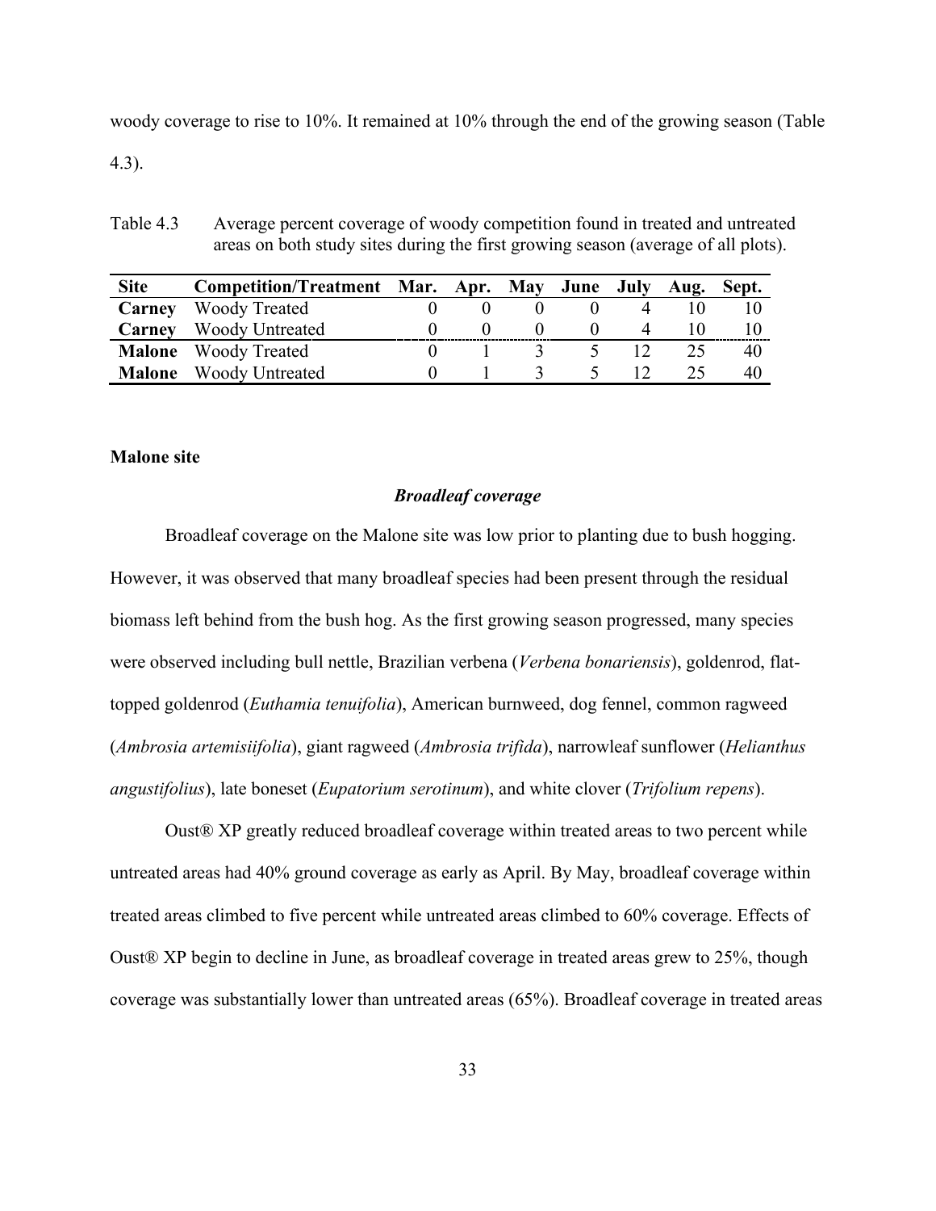woody coverage to rise to 10%. It remained at 10% through the end of the growing season (Table 4.3).

Table 4.3 Average percent coverage of woody competition found in treated and untreated areas on both study sites during the first growing season (average of all plots).

| Site | Competition/Treatment | Mar. | Apr. | May | June | July | Aug. | Sept. |
|---|---|---|---|---|---|---|---|---|
| **Carney** | Woody Treated | 0 | 0 | 0 | 0 | 4 | 10 | 10 |
| **Carney** | Woody Untreated | 0 | 0 | 0 | 0 | 4 | 10 | 10 |
| **Malone** | Woody Treated | 0 | 1 | 3 | 5 | 12 | 25 | 40 |
| **Malone** | Woody Untreated | 0 | 1 | 3 | 5 | 12 | 25 | 40 |

**Malone site**

### ***Broadleaf coverage***

Broadleaf coverage on the Malone site was low prior to planting due to bush hogging. However, it was observed that many broadleaf species had been present through the residual biomass left behind from the bush hog. As the first growing season progressed, many species were observed including bull nettle, Brazilian verbena (*Verbena bonariensis*), goldenrod, flat-topped goldenrod (*Euthamia tenuifolia*), American burnweed, dog fennel, common ragweed (*Ambrosia artemisiifolia*), giant ragweed (*Ambrosia trifida*), narrowleaf sunflower (*Helianthus angustifolius*), late boneset (*Eupatorium serotinum*), and white clover (*Trifolium repens*).

Oust® XP greatly reduced broadleaf coverage within treated areas to two percent while untreated areas had 40% ground coverage as early as April. By May, broadleaf coverage within treated areas climbed to five percent while untreated areas climbed to 60% coverage. Effects of Oust® XP begin to decline in June, as broadleaf coverage in treated areas grew to 25%, though coverage was substantially lower than untreated areas (65%). Broadleaf coverage in treated areas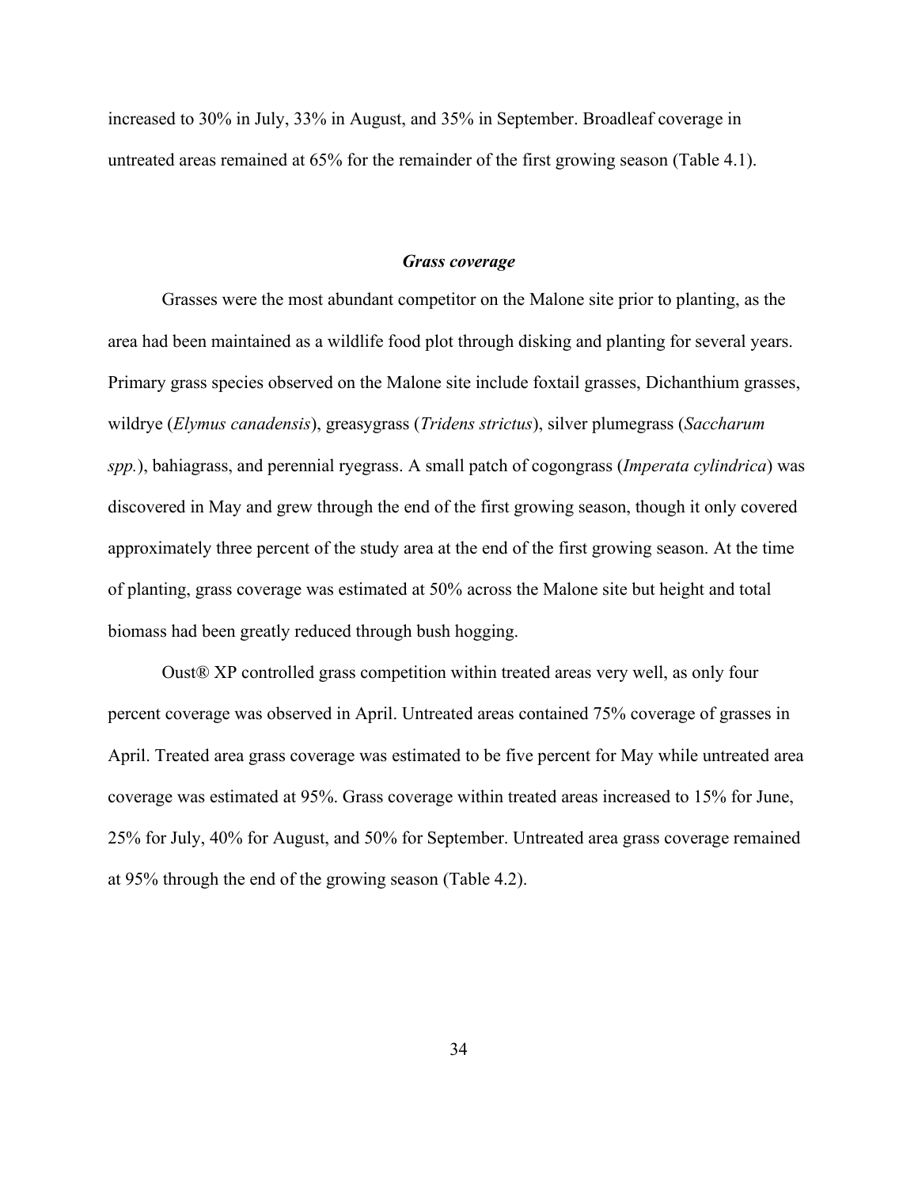increased to 30% in July, 33% in August, and 35% in September. Broadleaf coverage in untreated areas remained at 65% for the remainder of the first growing season (Table 4.1).

### *Grass coverage*

Grasses were the most abundant competitor on the Malone site prior to planting, as the area had been maintained as a wildlife food plot through disking and planting for several years. Primary grass species observed on the Malone site include foxtail grasses, Dichanthium grasses, wildrye (*Elymus canadensis*), greasygrass (*Tridens strictus*), silver plumegrass (*Saccharum spp.*), bahiagrass, and perennial ryegrass. A small patch of cogongrass (*Imperata cylindrica*) was discovered in May and grew through the end of the first growing season, though it only covered approximately three percent of the study area at the end of the first growing season. At the time of planting, grass coverage was estimated at 50% across the Malone site but height and total biomass had been greatly reduced through bush hogging.

Oust® XP controlled grass competition within treated areas very well, as only four percent coverage was observed in April. Untreated areas contained 75% coverage of grasses in April. Treated area grass coverage was estimated to be five percent for May while untreated area coverage was estimated at 95%. Grass coverage within treated areas increased to 15% for June, 25% for July, 40% for August, and 50% for September. Untreated area grass coverage remained at 95% through the end of the growing season (Table 4.2).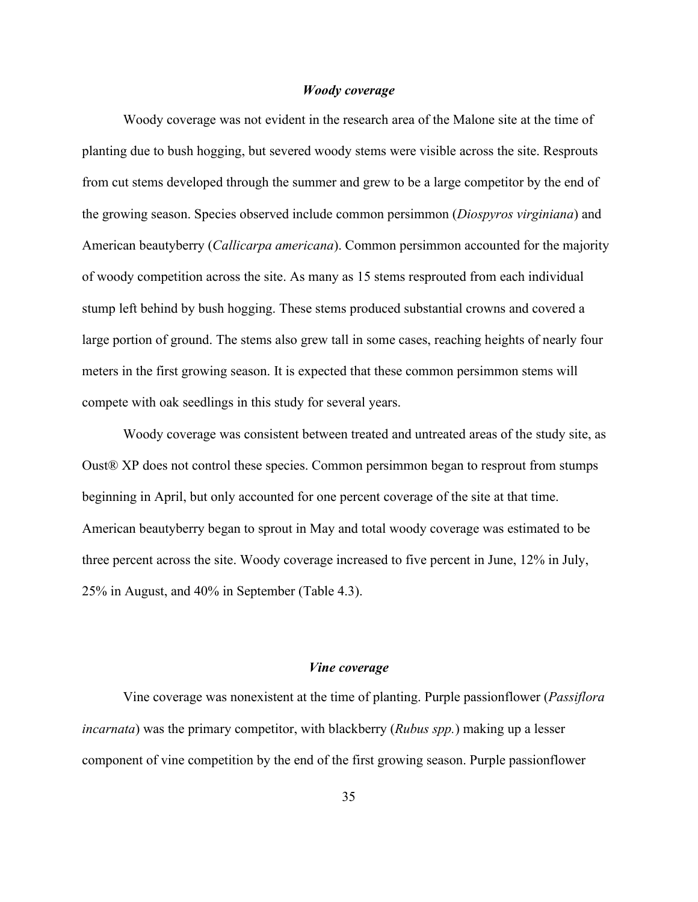### *Woody coverage*

Woody coverage was not evident in the research area of the Malone site at the time of planting due to bush hogging, but severed woody stems were visible across the site. Resprouts from cut stems developed through the summer and grew to be a large competitor by the end of the growing season. Species observed include common persimmon (*Diospyros virginiana*) and American beautyberry (*Callicarpa americana*). Common persimmon accounted for the majority of woody competition across the site. As many as 15 stems resprouted from each individual stump left behind by bush hogging. These stems produced substantial crowns and covered a large portion of ground. The stems also grew tall in some cases, reaching heights of nearly four meters in the first growing season. It is expected that these common persimmon stems will compete with oak seedlings in this study for several years.

Woody coverage was consistent between treated and untreated areas of the study site, as Oust® XP does not control these species. Common persimmon began to resprout from stumps beginning in April, but only accounted for one percent coverage of the site at that time. American beautyberry began to sprout in May and total woody coverage was estimated to be three percent across the site. Woody coverage increased to five percent in June, 12% in July, 25% in August, and 40% in September (Table 4.3).

### *Vine coverage*

Vine coverage was nonexistent at the time of planting. Purple passionflower (*Passiflora incarnata*) was the primary competitor, with blackberry (*Rubus spp.*) making up a lesser component of vine competition by the end of the first growing season. Purple passionflower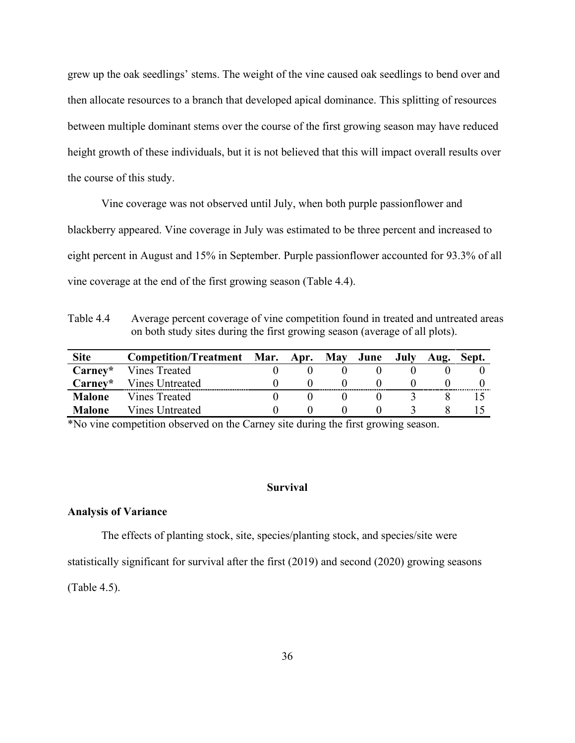grew up the oak seedlings' stems. The weight of the vine caused oak seedlings to bend over and then allocate resources to a branch that developed apical dominance. This splitting of resources between multiple dominant stems over the course of the first growing season may have reduced height growth of these individuals, but it is not believed that this will impact overall results over the course of this study.

Vine coverage was not observed until July, when both purple passionflower and blackberry appeared. Vine coverage in July was estimated to be three percent and increased to eight percent in August and 15% in September. Purple passionflower accounted for 93.3% of all vine coverage at the end of the first growing season (Table 4.4).

Table 4.4 Average percent coverage of vine competition found in treated and untreated areas on both study sites during the first growing season (average of all plots).

| Site | Competition/Treatment | Mar. | Apr. | May | June | July | Aug. | Sept. |
|---|---|---|---|---|---|---|---|---|
| **Carney*** | Vines Treated | 0 | 0 | 0 | 0 | 0 | 0 | 0 |
| **Carney*** | Vines Untreated | 0 | 0 | 0 | 0 | 0 | 0 | 0 |
| **Malone** | Vines Treated | 0 | 0 | 0 | 0 | 3 | 8 | 15 |
| **Malone** | Vines Untreated | 0 | 0 | 0 | 0 | 3 | 8 | 15 |

*No vine competition observed on the Carney site during the first growing season.

## Survival

### Analysis of Variance

The effects of planting stock, site, species/planting stock, and species/site were statistically significant for survival after the first (2019) and second (2020) growing seasons (Table 4.5).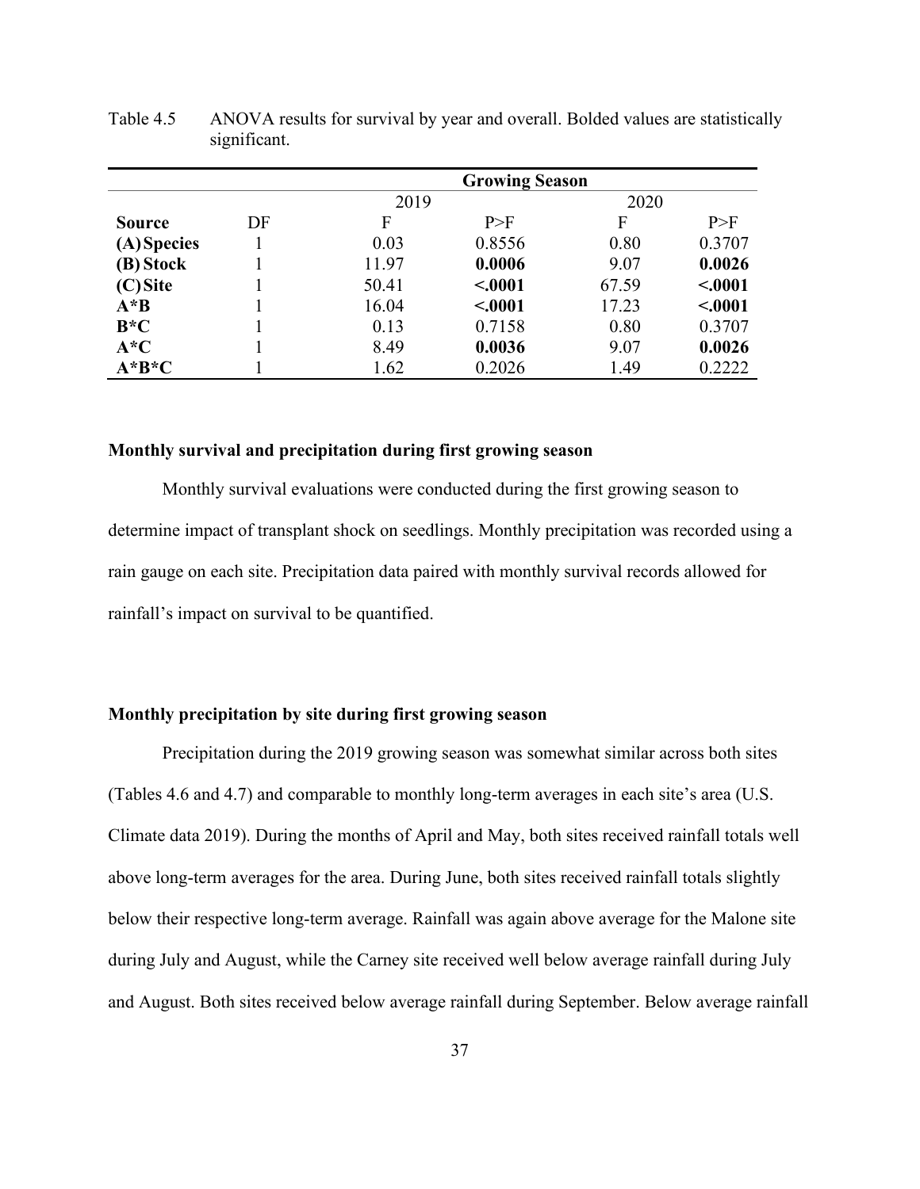Table 4.5 ANOVA results for survival by year and overall. Bolded values are statistically significant.

| | | Growing Season | | | |
|---|---|---|---|---|---|
| | | 2019 | | 2020 | |
| **Source** | DF | F | P>F | F | P>F |
| **(A) Species** | 1 | 0.03 | 0.8556 | 0.80 | 0.3707 |
| **(B) Stock** | 1 | 11.97 | **0.0006** | 9.07 | **0.0026** |
| **(C) Site** | 1 | 50.41 | **<.0001** | 67.59 | **<.0001** |
| **A*B** | 1 | 16.04 | **<.0001** | 17.23 | **<.0001** |
| **B*C** | 1 | 0.13 | 0.7158 | 0.80 | 0.3707 |
| **A*C** | 1 | 8.49 | **0.0036** | 9.07 | **0.0026** |
| **A*B*C** | 1 | 1.62 | 0.2026 | 1.49 | 0.2222 |

### Monthly survival and precipitation during first growing season

Monthly survival evaluations were conducted during the first growing season to determine impact of transplant shock on seedlings. Monthly precipitation was recorded using a rain gauge on each site. Precipitation data paired with monthly survival records allowed for rainfall's impact on survival to be quantified.

### Monthly precipitation by site during first growing season

Precipitation during the 2019 growing season was somewhat similar across both sites (Tables 4.6 and 4.7) and comparable to monthly long-term averages in each site's area (U.S. Climate data 2019). During the months of April and May, both sites received rainfall totals well above long-term averages for the area. During June, both sites received rainfall totals slightly below their respective long-term average. Rainfall was again above average for the Malone site during July and August, while the Carney site received well below average rainfall during July and August. Both sites received below average rainfall during September. Below average rainfall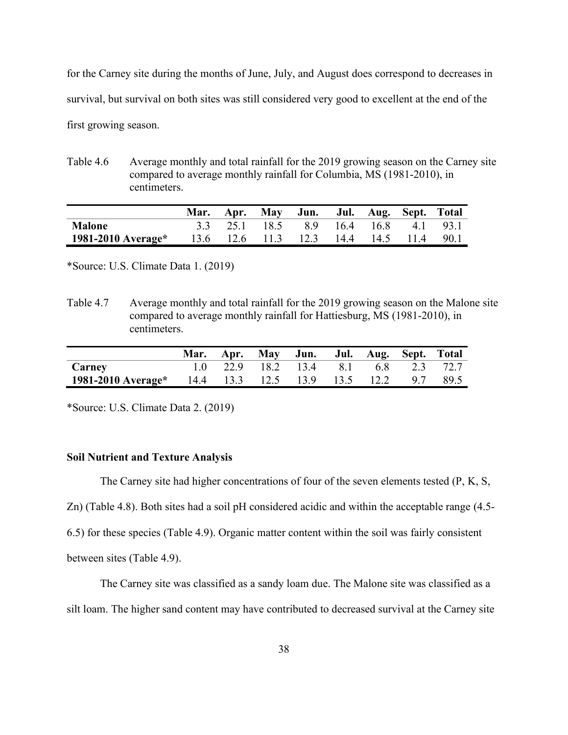for the Carney site during the months of June, July, and August does correspond to decreases in survival, but survival on both sites was still considered very good to excellent at the end of the first growing season.

Table 4.6 Average monthly and total rainfall for the 2019 growing season on the Carney site compared to average monthly rainfall for Columbia, MS (1981-2010), in centimeters.

| | Mar. | Apr. | May | Jun. | Jul. | Aug. | Sept. | Total |
|---|---|---|---|---|---|---|---|---|
| **Malone** | 3.3 | 25.1 | 18.5 | 8.9 | 16.4 | 16.8 | 4.1 | 93.1 |
| **1981-2010 Average*** | 13.6 | 12.6 | 11.3 | 12.3 | 14.4 | 14.5 | 11.4 | 90.1 |

*Source: U.S. Climate Data 1. (2019)

Table 4.7 Average monthly and total rainfall for the 2019 growing season on the Malone site compared to average monthly rainfall for Hattiesburg, MS (1981-2010), in centimeters.

| | Mar. | Apr. | May | Jun. | Jul. | Aug. | Sept. | Total |
|---|---|---|---|---|---|---|---|---|
| **Carney** | 1.0 | 22.9 | 18.2 | 13.4 | 8.1 | 6.8 | 2.3 | 72.7 |
| **1981-2010 Average*** | 14.4 | 13.3 | 12.5 | 13.9 | 13.5 | 12.2 | 9.7 | 89.5 |

*Source: U.S. Climate Data 2. (2019)

### Soil Nutrient and Texture Analysis

The Carney site had higher concentrations of four of the seven elements tested (P, K, S, Zn) (Table 4.8). Both sites had a soil pH considered acidic and within the acceptable range (4.5-6.5) for these species (Table 4.9). Organic matter content within the soil was fairly consistent between sites (Table 4.9).

The Carney site was classified as a sandy loam due. The Malone site was classified as a silt loam. The higher sand content may have contributed to decreased survival at the Carney site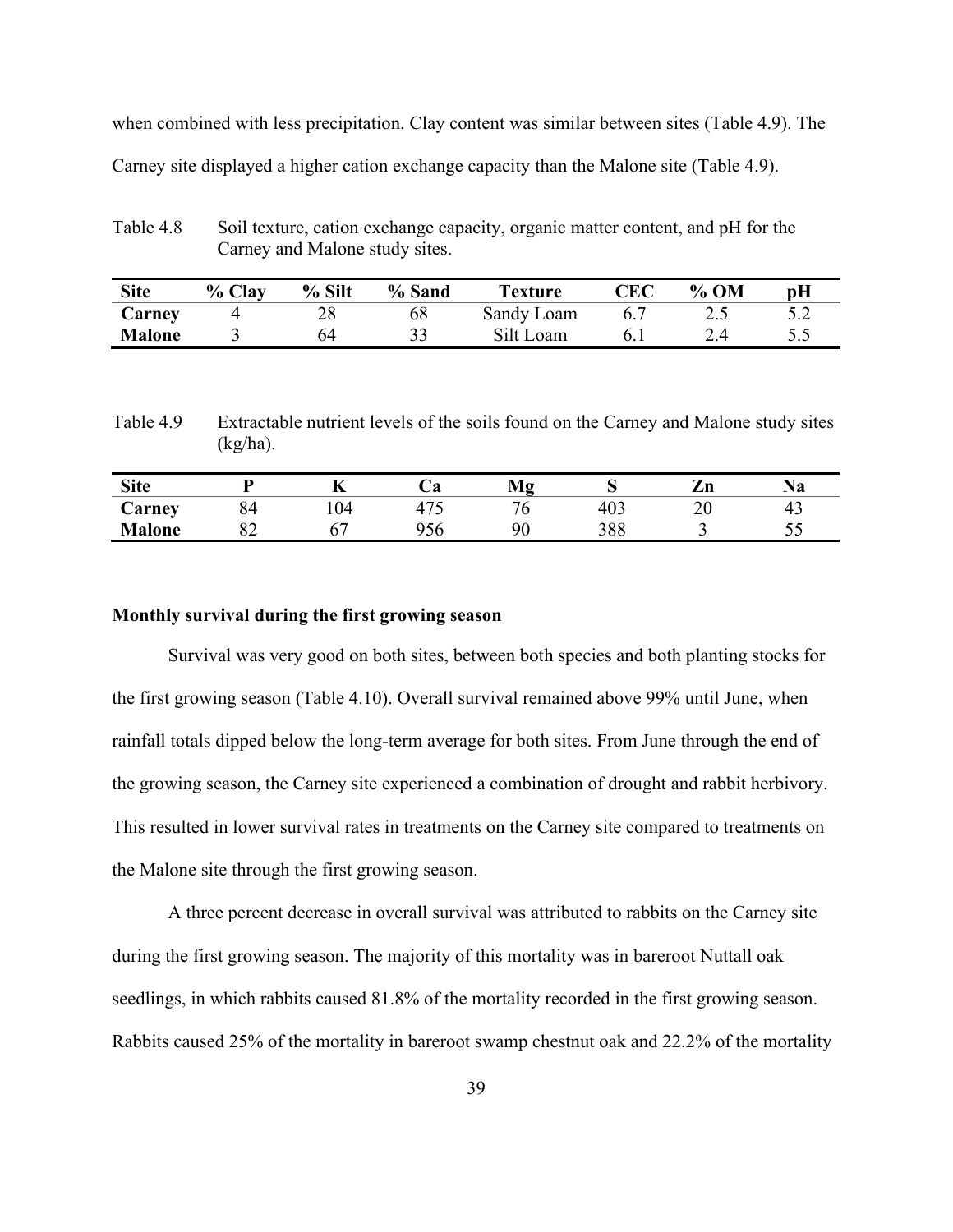when combined with less precipitation. Clay content was similar between sites (Table 4.9). The Carney site displayed a higher cation exchange capacity than the Malone site (Table 4.9).

Table 4.8 Soil texture, cation exchange capacity, organic matter content, and pH for the Carney and Malone study sites.

| Site | % Clay | % Silt | % Sand | Texture | CEC | % OM | pH |
|---|---|---|---|---|---|---|---|
| **Carney** | 4 | 28 | 68 | Sandy Loam | 6.7 | 2.5 | 5.2 |
| **Malone** | 3 | 64 | 33 | Silt Loam | 6.1 | 2.4 | 5.5 |

Table 4.9 Extractable nutrient levels of the soils found on the Carney and Malone study sites (kg/ha).

| Site | P | K | Ca | Mg | S | Zn | Na |
|---|---|---|---|---|---|---|---|
| **Carney** | 84 | 104 | 475 | 76 | 403 | 20 | 43 |
| **Malone** | 82 | 67 | 956 | 90 | 388 | 3 | 55 |

**Monthly survival during the first growing season**

Survival was very good on both sites, between both species and both planting stocks for the first growing season (Table 4.10). Overall survival remained above 99% until June, when rainfall totals dipped below the long-term average for both sites. From June through the end of the growing season, the Carney site experienced a combination of drought and rabbit herbivory. This resulted in lower survival rates in treatments on the Carney site compared to treatments on the Malone site through the first growing season.

A three percent decrease in overall survival was attributed to rabbits on the Carney site during the first growing season. The majority of this mortality was in bareroot Nuttall oak seedlings, in which rabbits caused 81.8% of the mortality recorded in the first growing season. Rabbits caused 25% of the mortality in bareroot swamp chestnut oak and 22.2% of the mortality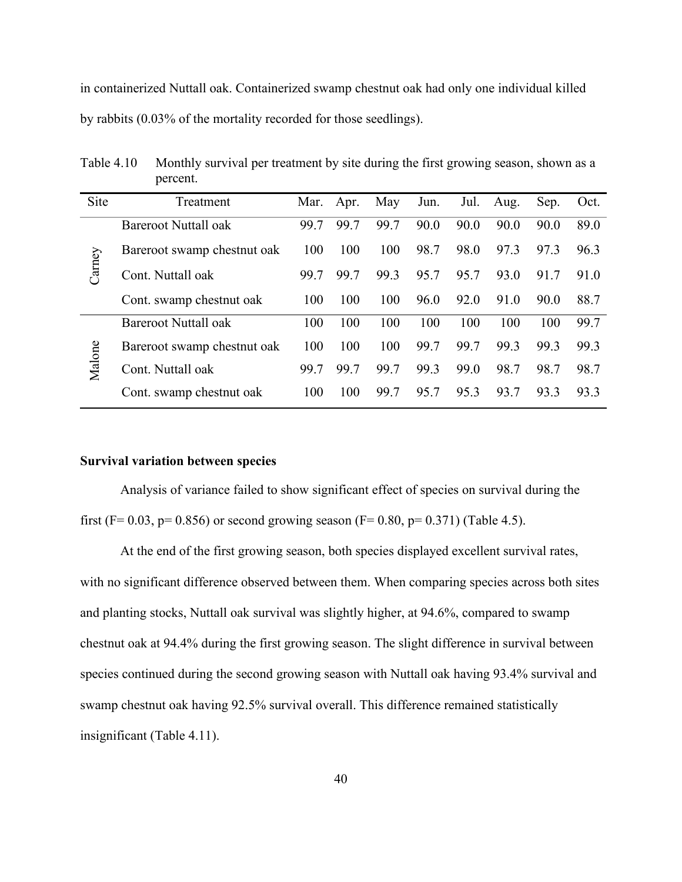in containerized Nuttall oak. Containerized swamp chestnut oak had only one individual killed by rabbits (0.03% of the mortality recorded for those seedlings).

Table 4.10 Monthly survival per treatment by site during the first growing season, shown as a percent.

| Site | Treatment | Mar. | Apr. | May | Jun. | Jul. | Aug. | Sep. | Oct. |
|---|---|---|---|---|---|---|---|---|---|
| Carney | Bareroot Nuttall oak | 99.7 | 99.7 | 99.7 | 90.0 | 90.0 | 90.0 | 90.0 | 89.0 |
| | Bareroot swamp chestnut oak | 100 | 100 | 100 | 98.7 | 98.0 | 97.3 | 97.3 | 96.3 |
| | Cont. Nuttall oak | 99.7 | 99.7 | 99.3 | 95.7 | 95.7 | 93.0 | 91.7 | 91.0 |
| | Cont. swamp chestnut oak | 100 | 100 | 100 | 96.0 | 92.0 | 91.0 | 90.0 | 88.7 |
| Malone | Bareroot Nuttall oak | 100 | 100 | 100 | 100 | 100 | 100 | 100 | 99.7 |
| | Bareroot swamp chestnut oak | 100 | 100 | 100 | 99.7 | 99.7 | 99.3 | 99.3 | 99.3 |
| | Cont. Nuttall oak | 99.7 | 99.7 | 99.7 | 99.3 | 99.0 | 98.7 | 98.7 | 98.7 |
| | Cont. swamp chestnut oak | 100 | 100 | 99.7 | 95.7 | 95.3 | 93.7 | 93.3 | 93.3 |

**Survival variation between species**

Analysis of variance failed to show significant effect of species on survival during the first ($F = 0.03$, $p = 0.856$) or second growing season ($F = 0.80$, $p = 0.371$) (Table 4.5).

At the end of the first growing season, both species displayed excellent survival rates, with no significant difference observed between them. When comparing species across both sites and planting stocks, Nuttall oak survival was slightly higher, at 94.6%, compared to swamp chestnut oak at 94.4% during the first growing season. The slight difference in survival between species continued during the second growing season with Nuttall oak having 93.4% survival and swamp chestnut oak having 92.5% survival overall. This difference remained statistically insignificant (Table 4.11).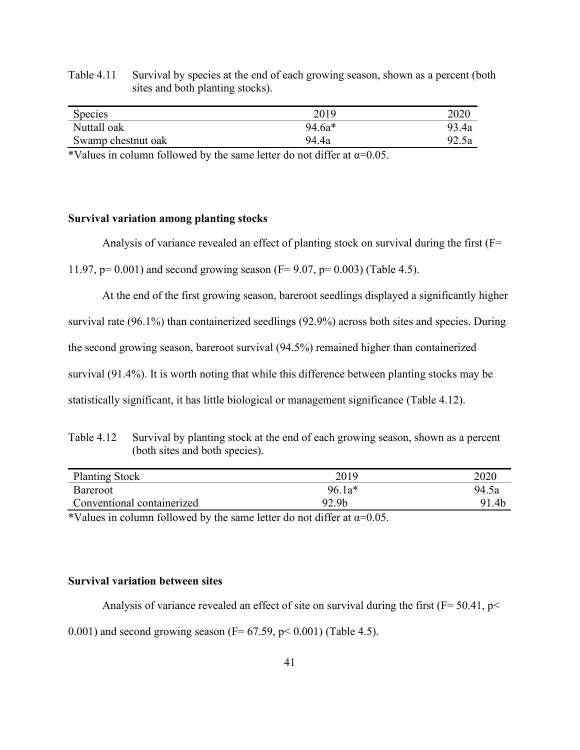Table 4.11 Survival by species at the end of each growing season, shown as a percent (both sites and both planting stocks).

| Species | 2019 | 2020 |
|---|---|---|
| Nuttall oak | 94.6a* | 93.4a |
| Swamp chestnut oak | 94.4a | 92.5a |

*Values in column followed by the same letter do not differ at $\alpha$=0.05.

### Survival variation among planting stocks

Analysis of variance revealed an effect of planting stock on survival during the first ($F= 11.97$, $p= 0.001$) and second growing season ($F= 9.07$, $p= 0.003$) (Table 4.5).

At the end of the first growing season, bareroot seedlings displayed a significantly higher survival rate (96.1%) than containerized seedlings (92.9%) across both sites and species. During the second growing season, bareroot survival (94.5%) remained higher than containerized survival (91.4%). It is worth noting that while this difference between planting stocks may be statistically significant, it has little biological or management significance (Table 4.12).

Table 4.12 Survival by planting stock at the end of each growing season, shown as a percent (both sites and both species).

| Planting Stock | 2019 | 2020 |
|---|---|---|
| Bareroot | 96.1a* | 94.5a |
| Conventional containerized | 92.9b | 91.4b |

*Values in column followed by the same letter do not differ at $\alpha$=0.05.

### Survival variation between sites

Analysis of variance revealed an effect of site on survival during the first ($F= 50.41$, $p< 0.001$) and second growing season ($F= 67.59$, $p< 0.001$) (Table 4.5).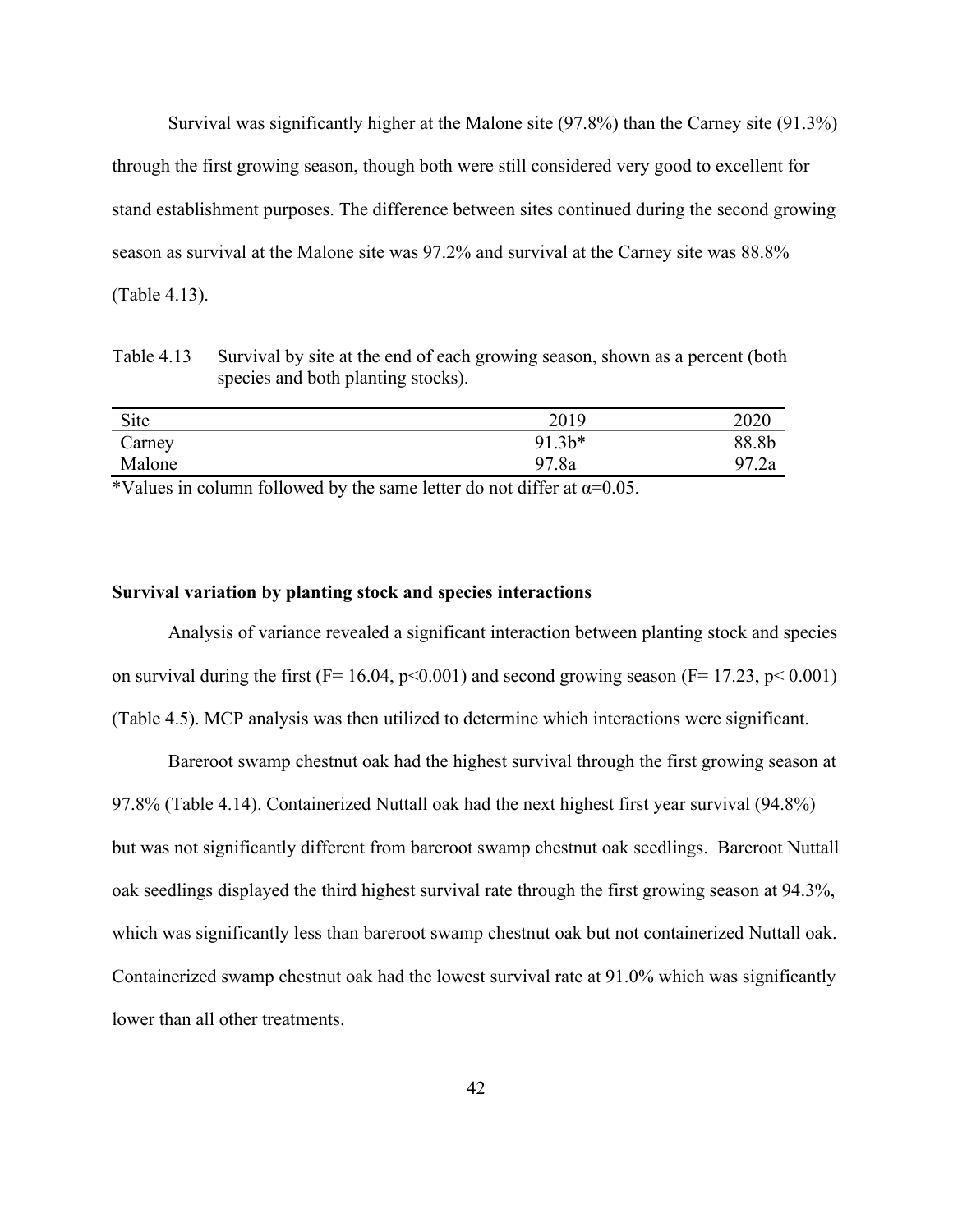Survival was significantly higher at the Malone site (97.8%) than the Carney site (91.3%) through the first growing season, though both were still considered very good to excellent for stand establishment purposes. The difference between sites continued during the second growing season as survival at the Malone site was 97.2% and survival at the Carney site was 88.8% (Table 4.13).

Table 4.13 Survival by site at the end of each growing season, shown as a percent (both species and both planting stocks).

| Site | 2019 | 2020 |
|---|---|---|
| Carney | 91.3b* | 88.8b |
| Malone | 97.8a | 97.2a |

*Values in column followed by the same letter do not differ at $\alpha$=0.05.

**Survival variation by planting stock and species interactions**

Analysis of variance revealed a significant interaction between planting stock and species on survival during the first ($F= 16.04$, $p<0.001$) and second growing season ($F= 17.23$, $p< 0.001$) (Table 4.5). MCP analysis was then utilized to determine which interactions were significant.

Bareroot swamp chestnut oak had the highest survival through the first growing season at 97.8% (Table 4.14). Containerized Nuttall oak had the next highest first year survival (94.8%) but was not significantly different from bareroot swamp chestnut oak seedlings. Bareroot Nuttall oak seedlings displayed the third highest survival rate through the first growing season at 94.3%, which was significantly less than bareroot swamp chestnut oak but not containerized Nuttall oak. Containerized swamp chestnut oak had the lowest survival rate at 91.0% which was significantly lower than all other treatments.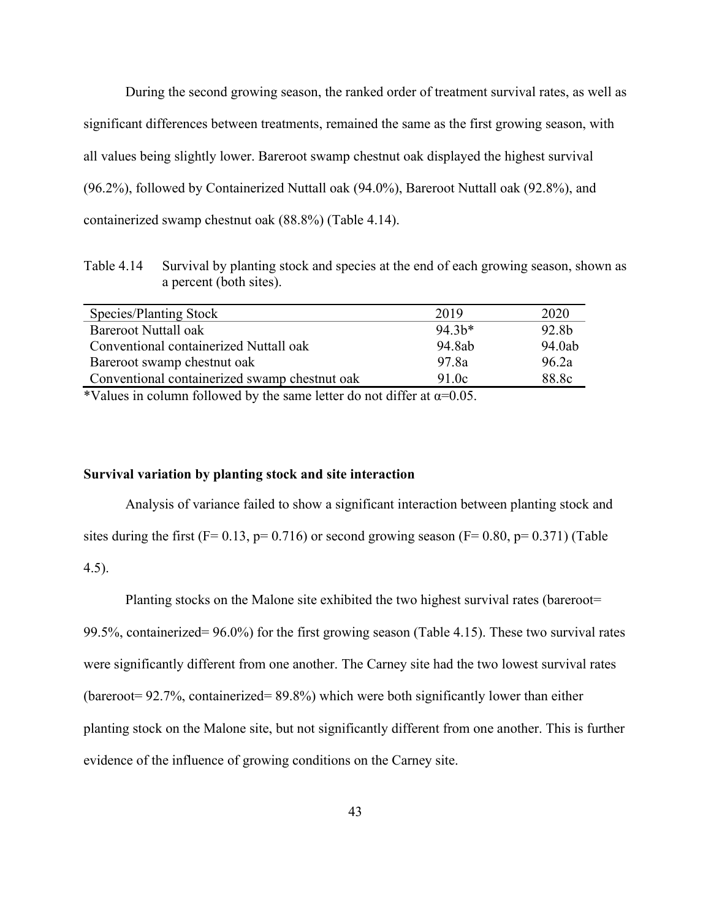During the second growing season, the ranked order of treatment survival rates, as well as significant differences between treatments, remained the same as the first growing season, with all values being slightly lower. Bareroot swamp chestnut oak displayed the highest survival (96.2%), followed by Containerized Nuttall oak (94.0%), Bareroot Nuttall oak (92.8%), and containerized swamp chestnut oak (88.8%) (Table 4.14).

Table 4.14 Survival by planting stock and species at the end of each growing season, shown as a percent (both sites).

| Species/Planting Stock | 2019 | 2020 |
|---|---|---|
| Bareroot Nuttall oak | 94.3b* | 92.8b |
| Conventional containerized Nuttall oak | 94.8ab | 94.0ab |
| Bareroot swamp chestnut oak | 97.8a | 96.2a |
| Conventional containerized swamp chestnut oak | 91.0c | 88.8c |

*Values in column followed by the same letter do not differ at $\alpha$=0.05.

**Survival variation by planting stock and site interaction**

Analysis of variance failed to show a significant interaction between planting stock and sites during the first ($F= 0.13$, $p= 0.716$) or second growing season ($F= 0.80$, $p= 0.371$) (Table 4.5).

Planting stocks on the Malone site exhibited the two highest survival rates (bareroot= 99.5%, containerized= 96.0%) for the first growing season (Table 4.15). These two survival rates were significantly different from one another. The Carney site had the two lowest survival rates (bareroot= 92.7%, containerized= 89.8%) which were both significantly lower than either planting stock on the Malone site, but not significantly different from one another. This is further evidence of the influence of growing conditions on the Carney site.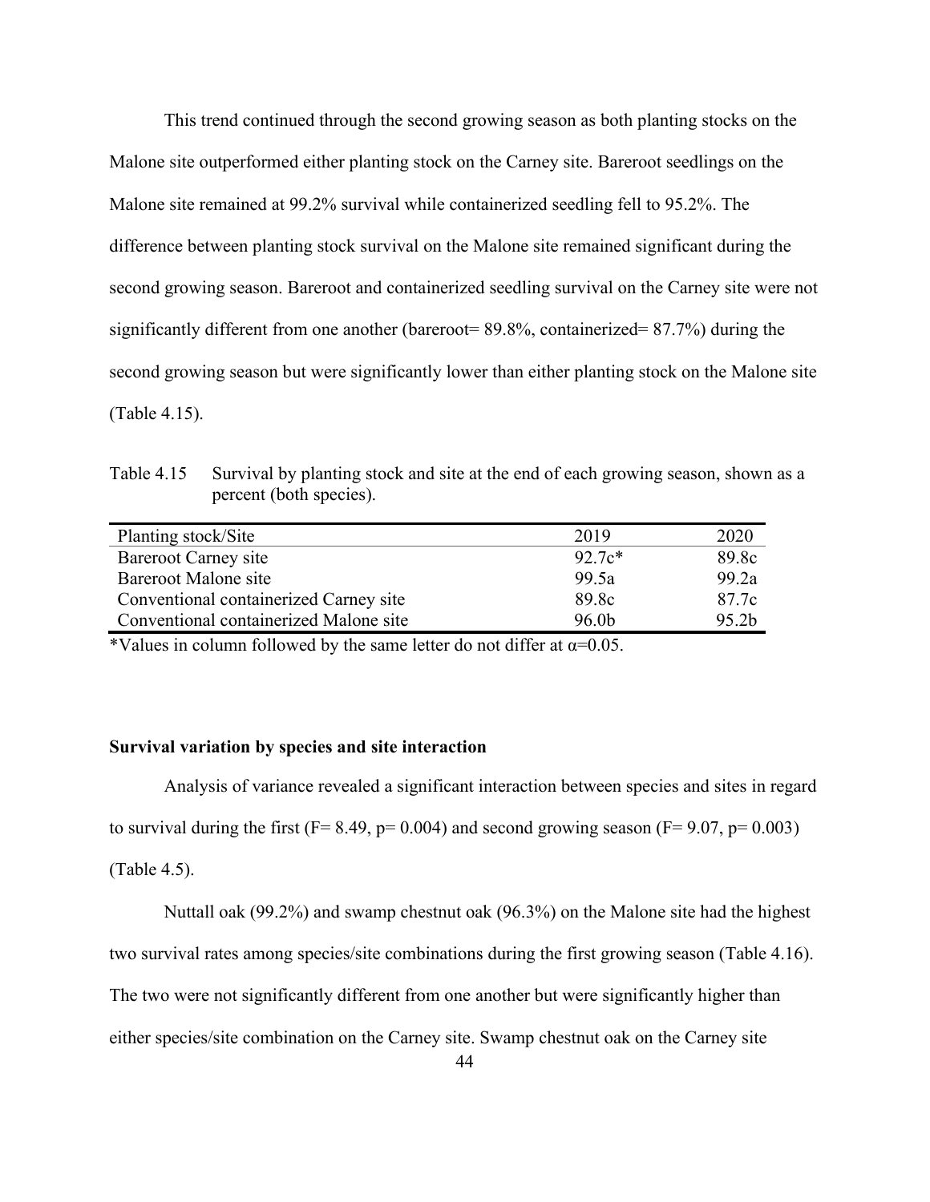This trend continued through the second growing season as both planting stocks on the Malone site outperformed either planting stock on the Carney site. Bareroot seedlings on the Malone site remained at 99.2% survival while containerized seedling fell to 95.2%. The difference between planting stock survival on the Malone site remained significant during the second growing season. Bareroot and containerized seedling survival on the Carney site were not significantly different from one another (bareroot= 89.8%, containerized= 87.7%) during the second growing season but were significantly lower than either planting stock on the Malone site (Table 4.15).

Table 4.15 Survival by planting stock and site at the end of each growing season, shown as a percent (both species).

| Planting stock/Site | 2019 | 2020 |
|---|---|---|
| Bareroot Carney site | 92.7c* | 89.8c |
| Bareroot Malone site | 99.5a | 99.2a |
| Conventional containerized Carney site | 89.8c | 87.7c |
| Conventional containerized Malone site | 96.0b | 95.2b |

*Values in column followed by the same letter do not differ at α=0.05.

### Survival variation by species and site interaction

Analysis of variance revealed a significant interaction between species and sites in regard to survival during the first ($F= 8.49$, $p= 0.004$) and second growing season ($F= 9.07$, $p= 0.003$) (Table 4.5).

Nuttall oak (99.2%) and swamp chestnut oak (96.3%) on the Malone site had the highest two survival rates among species/site combinations during the first growing season (Table 4.16). The two were not significantly different from one another but were significantly higher than either species/site combination on the Carney site. Swamp chestnut oak on the Carney site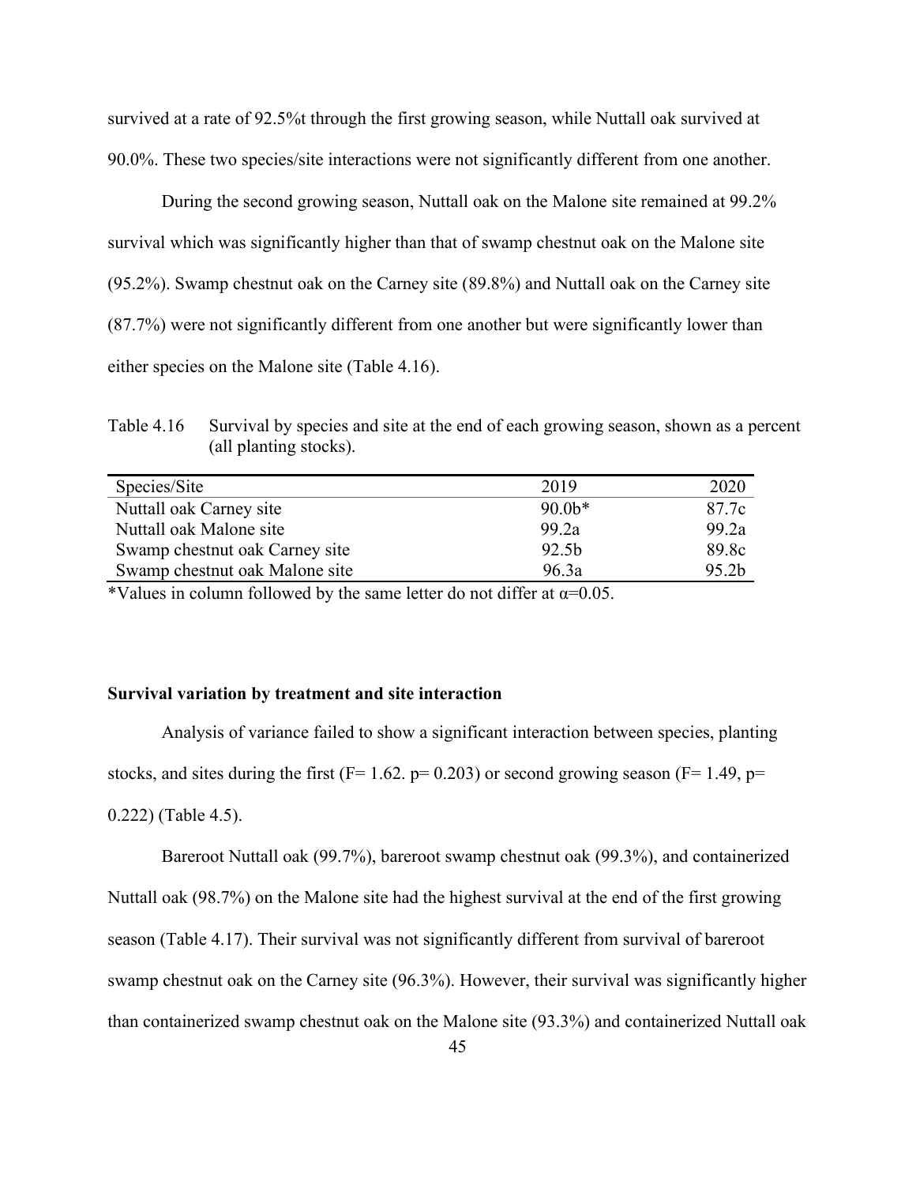survived at a rate of 92.5%t through the first growing season, while Nuttall oak survived at 90.0%. These two species/site interactions were not significantly different from one another.

During the second growing season, Nuttall oak on the Malone site remained at 99.2% survival which was significantly higher than that of swamp chestnut oak on the Malone site (95.2%). Swamp chestnut oak on the Carney site (89.8%) and Nuttall oak on the Carney site (87.7%) were not significantly different from one another but were significantly lower than either species on the Malone site (Table 4.16).

Table 4.16 Survival by species and site at the end of each growing season, shown as a percent (all planting stocks).

| Species/Site | 2019 | 2020 |
|---|---|---|
| Nuttall oak Carney site | 90.0b* | 87.7c |
| Nuttall oak Malone site | 99.2a | 99.2a |
| Swamp chestnut oak Carney site | 92.5b | 89.8c |
| Swamp chestnut oak Malone site | 96.3a | 95.2b |

*Values in column followed by the same letter do not differ at $\alpha$=0.05.

### Survival variation by treatment and site interaction

Analysis of variance failed to show a significant interaction between species, planting stocks, and sites during the first ($F= 1.62$. $p= 0.203$) or second growing season ($F= 1.49$, $p= 0.222$) (Table 4.5).

Bareroot Nuttall oak (99.7%), bareroot swamp chestnut oak (99.3%), and containerized Nuttall oak (98.7%) on the Malone site had the highest survival at the end of the first growing season (Table 4.17). Their survival was not significantly different from survival of bareroot swamp chestnut oak on the Carney site (96.3%). However, their survival was significantly higher than containerized swamp chestnut oak on the Malone site (93.3%) and containerized Nuttall oak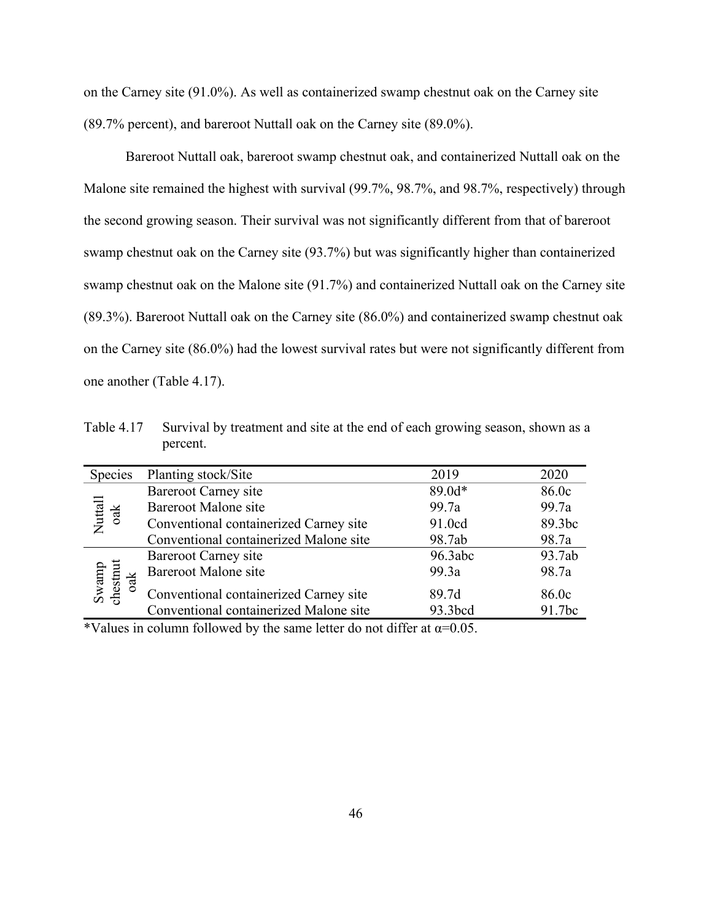on the Carney site (91.0%). As well as containerized swamp chestnut oak on the Carney site (89.7% percent), and bareroot Nuttall oak on the Carney site (89.0%).

Bareroot Nuttall oak, bareroot swamp chestnut oak, and containerized Nuttall oak on the Malone site remained the highest with survival (99.7%, 98.7%, and 98.7%, respectively) through the second growing season. Their survival was not significantly different from that of bareroot swamp chestnut oak on the Carney site (93.7%) but was significantly higher than containerized swamp chestnut oak on the Malone site (91.7%) and containerized Nuttall oak on the Carney site (89.3%). Bareroot Nuttall oak on the Carney site (86.0%) and containerized swamp chestnut oak on the Carney site (86.0%) had the lowest survival rates but were not significantly different from one another (Table 4.17).

Table 4.17 Survival by treatment and site at the end of each growing season, shown as a percent.

| Species | Planting stock/Site | 2019 | 2020 |
|---|---|---|---|
| Nuttall oak | Bareroot Carney site | 89.0d* | 86.0c |
| | Bareroot Malone site | 99.7a | 99.7a |
| | Conventional containerized Carney site | 91.0cd | 89.3bc |
| | Conventional containerized Malone site | 98.7ab | 98.7a |
| Swamp chestnut oak | Bareroot Carney site | 96.3abc | 93.7ab |
| | Bareroot Malone site | 99.3a | 98.7a |
| | Conventional containerized Carney site | 89.7d | 86.0c |
| | Conventional containerized Malone site | 93.3bcd | 91.7bc |

*Values in column followed by the same letter do not differ at $\alpha$=0.05.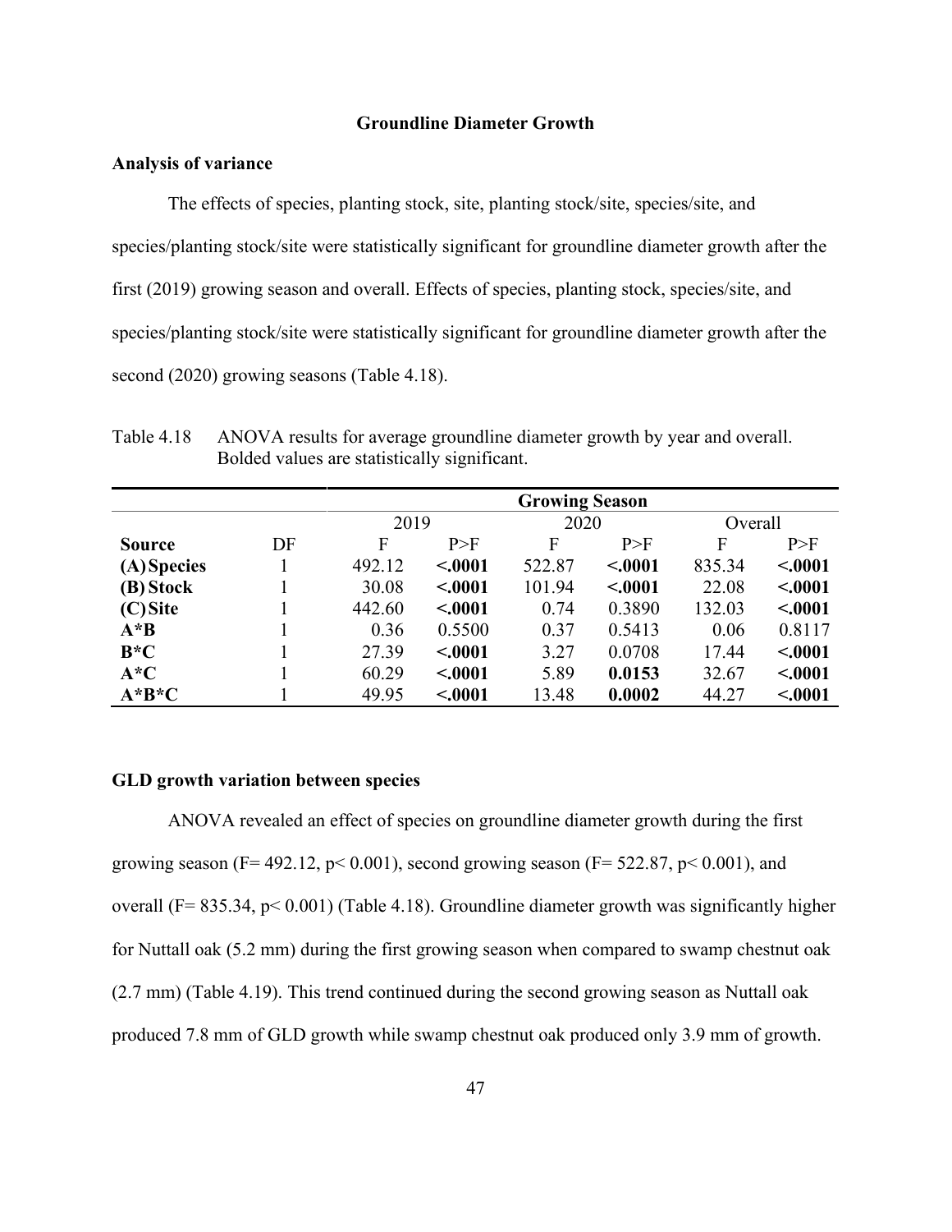## Groundline Diameter Growth

### Analysis of variance

The effects of species, planting stock, site, planting stock/site, species/site, and species/planting stock/site were statistically significant for groundline diameter growth after the first (2019) growing season and overall. Effects of species, planting stock, species/site, and species/planting stock/site were statistically significant for groundline diameter growth after the second (2020) growing seasons (Table 4.18).

Table 4.18 ANOVA results for average groundline diameter growth by year and overall. Bolded values are statistically significant.

| | | Growing Season | | | | | |
|---|---|---|---|---|---|---|---|
| | | 2019 | | 2020 | | Overall | |
| **Source** | DF | F | P>F | F | P>F | F | P>F |
| **(A) Species** | 1 | 492.12 | **<.0001** | 522.87 | **<.0001** | 835.34 | **<.0001** |
| **(B) Stock** | 1 | 30.08 | **<.0001** | 101.94 | **<.0001** | 22.08 | **<.0001** |
| **(C) Site** | 1 | 442.60 | **<.0001** | 0.74 | 0.3890 | 132.03 | **<.0001** |
| **A*B** | 1 | 0.36 | 0.5500 | 0.37 | 0.5413 | 0.06 | 0.8117 |
| **B*C** | 1 | 27.39 | **<.0001** | 3.27 | 0.0708 | 17.44 | **<.0001** |
| **A*C** | 1 | 60.29 | **<.0001** | 5.89 | **0.0153** | 32.67 | **<.0001** |
| **A*B*C** | 1 | 49.95 | **<.0001** | 13.48 | **0.0002** | 44.27 | **<.0001** |

### GLD growth variation between species

ANOVA revealed an effect of species on groundline diameter growth during the first growing season ($F = 492.12$, $p < 0.001$), second growing season ($F = 522.87$, $p < 0.001$), and overall ($F = 835.34$, $p < 0.001$) (Table 4.18). Groundline diameter growth was significantly higher for Nuttall oak (5.2 mm) during the first growing season when compared to swamp chestnut oak (2.7 mm) (Table 4.19). This trend continued during the second growing season as Nuttall oak produced 7.8 mm of GLD growth while swamp chestnut oak produced only 3.9 mm of growth.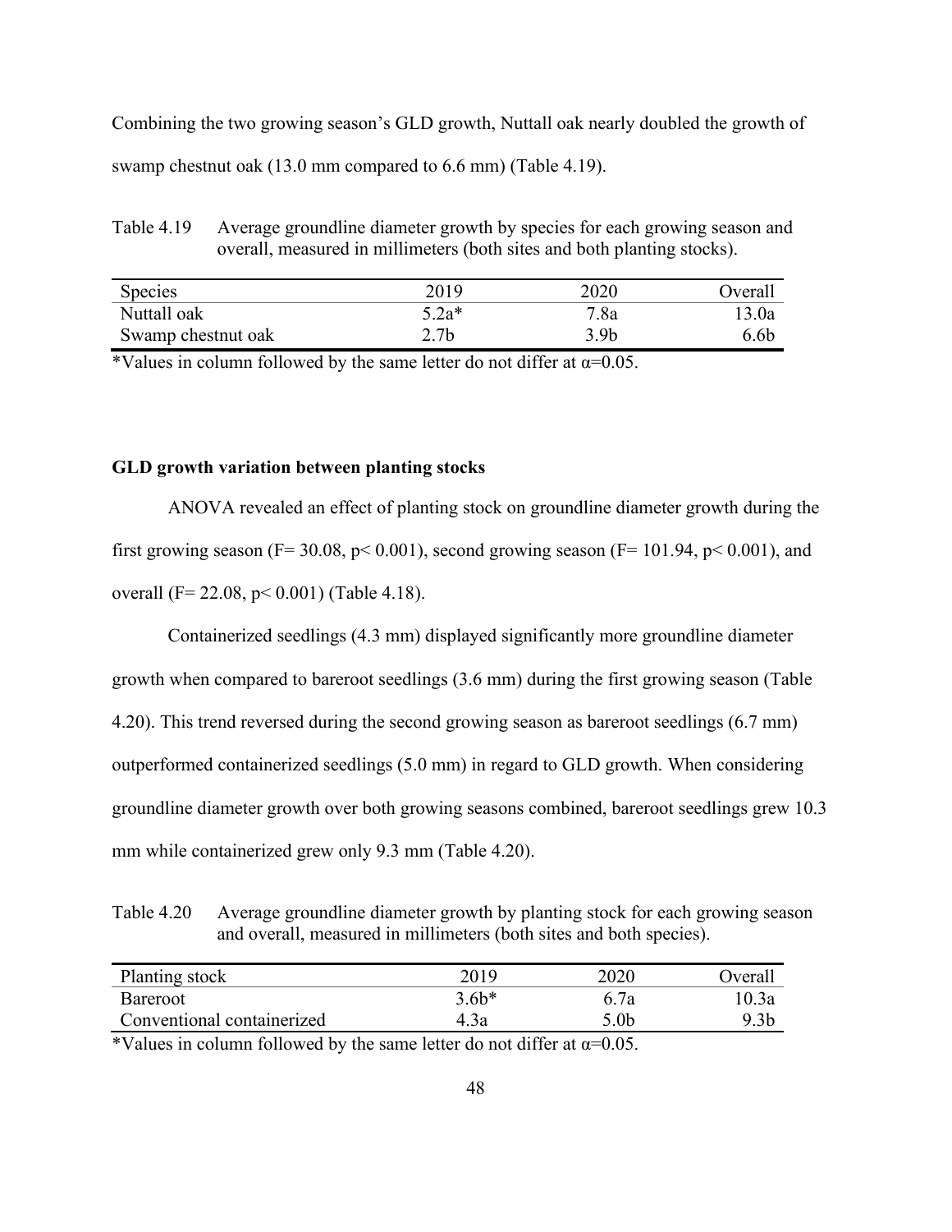Combining the two growing season's GLD growth, Nuttall oak nearly doubled the growth of swamp chestnut oak (13.0 mm compared to 6.6 mm) (Table 4.19).

Table 4.19 Average groundline diameter growth by species for each growing season and overall, measured in millimeters (both sites and both planting stocks).

| Species | 2019 | 2020 | Overall |
|---|---|---|---|
| Nuttall oak | 5.2a* | 7.8a | 13.0a |
| Swamp chestnut oak | 2.7b | 3.9b | 6.6b |

*Values in column followed by the same letter do not differ at $\alpha$=0.05.

**GLD growth variation between planting stocks**

ANOVA revealed an effect of planting stock on groundline diameter growth during the first growing season ($F= 30.08$, $p< 0.001$), second growing season ($F= 101.94$, $p< 0.001$), and overall ($F= 22.08$, $p< 0.001$) (Table 4.18).

Containerized seedlings (4.3 mm) displayed significantly more groundline diameter growth when compared to bareroot seedlings (3.6 mm) during the first growing season (Table 4.20). This trend reversed during the second growing season as bareroot seedlings (6.7 mm) outperformed containerized seedlings (5.0 mm) in regard to GLD growth. When considering groundline diameter growth over both growing seasons combined, bareroot seedlings grew 10.3 mm while containerized grew only 9.3 mm (Table 4.20).

Table 4.20 Average groundline diameter growth by planting stock for each growing season and overall, measured in millimeters (both sites and both species).

| Planting stock | 2019 | 2020 | Overall |
|---|---|---|---|
| Bareroot | 3.6b* | 6.7a | 10.3a |
| Conventional containerized | 4.3a | 5.0b | 9.3b |

*Values in column followed by the same letter do not differ at $\alpha$=0.05.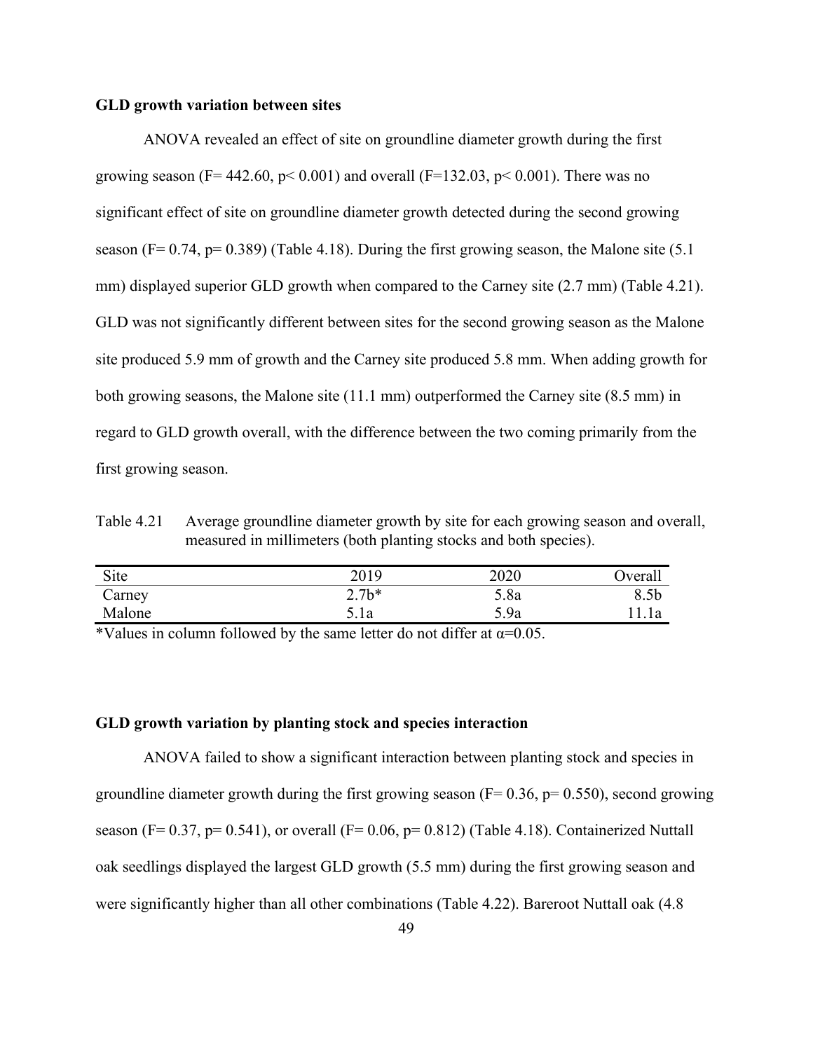**GLD growth variation between sites**

ANOVA revealed an effect of site on groundline diameter growth during the first growing season ($F= 442.60$, $p< 0.001$) and overall ($F=132.03$, $p< 0.001$). There was no significant effect of site on groundline diameter growth detected during the second growing season ($F= 0.74$, $p= 0.389$) (Table 4.18). During the first growing season, the Malone site (5.1 mm) displayed superior GLD growth when compared to the Carney site (2.7 mm) (Table 4.21). GLD was not significantly different between sites for the second growing season as the Malone site produced 5.9 mm of growth and the Carney site produced 5.8 mm. When adding growth for both growing seasons, the Malone site (11.1 mm) outperformed the Carney site (8.5 mm) in regard to GLD growth overall, with the difference between the two coming primarily from the first growing season.

Table 4.21 Average groundline diameter growth by site for each growing season and overall, measured in millimeters (both planting stocks and both species).

| Site | 2019 | 2020 | Overall |
|---|---|---|---|
| Carney | 2.7b* | 5.8a | 8.5b |
| Malone | 5.1a | 5.9a | 11.1a |

*Values in column followed by the same letter do not differ at $\alpha$=0.05.

**GLD growth variation by planting stock and species interaction**

ANOVA failed to show a significant interaction between planting stock and species in groundline diameter growth during the first growing season ($F= 0.36$, $p= 0.550$), second growing season ($F= 0.37$, $p= 0.541$), or overall ($F= 0.06$, $p= 0.812$) (Table 4.18). Containerized Nuttall oak seedlings displayed the largest GLD growth (5.5 mm) during the first growing season and were significantly higher than all other combinations (Table 4.22). Bareroot Nuttall oak (4.8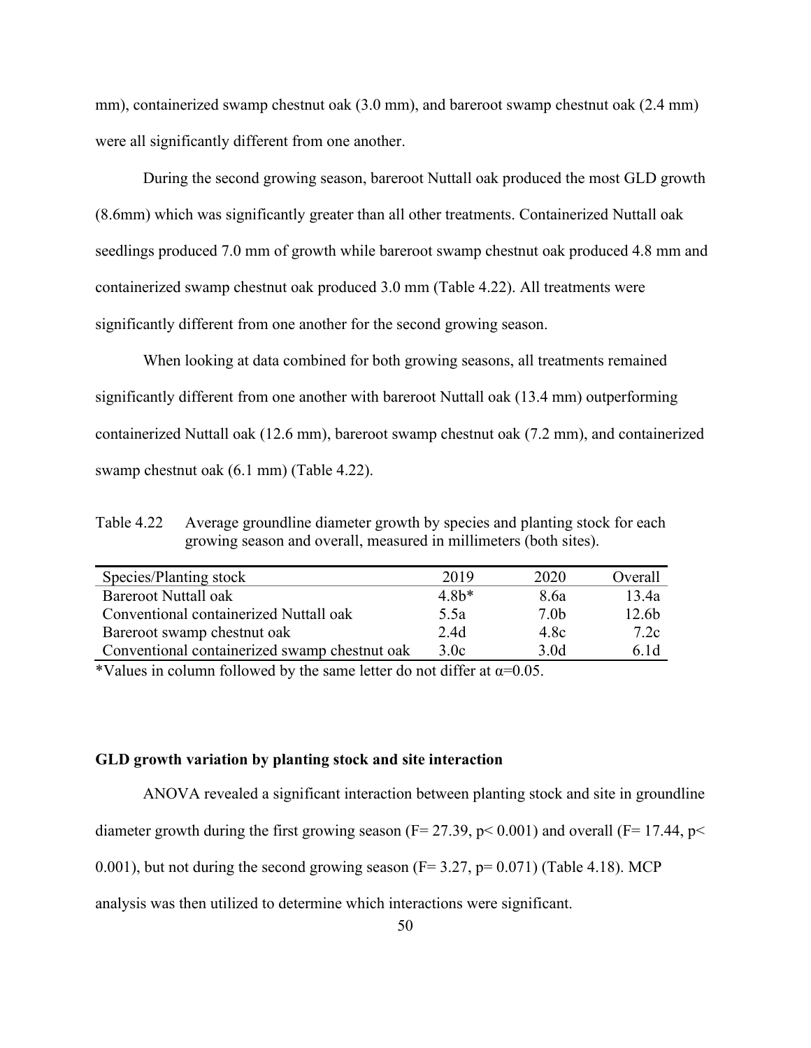mm), containerized swamp chestnut oak (3.0 mm), and bareroot swamp chestnut oak (2.4 mm) were all significantly different from one another.

During the second growing season, bareroot Nuttall oak produced the most GLD growth (8.6mm) which was significantly greater than all other treatments. Containerized Nuttall oak seedlings produced 7.0 mm of growth while bareroot swamp chestnut oak produced 4.8 mm and containerized swamp chestnut oak produced 3.0 mm (Table 4.22). All treatments were significantly different from one another for the second growing season.

When looking at data combined for both growing seasons, all treatments remained significantly different from one another with bareroot Nuttall oak (13.4 mm) outperforming containerized Nuttall oak (12.6 mm), bareroot swamp chestnut oak (7.2 mm), and containerized swamp chestnut oak (6.1 mm) (Table 4.22).

Table 4.22 Average groundline diameter growth by species and planting stock for each growing season and overall, measured in millimeters (both sites).

| Species/Planting stock | 2019 | 2020 | Overall |
|---|---|---|---|
| Bareroot Nuttall oak | 4.8b* | 8.6a | 13.4a |
| Conventional containerized Nuttall oak | 5.5a | 7.0b | 12.6b |
| Bareroot swamp chestnut oak | 2.4d | 4.8c | 7.2c |
| Conventional containerized swamp chestnut oak | 3.0c | 3.0d | 6.1d |

*Values in column followed by the same letter do not differ at $\alpha$=0.05.

**GLD growth variation by planting stock and site interaction**

ANOVA revealed a significant interaction between planting stock and site in groundline diameter growth during the first growing season ($F = 27.39$, $p < 0.001$) and overall ($F = 17.44$, $p < 0.001$), but not during the second growing season ($F = 3.27$, $p = 0.071$) (Table 4.18). MCP analysis was then utilized to determine which interactions were significant.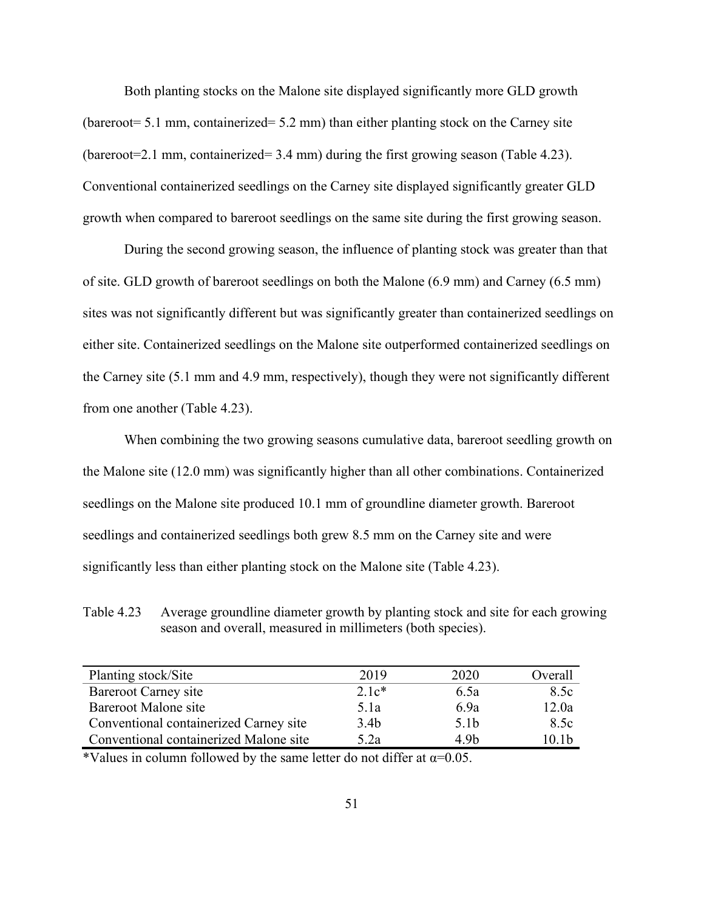Both planting stocks on the Malone site displayed significantly more GLD growth (bareroot= 5.1 mm, containerized= 5.2 mm) than either planting stock on the Carney site (bareroot=2.1 mm, containerized= 3.4 mm) during the first growing season (Table 4.23). Conventional containerized seedlings on the Carney site displayed significantly greater GLD growth when compared to bareroot seedlings on the same site during the first growing season.

During the second growing season, the influence of planting stock was greater than that of site. GLD growth of bareroot seedlings on both the Malone (6.9 mm) and Carney (6.5 mm) sites was not significantly different but was significantly greater than containerized seedlings on either site. Containerized seedlings on the Malone site outperformed containerized seedlings on the Carney site (5.1 mm and 4.9 mm, respectively), though they were not significantly different from one another (Table 4.23).

When combining the two growing seasons cumulative data, bareroot seedling growth on the Malone site (12.0 mm) was significantly higher than all other combinations. Containerized seedlings on the Malone site produced 10.1 mm of groundline diameter growth. Bareroot seedlings and containerized seedlings both grew 8.5 mm on the Carney site and were significantly less than either planting stock on the Malone site (Table 4.23).

Table 4.23 Average groundline diameter growth by planting stock and site for each growing season and overall, measured in millimeters (both species).

| Planting stock/Site | 2019 | 2020 | Overall |
|---|---|---|---|
| Bareroot Carney site | 2.1c* | 6.5a | 8.5c |
| Bareroot Malone site | 5.1a | 6.9a | 12.0a |
| Conventional containerized Carney site | 3.4b | 5.1b | 8.5c |
| Conventional containerized Malone site | 5.2a | 4.9b | 10.1b |

*Values in column followed by the same letter do not differ at $\alpha$=0.05.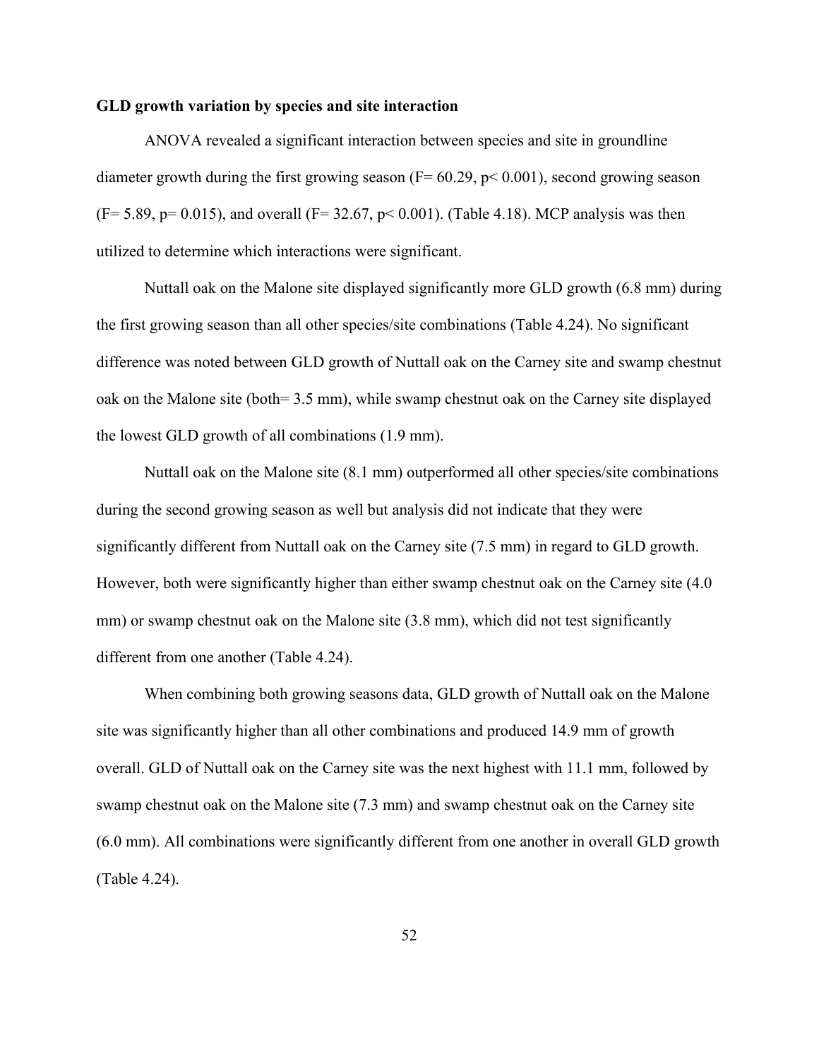**GLD growth variation by species and site interaction**

ANOVA revealed a significant interaction between species and site in groundline diameter growth during the first growing season ($F = 60.29$, $p < 0.001$), second growing season ($F = 5.89$, $p = 0.015$), and overall ($F = 32.67$, $p < 0.001$). (Table 4.18). MCP analysis was then utilized to determine which interactions were significant.

Nuttall oak on the Malone site displayed significantly more GLD growth (6.8 mm) during the first growing season than all other species/site combinations (Table 4.24). No significant difference was noted between GLD growth of Nuttall oak on the Carney site and swamp chestnut oak on the Malone site (both= 3.5 mm), while swamp chestnut oak on the Carney site displayed the lowest GLD growth of all combinations (1.9 mm).

Nuttall oak on the Malone site (8.1 mm) outperformed all other species/site combinations during the second growing season as well but analysis did not indicate that they were significantly different from Nuttall oak on the Carney site (7.5 mm) in regard to GLD growth. However, both were significantly higher than either swamp chestnut oak on the Carney site (4.0 mm) or swamp chestnut oak on the Malone site (3.8 mm), which did not test significantly different from one another (Table 4.24).

When combining both growing seasons data, GLD growth of Nuttall oak on the Malone site was significantly higher than all other combinations and produced 14.9 mm of growth overall. GLD of Nuttall oak on the Carney site was the next highest with 11.1 mm, followed by swamp chestnut oak on the Malone site (7.3 mm) and swamp chestnut oak on the Carney site (6.0 mm). All combinations were significantly different from one another in overall GLD growth (Table 4.24).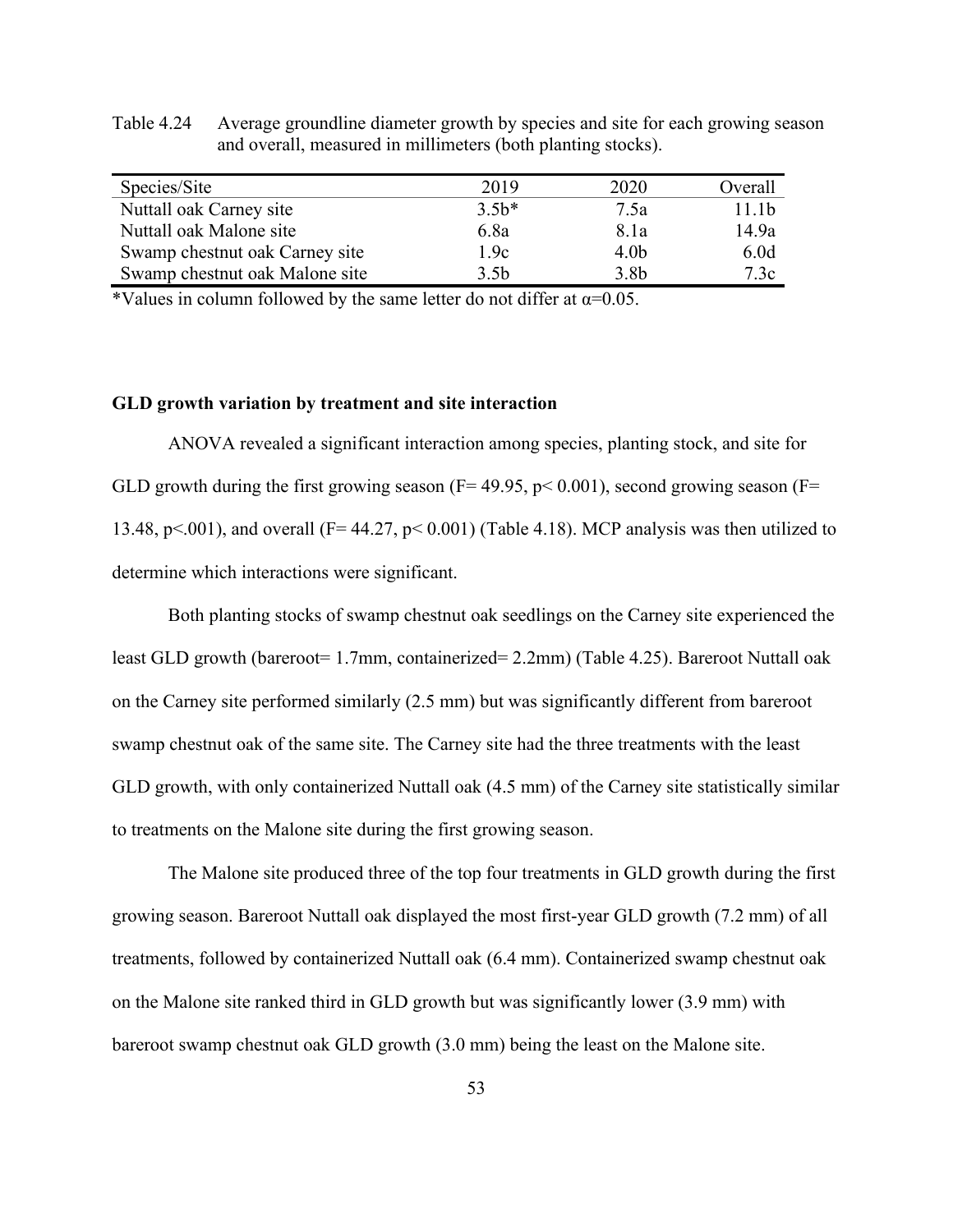Table 4.24 Average groundline diameter growth by species and site for each growing season and overall, measured in millimeters (both planting stocks).

| Species/Site | 2019 | 2020 | Overall |
|---|---|---|---|
| Nuttall oak Carney site | 3.5b* | 7.5a | 11.1b |
| Nuttall oak Malone site | 6.8a | 8.1a | 14.9a |
| Swamp chestnut oak Carney site | 1.9c | 4.0b | 6.0d |
| Swamp chestnut oak Malone site | 3.5b | 3.8b | 7.3c |

*Values in column followed by the same letter do not differ at $\alpha$=0.05.

**GLD growth variation by treatment and site interaction**

ANOVA revealed a significant interaction among species, planting stock, and site for GLD growth during the first growing season ($F = 49.95$, $p < 0.001$), second growing season ($F = 13.48$, $p < .001$), and overall ($F = 44.27$, $p < 0.001$) (Table 4.18). MCP analysis was then utilized to determine which interactions were significant.

Both planting stocks of swamp chestnut oak seedlings on the Carney site experienced the least GLD growth (bareroot= 1.7mm, containerized= 2.2mm) (Table 4.25). Bareroot Nuttall oak on the Carney site performed similarly (2.5 mm) but was significantly different from bareroot swamp chestnut oak of the same site. The Carney site had the three treatments with the least GLD growth, with only containerized Nuttall oak (4.5 mm) of the Carney site statistically similar to treatments on the Malone site during the first growing season.

The Malone site produced three of the top four treatments in GLD growth during the first growing season. Bareroot Nuttall oak displayed the most first-year GLD growth (7.2 mm) of all treatments, followed by containerized Nuttall oak (6.4 mm). Containerized swamp chestnut oak on the Malone site ranked third in GLD growth but was significantly lower (3.9 mm) with bareroot swamp chestnut oak GLD growth (3.0 mm) being the least on the Malone site.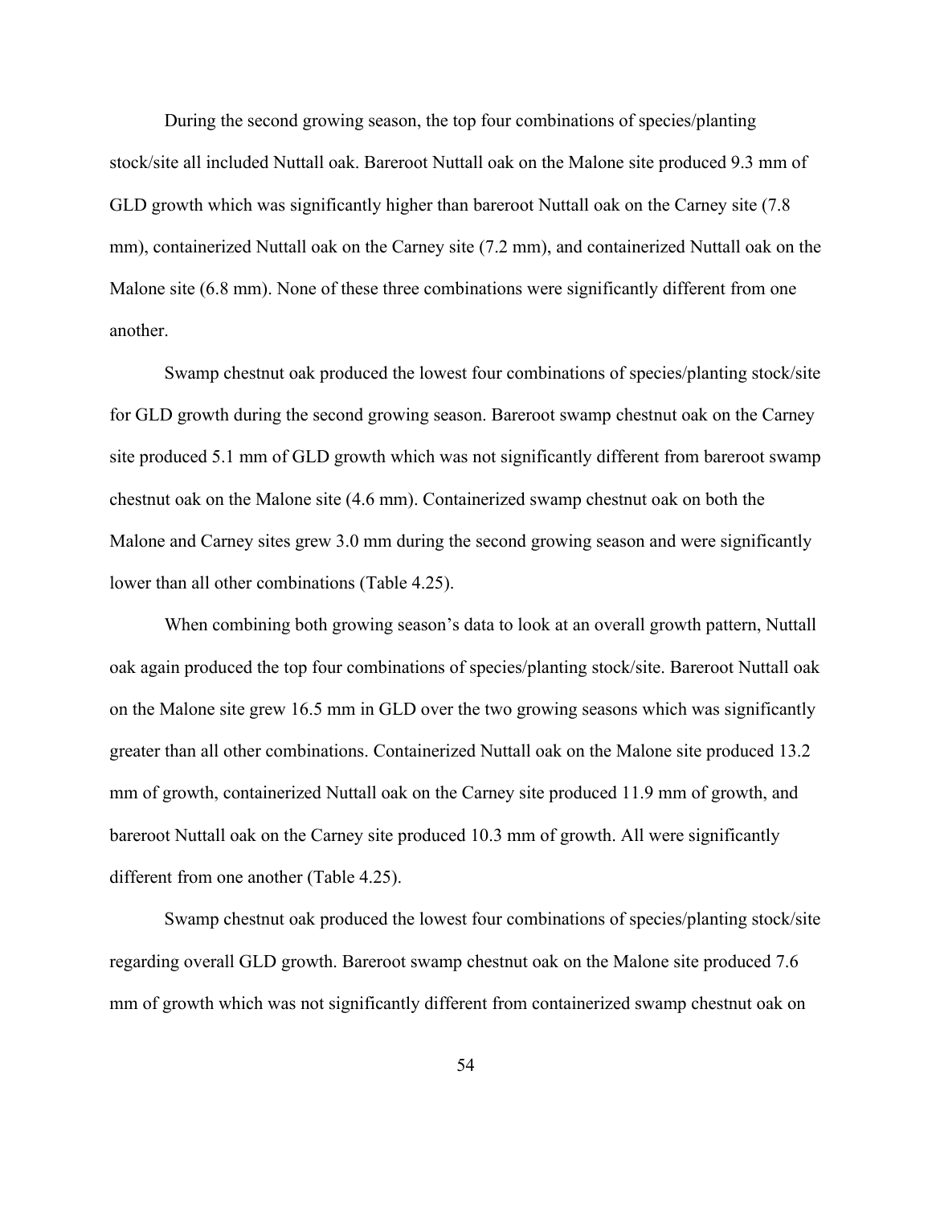During the second growing season, the top four combinations of species/planting stock/site all included Nuttall oak. Bareroot Nuttall oak on the Malone site produced 9.3 mm of GLD growth which was significantly higher than bareroot Nuttall oak on the Carney site (7.8 mm), containerized Nuttall oak on the Carney site (7.2 mm), and containerized Nuttall oak on the Malone site (6.8 mm). None of these three combinations were significantly different from one another.

Swamp chestnut oak produced the lowest four combinations of species/planting stock/site for GLD growth during the second growing season. Bareroot swamp chestnut oak on the Carney site produced 5.1 mm of GLD growth which was not significantly different from bareroot swamp chestnut oak on the Malone site (4.6 mm). Containerized swamp chestnut oak on both the Malone and Carney sites grew 3.0 mm during the second growing season and were significantly lower than all other combinations (Table 4.25).

When combining both growing season's data to look at an overall growth pattern, Nuttall oak again produced the top four combinations of species/planting stock/site. Bareroot Nuttall oak on the Malone site grew 16.5 mm in GLD over the two growing seasons which was significantly greater than all other combinations. Containerized Nuttall oak on the Malone site produced 13.2 mm of growth, containerized Nuttall oak on the Carney site produced 11.9 mm of growth, and bareroot Nuttall oak on the Carney site produced 10.3 mm of growth. All were significantly different from one another (Table 4.25).

Swamp chestnut oak produced the lowest four combinations of species/planting stock/site regarding overall GLD growth. Bareroot swamp chestnut oak on the Malone site produced 7.6 mm of growth which was not significantly different from containerized swamp chestnut oak on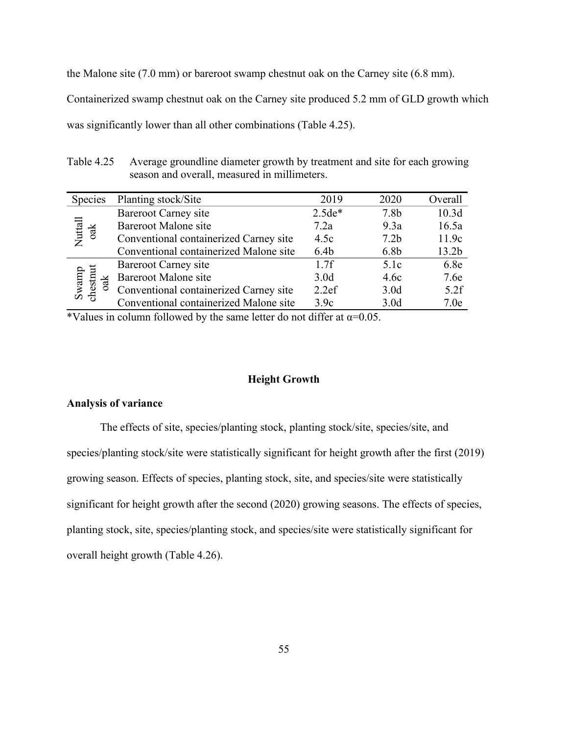the Malone site (7.0 mm) or bareroot swamp chestnut oak on the Carney site (6.8 mm). Containerized swamp chestnut oak on the Carney site produced 5.2 mm of GLD growth which was significantly lower than all other combinations (Table 4.25).

Table 4.25 Average groundline diameter growth by treatment and site for each growing season and overall, measured in millimeters.

| Species | Planting stock/Site | 2019 | 2020 | Overall |
|---|---|---|---|---|
| Nuttall oak | Bareroot Carney site | 2.5de* | 7.8b | 10.3d |
| | Bareroot Malone site | 7.2a | 9.3a | 16.5a |
| | Conventional containerized Carney site | 4.5c | 7.2b | 11.9c |
| | Conventional containerized Malone site | 6.4b | 6.8b | 13.2b |
| Swamp chestnut oak | Bareroot Carney site | 1.7f | 5.1c | 6.8e |
| | Bareroot Malone site | 3.0d | 4.6c | 7.6e |
| | Conventional containerized Carney site | 2.2ef | 3.0d | 5.2f |
| | Conventional containerized Malone site | 3.9c | 3.0d | 7.0e |

*Values in column followed by the same letter do not differ at α=0.05.

## Height Growth

### Analysis of variance

The effects of site, species/planting stock, planting stock/site, species/site, and species/planting stock/site were statistically significant for height growth after the first (2019) growing season. Effects of species, planting stock, site, and species/site were statistically significant for height growth after the second (2020) growing seasons. The effects of species, planting stock, site, species/planting stock, and species/site were statistically significant for overall height growth (Table 4.26).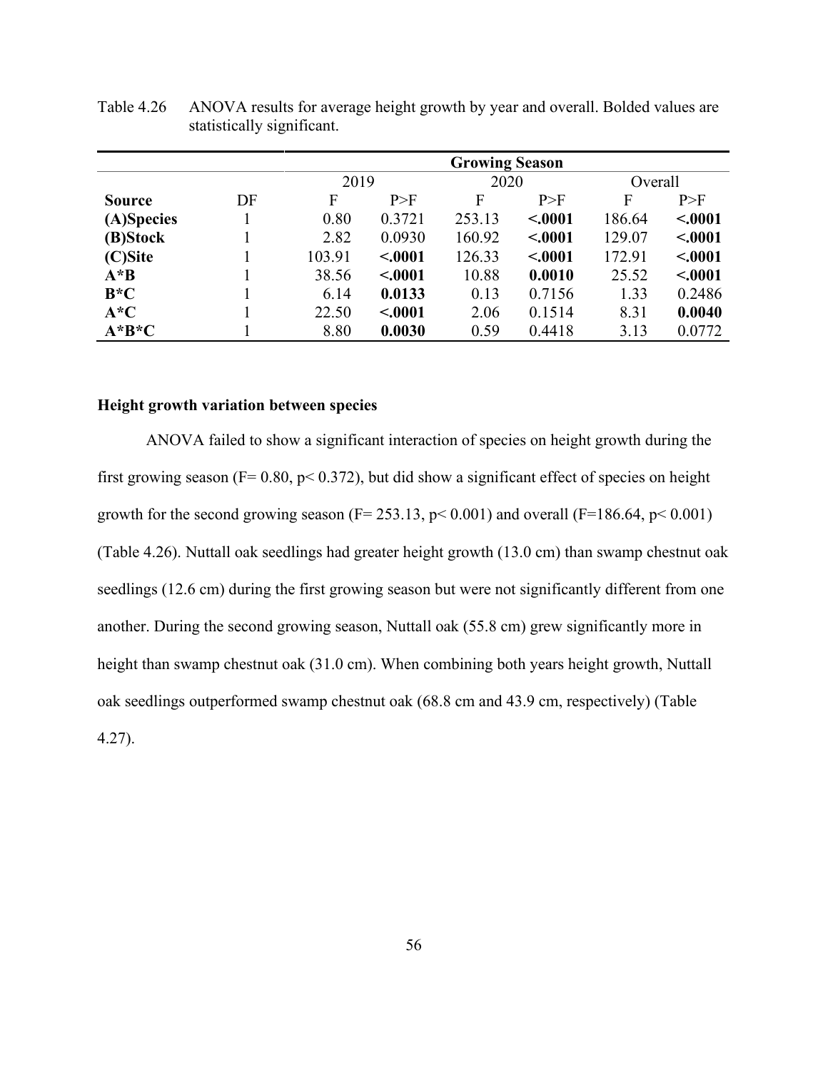Table 4.26 ANOVA results for average height growth by year and overall. Bolded values are statistically significant.

| | | Growing Season | | | | | |
|---|---|---|---|---|---|---|---|
| | | 2019 | | 2020 | | Overall | |
| **Source** | DF | F | P>F | F | P>F | F | P>F |
| **(A)Species** | 1 | 0.80 | 0.3721 | 253.13 | **<.0001** | 186.64 | **<.0001** |
| **(B)Stock** | 1 | 2.82 | 0.0930 | 160.92 | **<.0001** | 129.07 | **<.0001** |
| **(C)Site** | 1 | 103.91 | **<.0001** | 126.33 | **<.0001** | 172.91 | **<.0001** |
| **A*B** | 1 | 38.56 | **<.0001** | 10.88 | **0.0010** | 25.52 | **<.0001** |
| **B*C** | 1 | 6.14 | **0.0133** | 0.13 | 0.7156 | 1.33 | 0.2486 |
| **A*C** | 1 | 22.50 | **<.0001** | 2.06 | 0.1514 | 8.31 | **0.0040** |
| **A*B*C** | 1 | 8.80 | **0.0030** | 0.59 | 0.4418 | 3.13 | 0.0772 |

**Height growth variation between species**

ANOVA failed to show a significant interaction of species on height growth during the first growing season ($F= 0.80$, $p< 0.372$), but did show a significant effect of species on height growth for the second growing season ($F= 253.13$, $p< 0.001$) and overall ($F=186.64$, $p< 0.001$) (Table 4.26). Nuttall oak seedlings had greater height growth (13.0 cm) than swamp chestnut oak seedlings (12.6 cm) during the first growing season but were not significantly different from one another. During the second growing season, Nuttall oak (55.8 cm) grew significantly more in height than swamp chestnut oak (31.0 cm). When combining both years height growth, Nuttall oak seedlings outperformed swamp chestnut oak (68.8 cm and 43.9 cm, respectively) (Table 4.27).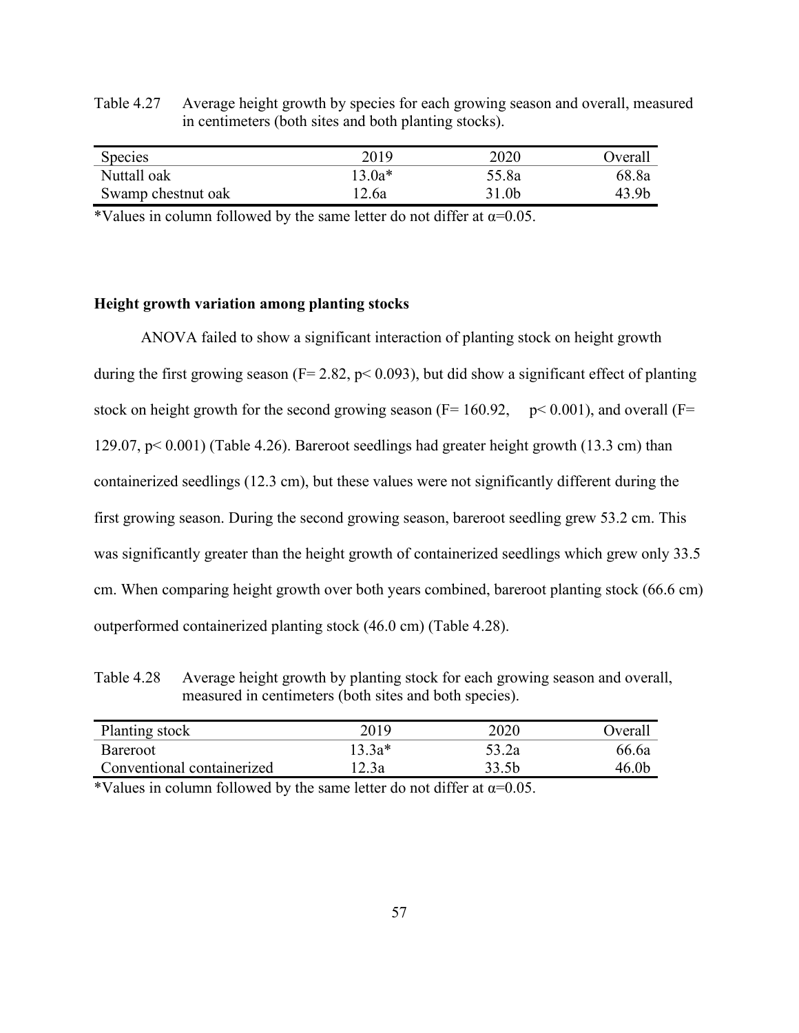Table 4.27 Average height growth by species for each growing season and overall, measured in centimeters (both sites and both planting stocks).

| Species | 2019 | 2020 | Overall |
|---|---|---|---|
| Nuttall oak | 13.0a* | 55.8a | 68.8a |
| Swamp chestnut oak | 12.6a | 31.0b | 43.9b |

*Values in column followed by the same letter do not differ at α=0.05.

**Height growth variation among planting stocks**

ANOVA failed to show a significant interaction of planting stock on height growth during the first growing season ($F= 2.82$, $p< 0.093$), but did show a significant effect of planting stock on height growth for the second growing season ($F= 160.92$, $p< 0.001$), and overall ($F= 129.07$, $p< 0.001$) (Table 4.26). Bareroot seedlings had greater height growth (13.3 cm) than containerized seedlings (12.3 cm), but these values were not significantly different during the first growing season. During the second growing season, bareroot seedling grew 53.2 cm. This was significantly greater than the height growth of containerized seedlings which grew only 33.5 cm. When comparing height growth over both years combined, bareroot planting stock (66.6 cm) outperformed containerized planting stock (46.0 cm) (Table 4.28).

Table 4.28 Average height growth by planting stock for each growing season and overall, measured in centimeters (both sites and both species).

| Planting stock | 2019 | 2020 | Overall |
|---|---|---|---|
| Bareroot | 13.3a* | 53.2a | 66.6a |
| Conventional containerized | 12.3a | 33.5b | 46.0b |

*Values in column followed by the same letter do not differ at α=0.05.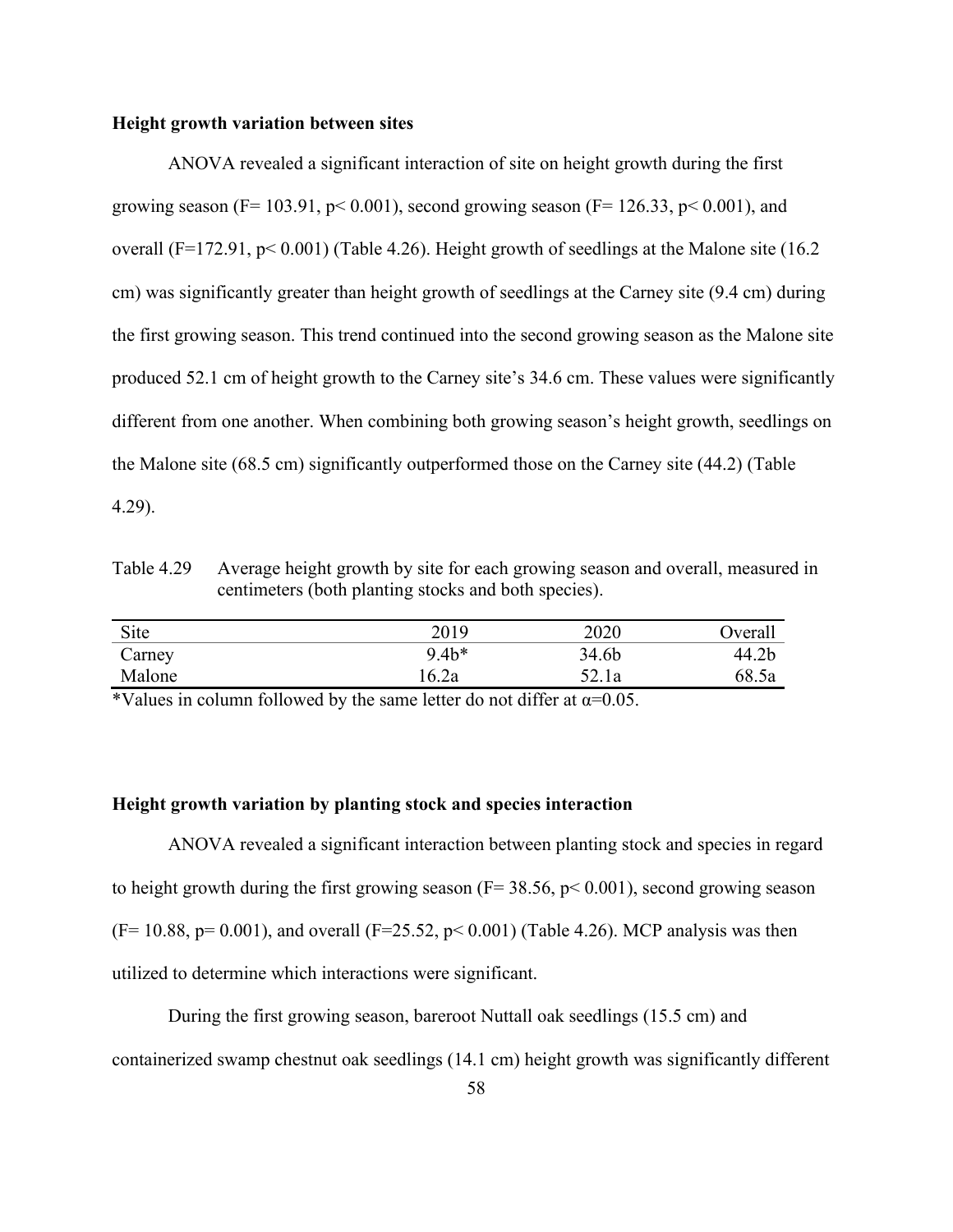**Height growth variation between sites**

ANOVA revealed a significant interaction of site on height growth during the first growing season ($F = 103.91$, $p < 0.001$), second growing season ($F = 126.33$, $p < 0.001$), and overall ($F = 172.91$, $p < 0.001$) (Table 4.26). Height growth of seedlings at the Malone site (16.2 cm) was significantly greater than height growth of seedlings at the Carney site (9.4 cm) during the first growing season. This trend continued into the second growing season as the Malone site produced 52.1 cm of height growth to the Carney site's 34.6 cm. These values were significantly different from one another. When combining both growing season's height growth, seedlings on the Malone site (68.5 cm) significantly outperformed those on the Carney site (44.2) (Table 4.29).

Table 4.29 Average height growth by site for each growing season and overall, measured in centimeters (both planting stocks and both species).

| Site | 2019 | 2020 | Overall |
|---|---|---|---|
| Carney | 9.4b* | 34.6b | 44.2b |
| Malone | 16.2a | 52.1a | 68.5a |

*Values in column followed by the same letter do not differ at $\alpha=0.05$.

**Height growth variation by planting stock and species interaction**

ANOVA revealed a significant interaction between planting stock and species in regard to height growth during the first growing season ($F = 38.56$, $p < 0.001$), second growing season ($F = 10.88$, $p = 0.001$), and overall ($F = 25.52$, $p < 0.001$) (Table 4.26). MCP analysis was then utilized to determine which interactions were significant.

During the first growing season, bareroot Nuttall oak seedlings (15.5 cm) and containerized swamp chestnut oak seedlings (14.1 cm) height growth was significantly different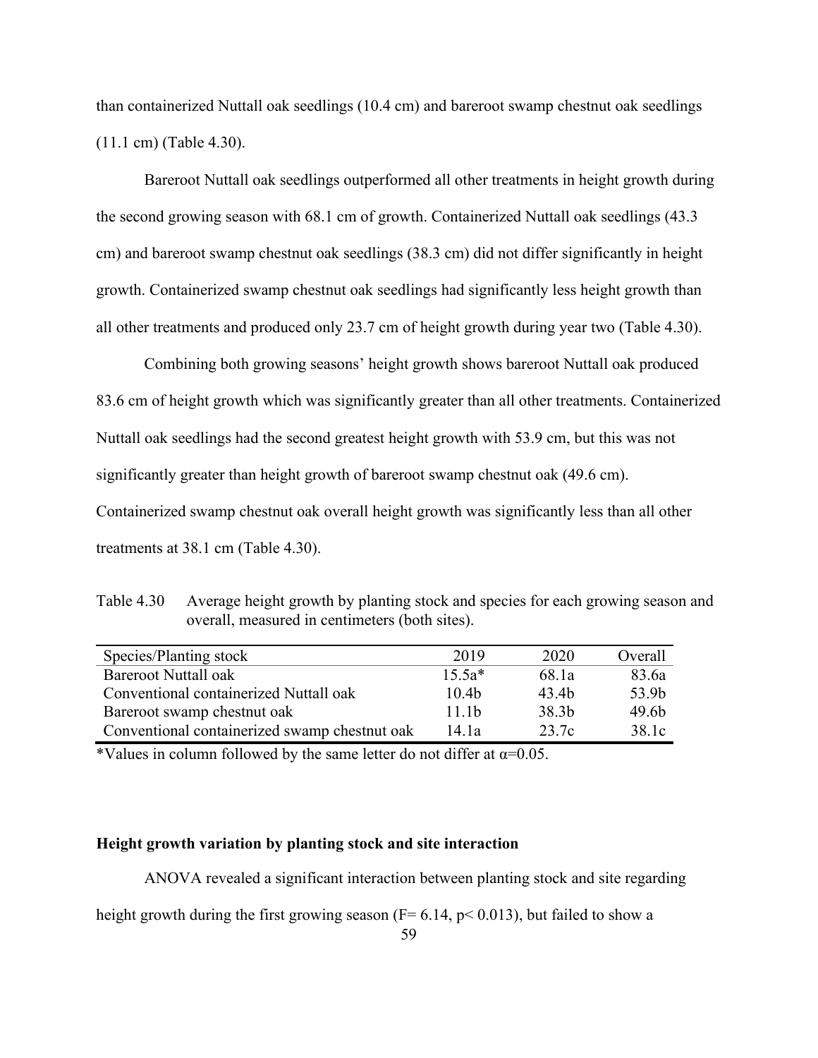than containerized Nuttall oak seedlings (10.4 cm) and bareroot swamp chestnut oak seedlings (11.1 cm) (Table 4.30).

Bareroot Nuttall oak seedlings outperformed all other treatments in height growth during the second growing season with 68.1 cm of growth. Containerized Nuttall oak seedlings (43.3 cm) and bareroot swamp chestnut oak seedlings (38.3 cm) did not differ significantly in height growth. Containerized swamp chestnut oak seedlings had significantly less height growth than all other treatments and produced only 23.7 cm of height growth during year two (Table 4.30).

Combining both growing seasons' height growth shows bareroot Nuttall oak produced 83.6 cm of height growth which was significantly greater than all other treatments. Containerized Nuttall oak seedlings had the second greatest height growth with 53.9 cm, but this was not significantly greater than height growth of bareroot swamp chestnut oak (49.6 cm). Containerized swamp chestnut oak overall height growth was significantly less than all other treatments at 38.1 cm (Table 4.30).

Table 4.30 Average height growth by planting stock and species for each growing season and overall, measured in centimeters (both sites).

| Species/Planting stock | 2019 | 2020 | Overall |
|---|---|---|---|
| Bareroot Nuttall oak | 15.5a* | 68.1a | 83.6a |
| Conventional containerized Nuttall oak | 10.4b | 43.4b | 53.9b |
| Bareroot swamp chestnut oak | 11.1b | 38.3b | 49.6b |
| Conventional containerized swamp chestnut oak | 14.1a | 23.7c | 38.1c |

*Values in column followed by the same letter do not differ at $\alpha$=0.05.

### Height growth variation by planting stock and site interaction

ANOVA revealed a significant interaction between planting stock and site regarding height growth during the first growing season ($F= 6.14$, $p< 0.013$), but failed to show a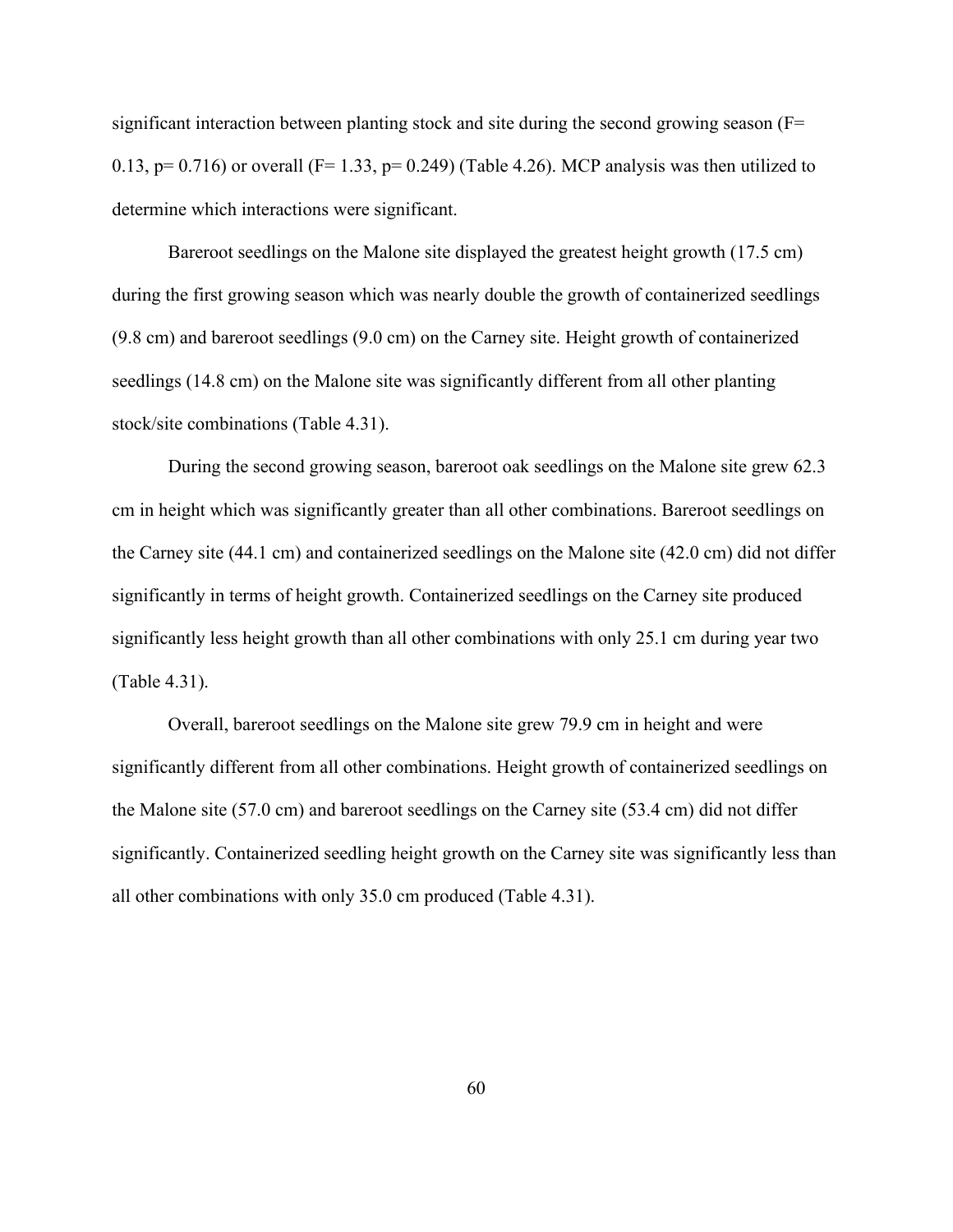significant interaction between planting stock and site during the second growing season (F= 0.13, p= 0.716) or overall (F= 1.33, p= 0.249) (Table 4.26). MCP analysis was then utilized to determine which interactions were significant.

Bareroot seedlings on the Malone site displayed the greatest height growth (17.5 cm) during the first growing season which was nearly double the growth of containerized seedlings (9.8 cm) and bareroot seedlings (9.0 cm) on the Carney site. Height growth of containerized seedlings (14.8 cm) on the Malone site was significantly different from all other planting stock/site combinations (Table 4.31).

During the second growing season, bareroot oak seedlings on the Malone site grew 62.3 cm in height which was significantly greater than all other combinations. Bareroot seedlings on the Carney site (44.1 cm) and containerized seedlings on the Malone site (42.0 cm) did not differ significantly in terms of height growth. Containerized seedlings on the Carney site produced significantly less height growth than all other combinations with only 25.1 cm during year two (Table 4.31).

Overall, bareroot seedlings on the Malone site grew 79.9 cm in height and were significantly different from all other combinations. Height growth of containerized seedlings on the Malone site (57.0 cm) and bareroot seedlings on the Carney site (53.4 cm) did not differ significantly. Containerized seedling height growth on the Carney site was significantly less than all other combinations with only 35.0 cm produced (Table 4.31).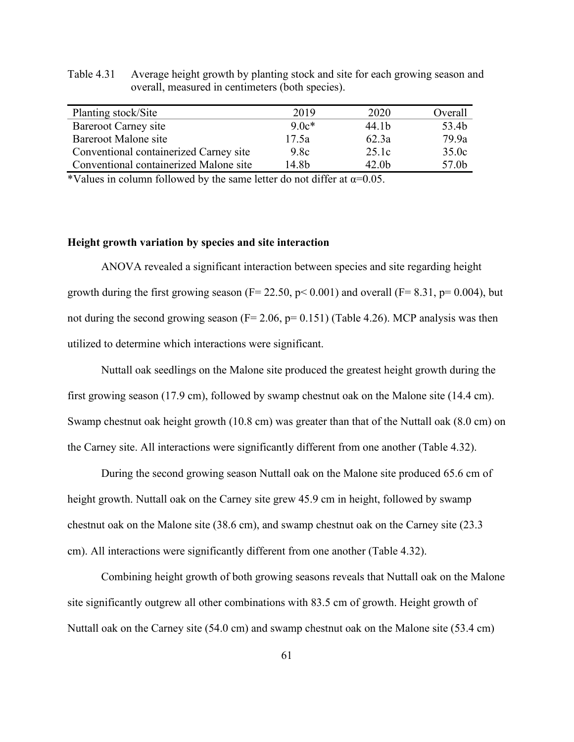Table 4.31 Average height growth by planting stock and site for each growing season and overall, measured in centimeters (both species).

| Planting stock/Site | 2019 | 2020 | Overall |
|---|---|---|---|
| Bareroot Carney site | 9.0c* | 44.1b | 53.4b |
| Bareroot Malone site | 17.5a | 62.3a | 79.9a |
| Conventional containerized Carney site | 9.8c | 25.1c | 35.0c |
| Conventional containerized Malone site | 14.8b | 42.0b | 57.0b |

*Values in column followed by the same letter do not differ at $\alpha$=0.05.

### Height growth variation by species and site interaction

ANOVA revealed a significant interaction between species and site regarding height growth during the first growing season ($F= 22.50$, $p< 0.001$) and overall ($F= 8.31$, $p= 0.004$), but not during the second growing season ($F= 2.06$, $p= 0.151$) (Table 4.26). MCP analysis was then utilized to determine which interactions were significant.

Nuttall oak seedlings on the Malone site produced the greatest height growth during the first growing season (17.9 cm), followed by swamp chestnut oak on the Malone site (14.4 cm). Swamp chestnut oak height growth (10.8 cm) was greater than that of the Nuttall oak (8.0 cm) on the Carney site. All interactions were significantly different from one another (Table 4.32).

During the second growing season Nuttall oak on the Malone site produced 65.6 cm of height growth. Nuttall oak on the Carney site grew 45.9 cm in height, followed by swamp chestnut oak on the Malone site (38.6 cm), and swamp chestnut oak on the Carney site (23.3 cm). All interactions were significantly different from one another (Table 4.32).

Combining height growth of both growing seasons reveals that Nuttall oak on the Malone site significantly outgrew all other combinations with 83.5 cm of growth. Height growth of Nuttall oak on the Carney site (54.0 cm) and swamp chestnut oak on the Malone site (53.4 cm)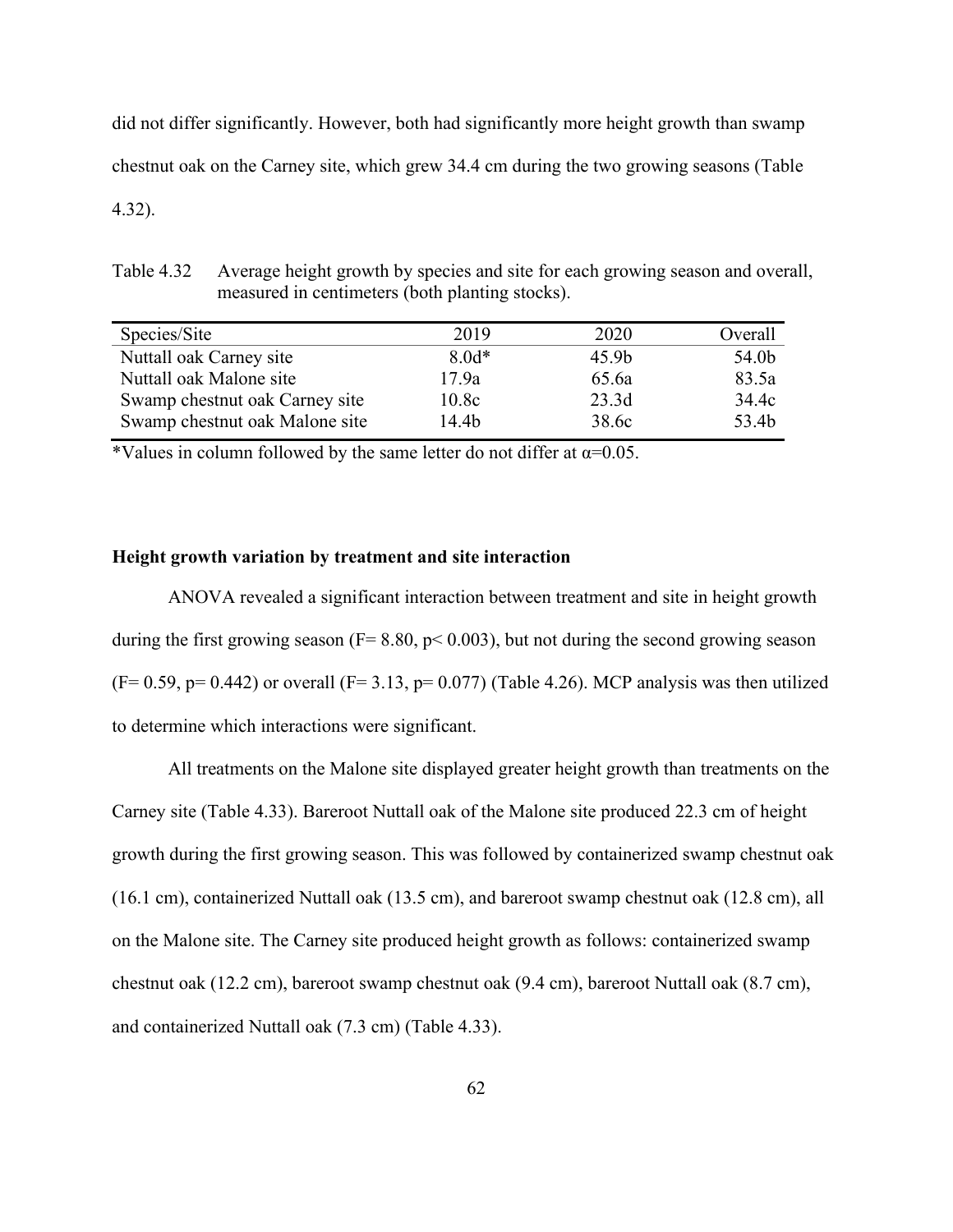did not differ significantly. However, both had significantly more height growth than swamp chestnut oak on the Carney site, which grew 34.4 cm during the two growing seasons (Table 4.32).

Table 4.32 Average height growth by species and site for each growing season and overall, measured in centimeters (both planting stocks).

| Species/Site | 2019 | 2020 | Overall |
|---|---|---|---|
| Nuttall oak Carney site | 8.0d* | 45.9b | 54.0b |
| Nuttall oak Malone site | 17.9a | 65.6a | 83.5a |
| Swamp chestnut oak Carney site | 10.8c | 23.3d | 34.4c |
| Swamp chestnut oak Malone site | 14.4b | 38.6c | 53.4b |

*Values in column followed by the same letter do not differ at $\alpha$=0.05.

**Height growth variation by treatment and site interaction**

ANOVA revealed a significant interaction between treatment and site in height growth during the first growing season ($F= 8.80$, $p< 0.003$), but not during the second growing season ($F= 0.59$, $p= 0.442$) or overall ($F= 3.13$, $p= 0.077$) (Table 4.26). MCP analysis was then utilized to determine which interactions were significant.

All treatments on the Malone site displayed greater height growth than treatments on the Carney site (Table 4.33). Bareroot Nuttall oak of the Malone site produced 22.3 cm of height growth during the first growing season. This was followed by containerized swamp chestnut oak (16.1 cm), containerized Nuttall oak (13.5 cm), and bareroot swamp chestnut oak (12.8 cm), all on the Malone site. The Carney site produced height growth as follows: containerized swamp chestnut oak (12.2 cm), bareroot swamp chestnut oak (9.4 cm), bareroot Nuttall oak (8.7 cm), and containerized Nuttall oak (7.3 cm) (Table 4.33).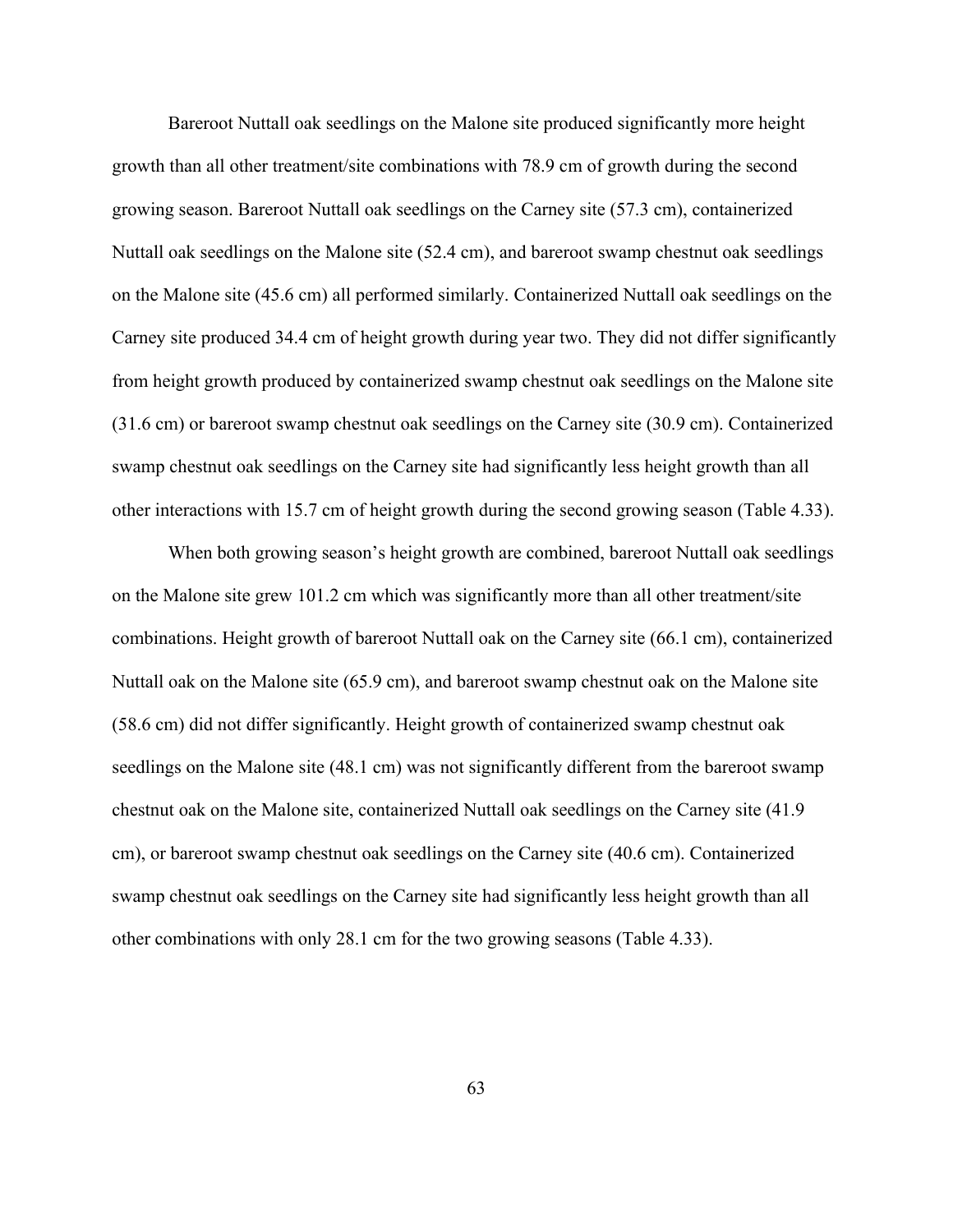Bareroot Nuttall oak seedlings on the Malone site produced significantly more height growth than all other treatment/site combinations with 78.9 cm of growth during the second growing season. Bareroot Nuttall oak seedlings on the Carney site (57.3 cm), containerized Nuttall oak seedlings on the Malone site (52.4 cm), and bareroot swamp chestnut oak seedlings on the Malone site (45.6 cm) all performed similarly. Containerized Nuttall oak seedlings on the Carney site produced 34.4 cm of height growth during year two. They did not differ significantly from height growth produced by containerized swamp chestnut oak seedlings on the Malone site (31.6 cm) or bareroot swamp chestnut oak seedlings on the Carney site (30.9 cm). Containerized swamp chestnut oak seedlings on the Carney site had significantly less height growth than all other interactions with 15.7 cm of height growth during the second growing season (Table 4.33).

When both growing season's height growth are combined, bareroot Nuttall oak seedlings on the Malone site grew 101.2 cm which was significantly more than all other treatment/site combinations. Height growth of bareroot Nuttall oak on the Carney site (66.1 cm), containerized Nuttall oak on the Malone site (65.9 cm), and bareroot swamp chestnut oak on the Malone site (58.6 cm) did not differ significantly. Height growth of containerized swamp chestnut oak seedlings on the Malone site (48.1 cm) was not significantly different from the bareroot swamp chestnut oak on the Malone site, containerized Nuttall oak seedlings on the Carney site (41.9 cm), or bareroot swamp chestnut oak seedlings on the Carney site (40.6 cm). Containerized swamp chestnut oak seedlings on the Carney site had significantly less height growth than all other combinations with only 28.1 cm for the two growing seasons (Table 4.33).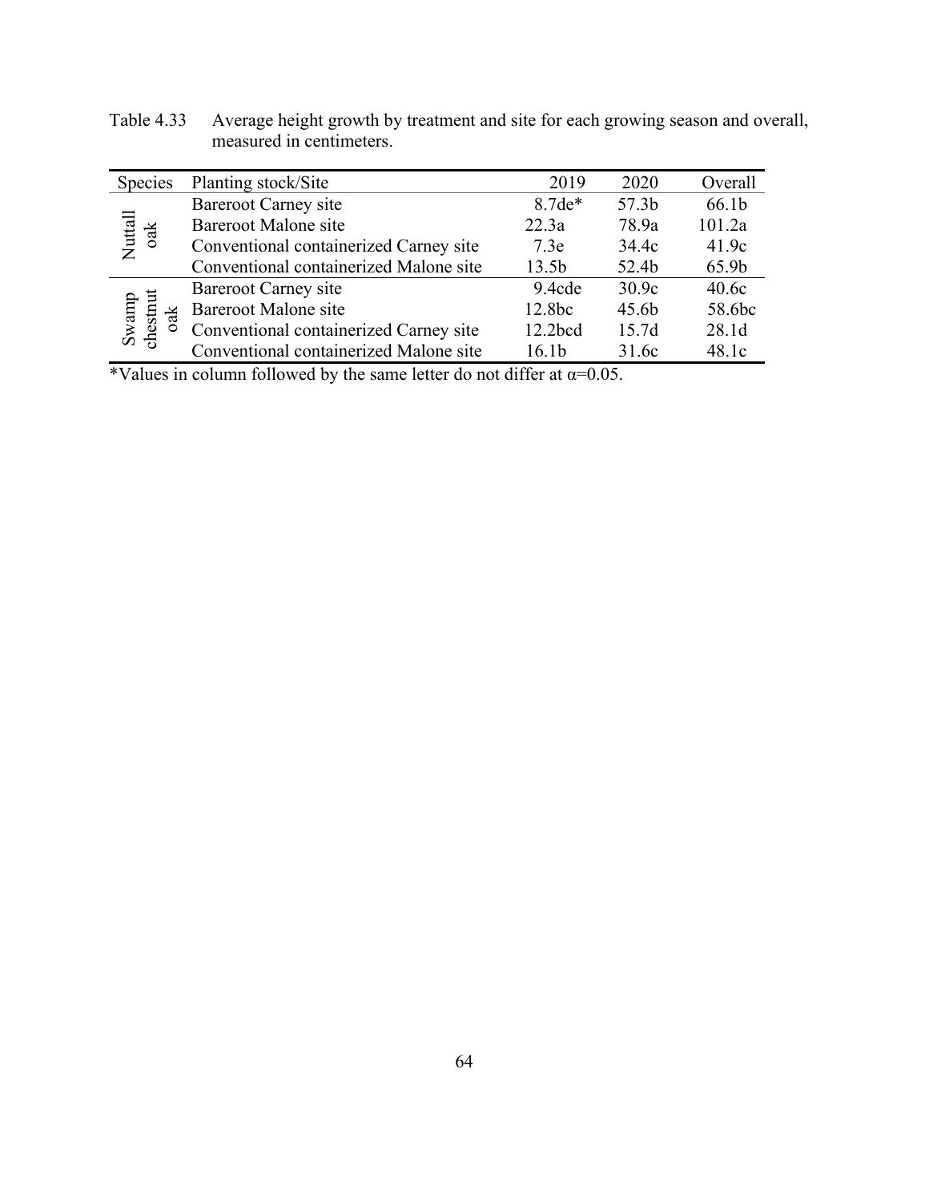Table 4.33 Average height growth by treatment and site for each growing season and overall, measured in centimeters.

| Species | Planting stock/Site | 2019 | 2020 | Overall |
|---|---|---|---|---|
| Nuttall oak | Bareroot Carney site | 8.7de* | 57.3b | 66.1b |
| | Bareroot Malone site | 22.3a | 78.9a | 101.2a |
| | Conventional containerized Carney site | 7.3e | 34.4c | 41.9c |
| | Conventional containerized Malone site | 13.5b | 52.4b | 65.9b |
| Swamp chestnut oak | Bareroot Carney site | 9.4cde | 30.9c | 40.6c |
| | Bareroot Malone site | 12.8bc | 45.6b | 58.6bc |
| | Conventional containerized Carney site | 12.2bcd | 15.7d | 28.1d |
| | Conventional containerized Malone site | 16.1b | 31.6c | 48.1c |

*Values in column followed by the same letter do not differ at $\alpha=0.05$.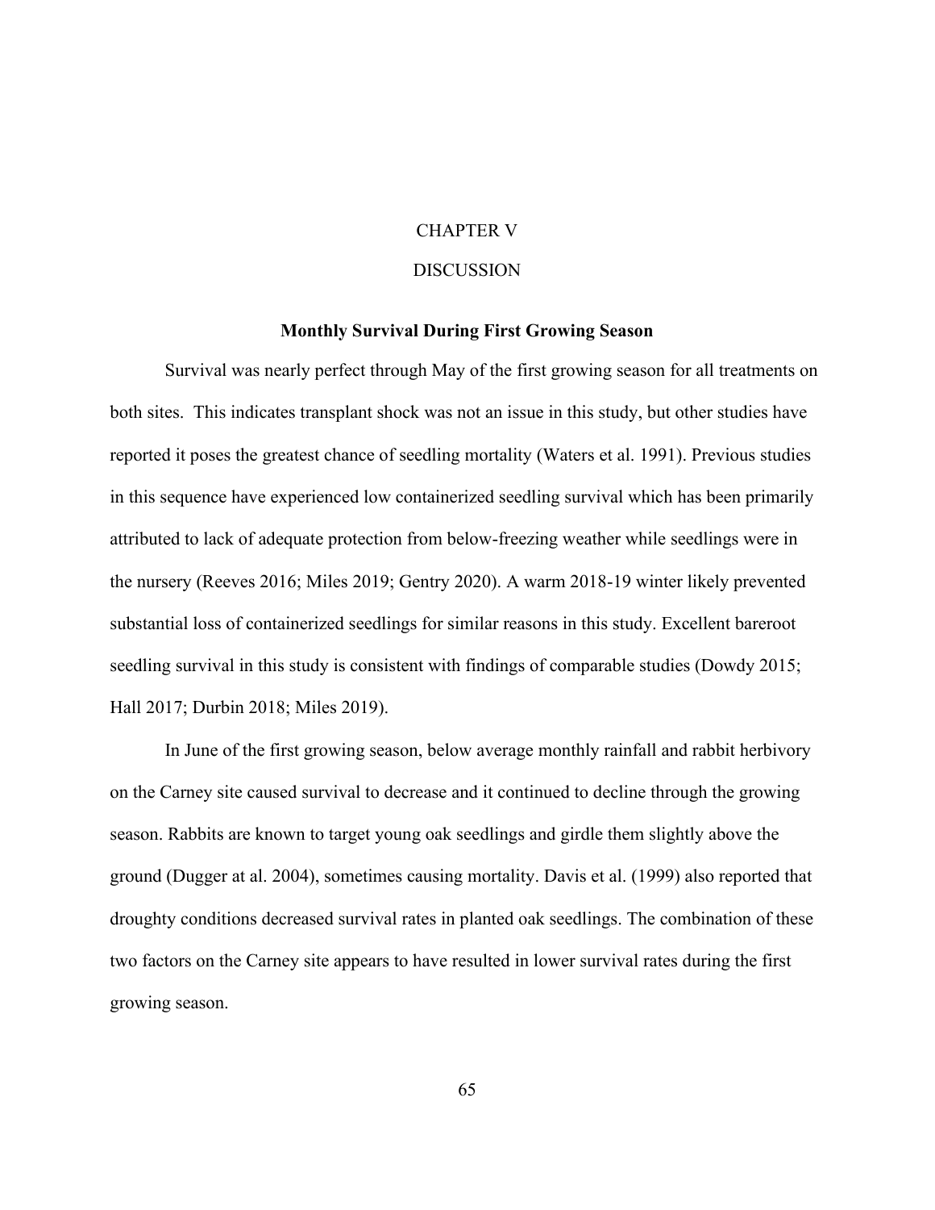# CHAPTER V

# DISCUSSION

## Monthly Survival During First Growing Season

Survival was nearly perfect through May of the first growing season for all treatments on both sites. This indicates transplant shock was not an issue in this study, but other studies have reported it poses the greatest chance of seedling mortality (Waters et al. 1991). Previous studies in this sequence have experienced low containerized seedling survival which has been primarily attributed to lack of adequate protection from below-freezing weather while seedlings were in the nursery (Reeves 2016; Miles 2019; Gentry 2020). A warm 2018-19 winter likely prevented substantial loss of containerized seedlings for similar reasons in this study. Excellent bareroot seedling survival in this study is consistent with findings of comparable studies (Dowdy 2015; Hall 2017; Durbin 2018; Miles 2019).

In June of the first growing season, below average monthly rainfall and rabbit herbivory on the Carney site caused survival to decrease and it continued to decline through the growing season. Rabbits are known to target young oak seedlings and girdle them slightly above the ground (Dugger at al. 2004), sometimes causing mortality. Davis et al. (1999) also reported that droughty conditions decreased survival rates in planted oak seedlings. The combination of these two factors on the Carney site appears to have resulted in lower survival rates during the first growing season.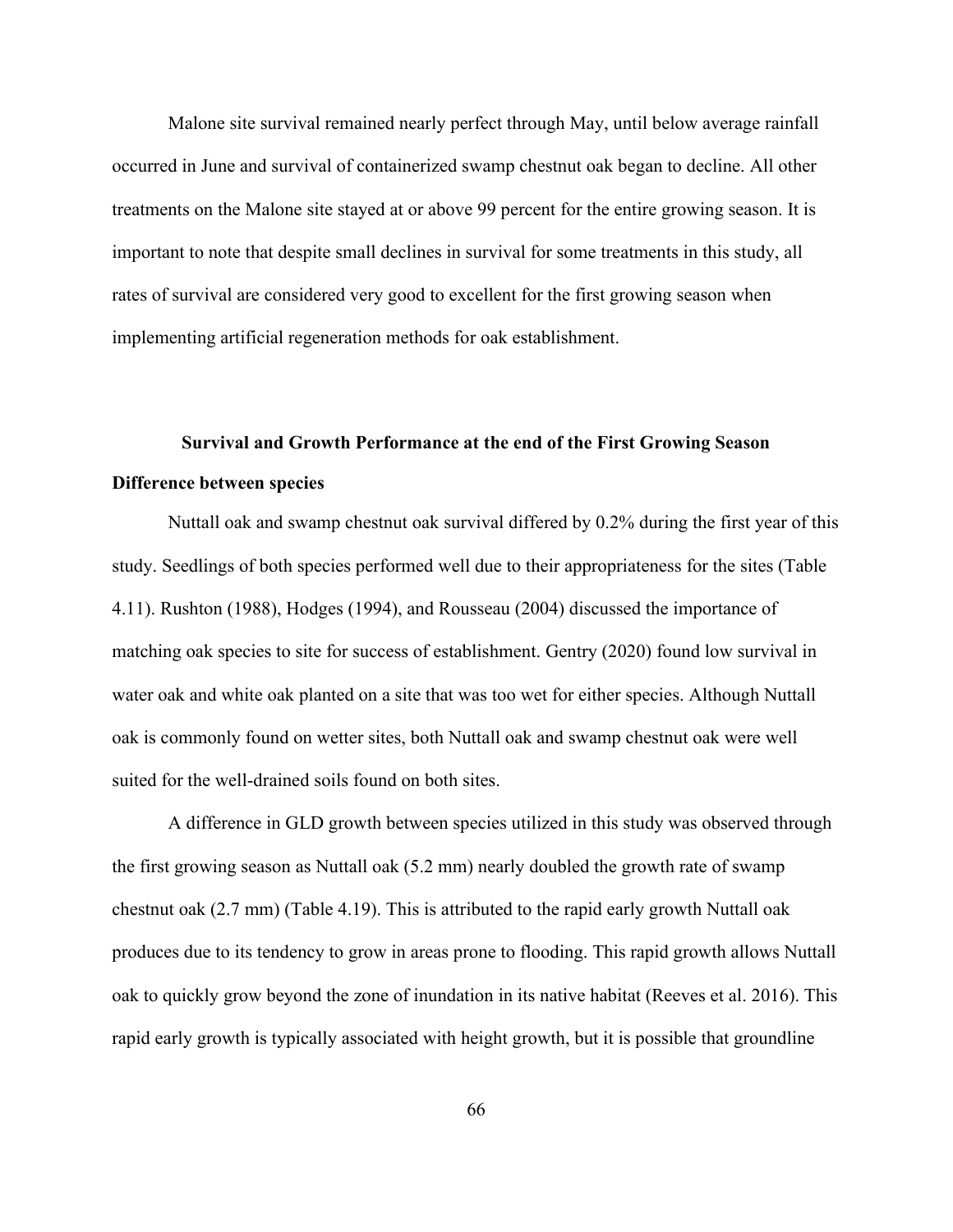Malone site survival remained nearly perfect through May, until below average rainfall occurred in June and survival of containerized swamp chestnut oak began to decline. All other treatments on the Malone site stayed at or above 99 percent for the entire growing season. It is important to note that despite small declines in survival for some treatments in this study, all rates of survival are considered very good to excellent for the first growing season when implementing artificial regeneration methods for oak establishment.

## Survival and Growth Performance at the end of the First Growing Season

### Difference between species

Nuttall oak and swamp chestnut oak survival differed by 0.2% during the first year of this study. Seedlings of both species performed well due to their appropriateness for the sites (Table 4.11). Rushton (1988), Hodges (1994), and Rousseau (2004) discussed the importance of matching oak species to site for success of establishment. Gentry (2020) found low survival in water oak and white oak planted on a site that was too wet for either species. Although Nuttall oak is commonly found on wetter sites, both Nuttall oak and swamp chestnut oak were well suited for the well-drained soils found on both sites.

A difference in GLD growth between species utilized in this study was observed through the first growing season as Nuttall oak (5.2 mm) nearly doubled the growth rate of swamp chestnut oak (2.7 mm) (Table 4.19). This is attributed to the rapid early growth Nuttall oak produces due to its tendency to grow in areas prone to flooding. This rapid growth allows Nuttall oak to quickly grow beyond the zone of inundation in its native habitat (Reeves et al. 2016). This rapid early growth is typically associated with height growth, but it is possible that groundline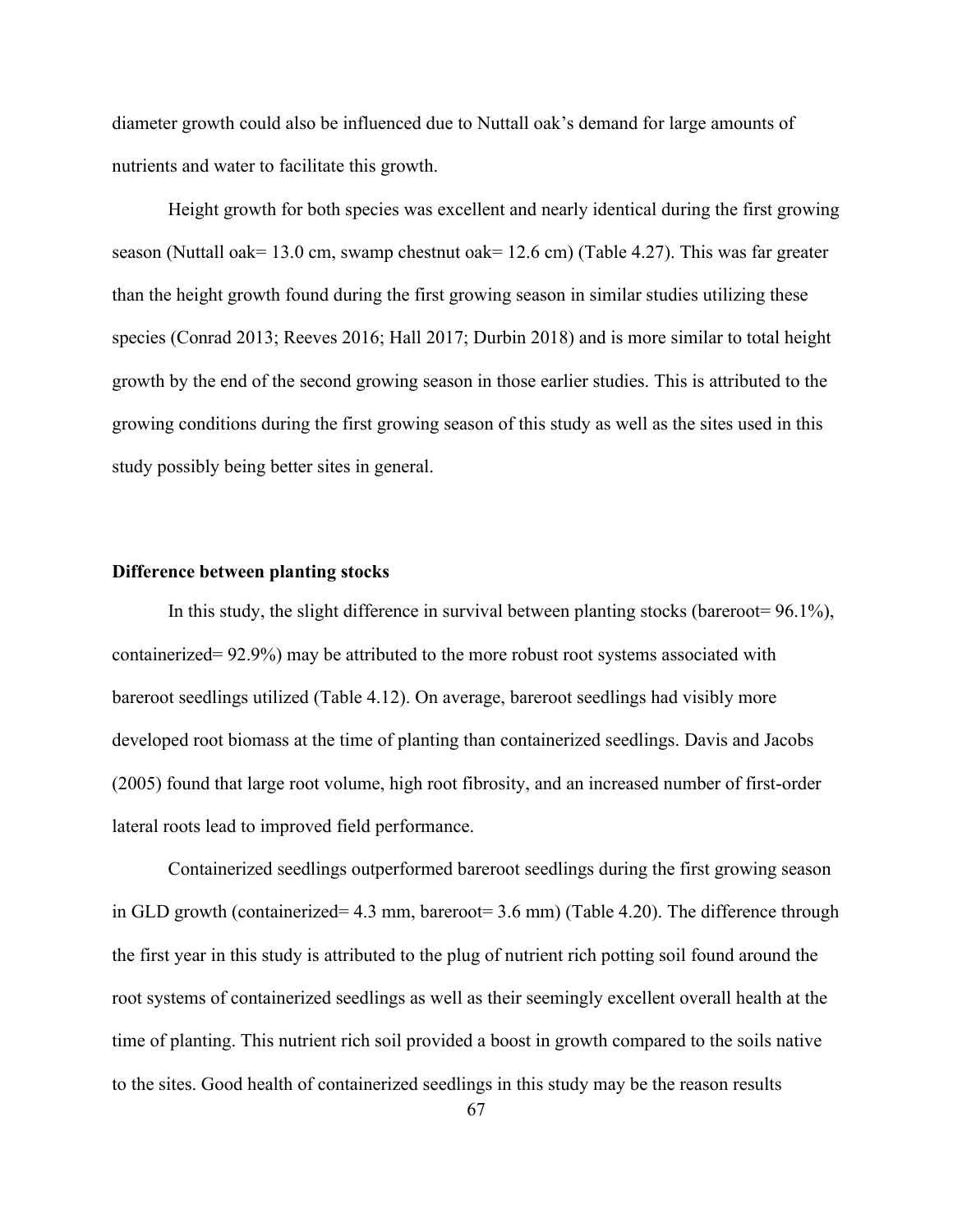diameter growth could also be influenced due to Nuttall oak's demand for large amounts of nutrients and water to facilitate this growth.

Height growth for both species was excellent and nearly identical during the first growing season (Nuttall oak= 13.0 cm, swamp chestnut oak= 12.6 cm) (Table 4.27). This was far greater than the height growth found during the first growing season in similar studies utilizing these species (Conrad 2013; Reeves 2016; Hall 2017; Durbin 2018) and is more similar to total height growth by the end of the second growing season in those earlier studies. This is attributed to the growing conditions during the first growing season of this study as well as the sites used in this study possibly being better sites in general.

**Difference between planting stocks**

In this study, the slight difference in survival between planting stocks (bareroot= 96.1%), containerized= 92.9%) may be attributed to the more robust root systems associated with bareroot seedlings utilized (Table 4.12). On average, bareroot seedlings had visibly more developed root biomass at the time of planting than containerized seedlings. Davis and Jacobs (2005) found that large root volume, high root fibrosity, and an increased number of first-order lateral roots lead to improved field performance.

Containerized seedlings outperformed bareroot seedlings during the first growing season in GLD growth (containerized= 4.3 mm, bareroot= 3.6 mm) (Table 4.20). The difference through the first year in this study is attributed to the plug of nutrient rich potting soil found around the root systems of containerized seedlings as well as their seemingly excellent overall health at the time of planting. This nutrient rich soil provided a boost in growth compared to the soils native to the sites. Good health of containerized seedlings in this study may be the reason results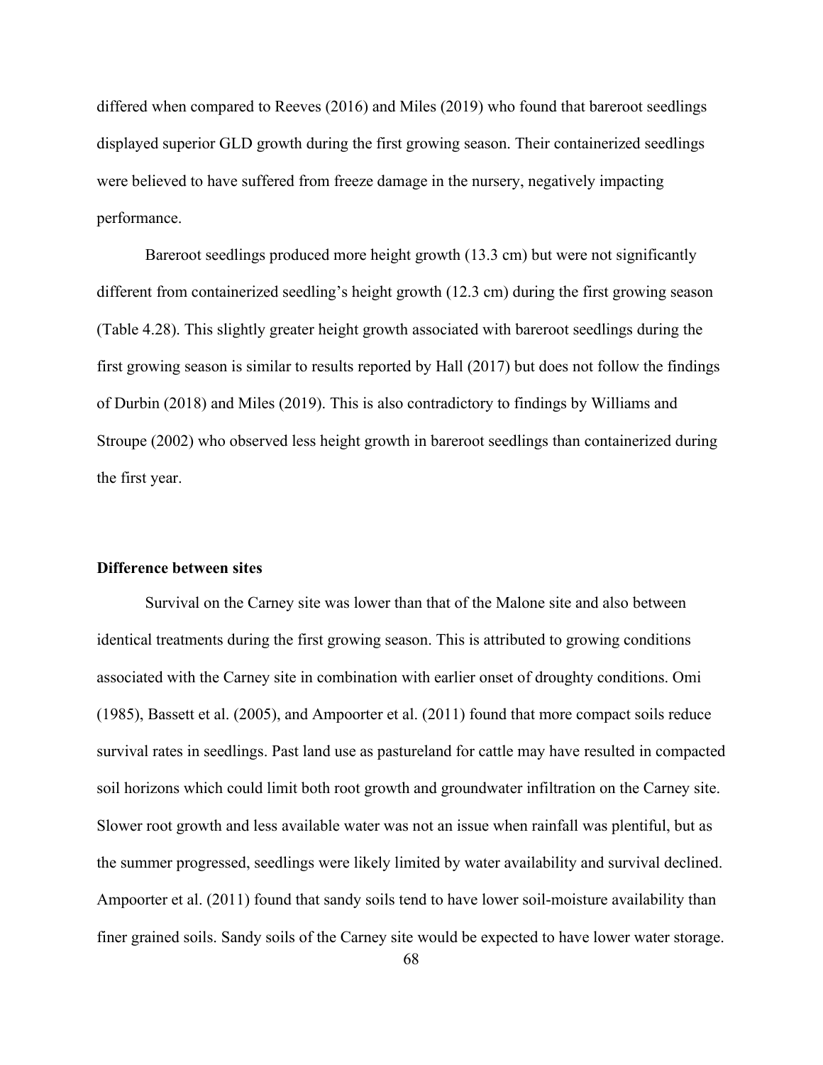differed when compared to Reeves (2016) and Miles (2019) who found that bareroot seedlings displayed superior GLD growth during the first growing season. Their containerized seedlings were believed to have suffered from freeze damage in the nursery, negatively impacting performance.

Bareroot seedlings produced more height growth (13.3 cm) but were not significantly different from containerized seedling's height growth (12.3 cm) during the first growing season (Table 4.28). This slightly greater height growth associated with bareroot seedlings during the first growing season is similar to results reported by Hall (2017) but does not follow the findings of Durbin (2018) and Miles (2019). This is also contradictory to findings by Williams and Stroupe (2002) who observed less height growth in bareroot seedlings than containerized during the first year.

**Difference between sites**

Survival on the Carney site was lower than that of the Malone site and also between identical treatments during the first growing season. This is attributed to growing conditions associated with the Carney site in combination with earlier onset of droughty conditions. Omi (1985), Bassett et al. (2005), and Ampoorter et al. (2011) found that more compact soils reduce survival rates in seedlings. Past land use as pastureland for cattle may have resulted in compacted soil horizons which could limit both root growth and groundwater infiltration on the Carney site. Slower root growth and less available water was not an issue when rainfall was plentiful, but as the summer progressed, seedlings were likely limited by water availability and survival declined. Ampoorter et al. (2011) found that sandy soils tend to have lower soil-moisture availability than finer grained soils. Sandy soils of the Carney site would be expected to have lower water storage.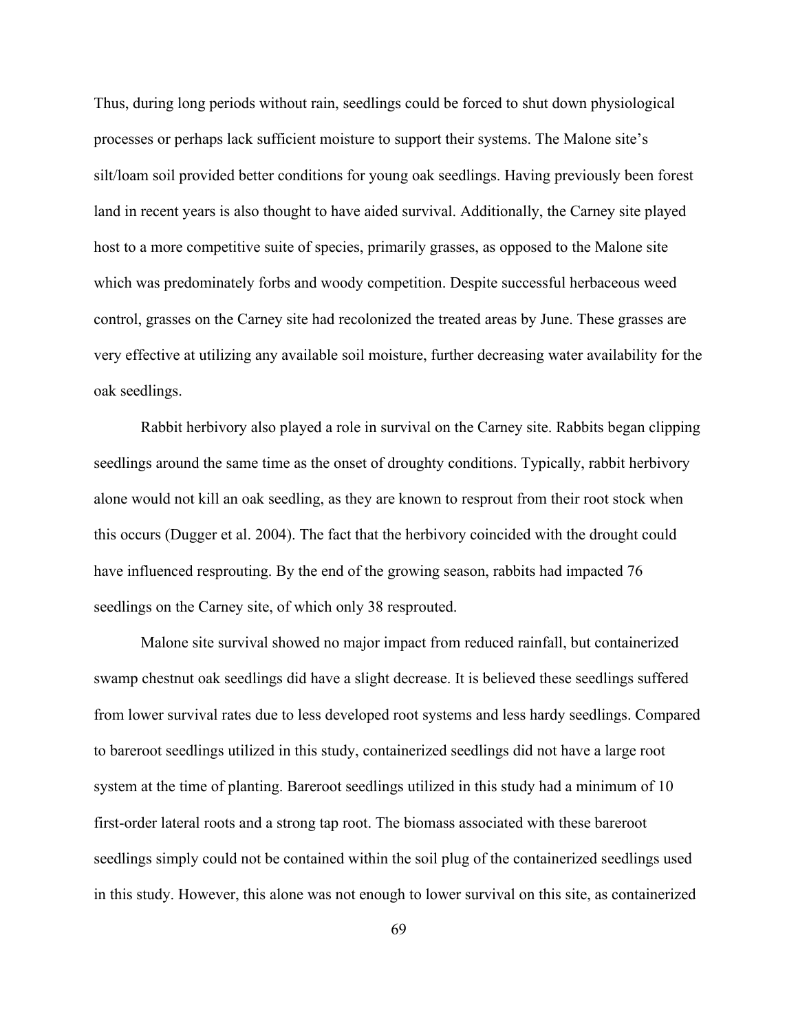Thus, during long periods without rain, seedlings could be forced to shut down physiological processes or perhaps lack sufficient moisture to support their systems. The Malone site's silt/loam soil provided better conditions for young oak seedlings. Having previously been forest land in recent years is also thought to have aided survival. Additionally, the Carney site played host to a more competitive suite of species, primarily grasses, as opposed to the Malone site which was predominately forbs and woody competition. Despite successful herbaceous weed control, grasses on the Carney site had recolonized the treated areas by June. These grasses are very effective at utilizing any available soil moisture, further decreasing water availability for the oak seedlings.

Rabbit herbivory also played a role in survival on the Carney site. Rabbits began clipping seedlings around the same time as the onset of droughty conditions. Typically, rabbit herbivory alone would not kill an oak seedling, as they are known to resprout from their root stock when this occurs (Dugger et al. 2004). The fact that the herbivory coincided with the drought could have influenced resprouting. By the end of the growing season, rabbits had impacted 76 seedlings on the Carney site, of which only 38 resprouted.

Malone site survival showed no major impact from reduced rainfall, but containerized swamp chestnut oak seedlings did have a slight decrease. It is believed these seedlings suffered from lower survival rates due to less developed root systems and less hardy seedlings. Compared to bareroot seedlings utilized in this study, containerized seedlings did not have a large root system at the time of planting. Bareroot seedlings utilized in this study had a minimum of 10 first-order lateral roots and a strong tap root. The biomass associated with these bareroot seedlings simply could not be contained within the soil plug of the containerized seedlings used in this study. However, this alone was not enough to lower survival on this site, as containerized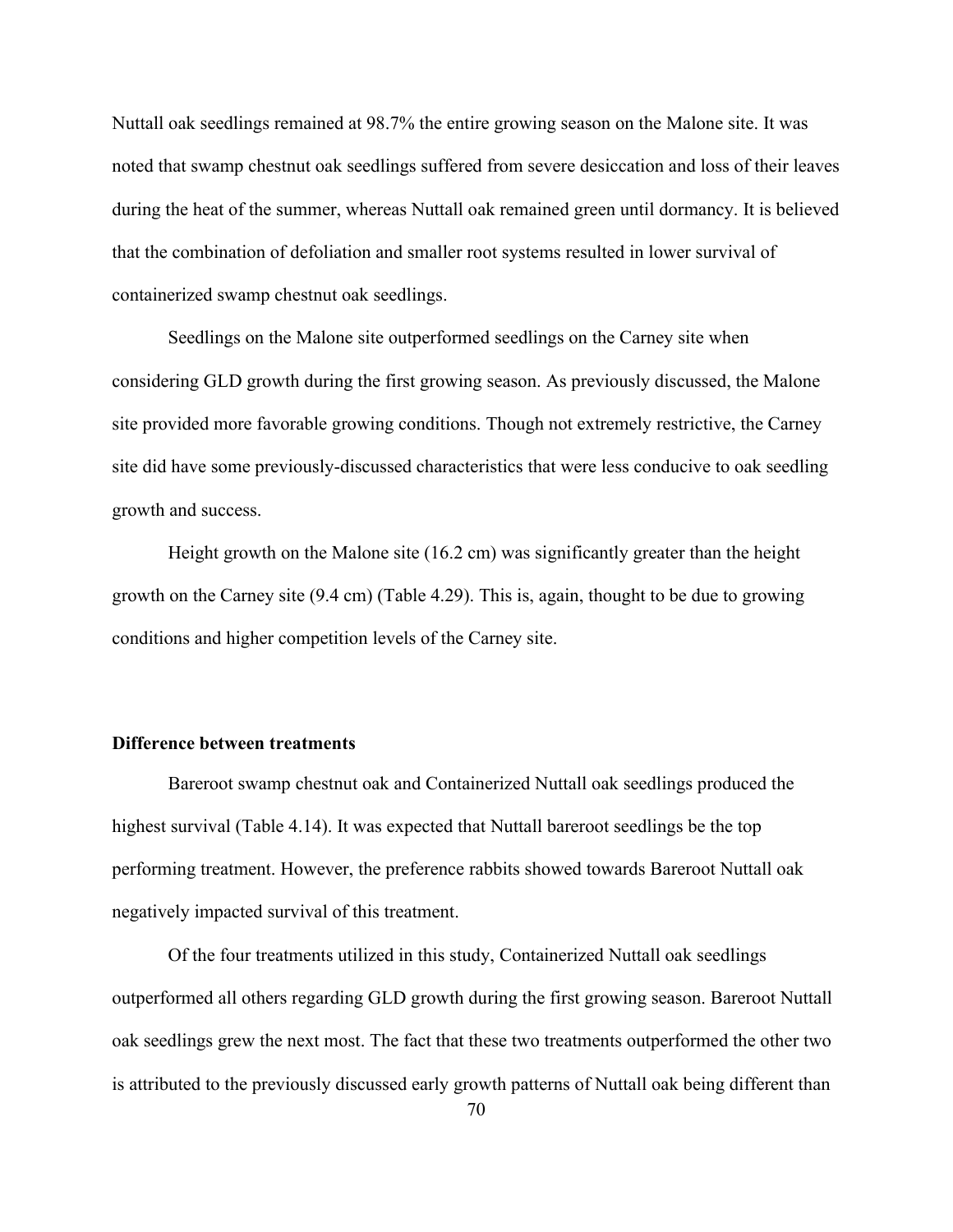Nuttall oak seedlings remained at 98.7% the entire growing season on the Malone site. It was noted that swamp chestnut oak seedlings suffered from severe desiccation and loss of their leaves during the heat of the summer, whereas Nuttall oak remained green until dormancy. It is believed that the combination of defoliation and smaller root systems resulted in lower survival of containerized swamp chestnut oak seedlings.

Seedlings on the Malone site outperformed seedlings on the Carney site when considering GLD growth during the first growing season. As previously discussed, the Malone site provided more favorable growing conditions. Though not extremely restrictive, the Carney site did have some previously-discussed characteristics that were less conducive to oak seedling growth and success.

Height growth on the Malone site (16.2 cm) was significantly greater than the height growth on the Carney site (9.4 cm) (Table 4.29). This is, again, thought to be due to growing conditions and higher competition levels of the Carney site.

### Difference between treatments

Bareroot swamp chestnut oak and Containerized Nuttall oak seedlings produced the highest survival (Table 4.14). It was expected that Nuttall bareroot seedlings be the top performing treatment. However, the preference rabbits showed towards Bareroot Nuttall oak negatively impacted survival of this treatment.

Of the four treatments utilized in this study, Containerized Nuttall oak seedlings outperformed all others regarding GLD growth during the first growing season. Bareroot Nuttall oak seedlings grew the next most. The fact that these two treatments outperformed the other two is attributed to the previously discussed early growth patterns of Nuttall oak being different than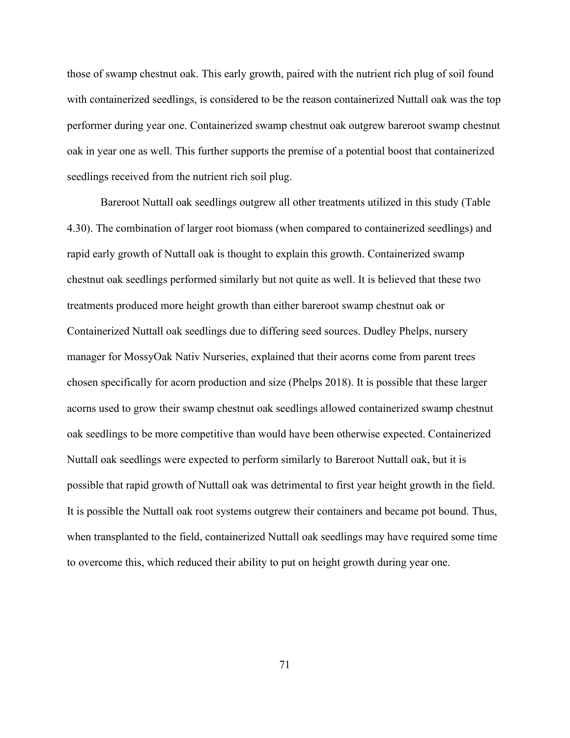those of swamp chestnut oak. This early growth, paired with the nutrient rich plug of soil found with containerized seedlings, is considered to be the reason containerized Nuttall oak was the top performer during year one. Containerized swamp chestnut oak outgrew bareroot swamp chestnut oak in year one as well. This further supports the premise of a potential boost that containerized seedlings received from the nutrient rich soil plug.

Bareroot Nuttall oak seedlings outgrew all other treatments utilized in this study (Table 4.30). The combination of larger root biomass (when compared to containerized seedlings) and rapid early growth of Nuttall oak is thought to explain this growth. Containerized swamp chestnut oak seedlings performed similarly but not quite as well. It is believed that these two treatments produced more height growth than either bareroot swamp chestnut oak or Containerized Nuttall oak seedlings due to differing seed sources. Dudley Phelps, nursery manager for MossyOak Nativ Nurseries, explained that their acorns come from parent trees chosen specifically for acorn production and size (Phelps 2018). It is possible that these larger acorns used to grow their swamp chestnut oak seedlings allowed containerized swamp chestnut oak seedlings to be more competitive than would have been otherwise expected. Containerized Nuttall oak seedlings were expected to perform similarly to Bareroot Nuttall oak, but it is possible that rapid growth of Nuttall oak was detrimental to first year height growth in the field. It is possible the Nuttall oak root systems outgrew their containers and became pot bound. Thus, when transplanted to the field, containerized Nuttall oak seedlings may have required some time to overcome this, which reduced their ability to put on height growth during year one.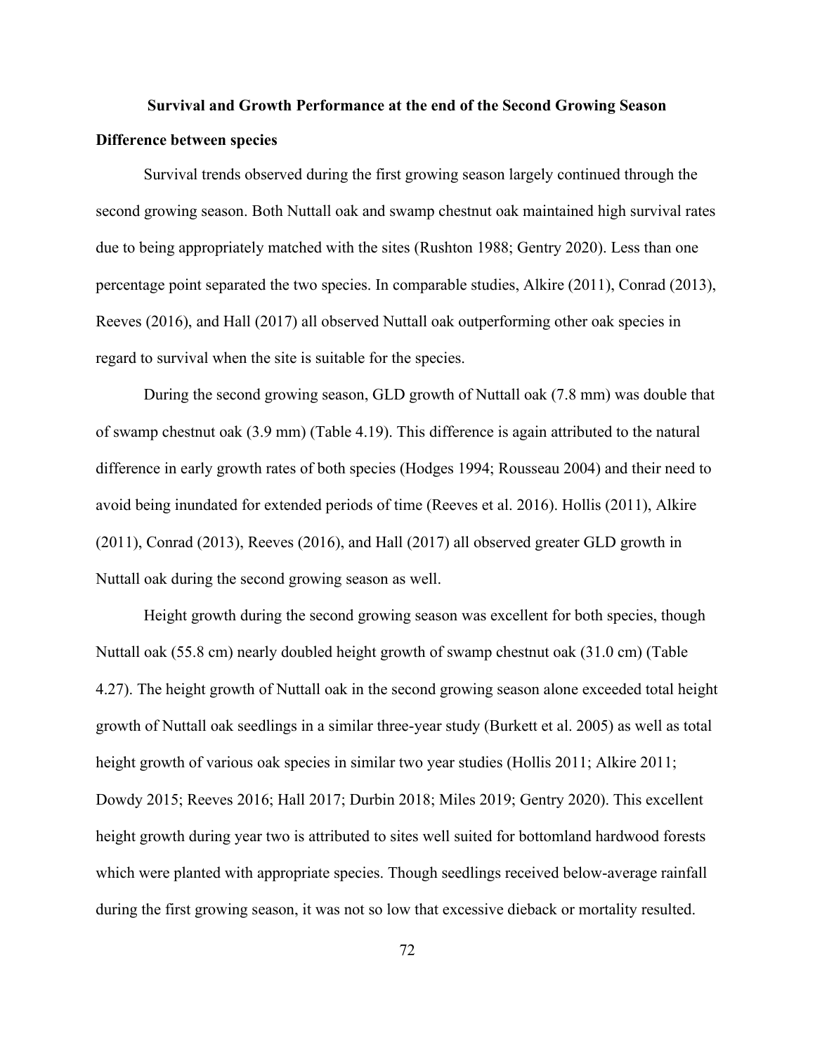## Survival and Growth Performance at the end of the Second Growing Season

### Difference between species

Survival trends observed during the first growing season largely continued through the second growing season. Both Nuttall oak and swamp chestnut oak maintained high survival rates due to being appropriately matched with the sites (Rushton 1988; Gentry 2020). Less than one percentage point separated the two species. In comparable studies, Alkire (2011), Conrad (2013), Reeves (2016), and Hall (2017) all observed Nuttall oak outperforming other oak species in regard to survival when the site is suitable for the species.

During the second growing season, GLD growth of Nuttall oak (7.8 mm) was double that of swamp chestnut oak (3.9 mm) (Table 4.19). This difference is again attributed to the natural difference in early growth rates of both species (Hodges 1994; Rousseau 2004) and their need to avoid being inundated for extended periods of time (Reeves et al. 2016). Hollis (2011), Alkire (2011), Conrad (2013), Reeves (2016), and Hall (2017) all observed greater GLD growth in Nuttall oak during the second growing season as well.

Height growth during the second growing season was excellent for both species, though Nuttall oak (55.8 cm) nearly doubled height growth of swamp chestnut oak (31.0 cm) (Table 4.27). The height growth of Nuttall oak in the second growing season alone exceeded total height growth of Nuttall oak seedlings in a similar three-year study (Burkett et al. 2005) as well as total height growth of various oak species in similar two year studies (Hollis 2011; Alkire 2011; Dowdy 2015; Reeves 2016; Hall 2017; Durbin 2018; Miles 2019; Gentry 2020). This excellent height growth during year two is attributed to sites well suited for bottomland hardwood forests which were planted with appropriate species. Though seedlings received below-average rainfall during the first growing season, it was not so low that excessive dieback or mortality resulted.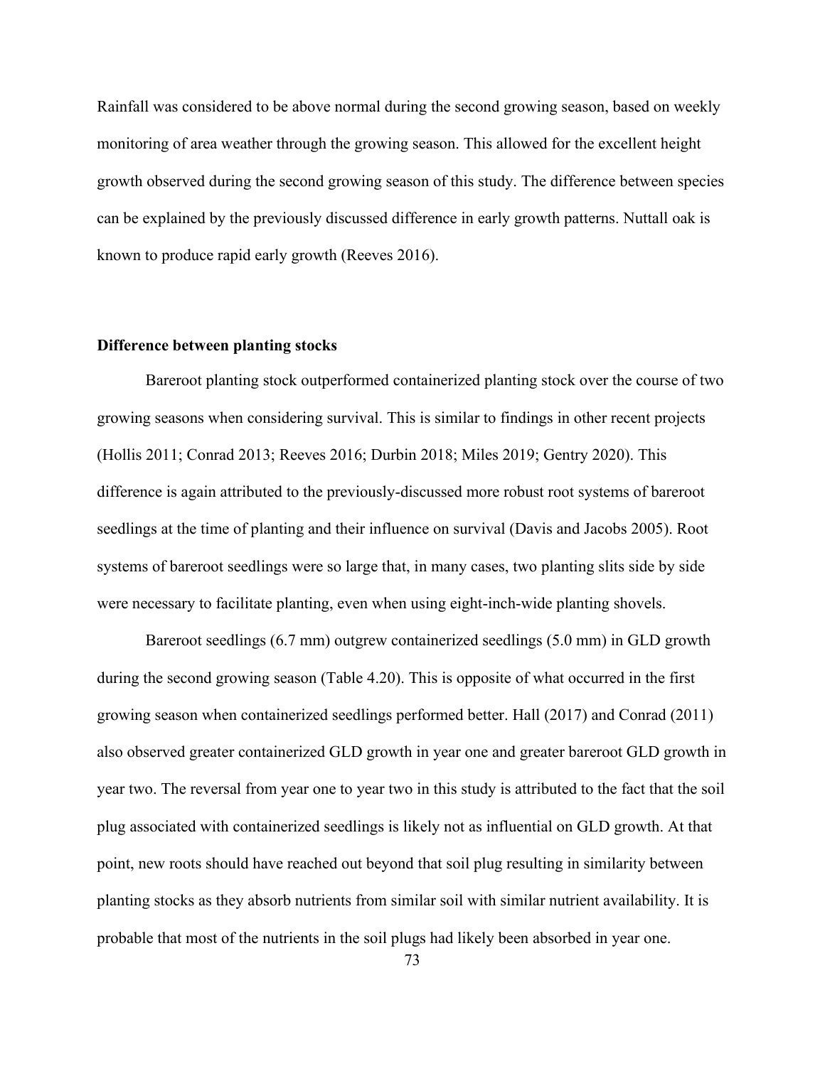Rainfall was considered to be above normal during the second growing season, based on weekly monitoring of area weather through the growing season. This allowed for the excellent height growth observed during the second growing season of this study. The difference between species can be explained by the previously discussed difference in early growth patterns. Nuttall oak is known to produce rapid early growth (Reeves 2016).

**Difference between planting stocks**

Bareroot planting stock outperformed containerized planting stock over the course of two growing seasons when considering survival. This is similar to findings in other recent projects (Hollis 2011; Conrad 2013; Reeves 2016; Durbin 2018; Miles 2019; Gentry 2020). This difference is again attributed to the previously-discussed more robust root systems of bareroot seedlings at the time of planting and their influence on survival (Davis and Jacobs 2005). Root systems of bareroot seedlings were so large that, in many cases, two planting slits side by side were necessary to facilitate planting, even when using eight-inch-wide planting shovels.

Bareroot seedlings (6.7 mm) outgrew containerized seedlings (5.0 mm) in GLD growth during the second growing season (Table 4.20). This is opposite of what occurred in the first growing season when containerized seedlings performed better. Hall (2017) and Conrad (2011) also observed greater containerized GLD growth in year one and greater bareroot GLD growth in year two. The reversal from year one to year two in this study is attributed to the fact that the soil plug associated with containerized seedlings is likely not as influential on GLD growth. At that point, new roots should have reached out beyond that soil plug resulting in similarity between planting stocks as they absorb nutrients from similar soil with similar nutrient availability. It is probable that most of the nutrients in the soil plugs had likely been absorbed in year one.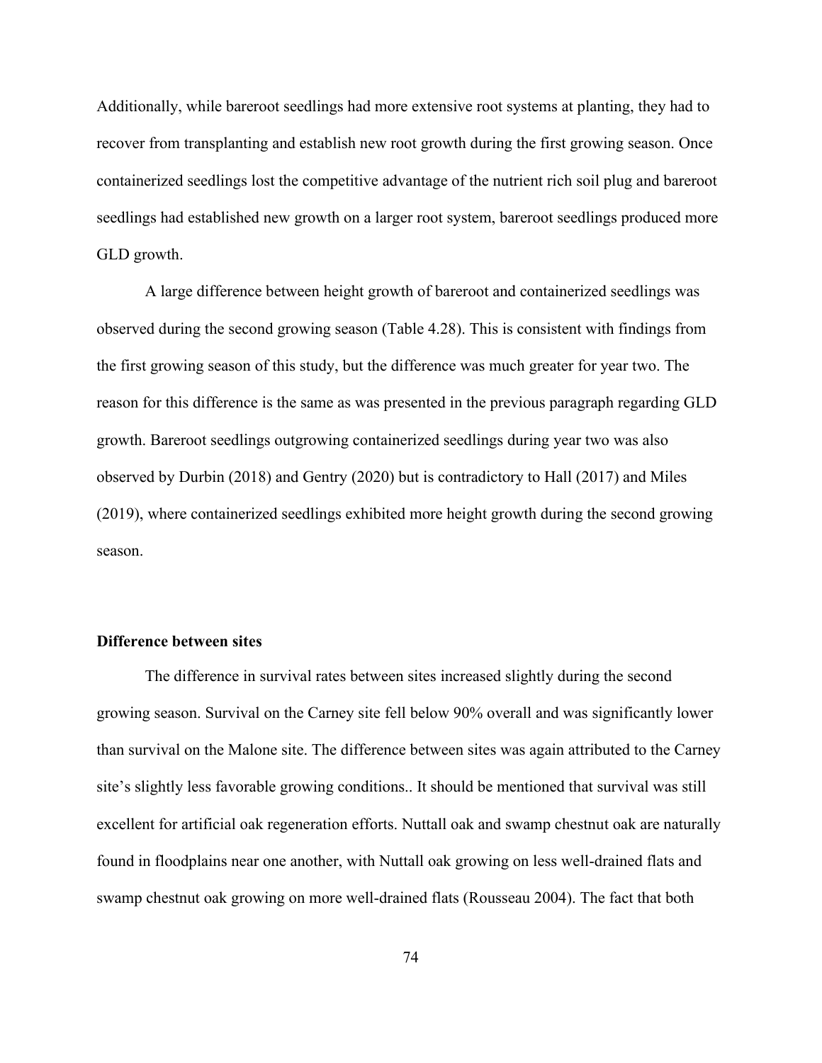Additionally, while bareroot seedlings had more extensive root systems at planting, they had to recover from transplanting and establish new root growth during the first growing season. Once containerized seedlings lost the competitive advantage of the nutrient rich soil plug and bareroot seedlings had established new growth on a larger root system, bareroot seedlings produced more GLD growth.

A large difference between height growth of bareroot and containerized seedlings was observed during the second growing season (Table 4.28). This is consistent with findings from the first growing season of this study, but the difference was much greater for year two. The reason for this difference is the same as was presented in the previous paragraph regarding GLD growth. Bareroot seedlings outgrowing containerized seedlings during year two was also observed by Durbin (2018) and Gentry (2020) but is contradictory to Hall (2017) and Miles (2019), where containerized seedlings exhibited more height growth during the second growing season.

**Difference between sites**

The difference in survival rates between sites increased slightly during the second growing season. Survival on the Carney site fell below 90% overall and was significantly lower than survival on the Malone site. The difference between sites was again attributed to the Carney site's slightly less favorable growing conditions.. It should be mentioned that survival was still excellent for artificial oak regeneration efforts. Nuttall oak and swamp chestnut oak are naturally found in floodplains near one another, with Nuttall oak growing on less well-drained flats and swamp chestnut oak growing on more well-drained flats (Rousseau 2004). The fact that both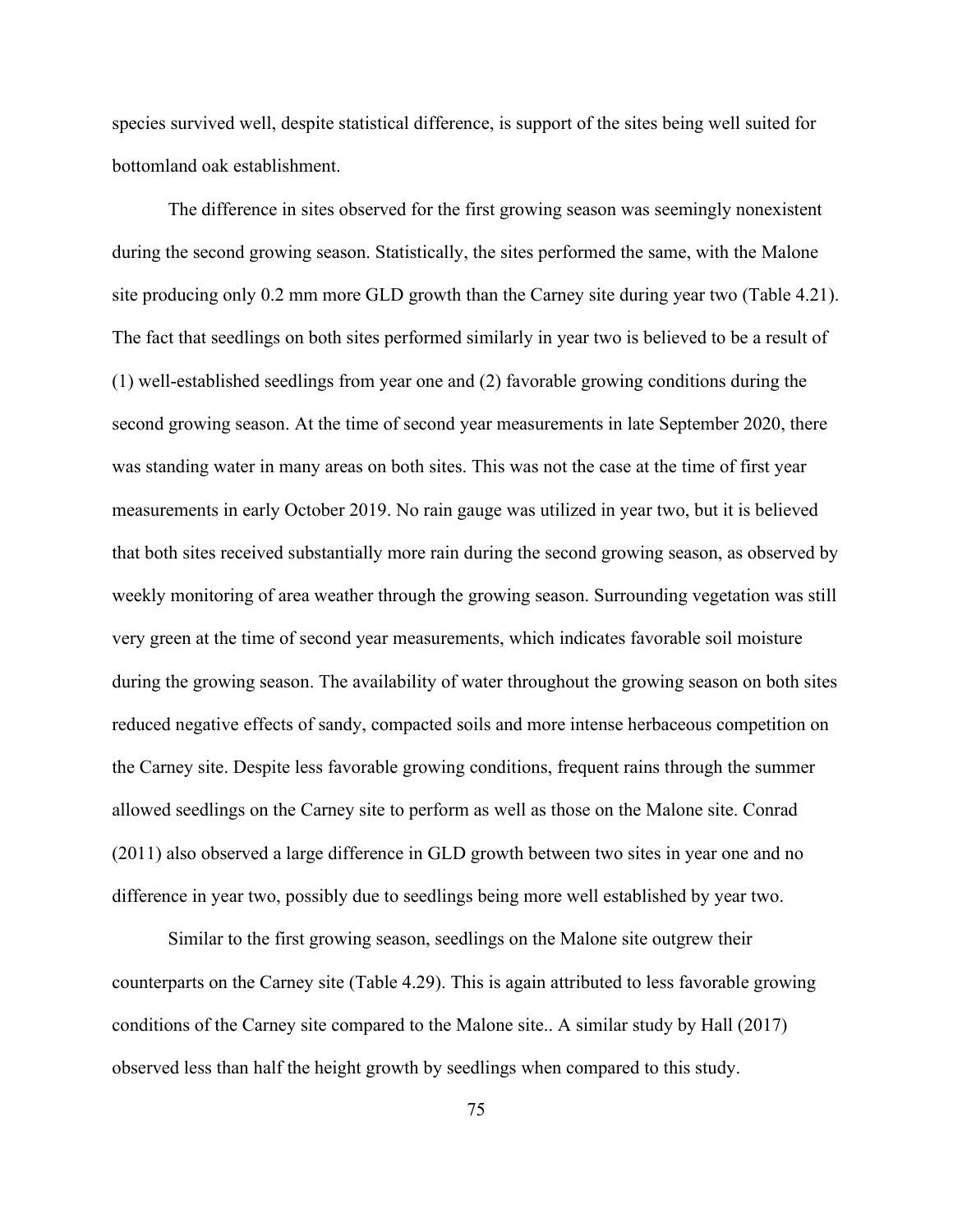species survived well, despite statistical difference, is support of the sites being well suited for bottomland oak establishment.

The difference in sites observed for the first growing season was seemingly nonexistent during the second growing season. Statistically, the sites performed the same, with the Malone site producing only 0.2 mm more GLD growth than the Carney site during year two (Table 4.21). The fact that seedlings on both sites performed similarly in year two is believed to be a result of (1) well-established seedlings from year one and (2) favorable growing conditions during the second growing season. At the time of second year measurements in late September 2020, there was standing water in many areas on both sites. This was not the case at the time of first year measurements in early October 2019. No rain gauge was utilized in year two, but it is believed that both sites received substantially more rain during the second growing season, as observed by weekly monitoring of area weather through the growing season. Surrounding vegetation was still very green at the time of second year measurements, which indicates favorable soil moisture during the growing season. The availability of water throughout the growing season on both sites reduced negative effects of sandy, compacted soils and more intense herbaceous competition on the Carney site. Despite less favorable growing conditions, frequent rains through the summer allowed seedlings on the Carney site to perform as well as those on the Malone site. Conrad (2011) also observed a large difference in GLD growth between two sites in year one and no difference in year two, possibly due to seedlings being more well established by year two.

Similar to the first growing season, seedlings on the Malone site outgrew their counterparts on the Carney site (Table 4.29). This is again attributed to less favorable growing conditions of the Carney site compared to the Malone site.. A similar study by Hall (2017) observed less than half the height growth by seedlings when compared to this study.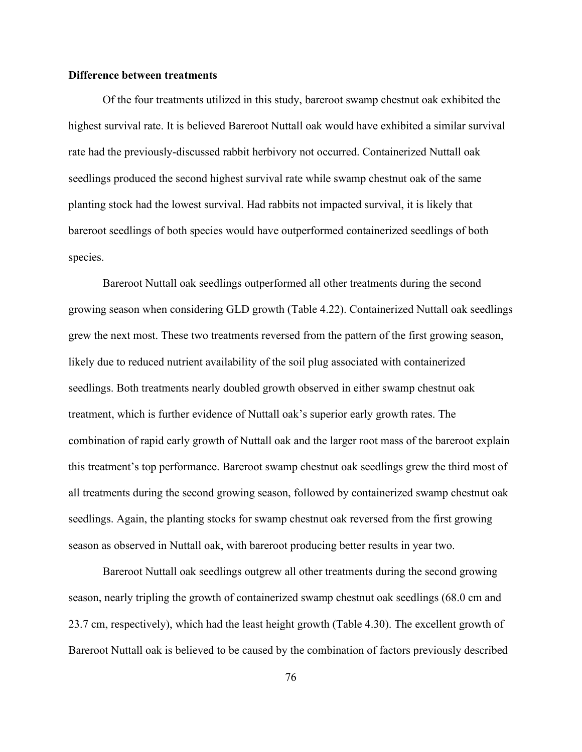**Difference between treatments**

Of the four treatments utilized in this study, bareroot swamp chestnut oak exhibited the highest survival rate. It is believed Bareroot Nuttall oak would have exhibited a similar survival rate had the previously-discussed rabbit herbivory not occurred. Containerized Nuttall oak seedlings produced the second highest survival rate while swamp chestnut oak of the same planting stock had the lowest survival. Had rabbits not impacted survival, it is likely that bareroot seedlings of both species would have outperformed containerized seedlings of both species.

Bareroot Nuttall oak seedlings outperformed all other treatments during the second growing season when considering GLD growth (Table 4.22). Containerized Nuttall oak seedlings grew the next most. These two treatments reversed from the pattern of the first growing season, likely due to reduced nutrient availability of the soil plug associated with containerized seedlings. Both treatments nearly doubled growth observed in either swamp chestnut oak treatment, which is further evidence of Nuttall oak's superior early growth rates. The combination of rapid early growth of Nuttall oak and the larger root mass of the bareroot explain this treatment's top performance. Bareroot swamp chestnut oak seedlings grew the third most of all treatments during the second growing season, followed by containerized swamp chestnut oak seedlings. Again, the planting stocks for swamp chestnut oak reversed from the first growing season as observed in Nuttall oak, with bareroot producing better results in year two.

Bareroot Nuttall oak seedlings outgrew all other treatments during the second growing season, nearly tripling the growth of containerized swamp chestnut oak seedlings (68.0 cm and 23.7 cm, respectively), which had the least height growth (Table 4.30). The excellent growth of Bareroot Nuttall oak is believed to be caused by the combination of factors previously described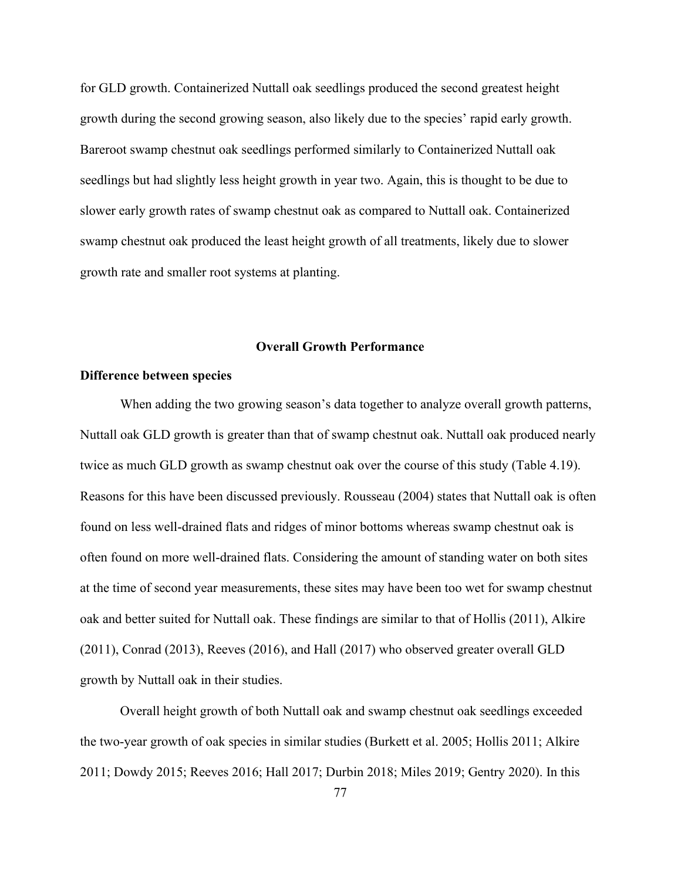for GLD growth. Containerized Nuttall oak seedlings produced the second greatest height growth during the second growing season, also likely due to the species' rapid early growth. Bareroot swamp chestnut oak seedlings performed similarly to Containerized Nuttall oak seedlings but had slightly less height growth in year two. Again, this is thought to be due to slower early growth rates of swamp chestnut oak as compared to Nuttall oak. Containerized swamp chestnut oak produced the least height growth of all treatments, likely due to slower growth rate and smaller root systems at planting.

## Overall Growth Performance

### Difference between species

When adding the two growing season's data together to analyze overall growth patterns, Nuttall oak GLD growth is greater than that of swamp chestnut oak. Nuttall oak produced nearly twice as much GLD growth as swamp chestnut oak over the course of this study (Table 4.19). Reasons for this have been discussed previously. Rousseau (2004) states that Nuttall oak is often found on less well-drained flats and ridges of minor bottoms whereas swamp chestnut oak is often found on more well-drained flats. Considering the amount of standing water on both sites at the time of second year measurements, these sites may have been too wet for swamp chestnut oak and better suited for Nuttall oak. These findings are similar to that of Hollis (2011), Alkire (2011), Conrad (2013), Reeves (2016), and Hall (2017) who observed greater overall GLD growth by Nuttall oak in their studies.

Overall height growth of both Nuttall oak and swamp chestnut oak seedlings exceeded the two-year growth of oak species in similar studies (Burkett et al. 2005; Hollis 2011; Alkire 2011; Dowdy 2015; Reeves 2016; Hall 2017; Durbin 2018; Miles 2019; Gentry 2020). In this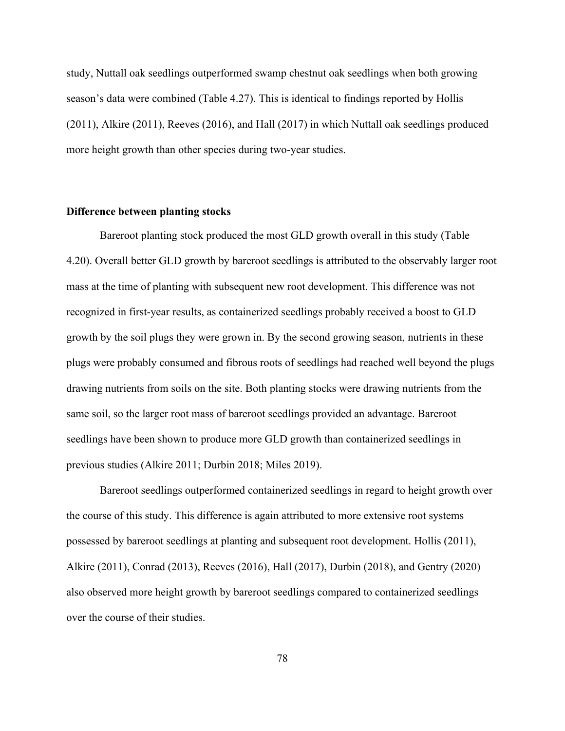study, Nuttall oak seedlings outperformed swamp chestnut oak seedlings when both growing season's data were combined (Table 4.27). This is identical to findings reported by Hollis (2011), Alkire (2011), Reeves (2016), and Hall (2017) in which Nuttall oak seedlings produced more height growth than other species during two-year studies.

**Difference between planting stocks**

Bareroot planting stock produced the most GLD growth overall in this study (Table 4.20). Overall better GLD growth by bareroot seedlings is attributed to the observably larger root mass at the time of planting with subsequent new root development. This difference was not recognized in first-year results, as containerized seedlings probably received a boost to GLD growth by the soil plugs they were grown in. By the second growing season, nutrients in these plugs were probably consumed and fibrous roots of seedlings had reached well beyond the plugs drawing nutrients from soils on the site. Both planting stocks were drawing nutrients from the same soil, so the larger root mass of bareroot seedlings provided an advantage. Bareroot seedlings have been shown to produce more GLD growth than containerized seedlings in previous studies (Alkire 2011; Durbin 2018; Miles 2019).

Bareroot seedlings outperformed containerized seedlings in regard to height growth over the course of this study. This difference is again attributed to more extensive root systems possessed by bareroot seedlings at planting and subsequent root development. Hollis (2011), Alkire (2011), Conrad (2013), Reeves (2016), Hall (2017), Durbin (2018), and Gentry (2020) also observed more height growth by bareroot seedlings compared to containerized seedlings over the course of their studies.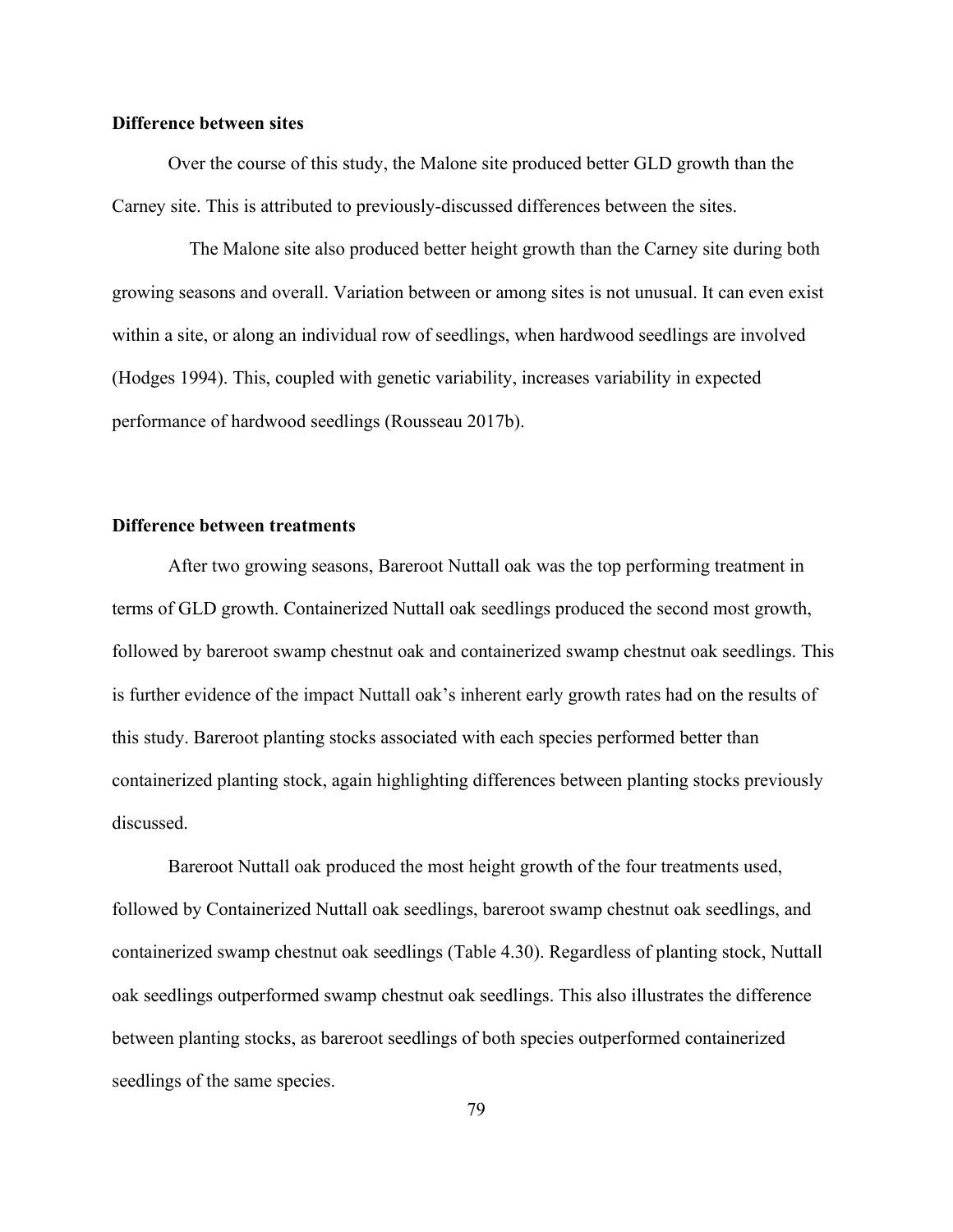**Difference between sites**

Over the course of this study, the Malone site produced better GLD growth than the Carney site. This is attributed to previously-discussed differences between the sites.

The Malone site also produced better height growth than the Carney site during both growing seasons and overall. Variation between or among sites is not unusual. It can even exist within a site, or along an individual row of seedlings, when hardwood seedlings are involved (Hodges 1994). This, coupled with genetic variability, increases variability in expected performance of hardwood seedlings (Rousseau 2017b).

**Difference between treatments**

After two growing seasons, Bareroot Nuttall oak was the top performing treatment in terms of GLD growth. Containerized Nuttall oak seedlings produced the second most growth, followed by bareroot swamp chestnut oak and containerized swamp chestnut oak seedlings. This is further evidence of the impact Nuttall oak's inherent early growth rates had on the results of this study. Bareroot planting stocks associated with each species performed better than containerized planting stock, again highlighting differences between planting stocks previously discussed.

Bareroot Nuttall oak produced the most height growth of the four treatments used, followed by Containerized Nuttall oak seedlings, bareroot swamp chestnut oak seedlings, and containerized swamp chestnut oak seedlings (Table 4.30). Regardless of planting stock, Nuttall oak seedlings outperformed swamp chestnut oak seedlings. This also illustrates the difference between planting stocks, as bareroot seedlings of both species outperformed containerized seedlings of the same species.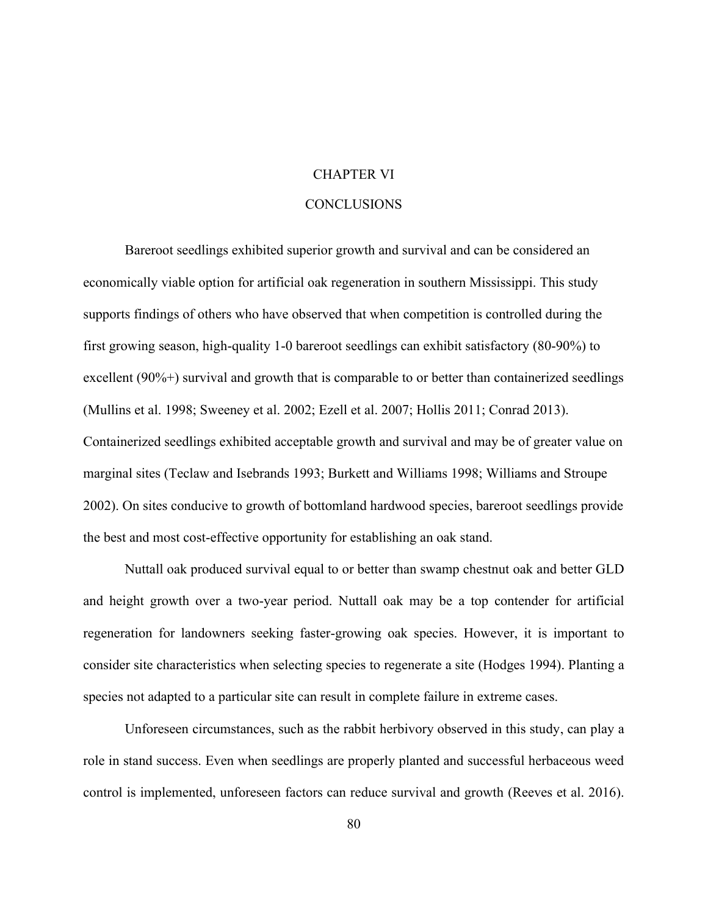# CHAPTER VI

# CONCLUSIONS

Bareroot seedlings exhibited superior growth and survival and can be considered an economically viable option for artificial oak regeneration in southern Mississippi. This study supports findings of others who have observed that when competition is controlled during the first growing season, high-quality 1-0 bareroot seedlings can exhibit satisfactory (80-90%) to excellent (90%+) survival and growth that is comparable to or better than containerized seedlings (Mullins et al. 1998; Sweeney et al. 2002; Ezell et al. 2007; Hollis 2011; Conrad 2013). Containerized seedlings exhibited acceptable growth and survival and may be of greater value on marginal sites (Teclaw and Isebrands 1993; Burkett and Williams 1998; Williams and Stroupe 2002). On sites conducive to growth of bottomland hardwood species, bareroot seedlings provide the best and most cost-effective opportunity for establishing an oak stand.

Nuttall oak produced survival equal to or better than swamp chestnut oak and better GLD and height growth over a two-year period. Nuttall oak may be a top contender for artificial regeneration for landowners seeking faster-growing oak species. However, it is important to consider site characteristics when selecting species to regenerate a site (Hodges 1994). Planting a species not adapted to a particular site can result in complete failure in extreme cases.

Unforeseen circumstances, such as the rabbit herbivory observed in this study, can play a role in stand success. Even when seedlings are properly planted and successful herbaceous weed control is implemented, unforeseen factors can reduce survival and growth (Reeves et al. 2016).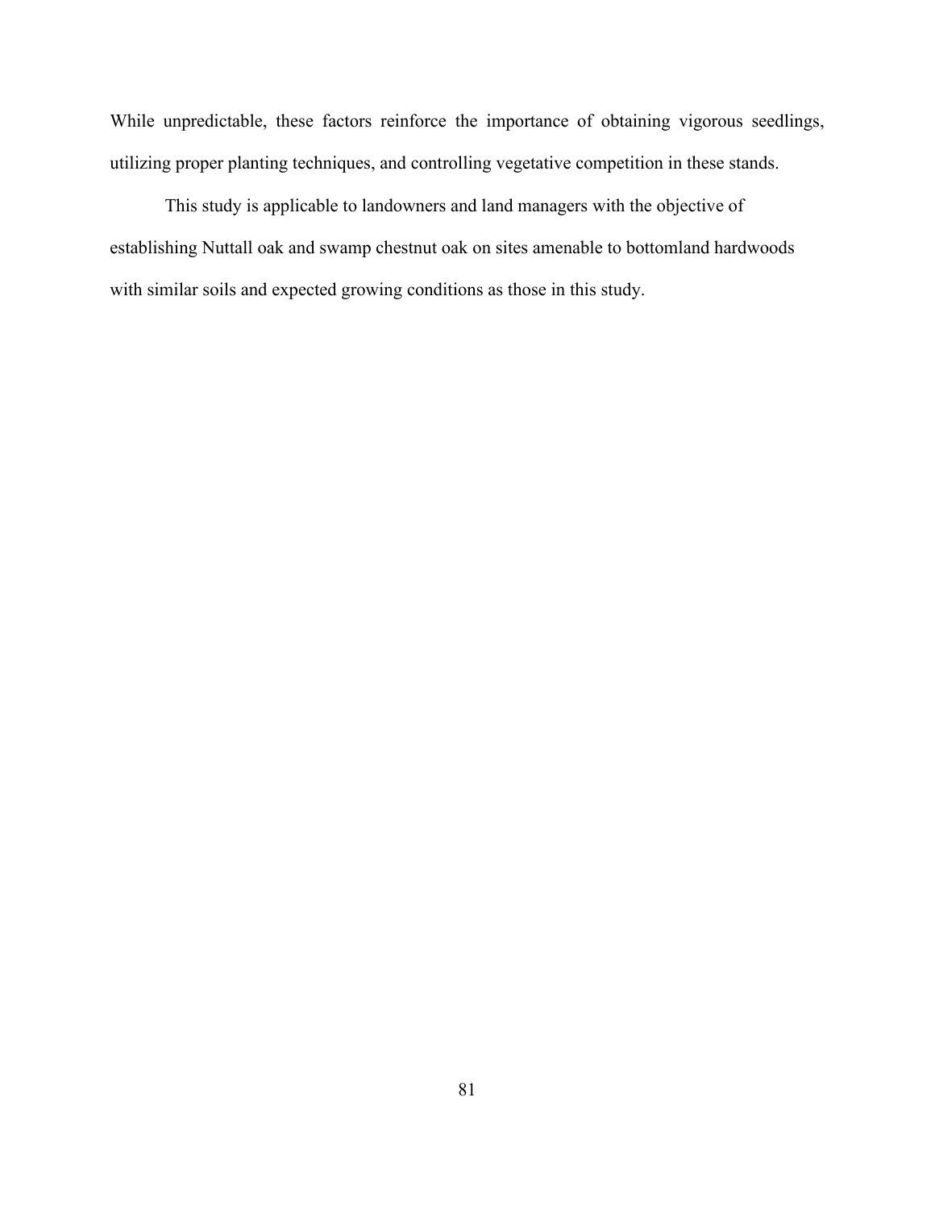While unpredictable, these factors reinforce the importance of obtaining vigorous seedlings, utilizing proper planting techniques, and controlling vegetative competition in these stands.

This study is applicable to landowners and land managers with the objective of establishing Nuttall oak and swamp chestnut oak on sites amenable to bottomland hardwoods with similar soils and expected growing conditions as those in this study.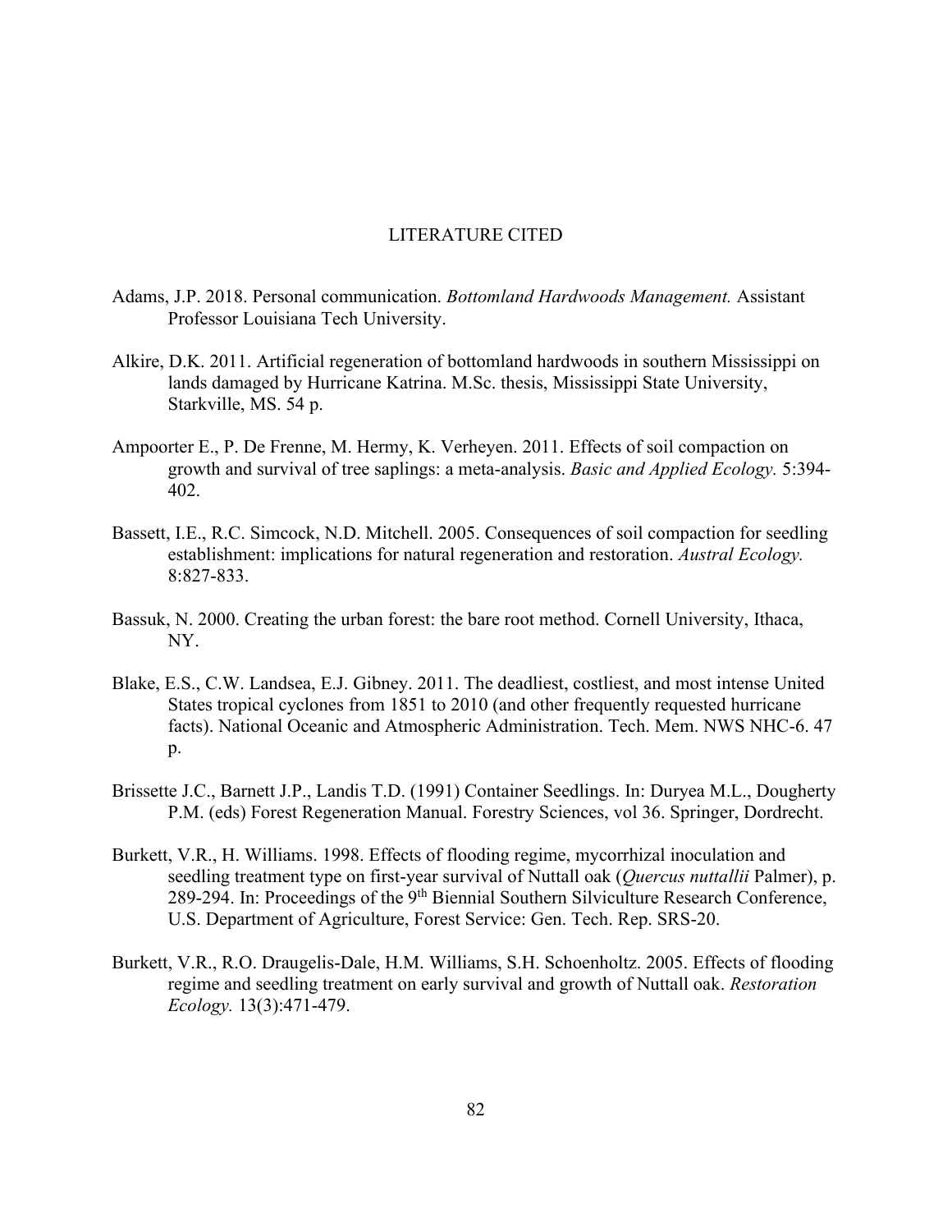# LITERATURE CITED

Adams, J.P. 2018. Personal communication. *Bottomland Hardwoods Management.* Assistant Professor Louisiana Tech University.

Alkire, D.K. 2011. Artificial regeneration of bottomland hardwoods in southern Mississippi on lands damaged by Hurricane Katrina. M.Sc. thesis, Mississippi State University, Starkville, MS. 54 p.

Ampoorter E., P. De Frenne, M. Hermy, K. Verheyen. 2011. Effects of soil compaction on growth and survival of tree saplings: a meta-analysis. *Basic and Applied Ecology.* 5:394-402.

Bassett, I.E., R.C. Simcock, N.D. Mitchell. 2005. Consequences of soil compaction for seedling establishment: implications for natural regeneration and restoration. *Austral Ecology.* 8:827-833.

Bassuk, N. 2000. Creating the urban forest: the bare root method. Cornell University, Ithaca, NY.

Blake, E.S., C.W. Landsea, E.J. Gibney. 2011. The deadliest, costliest, and most intense United States tropical cyclones from 1851 to 2010 (and other frequently requested hurricane facts). National Oceanic and Atmospheric Administration. Tech. Mem. NWS NHC-6. 47 p.

Brissette J.C., Barnett J.P., Landis T.D. (1991) Container Seedlings. In: Duryea M.L., Dougherty P.M. (eds) Forest Regeneration Manual. Forestry Sciences, vol 36. Springer, Dordrecht.

Burkett, V.R., H. Williams. 1998. Effects of flooding regime, mycorrhizal inoculation and seedling treatment type on first-year survival of Nuttall oak (*Quercus nuttallii* Palmer), p. 289-294. In: Proceedings of the 9th Biennial Southern Silviculture Research Conference, U.S. Department of Agriculture, Forest Service: Gen. Tech. Rep. SRS-20.

Burkett, V.R., R.O. Draugelis-Dale, H.M. Williams, S.H. Schoenholtz. 2005. Effects of flooding regime and seedling treatment on early survival and growth of Nuttall oak. *Restoration Ecology.* 13(3):471-479.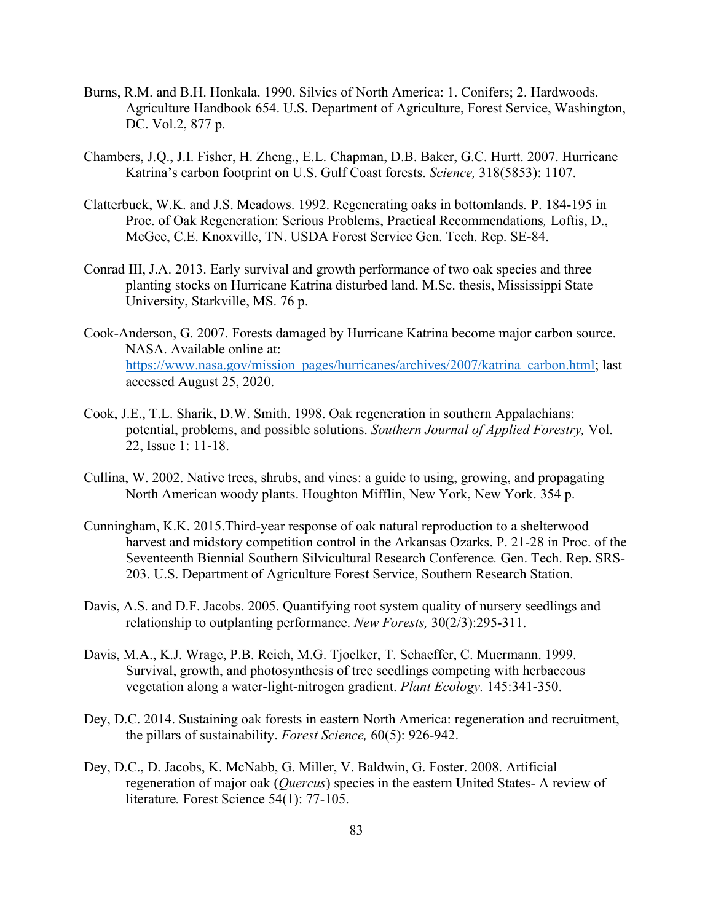Burns, R.M. and B.H. Honkala. 1990. Silvics of North America: 1. Conifers; 2. Hardwoods. Agriculture Handbook 654. U.S. Department of Agriculture, Forest Service, Washington, DC. Vol.2, 877 p.

Chambers, J.Q., J.I. Fisher, H. Zheng., E.L. Chapman, D.B. Baker, G.C. Hurtt. 2007. Hurricane Katrina's carbon footprint on U.S. Gulf Coast forests. *Science,* 318(5853): 1107.

Clatterbuck, W.K. and J.S. Meadows. 1992. Regenerating oaks in bottomlands*.* P. 184-195 in Proc. of Oak Regeneration: Serious Problems, Practical Recommendations*,* Loftis, D., McGee, C.E. Knoxville, TN. USDA Forest Service Gen. Tech. Rep. SE-84.

Conrad III, J.A. 2013. Early survival and growth performance of two oak species and three planting stocks on Hurricane Katrina disturbed land. M.Sc. thesis, Mississippi State University, Starkville, MS. 76 p.

Cook-Anderson, G. 2007. Forests damaged by Hurricane Katrina become major carbon source. NASA. Available online at: https://www.nasa.gov/mission_pages/hurricanes/archives/2007/katrina_carbon.html; last accessed August 25, 2020.

Cook, J.E., T.L. Sharik, D.W. Smith. 1998. Oak regeneration in southern Appalachians: potential, problems, and possible solutions. *Southern Journal of Applied Forestry,* Vol. 22, Issue 1: 11-18.

Cullina, W. 2002. Native trees, shrubs, and vines: a guide to using, growing, and propagating North American woody plants. Houghton Mifflin, New York, New York. 354 p.

Cunningham, K.K. 2015.Third-year response of oak natural reproduction to a shelterwood harvest and midstory competition control in the Arkansas Ozarks. P. 21-28 in Proc. of the Seventeenth Biennial Southern Silvicultural Research Conference*.* Gen. Tech. Rep. SRS-203. U.S. Department of Agriculture Forest Service, Southern Research Station.

Davis, A.S. and D.F. Jacobs. 2005. Quantifying root system quality of nursery seedlings and relationship to outplanting performance. *New Forests,* 30(2/3):295-311.

Davis, M.A., K.J. Wrage, P.B. Reich, M.G. Tjoelker, T. Schaeffer, C. Muermann. 1999. Survival, growth, and photosynthesis of tree seedlings competing with herbaceous vegetation along a water-light-nitrogen gradient. *Plant Ecology.* 145:341-350.

Dey, D.C. 2014. Sustaining oak forests in eastern North America: regeneration and recruitment, the pillars of sustainability. *Forest Science,* 60(5): 926-942.

Dey, D.C., D. Jacobs, K. McNabb, G. Miller, V. Baldwin, G. Foster. 2008. Artificial regeneration of major oak (*Quercus*) species in the eastern United States- A review of literature*.* Forest Science 54(1): 77-105.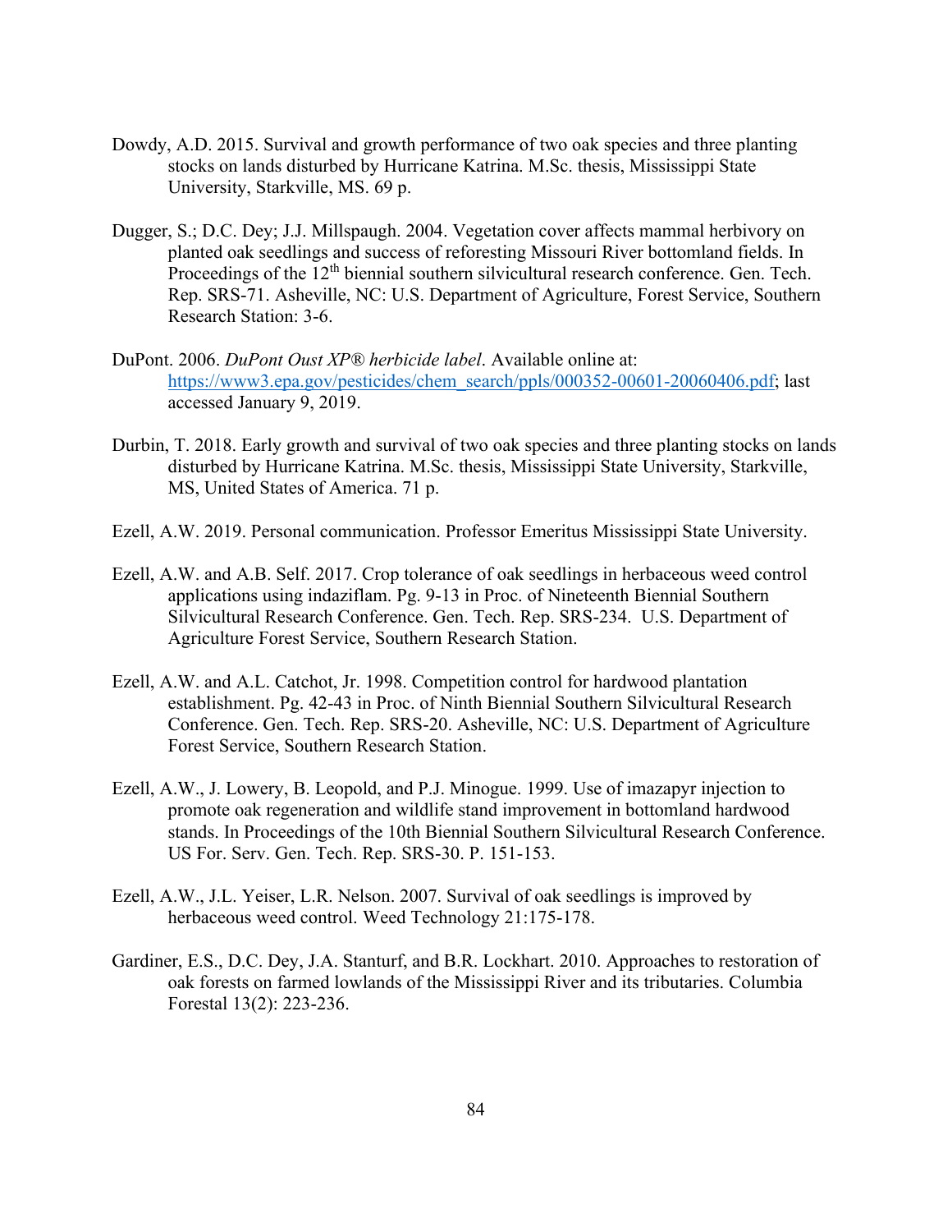Dowdy, A.D. 2015. Survival and growth performance of two oak species and three planting stocks on lands disturbed by Hurricane Katrina. M.Sc. thesis, Mississippi State University, Starkville, MS. 69 p.

Dugger, S.; D.C. Dey; J.J. Millspaugh. 2004. Vegetation cover affects mammal herbivory on planted oak seedlings and success of reforesting Missouri River bottomland fields. In Proceedings of the 12th biennial southern silvicultural research conference. Gen. Tech. Rep. SRS-71. Asheville, NC: U.S. Department of Agriculture, Forest Service, Southern Research Station: 3-6.

DuPont. 2006. *DuPont Oust XP® herbicide label*. Available online at: https://www3.epa.gov/pesticides/chem_search/ppls/000352-00601-20060406.pdf; last accessed January 9, 2019.

Durbin, T. 2018. Early growth and survival of two oak species and three planting stocks on lands disturbed by Hurricane Katrina. M.Sc. thesis, Mississippi State University, Starkville, MS, United States of America. 71 p.

Ezell, A.W. 2019. Personal communication. Professor Emeritus Mississippi State University.

Ezell, A.W. and A.B. Self. 2017. Crop tolerance of oak seedlings in herbaceous weed control applications using indaziflam. Pg. 9-13 in Proc. of Nineteenth Biennial Southern Silvicultural Research Conference. Gen. Tech. Rep. SRS-234. U.S. Department of Agriculture Forest Service, Southern Research Station.

Ezell, A.W. and A.L. Catchot, Jr. 1998. Competition control for hardwood plantation establishment. Pg. 42-43 in Proc. of Ninth Biennial Southern Silvicultural Research Conference. Gen. Tech. Rep. SRS-20. Asheville, NC: U.S. Department of Agriculture Forest Service, Southern Research Station.

Ezell, A.W., J. Lowery, B. Leopold, and P.J. Minogue. 1999. Use of imazapyr injection to promote oak regeneration and wildlife stand improvement in bottomland hardwood stands. In Proceedings of the 10th Biennial Southern Silvicultural Research Conference. US For. Serv. Gen. Tech. Rep. SRS-30. P. 151-153.

Ezell, A.W., J.L. Yeiser, L.R. Nelson. 2007. Survival of oak seedlings is improved by herbaceous weed control. Weed Technology 21:175-178.

Gardiner, E.S., D.C. Dey, J.A. Stanturf, and B.R. Lockhart. 2010. Approaches to restoration of oak forests on farmed lowlands of the Mississippi River and its tributaries. Columbia Forestal 13(2): 223-236.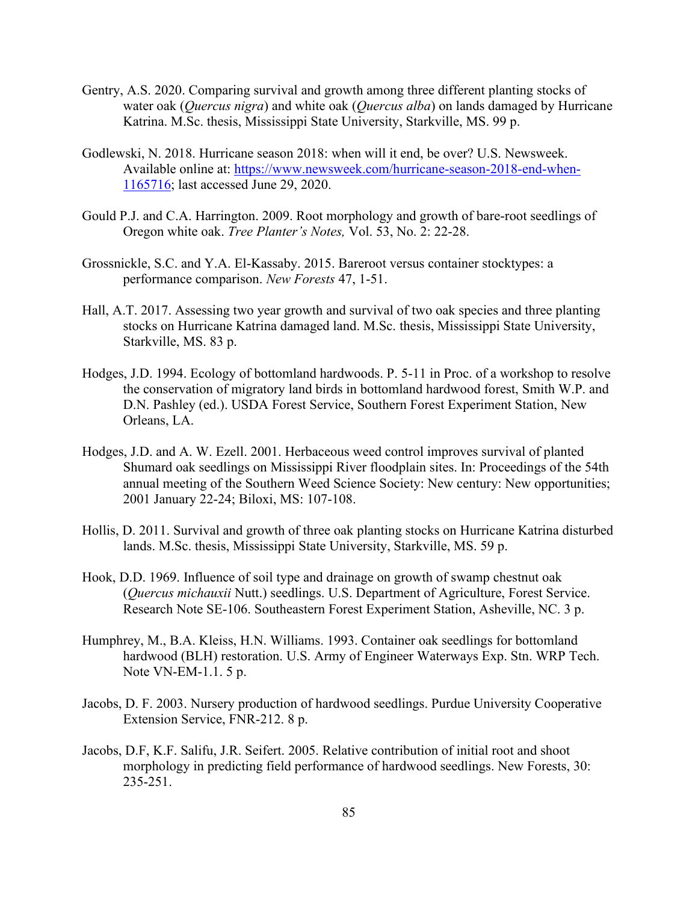Gentry, A.S. 2020. Comparing survival and growth among three different planting stocks of water oak (*Quercus nigra*) and white oak (*Quercus alba*) on lands damaged by Hurricane Katrina. M.Sc. thesis, Mississippi State University, Starkville, MS. 99 p.

Godlewski, N. 2018. Hurricane season 2018: when will it end, be over? U.S. Newsweek. Available online at: [https://www.newsweek.com/hurricane-season-2018-end-when-1165716](https://www.newsweek.com/hurricane-season-2018-end-when-1165716); last accessed June 29, 2020.

Gould P.J. and C.A. Harrington. 2009. Root morphology and growth of bare-root seedlings of Oregon white oak. *Tree Planter's Notes,* Vol. 53, No. 2: 22-28.

Grossnickle, S.C. and Y.A. El-Kassaby. 2015. Bareroot versus container stocktypes: a performance comparison. *New Forests* 47, 1-51.

Hall, A.T. 2017. Assessing two year growth and survival of two oak species and three planting stocks on Hurricane Katrina damaged land. M.Sc. thesis, Mississippi State University, Starkville, MS. 83 p.

Hodges, J.D. 1994. Ecology of bottomland hardwoods. P. 5-11 in Proc. of a workshop to resolve the conservation of migratory land birds in bottomland hardwood forest, Smith W.P. and D.N. Pashley (ed.). USDA Forest Service, Southern Forest Experiment Station, New Orleans, LA.

Hodges, J.D. and A. W. Ezell. 2001. Herbaceous weed control improves survival of planted Shumard oak seedlings on Mississippi River floodplain sites. In: Proceedings of the 54th annual meeting of the Southern Weed Science Society: New century: New opportunities; 2001 January 22-24; Biloxi, MS: 107-108.

Hollis, D. 2011. Survival and growth of three oak planting stocks on Hurricane Katrina disturbed lands. M.Sc. thesis, Mississippi State University, Starkville, MS. 59 p.

Hook, D.D. 1969. Influence of soil type and drainage on growth of swamp chestnut oak (*Quercus michauxii* Nutt.) seedlings. U.S. Department of Agriculture, Forest Service. Research Note SE-106. Southeastern Forest Experiment Station, Asheville, NC. 3 p.

Humphrey, M., B.A. Kleiss, H.N. Williams. 1993. Container oak seedlings for bottomland hardwood (BLH) restoration. U.S. Army of Engineer Waterways Exp. Stn. WRP Tech. Note VN-EM-1.1. 5 p.

Jacobs, D. F. 2003. Nursery production of hardwood seedlings. Purdue University Cooperative Extension Service, FNR-212. 8 p.

Jacobs, D.F, K.F. Salifu, J.R. Seifert. 2005. Relative contribution of initial root and shoot morphology in predicting field performance of hardwood seedlings. New Forests, 30: 235-251.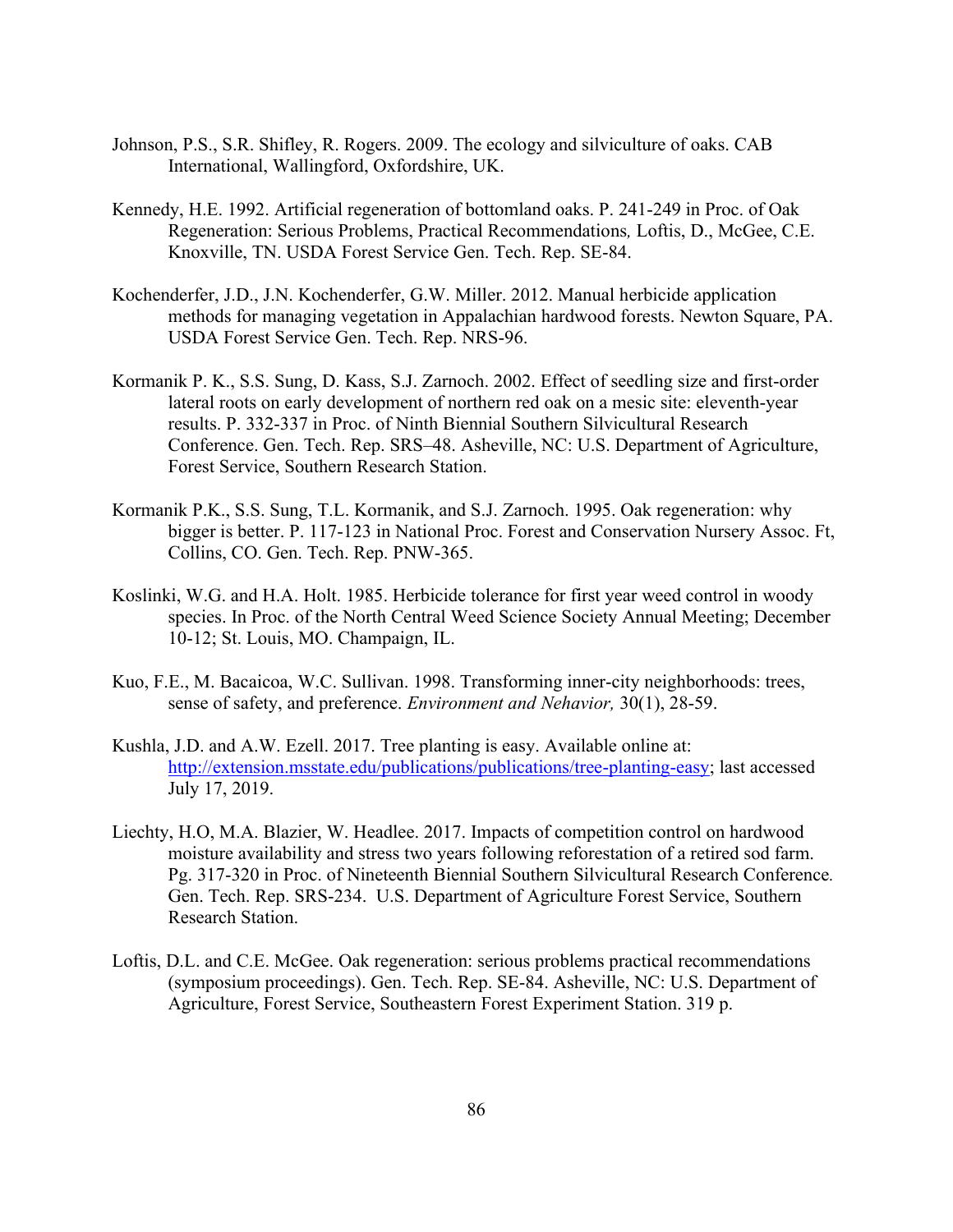Johnson, P.S., S.R. Shifley, R. Rogers. 2009. The ecology and silviculture of oaks. CAB International, Wallingford, Oxfordshire, UK.

Kennedy, H.E. 1992. Artificial regeneration of bottomland oaks. P. 241-249 in Proc. of Oak Regeneration: Serious Problems, Practical Recommendations*,* Loftis, D., McGee, C.E. Knoxville, TN. USDA Forest Service Gen. Tech. Rep. SE-84.

Kochenderfer, J.D., J.N. Kochenderfer, G.W. Miller. 2012. Manual herbicide application methods for managing vegetation in Appalachian hardwood forests. Newton Square, PA. USDA Forest Service Gen. Tech. Rep. NRS-96.

Kormanik P. K., S.S. Sung, D. Kass, S.J. Zarnoch. 2002. Effect of seedling size and first-order lateral roots on early development of northern red oak on a mesic site: eleventh-year results. P. 332-337 in Proc. of Ninth Biennial Southern Silvicultural Research Conference. Gen. Tech. Rep. SRS–48. Asheville, NC: U.S. Department of Agriculture, Forest Service, Southern Research Station.

Kormanik P.K., S.S. Sung, T.L. Kormanik, and S.J. Zarnoch. 1995. Oak regeneration: why bigger is better. P. 117-123 in National Proc. Forest and Conservation Nursery Assoc. Ft, Collins, CO. Gen. Tech. Rep. PNW-365.

Koslinki, W.G. and H.A. Holt. 1985. Herbicide tolerance for first year weed control in woody species. In Proc. of the North Central Weed Science Society Annual Meeting; December 10-12; St. Louis, MO. Champaign, IL.

Kuo, F.E., M. Bacaicoa, W.C. Sullivan. 1998. Transforming inner-city neighborhoods: trees, sense of safety, and preference. *Environment and Nehavior,* 30(1), 28-59.

Kushla, J.D. and A.W. Ezell. 2017. Tree planting is easy. Available online at: [http://extension.msstate.edu/publications/publications/tree-planting-easy](http://extension.msstate.edu/publications/publications/tree-planting-easy); last accessed July 17, 2019.

Liechty, H.O, M.A. Blazier, W. Headlee. 2017. Impacts of competition control on hardwood moisture availability and stress two years following reforestation of a retired sod farm. Pg. 317-320 in Proc. of Nineteenth Biennial Southern Silvicultural Research Conference*.* Gen. Tech. Rep. SRS-234. U.S. Department of Agriculture Forest Service, Southern Research Station.

Loftis, D.L. and C.E. McGee. Oak regeneration: serious problems practical recommendations (symposium proceedings). Gen. Tech. Rep. SE-84. Asheville, NC: U.S. Department of Agriculture, Forest Service, Southeastern Forest Experiment Station. 319 p.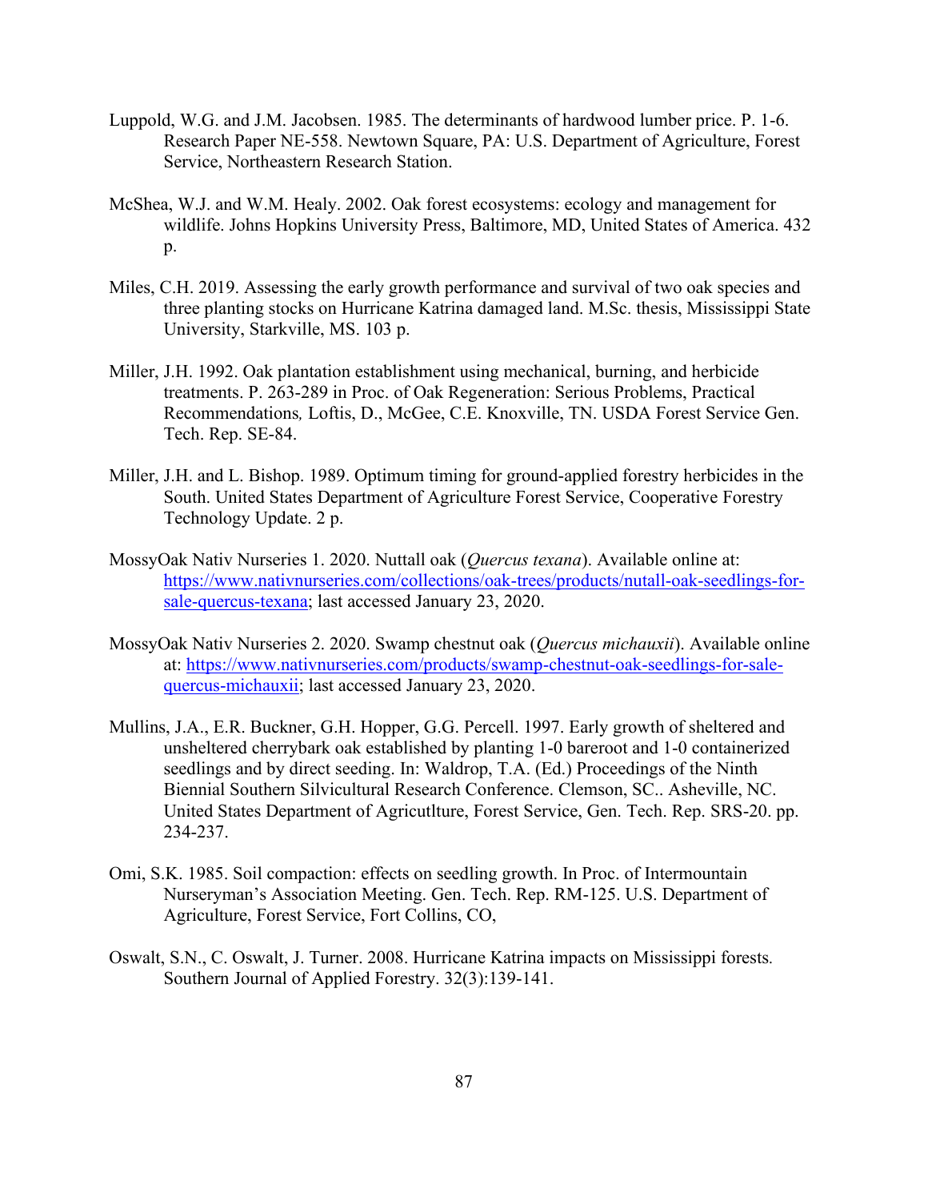Luppold, W.G. and J.M. Jacobsen. 1985. The determinants of hardwood lumber price. P. 1-6. Research Paper NE-558. Newtown Square, PA: U.S. Department of Agriculture, Forest Service, Northeastern Research Station.

McShea, W.J. and W.M. Healy. 2002. Oak forest ecosystems: ecology and management for wildlife. Johns Hopkins University Press, Baltimore, MD, United States of America. 432 p.

Miles, C.H. 2019. Assessing the early growth performance and survival of two oak species and three planting stocks on Hurricane Katrina damaged land. M.Sc. thesis, Mississippi State University, Starkville, MS. 103 p.

Miller, J.H. 1992. Oak plantation establishment using mechanical, burning, and herbicide treatments. P. 263-289 in Proc. of Oak Regeneration: Serious Problems, Practical Recommendations*,* Loftis, D., McGee, C.E. Knoxville, TN. USDA Forest Service Gen. Tech. Rep. SE-84.

Miller, J.H. and L. Bishop. 1989. Optimum timing for ground-applied forestry herbicides in the South. United States Department of Agriculture Forest Service, Cooperative Forestry Technology Update. 2 p.

MossyOak Nativ Nurseries 1. 2020. Nuttall oak (*Quercus texana*). Available online at: https://www.nativnurseries.com/collections/oak-trees/products/nutall-oak-seedlings-for-sale-quercus-texana; last accessed January 23, 2020.

MossyOak Nativ Nurseries 2. 2020. Swamp chestnut oak (*Quercus michauxii*). Available online at: https://www.nativnurseries.com/products/swamp-chestnut-oak-seedlings-for-sale-quercus-michauxii; last accessed January 23, 2020.

Mullins, J.A., E.R. Buckner, G.H. Hopper, G.G. Percell. 1997. Early growth of sheltered and unsheltered cherrybark oak established by planting 1-0 bareroot and 1-0 containerized seedlings and by direct seeding. In: Waldrop, T.A. (Ed.) Proceedings of the Ninth Biennial Southern Silvicultural Research Conference. Clemson, SC.. Asheville, NC. United States Department of Agricutlture, Forest Service, Gen. Tech. Rep. SRS-20. pp. 234-237.

Omi, S.K. 1985. Soil compaction: effects on seedling growth. In Proc. of Intermountain Nurseryman's Association Meeting. Gen. Tech. Rep. RM-125. U.S. Department of Agriculture, Forest Service, Fort Collins, CO,

Oswalt, S.N., C. Oswalt, J. Turner. 2008. Hurricane Katrina impacts on Mississippi forests. Southern Journal of Applied Forestry. 32(3):139-141.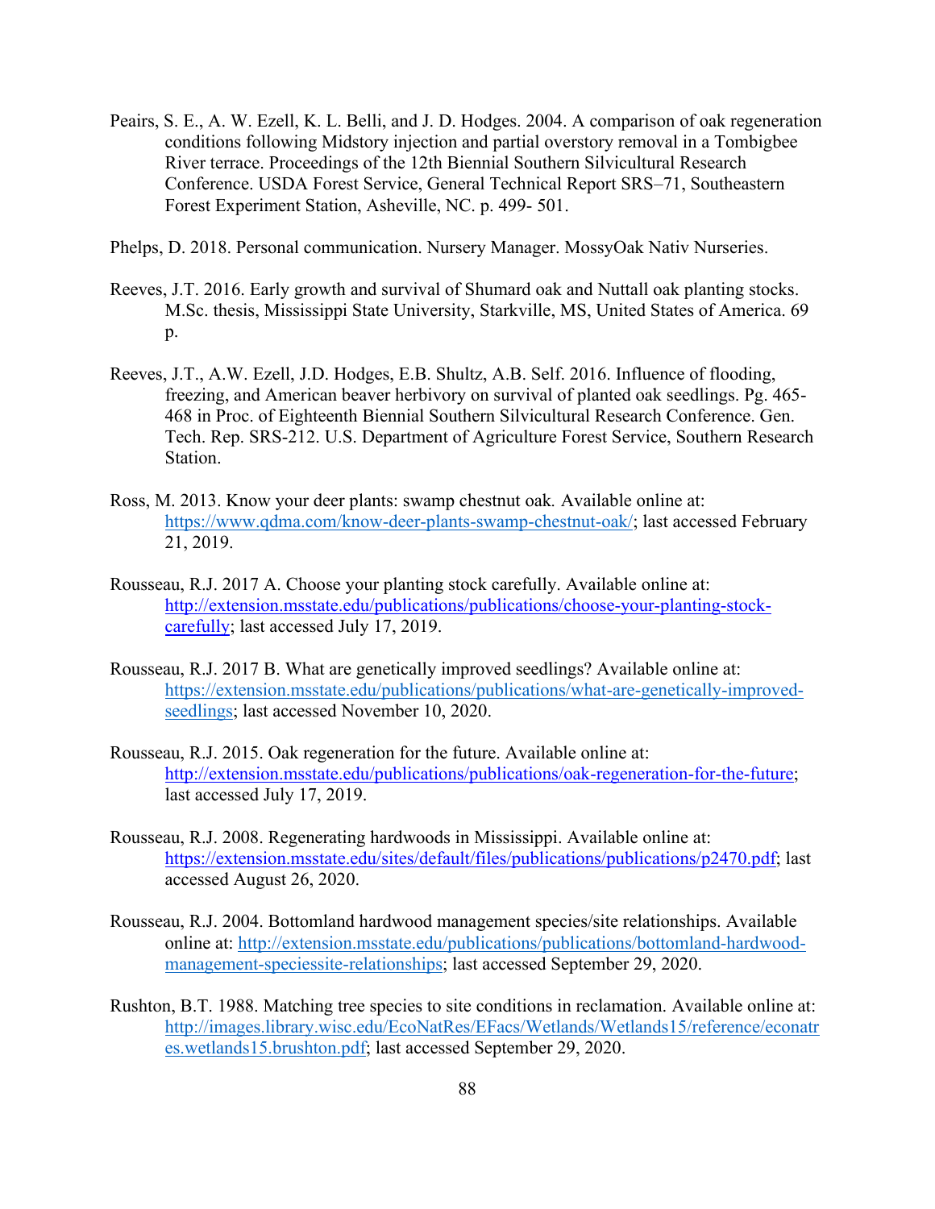Peairs, S. E., A. W. Ezell, K. L. Belli, and J. D. Hodges. 2004. A comparison of oak regeneration conditions following Midstory injection and partial overstory removal in a Tombigbee River terrace. Proceedings of the 12th Biennial Southern Silvicultural Research Conference. USDA Forest Service, General Technical Report SRS–71, Southeastern Forest Experiment Station, Asheville, NC. p. 499- 501.

Phelps, D. 2018. Personal communication. Nursery Manager. MossyOak Nativ Nurseries.

Reeves, J.T. 2016. Early growth and survival of Shumard oak and Nuttall oak planting stocks. M.Sc. thesis, Mississippi State University, Starkville, MS, United States of America. 69 p.

Reeves, J.T., A.W. Ezell, J.D. Hodges, E.B. Shultz, A.B. Self. 2016. Influence of flooding, freezing, and American beaver herbivory on survival of planted oak seedlings. Pg. 465-468 in Proc. of Eighteenth Biennial Southern Silvicultural Research Conference. Gen. Tech. Rep. SRS-212. U.S. Department of Agriculture Forest Service, Southern Research Station.

Ross, M. 2013. Know your deer plants: swamp chestnut oak. Available online at: https://www.qdma.com/know-deer-plants-swamp-chestnut-oak/; last accessed February 21, 2019.

Rousseau, R.J. 2017 A. Choose your planting stock carefully. Available online at: http://extension.msstate.edu/publications/publications/choose-your-planting-stock-carefully; last accessed July 17, 2019.

Rousseau, R.J. 2017 B. What are genetically improved seedlings? Available online at: https://extension.msstate.edu/publications/publications/what-are-genetically-improved-seedlings; last accessed November 10, 2020.

Rousseau, R.J. 2015. Oak regeneration for the future. Available online at: http://extension.msstate.edu/publications/publications/oak-regeneration-for-the-future; last accessed July 17, 2019.

Rousseau, R.J. 2008. Regenerating hardwoods in Mississippi. Available online at: https://extension.msstate.edu/sites/default/files/publications/publications/p2470.pdf; last accessed August 26, 2020.

Rousseau, R.J. 2004. Bottomland hardwood management species/site relationships. Available online at: http://extension.msstate.edu/publications/publications/bottomland-hardwood-management-speciessite-relationships; last accessed September 29, 2020.

Rushton, B.T. 1988. Matching tree species to site conditions in reclamation. Available online at: http://images.library.wisc.edu/EcoNatRes/EFacs/Wetlands/Wetlands15/reference/econatres.wetlands15.brushton.pdf; last accessed September 29, 2020.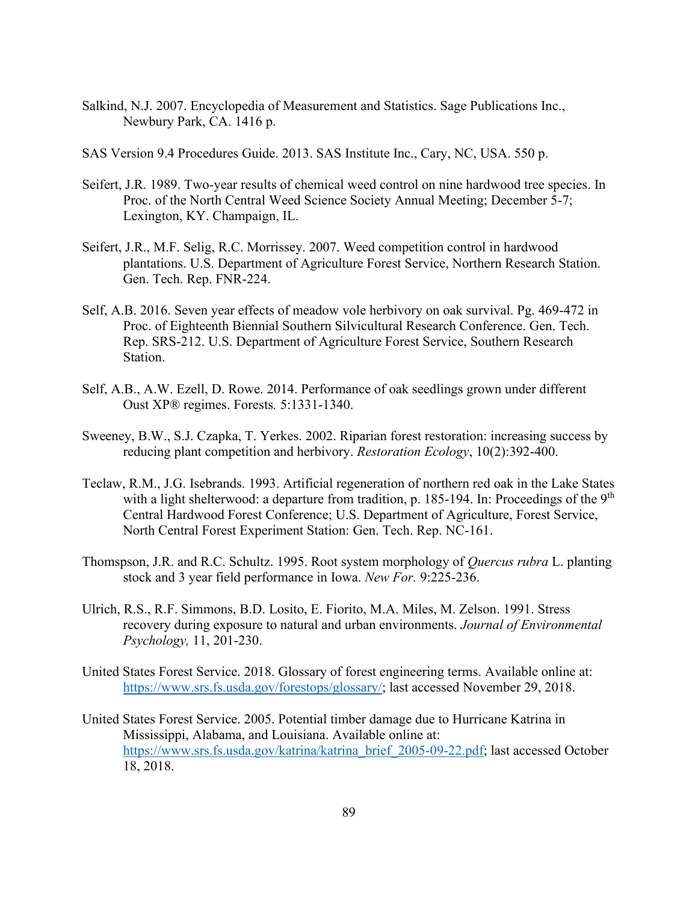Salkind, N.J. 2007. Encyclopedia of Measurement and Statistics. Sage Publications Inc., Newbury Park, CA. 1416 p.

SAS Version 9.4 Procedures Guide. 2013. SAS Institute Inc., Cary, NC, USA. 550 p.

Seifert, J.R. 1989. Two-year results of chemical weed control on nine hardwood tree species. In Proc. of the North Central Weed Science Society Annual Meeting; December 5-7; Lexington, KY. Champaign, IL.

Seifert, J.R., M.F. Selig, R.C. Morrissey. 2007. Weed competition control in hardwood plantations. U.S. Department of Agriculture Forest Service, Northern Research Station. Gen. Tech. Rep. FNR-224.

Self, A.B. 2016. Seven year effects of meadow vole herbivory on oak survival. Pg. 469-472 in Proc. of Eighteenth Biennial Southern Silvicultural Research Conference. Gen. Tech. Rep. SRS-212. U.S. Department of Agriculture Forest Service, Southern Research Station.

Self, A.B., A.W. Ezell, D. Rowe. 2014. Performance of oak seedlings grown under different Oust XP® regimes. Forests*.* 5:1331-1340.

Sweeney, B.W., S.J. Czapka, T. Yerkes. 2002. Riparian forest restoration: increasing success by reducing plant competition and herbivory. *Restoration Ecology*, 10(2):392-400.

Teclaw, R.M., J.G. Isebrands. 1993. Artificial regeneration of northern red oak in the Lake States with a light shelterwood: a departure from tradition, p. 185-194. In: Proceedings of the 9th Central Hardwood Forest Conference; U.S. Department of Agriculture, Forest Service, North Central Forest Experiment Station: Gen. Tech. Rep. NC-161.

Thomspson, J.R. and R.C. Schultz. 1995. Root system morphology of *Quercus rubra* L. planting stock and 3 year field performance in Iowa. *New For.* 9:225-236.

Ulrich, R.S., R.F. Simmons, B.D. Losito, E. Fiorito, M.A. Miles, M. Zelson. 1991. Stress recovery during exposure to natural and urban environments. *Journal of Environmental Psychology,* 11, 201-230.

United States Forest Service. 2018. Glossary of forest engineering terms. Available online at: https://www.srs.fs.usda.gov/forestops/glossary/; last accessed November 29, 2018.

United States Forest Service. 2005. Potential timber damage due to Hurricane Katrina in Mississippi, Alabama, and Louisiana. Available online at: https://www.srs.fs.usda.gov/katrina/katrina_brief_2005-09-22.pdf; last accessed October 18, 2018.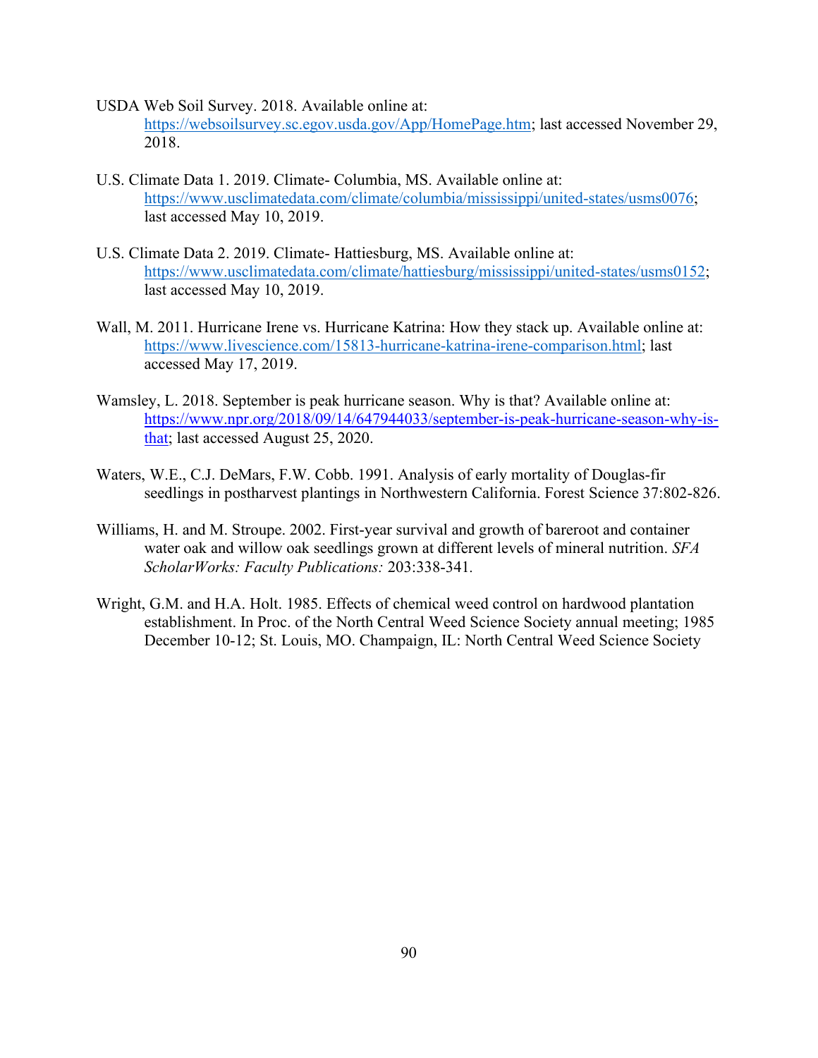USDA Web Soil Survey. 2018. Available online at: https://websoilsurvey.sc.egov.usda.gov/App/HomePage.htm; last accessed November 29, 2018.

U.S. Climate Data 1. 2019. Climate- Columbia, MS. Available online at: https://www.usclimatedata.com/climate/columbia/mississippi/united-states/usms0076; last accessed May 10, 2019.

U.S. Climate Data 2. 2019. Climate- Hattiesburg, MS. Available online at: https://www.usclimatedata.com/climate/hattiesburg/mississippi/united-states/usms0152; last accessed May 10, 2019.

Wall, M. 2011. Hurricane Irene vs. Hurricane Katrina: How they stack up. Available online at: https://www.livescience.com/15813-hurricane-katrina-irene-comparison.html; last accessed May 17, 2019.

Wamsley, L. 2018. September is peak hurricane season. Why is that? Available online at: https://www.npr.org/2018/09/14/647944033/september-is-peak-hurricane-season-why-is-that; last accessed August 25, 2020.

Waters, W.E., C.J. DeMars, F.W. Cobb. 1991. Analysis of early mortality of Douglas-fir seedlings in postharvest plantings in Northwestern California. Forest Science 37:802-826.

Williams, H. and M. Stroupe. 2002. First-year survival and growth of bareroot and container water oak and willow oak seedlings grown at different levels of mineral nutrition. *SFA ScholarWorks: Faculty Publications:* 203:338-341.

Wright, G.M. and H.A. Holt. 1985. Effects of chemical weed control on hardwood plantation establishment. In Proc. of the North Central Weed Science Society annual meeting; 1985 December 10-12; St. Louis, MO. Champaign, IL: North Central Weed Science Society